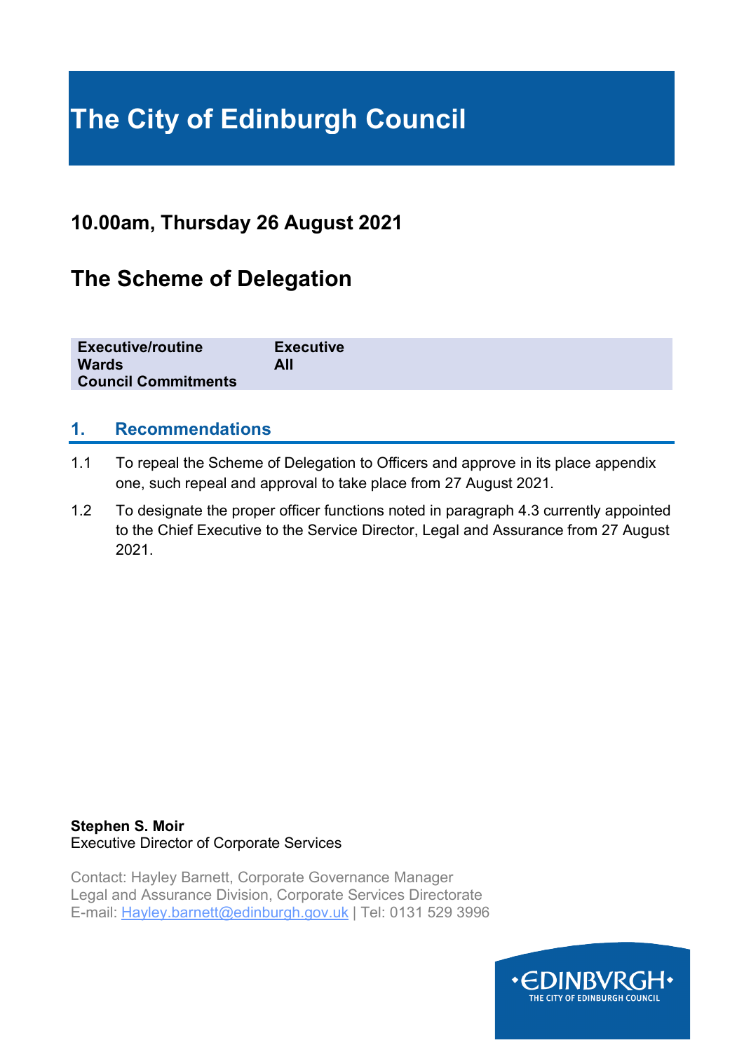# The City of Edinburgh Council

## 10.00am, Thursday 26 August 2021

## The Scheme of Delegation

| | |
|---|---|
| **Executive/routine** | **Executive** |
| **Wards** | **All** |
| **Council Commitments** | |

## 1. Recommendations

1.1 To repeal the Scheme of Delegation to Officers and approve in its place appendix one, such repeal and approval to take place from 27 August 2021.

1.2 To designate the proper officer functions noted in paragraph 4.3 currently appointed to the Chief Executive to the Service Director, Legal and Assurance from 27 August 2021.

**Stephen S. Moir**
Executive Director of Corporate Services

Contact: Hayley Barnett, Corporate Governance Manager
Legal and Assurance Division, Corporate Services Directorate
E-mail: Hayley.barnett@edinburgh.gov.uk | Tel: 0131 529 3996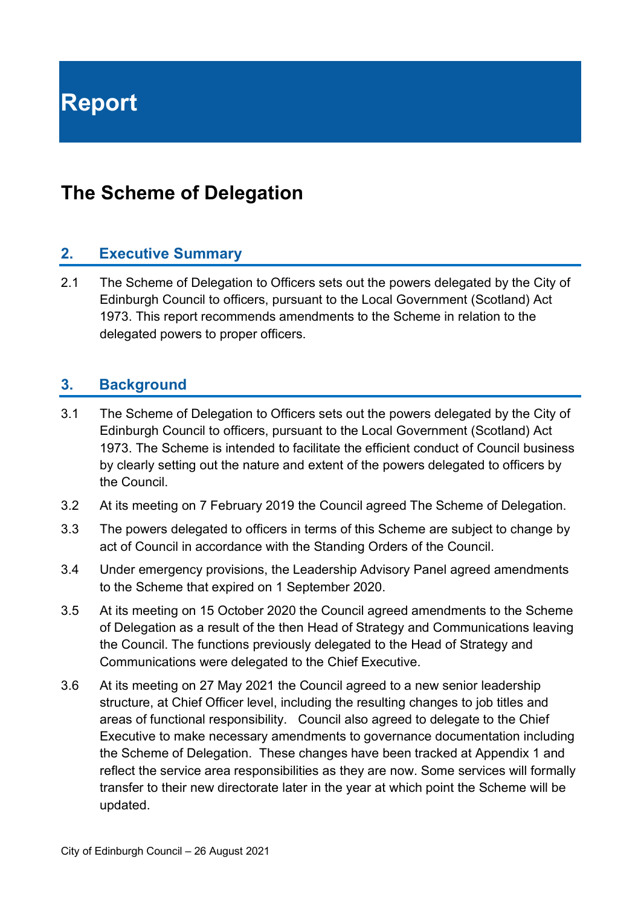# Report

## The Scheme of Delegation

### 2. Executive Summary

2.1 The Scheme of Delegation to Officers sets out the powers delegated by the City of Edinburgh Council to officers, pursuant to the Local Government (Scotland) Act 1973. This report recommends amendments to the Scheme in relation to the delegated powers to proper officers.

### 3. Background

3.1 The Scheme of Delegation to Officers sets out the powers delegated by the City of Edinburgh Council to officers, pursuant to the Local Government (Scotland) Act 1973. The Scheme is intended to facilitate the efficient conduct of Council business by clearly setting out the nature and extent of the powers delegated to officers by the Council.

3.2 At its meeting on 7 February 2019 the Council agreed The Scheme of Delegation.

3.3 The powers delegated to officers in terms of this Scheme are subject to change by act of Council in accordance with the Standing Orders of the Council.

3.4 Under emergency provisions, the Leadership Advisory Panel agreed amendments to the Scheme that expired on 1 September 2020.

3.5 At its meeting on 15 October 2020 the Council agreed amendments to the Scheme of Delegation as a result of the then Head of Strategy and Communications leaving the Council. The functions previously delegated to the Head of Strategy and Communications were delegated to the Chief Executive.

3.6 At its meeting on 27 May 2021 the Council agreed to a new senior leadership structure, at Chief Officer level, including the resulting changes to job titles and areas of functional responsibility. Council also agreed to delegate to the Chief Executive to make necessary amendments to governance documentation including the Scheme of Delegation. These changes have been tracked at Appendix 1 and reflect the service area responsibilities as they are now. Some services will formally transfer to their new directorate later in the year at which point the Scheme will be updated.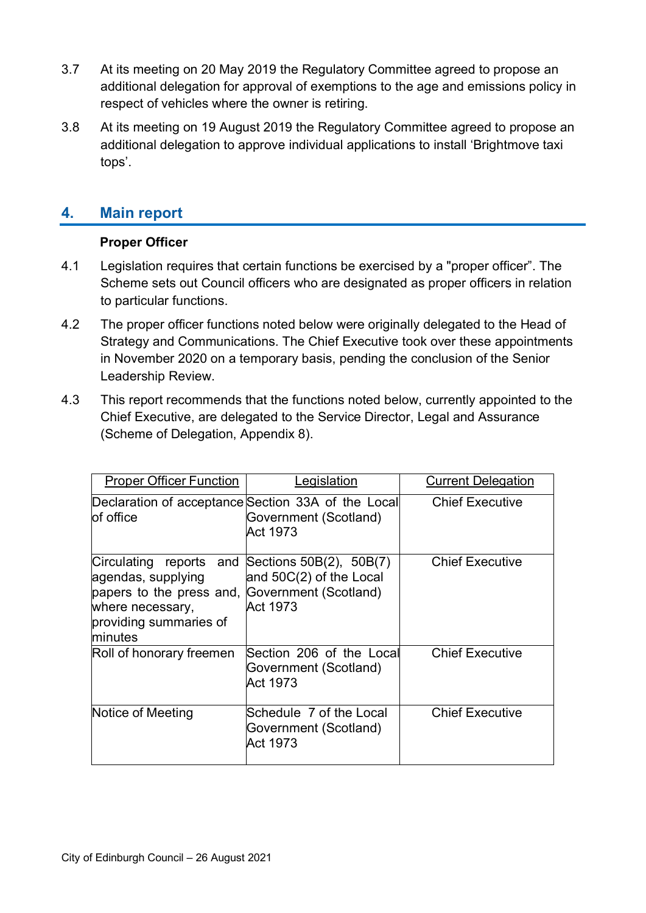3.7 At its meeting on 20 May 2019 the Regulatory Committee agreed to propose an additional delegation for approval of exemptions to the age and emissions policy in respect of vehicles where the owner is retiring.

3.8 At its meeting on 19 August 2019 the Regulatory Committee agreed to propose an additional delegation to approve individual applications to install 'Brightmove taxi tops'.

## 4. Main report

**Proper Officer**

4.1 Legislation requires that certain functions be exercised by a "proper officer". The Scheme sets out Council officers who are designated as proper officers in relation to particular functions.

4.2 The proper officer functions noted below were originally delegated to the Head of Strategy and Communications. The Chief Executive took over these appointments in November 2020 on a temporary basis, pending the conclusion of the Senior Leadership Review.

4.3 This report recommends that the functions noted below, currently appointed to the Chief Executive, are delegated to the Service Director, Legal and Assurance (Scheme of Delegation, Appendix 8).

| Proper Officer Function | Legislation | Current Delegation |
|---|---|---|
| Declaration of acceptance of office | Section 33A of the Local Government (Scotland) Act 1973 | Chief Executive |
| Circulating reports and agendas, supplying papers to the press and, where necessary, providing summaries of minutes | Sections 50B(2), 50B(7) and 50C(2) of the Local Government (Scotland) Act 1973 | Chief Executive |
| Roll of honorary freemen | Section 206 of the Local Government (Scotland) Act 1973 | Chief Executive |
| Notice of Meeting | Schedule 7 of the Local Government (Scotland) Act 1973 | Chief Executive |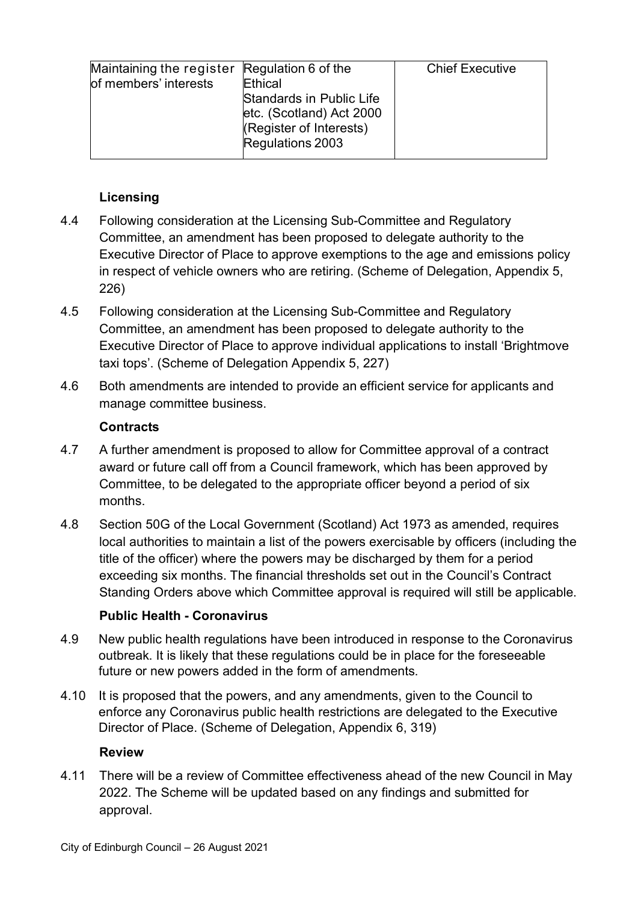| Maintaining the register of members' interests | Regulation 6 of the Ethical Standards in Public Life etc. (Scotland) Act 2000 (Register of Interests) Regulations 2003 | Chief Executive |
|---|---|---|

**Licensing**

4.4 Following consideration at the Licensing Sub-Committee and Regulatory Committee, an amendment has been proposed to delegate authority to the Executive Director of Place to approve exemptions to the age and emissions policy in respect of vehicle owners who are retiring. (Scheme of Delegation, Appendix 5, 226)

4.5 Following consideration at the Licensing Sub-Committee and Regulatory Committee, an amendment has been proposed to delegate authority to the Executive Director of Place to approve individual applications to install 'Brightmove taxi tops'. (Scheme of Delegation Appendix 5, 227)

4.6 Both amendments are intended to provide an efficient service for applicants and manage committee business.

**Contracts**

4.7 A further amendment is proposed to allow for Committee approval of a contract award or future call off from a Council framework, which has been approved by Committee, to be delegated to the appropriate officer beyond a period of six months.

4.8 Section 50G of the Local Government (Scotland) Act 1973 as amended, requires local authorities to maintain a list of the powers exercisable by officers (including the title of the officer) where the powers may be discharged by them for a period exceeding six months. The financial thresholds set out in the Council's Contract Standing Orders above which Committee approval is required will still be applicable.

**Public Health - Coronavirus**

4.9 New public health regulations have been introduced in response to the Coronavirus outbreak. It is likely that these regulations could be in place for the foreseeable future or new powers added in the form of amendments.

4.10 It is proposed that the powers, and any amendments, given to the Council to enforce any Coronavirus public health restrictions are delegated to the Executive Director of Place. (Scheme of Delegation, Appendix 6, 319)

**Review**

4.11 There will be a review of Committee effectiveness ahead of the new Council in May 2022. The Scheme will be updated based on any findings and submitted for approval.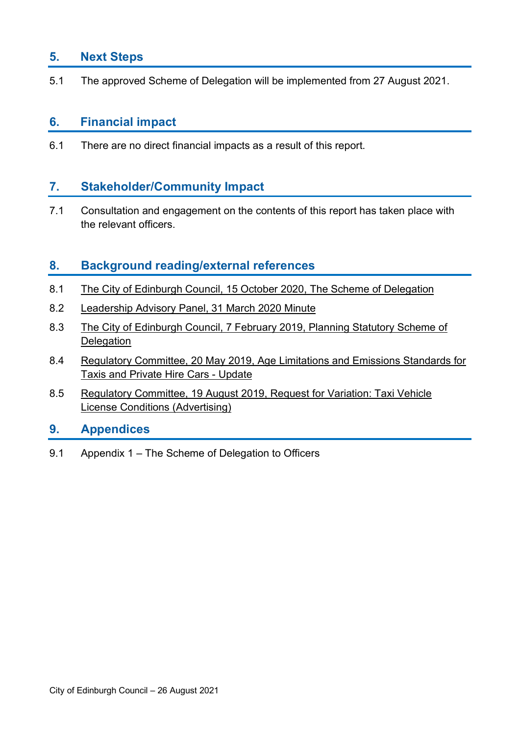## 5. Next Steps

5.1 The approved Scheme of Delegation will be implemented from 27 August 2021.

## 6. Financial impact

6.1 There are no direct financial impacts as a result of this report.

## 7. Stakeholder/Community Impact

7.1 Consultation and engagement on the contents of this report has taken place with the relevant officers.

## 8. Background reading/external references

8.1 The City of Edinburgh Council, 15 October 2020, The Scheme of Delegation

8.2 Leadership Advisory Panel, 31 March 2020 Minute

8.3 The City of Edinburgh Council, 7 February 2019, Planning Statutory Scheme of Delegation

8.4 Regulatory Committee, 20 May 2019, Age Limitations and Emissions Standards for Taxis and Private Hire Cars - Update

8.5 Regulatory Committee, 19 August 2019, Request for Variation: Taxi Vehicle License Conditions (Advertising)

## 9. Appendices

9.1 Appendix 1 – The Scheme of Delegation to Officers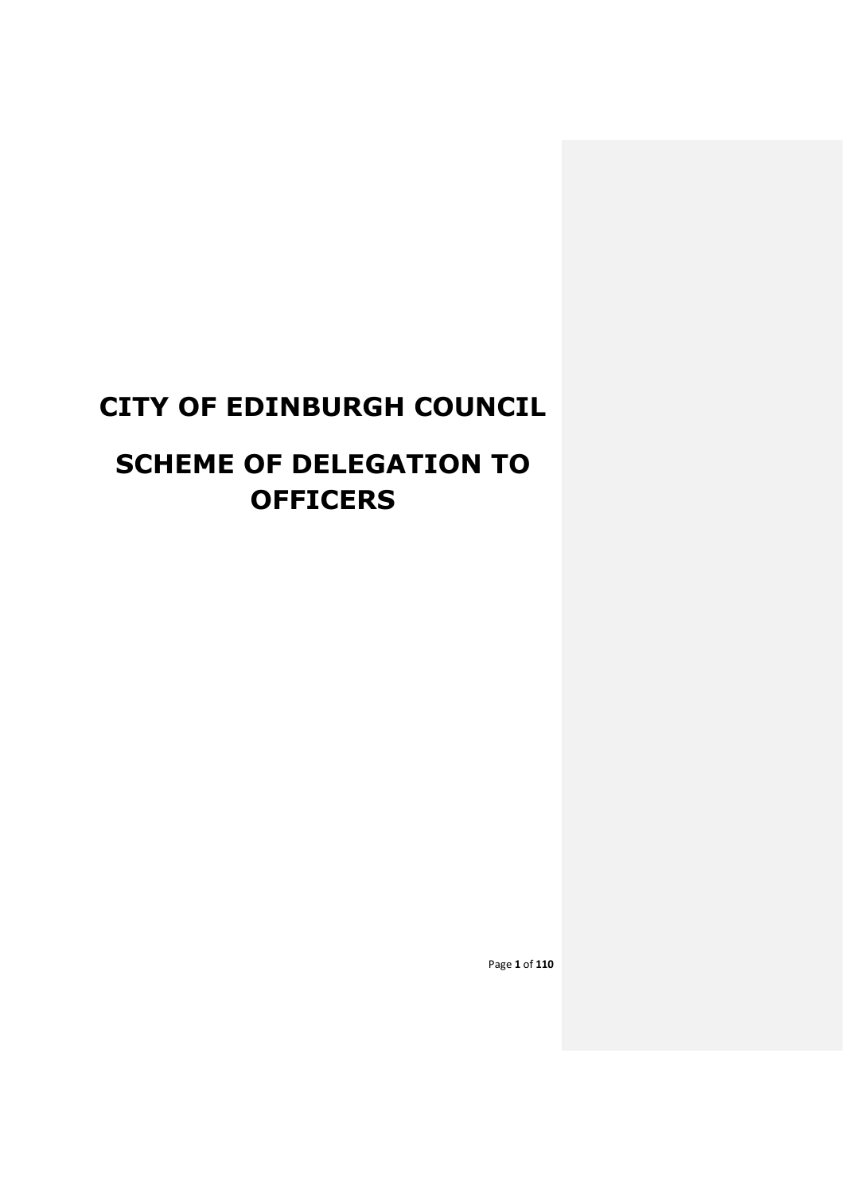# CITY OF EDINBURGH COUNCIL

# SCHEME OF DELEGATION TO OFFICERS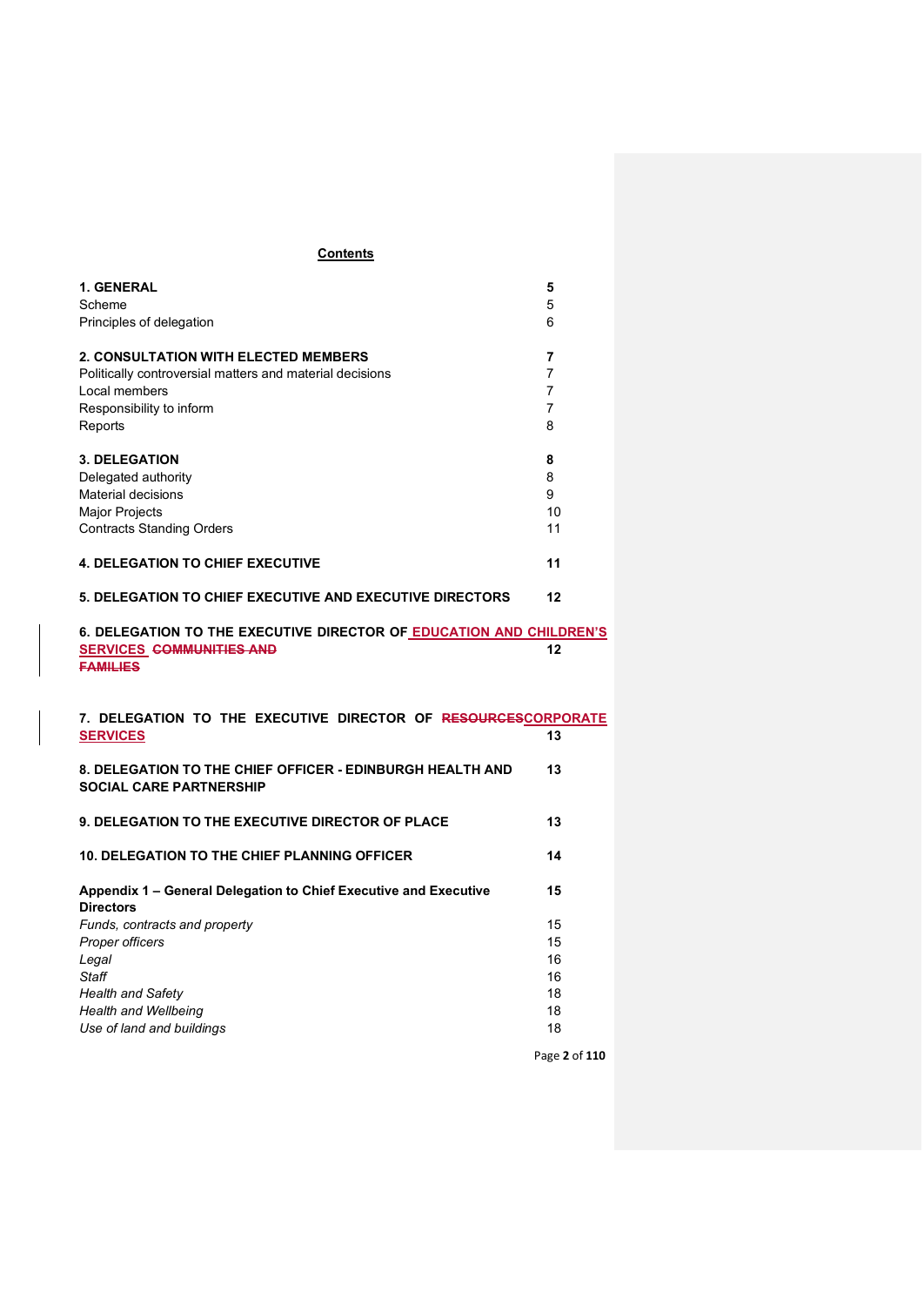**Contents**

| | |
|---|---|
| **1. GENERAL** | **5** |
| Scheme | 5 |
| Principles of delegation | 6 |
| | |
| **2. CONSULTATION WITH ELECTED MEMBERS** | **7** |
| Politically controversial matters and material decisions | 7 |
| Local members | 7 |
| Responsibility to inform | 7 |
| Reports | 8 |
| | |
| **3. DELEGATION** | **8** |
| Delegated authority | 8 |
| Material decisions | 9 |
| Major Projects | 10 |
| Contracts Standing Orders | 11 |
| | |
| **4. DELEGATION TO CHIEF EXECUTIVE** | **11** |
| | |
| **5. DELEGATION TO CHIEF EXECUTIVE AND EXECUTIVE DIRECTORS** | **12** |
| | |
| **6. DELEGATION TO THE EXECUTIVE DIRECTOR OF EDUCATION AND CHILDREN'S SERVICES ~~COMMUNITIES AND FAMILIES~~** | **12** |
| | |
| **7. DELEGATION TO THE EXECUTIVE DIRECTOR OF ~~RESOURCES~~CORPORATE SERVICES** | **13** |
| | |
| **8. DELEGATION TO THE CHIEF OFFICER - EDINBURGH HEALTH AND SOCIAL CARE PARTNERSHIP** | **13** |
| | |
| **9. DELEGATION TO THE EXECUTIVE DIRECTOR OF PLACE** | **13** |
| | |
| **10. DELEGATION TO THE CHIEF PLANNING OFFICER** | **14** |
| | |
| **Appendix 1 – General Delegation to Chief Executive and Executive Directors** | **15** |
| *Funds, contracts and property* | 15 |
| *Proper officers* | 15 |
| *Legal* | 16 |
| *Staff* | 16 |
| *Health and Safety* | 18 |
| *Health and Wellbeing* | 18 |
| *Use of land and buildings* | 18 |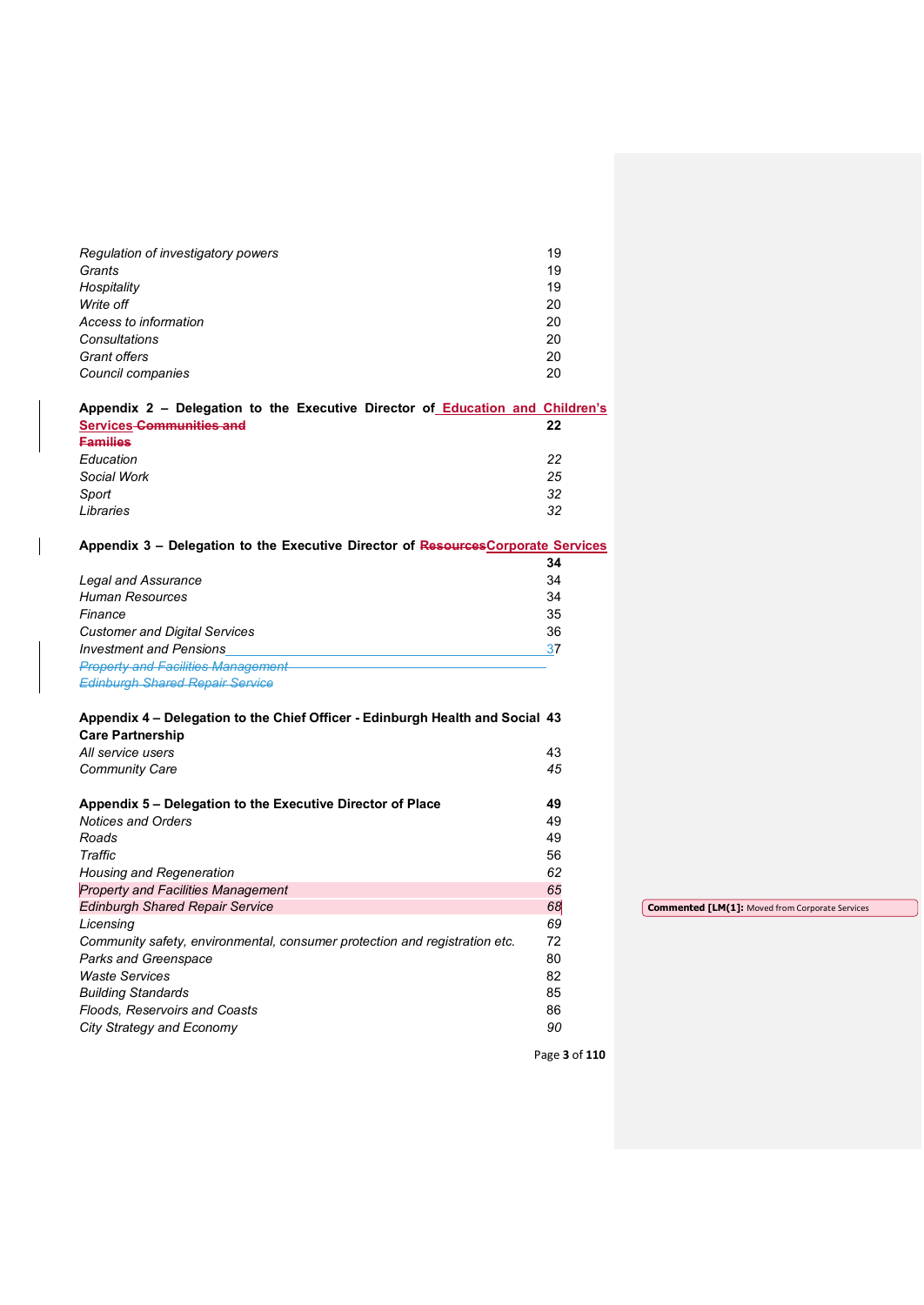| | |
|---|---|
| *Regulation of investigatory powers* | 19 |
| *Grants* | 19 |
| *Hospitality* | 19 |
| *Write off* | 20 |
| *Access to information* | 20 |
| *Consultations* | 20 |
| *Grant offers* | 20 |
| *Council companies* | 20 |
| | |
| **Appendix 2 – Delegation to the Executive Director of Education and Children's Services ~~Communities and Families~~** | **22** |
| *Education* | *22* |
| *Social Work* | *25* |
| *Sport* | *32* |
| *Libraries* | *32* |
| | |
| **Appendix 3 – Delegation to the Executive Director of ~~Resources~~Corporate Services** | **34** |
| *Legal and Assurance* | 34 |
| *Human Resources* | 34 |
| *Finance* | 35 |
| *Customer and Digital Services* | 36 |
| *Investment and Pensions* | 37 |
| ~~*Property and Facilities Management*~~ | |
| ~~*Edinburgh Shared Repair Service*~~ | |
| | |
| **Appendix 4 – Delegation to the Chief Officer - Edinburgh Health and Social Care Partnership** | **43** |
| *All service users* | 43 |
| *Community Care* | *45* |
| | |
| **Appendix 5 – Delegation to the Executive Director of Place** | **49** |
| *Notices and Orders* | 49 |
| *Roads* | 49 |
| *Traffic* | 56 |
| *Housing and Regeneration* | *62* |
| *Property and Facilities Management* | *65* |
| *Edinburgh Shared Repair Service* | *68* |
| *Licensing* | *69* |
| *Community safety, environmental, consumer protection and registration etc.* | 72 |
| *Parks and Greenspace* | 80 |
| *Waste Services* | 82 |
| *Building Standards* | 85 |
| *Floods, Reservoirs and Coasts* | 86 |
| *City Strategy and Economy* | *90* |

**Commented [LM(1]:** Moved from Corporate Services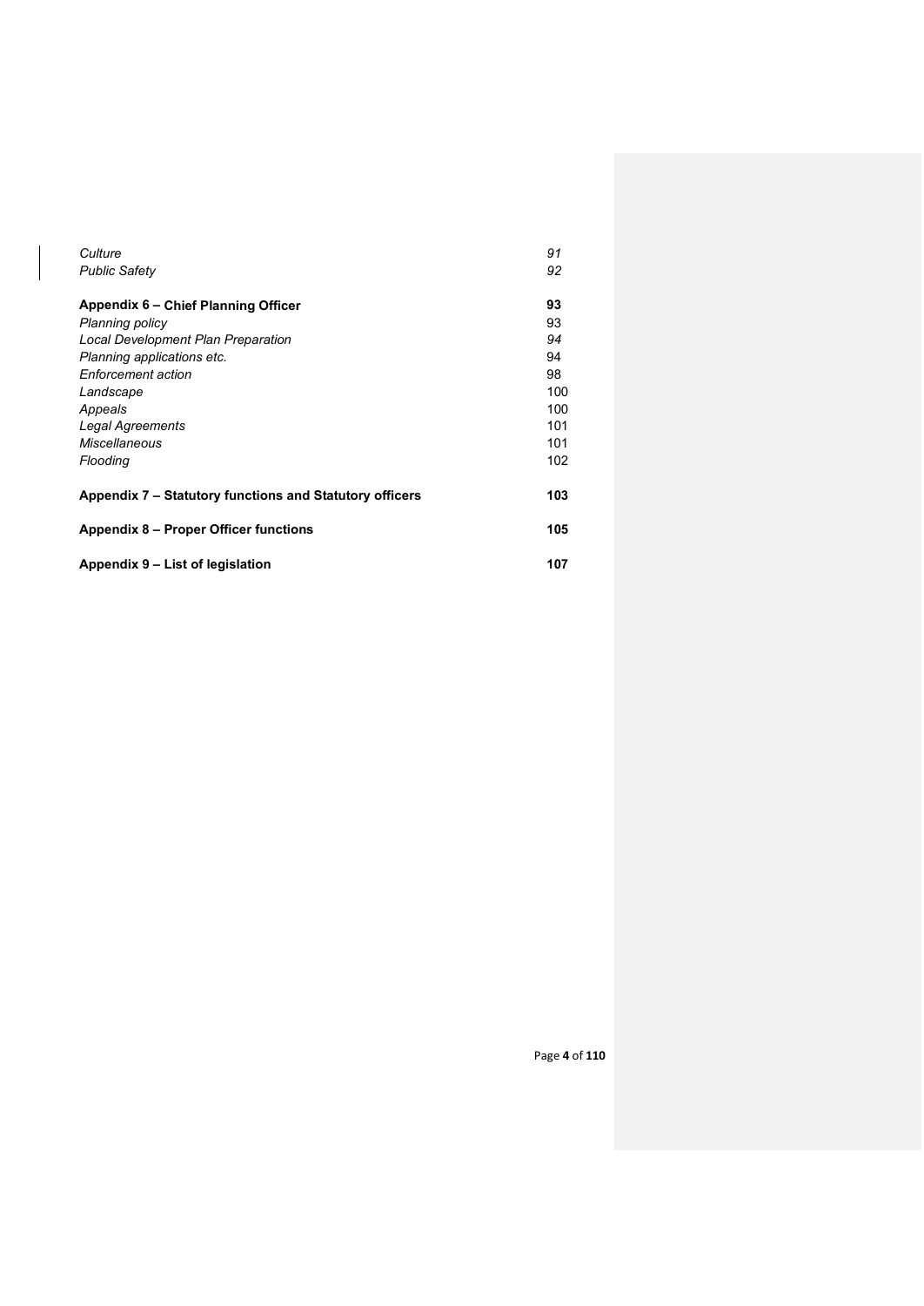| | |
|---|---|
| *Culture* | *91* |
| *Public Safety* | *92* |
| | |
| **Appendix 6 – Chief Planning Officer** | **93** |
| *Planning policy* | 93 |
| *Local Development Plan Preparation* | *94* |
| *Planning applications etc.* | 94 |
| *Enforcement action* | 98 |
| *Landscape* | 100 |
| *Appeals* | 100 |
| *Legal Agreements* | 101 |
| *Miscellaneous* | 101 |
| *Flooding* | 102 |
| | |
| **Appendix 7 – Statutory functions and Statutory officers** | **103** |
| | |
| **Appendix 8 – Proper Officer functions** | **105** |
| | |
| **Appendix 9 – List of legislation** | **107** |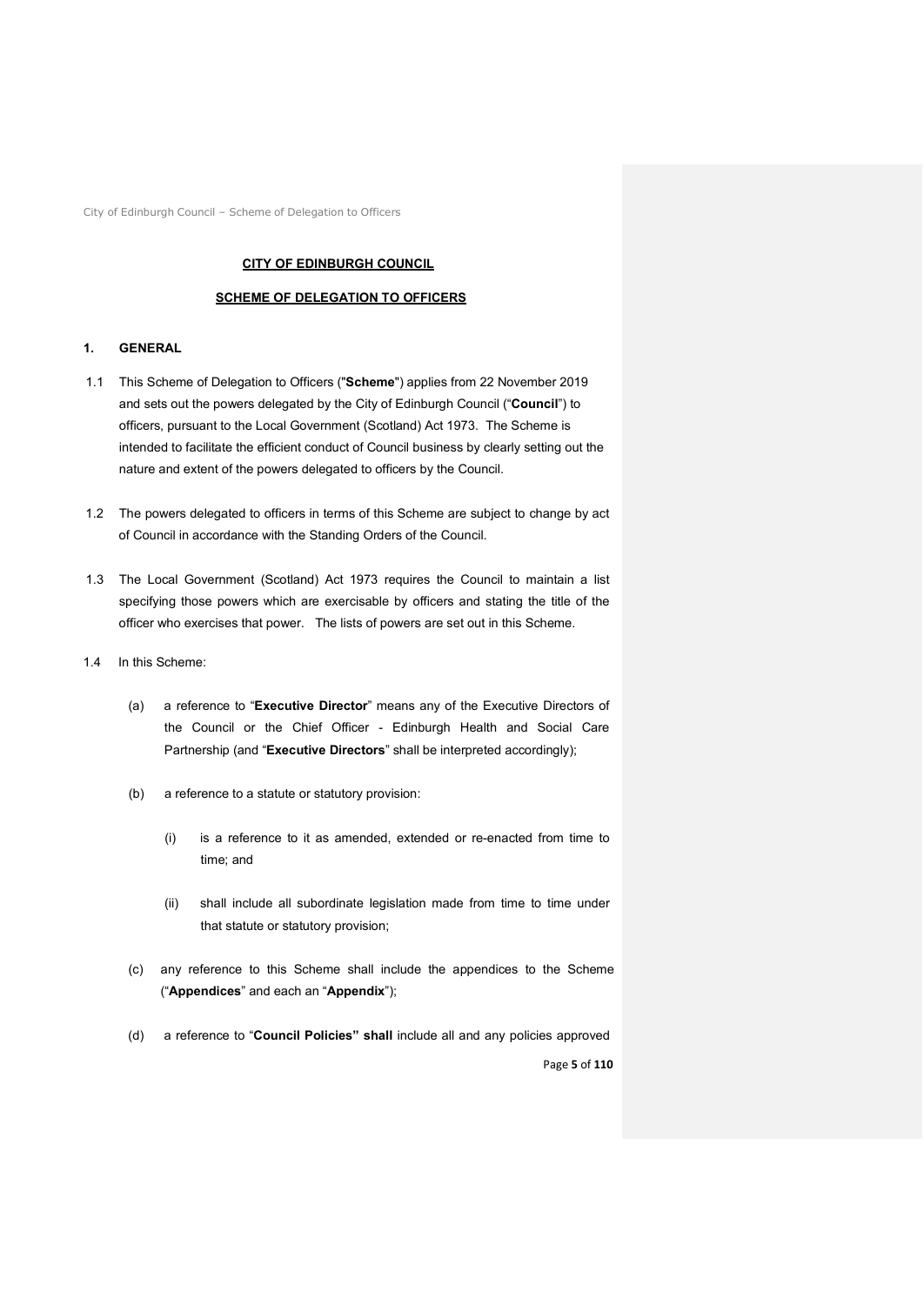**CITY OF EDINBURGH COUNCIL**

**SCHEME OF DELEGATION TO OFFICERS**

## 1. GENERAL

1.1 This Scheme of Delegation to Officers ("**Scheme**") applies from 22 November 2019 and sets out the powers delegated by the City of Edinburgh Council ("**Council**") to officers, pursuant to the Local Government (Scotland) Act 1973. The Scheme is intended to facilitate the efficient conduct of Council business by clearly setting out the nature and extent of the powers delegated to officers by the Council.

1.2 The powers delegated to officers in terms of this Scheme are subject to change by act of Council in accordance with the Standing Orders of the Council.

1.3 The Local Government (Scotland) Act 1973 requires the Council to maintain a list specifying those powers which are exercisable by officers and stating the title of the officer who exercises that power. The lists of powers are set out in this Scheme.

1.4 In this Scheme:

(a) a reference to "**Executive Director**" means any of the Executive Directors of the Council or the Chief Officer - Edinburgh Health and Social Care Partnership (and "**Executive Directors**" shall be interpreted accordingly);

(b) a reference to a statute or statutory provision:

(i) is a reference to it as amended, extended or re-enacted from time to time; and

(ii) shall include all subordinate legislation made from time to time under that statute or statutory provision;

(c) any reference to this Scheme shall include the appendices to the Scheme ("**Appendices**" and each an "**Appendix**");

(d) a reference to "**Council Policies" shall** include all and any policies approved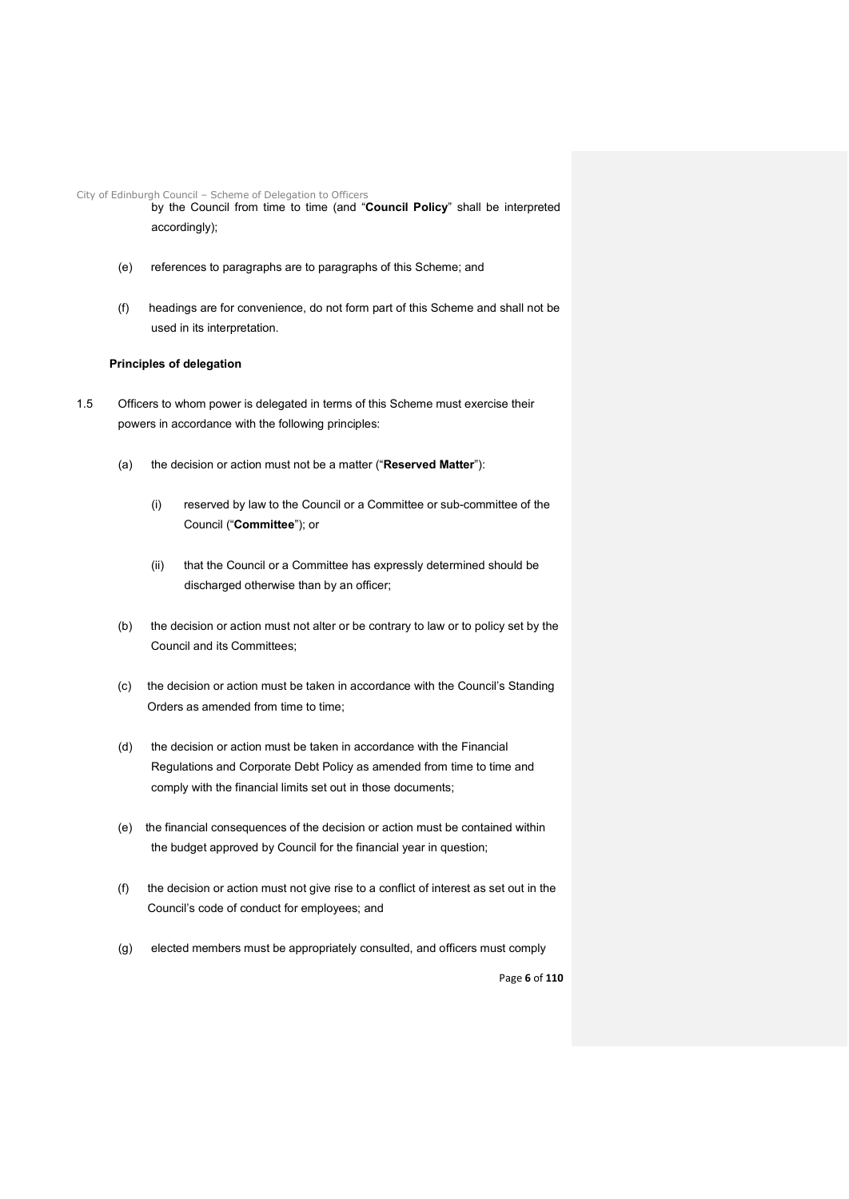by the Council from time to time (and "**Council Policy**" shall be interpreted accordingly);

(e) references to paragraphs are to paragraphs of this Scheme; and

(f) headings are for convenience, do not form part of this Scheme and shall not be used in its interpretation.

**Principles of delegation**

1.5 Officers to whom power is delegated in terms of this Scheme must exercise their powers in accordance with the following principles:

(a) the decision or action must not be a matter ("**Reserved Matter**"):

(i) reserved by law to the Council or a Committee or sub-committee of the Council ("**Committee**"); or

(ii) that the Council or a Committee has expressly determined should be discharged otherwise than by an officer;

(b) the decision or action must not alter or be contrary to law or to policy set by the Council and its Committees;

(c) the decision or action must be taken in accordance with the Council's Standing Orders as amended from time to time;

(d) the decision or action must be taken in accordance with the Financial Regulations and Corporate Debt Policy as amended from time to time and comply with the financial limits set out in those documents;

(e) the financial consequences of the decision or action must be contained within the budget approved by Council for the financial year in question;

(f) the decision or action must not give rise to a conflict of interest as set out in the Council's code of conduct for employees; and

(g) elected members must be appropriately consulted, and officers must comply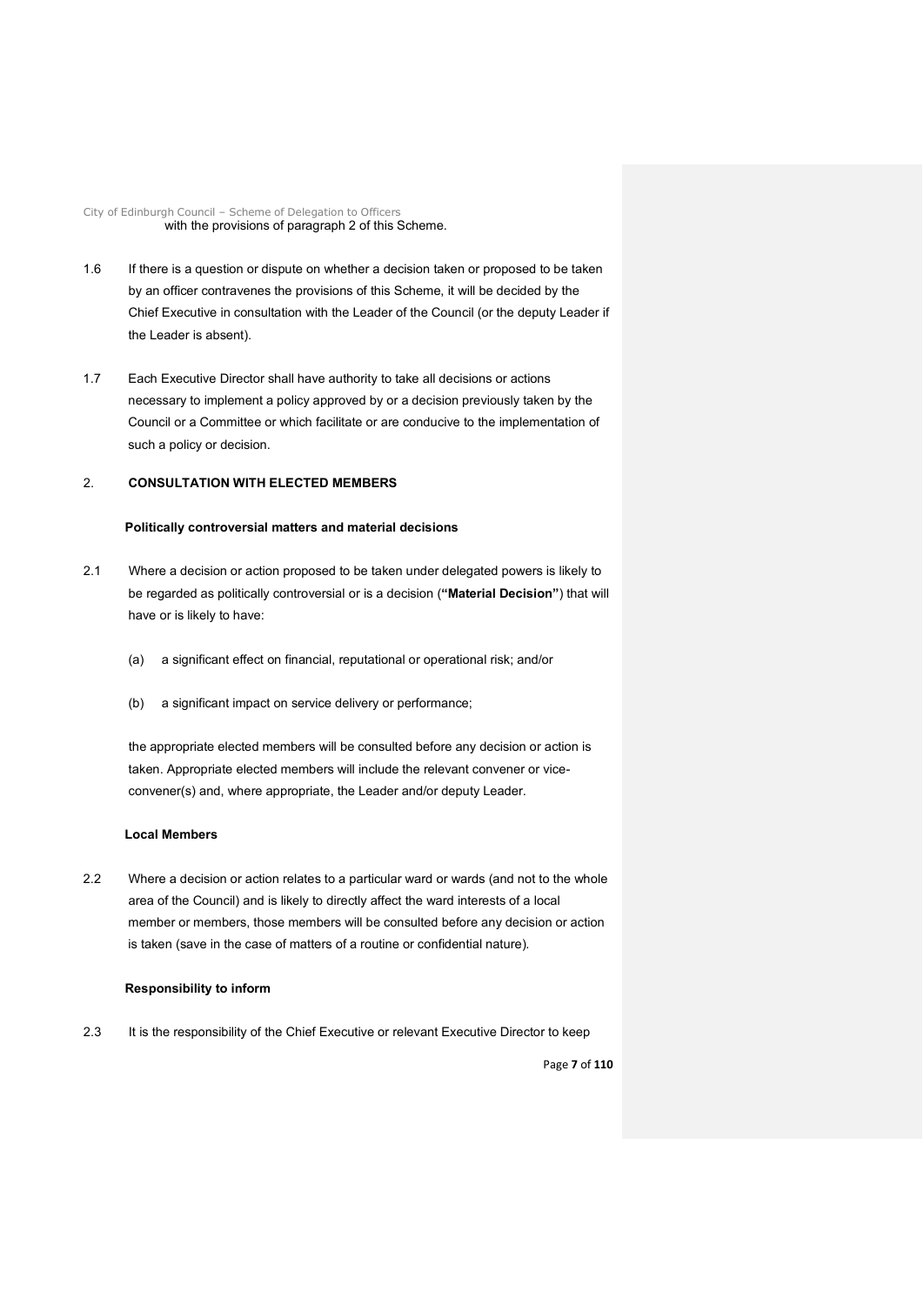with the provisions of paragraph 2 of this Scheme.

1.6 If there is a question or dispute on whether a decision taken or proposed to be taken by an officer contravenes the provisions of this Scheme, it will be decided by the Chief Executive in consultation with the Leader of the Council (or the deputy Leader if the Leader is absent).

1.7 Each Executive Director shall have authority to take all decisions or actions necessary to implement a policy approved by or a decision previously taken by the Council or a Committee or which facilitate or are conducive to the implementation of such a policy or decision.

## 2. CONSULTATION WITH ELECTED MEMBERS

### Politically controversial matters and material decisions

2.1 Where a decision or action proposed to be taken under delegated powers is likely to be regarded as politically controversial or is a decision (**"Material Decision"**) that will have or is likely to have:

(a) a significant effect on financial, reputational or operational risk; and/or

(b) a significant impact on service delivery or performance;

the appropriate elected members will be consulted before any decision or action is taken. Appropriate elected members will include the relevant convener or vice-convener(s) and, where appropriate, the Leader and/or deputy Leader.

### Local Members

2.2 Where a decision or action relates to a particular ward or wards (and not to the whole area of the Council) and is likely to directly affect the ward interests of a local member or members, those members will be consulted before any decision or action is taken (save in the case of matters of a routine or confidential nature).

### Responsibility to inform

2.3 It is the responsibility of the Chief Executive or relevant Executive Director to keep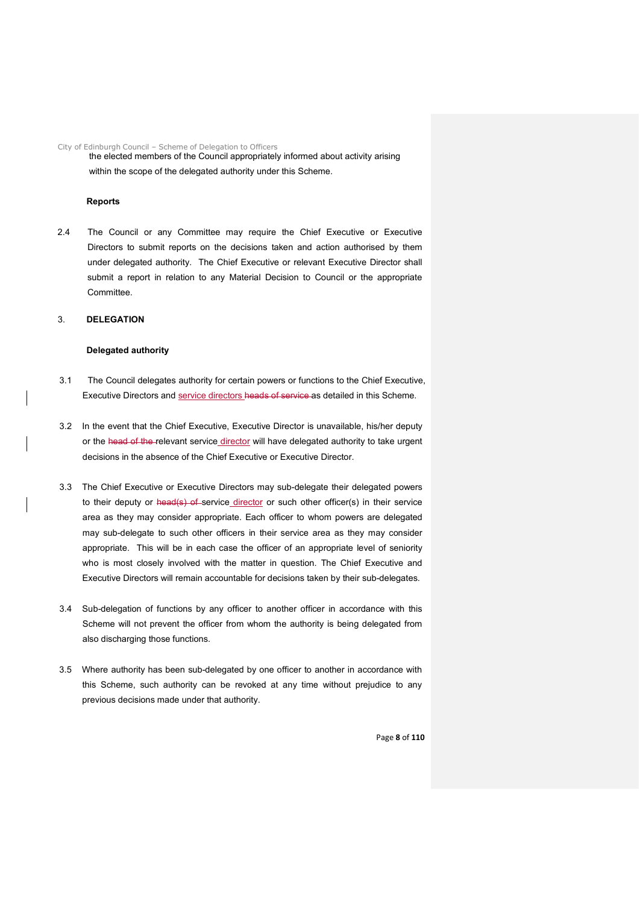the elected members of the Council appropriately informed about activity arising within the scope of the delegated authority under this Scheme.

**Reports**

2.4 The Council or any Committee may require the Chief Executive or Executive Directors to submit reports on the decisions taken and action authorised by them under delegated authority. The Chief Executive or relevant Executive Director shall submit a report in relation to any Material Decision to Council or the appropriate Committee.

## 3. DELEGATION

**Delegated authority**

3.1 The Council delegates authority for certain powers or functions to the Chief Executive, Executive Directors and service directors ~~heads of service~~ as detailed in this Scheme.

3.2 In the event that the Chief Executive, Executive Director is unavailable, his/her deputy or the ~~head of the~~ relevant service director will have delegated authority to take urgent decisions in the absence of the Chief Executive or Executive Director.

3.3 The Chief Executive or Executive Directors may sub-delegate their delegated powers to their deputy or ~~head(s) of~~ service director or such other officer(s) in their service area as they may consider appropriate. Each officer to whom powers are delegated may sub-delegate to such other officers in their service area as they may consider appropriate. This will be in each case the officer of an appropriate level of seniority who is most closely involved with the matter in question. The Chief Executive and Executive Directors will remain accountable for decisions taken by their sub-delegates.

3.4 Sub-delegation of functions by any officer to another officer in accordance with this Scheme will not prevent the officer from whom the authority is being delegated from also discharging those functions.

3.5 Where authority has been sub-delegated by one officer to another in accordance with this Scheme, such authority can be revoked at any time without prejudice to any previous decisions made under that authority.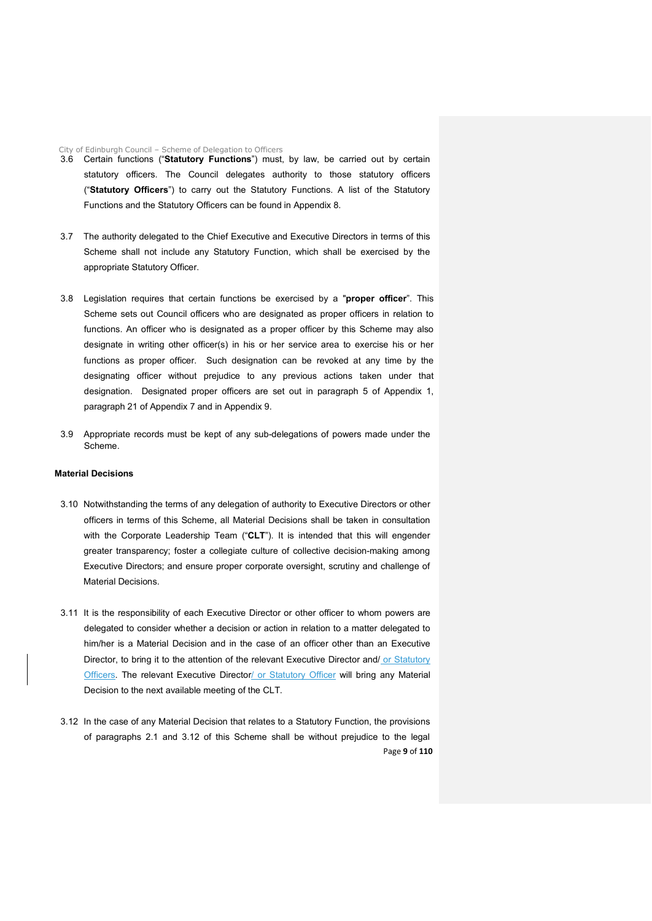3.6 Certain functions ("**Statutory Functions**") must, by law, be carried out by certain statutory officers. The Council delegates authority to those statutory officers ("**Statutory Officers**") to carry out the Statutory Functions. A list of the Statutory Functions and the Statutory Officers can be found in Appendix 8.

3.7 The authority delegated to the Chief Executive and Executive Directors in terms of this Scheme shall not include any Statutory Function, which shall be exercised by the appropriate Statutory Officer.

3.8 Legislation requires that certain functions be exercised by a "**proper officer**". This Scheme sets out Council officers who are designated as proper officers in relation to functions. An officer who is designated as a proper officer by this Scheme may also designate in writing other officer(s) in his or her service area to exercise his or her functions as proper officer. Such designation can be revoked at any time by the designating officer without prejudice to any previous actions taken under that designation. Designated proper officers are set out in paragraph 5 of Appendix 1, paragraph 21 of Appendix 7 and in Appendix 9.

3.9 Appropriate records must be kept of any sub-delegations of powers made under the Scheme.

**Material Decisions**

3.10 Notwithstanding the terms of any delegation of authority to Executive Directors or other officers in terms of this Scheme, all Material Decisions shall be taken in consultation with the Corporate Leadership Team ("**CLT**"). It is intended that this will engender greater transparency; foster a collegiate culture of collective decision-making among Executive Directors; and ensure proper corporate oversight, scrutiny and challenge of Material Decisions.

3.11 It is the responsibility of each Executive Director or other officer to whom powers are delegated to consider whether a decision or action in relation to a matter delegated to him/her is a Material Decision and in the case of an officer other than an Executive Director, to bring it to the attention of the relevant Executive Director and/ or Statutory Officers. The relevant Executive Director/ or Statutory Officer will bring any Material Decision to the next available meeting of the CLT.

3.12 In the case of any Material Decision that relates to a Statutory Function, the provisions of paragraphs 2.1 and 3.12 of this Scheme shall be without prejudice to the legal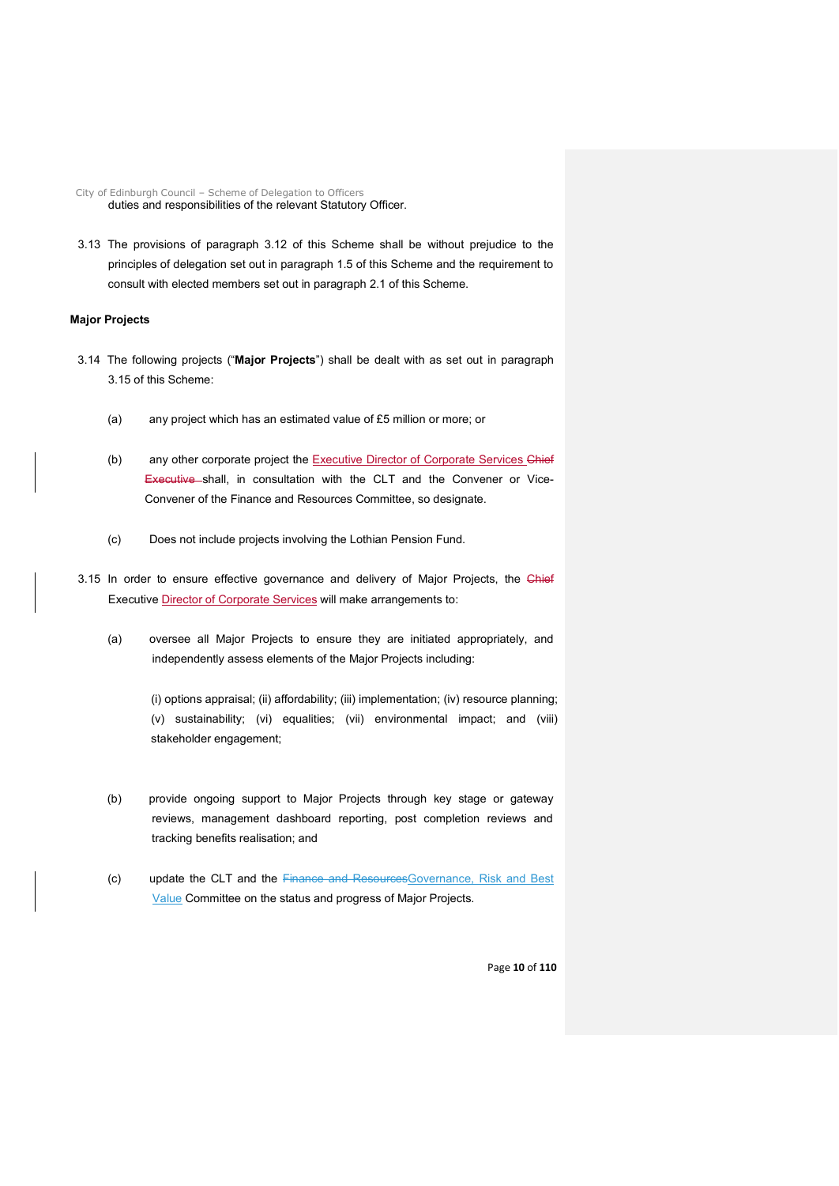duties and responsibilities of the relevant Statutory Officer.

3.13 The provisions of paragraph 3.12 of this Scheme shall be without prejudice to the principles of delegation set out in paragraph 1.5 of this Scheme and the requirement to consult with elected members set out in paragraph 2.1 of this Scheme.

**Major Projects**

3.14 The following projects ("**Major Projects**") shall be dealt with as set out in paragraph 3.15 of this Scheme:

(a) any project which has an estimated value of £5 million or more; or

(b) any other corporate project the Executive Director of Corporate Services ~~Chief Executive~~ shall, in consultation with the CLT and the Convener or Vice-Convener of the Finance and Resources Committee, so designate.

(c) Does not include projects involving the Lothian Pension Fund.

3.15 In order to ensure effective governance and delivery of Major Projects, the ~~Chief~~ Executive Director of Corporate Services will make arrangements to:

(a) oversee all Major Projects to ensure they are initiated appropriately, and independently assess elements of the Major Projects including:

(i) options appraisal; (ii) affordability; (iii) implementation; (iv) resource planning; (v) sustainability; (vi) equalities; (vii) environmental impact; and (viii) stakeholder engagement;

(b) provide ongoing support to Major Projects through key stage or gateway reviews, management dashboard reporting, post completion reviews and tracking benefits realisation; and

(c) update the CLT and the ~~Finance and Resources~~Governance, Risk and Best Value Committee on the status and progress of Major Projects.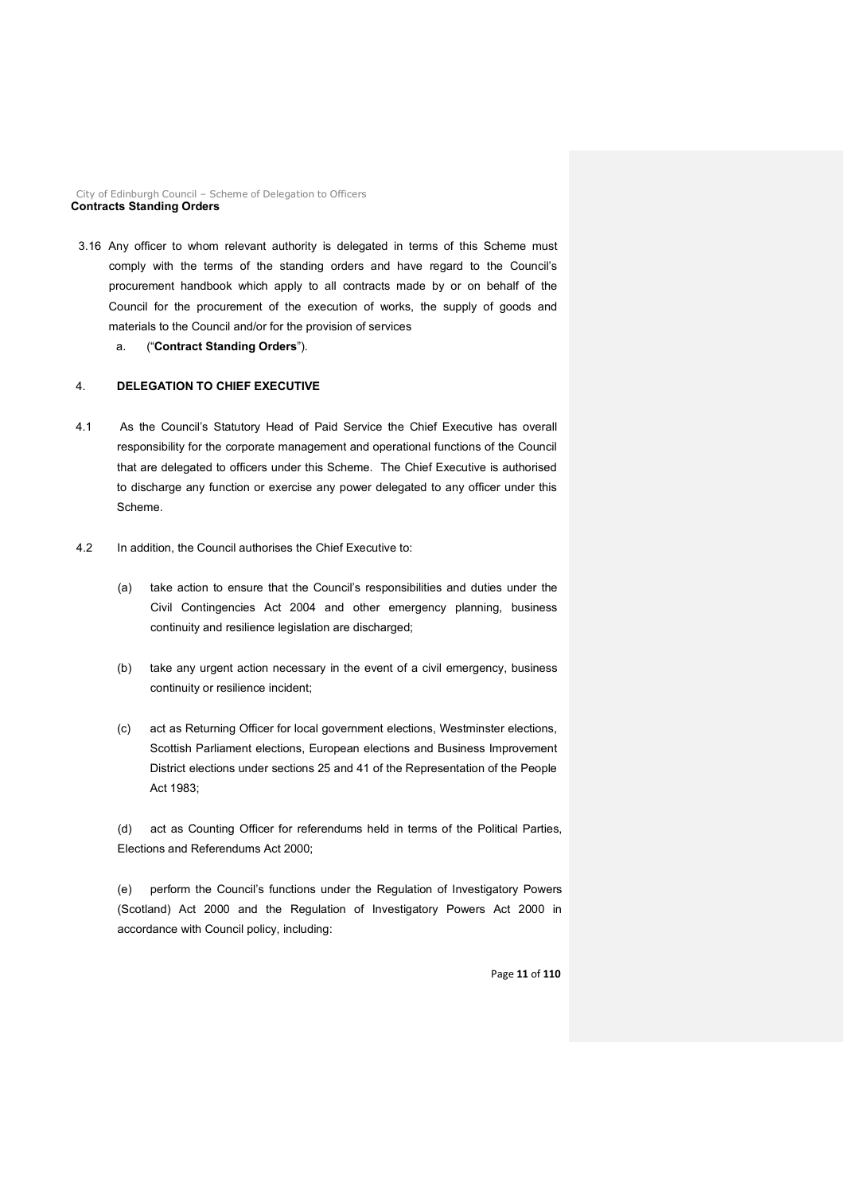**Contracts Standing Orders**

3.16 Any officer to whom relevant authority is delegated in terms of this Scheme must comply with the terms of the standing orders and have regard to the Council's procurement handbook which apply to all contracts made by or on behalf of the Council for the procurement of the execution of works, the supply of goods and materials to the Council and/or for the provision of services

a. ("**Contract Standing Orders**").

## 4. DELEGATION TO CHIEF EXECUTIVE

4.1 As the Council's Statutory Head of Paid Service the Chief Executive has overall responsibility for the corporate management and operational functions of the Council that are delegated to officers under this Scheme. The Chief Executive is authorised to discharge any function or exercise any power delegated to any officer under this Scheme.

4.2 In addition, the Council authorises the Chief Executive to:

(a) take action to ensure that the Council's responsibilities and duties under the Civil Contingencies Act 2004 and other emergency planning, business continuity and resilience legislation are discharged;

(b) take any urgent action necessary in the event of a civil emergency, business continuity or resilience incident;

(c) act as Returning Officer for local government elections, Westminster elections, Scottish Parliament elections, European elections and Business Improvement District elections under sections 25 and 41 of the Representation of the People Act 1983;

(d) act as Counting Officer for referendums held in terms of the Political Parties, Elections and Referendums Act 2000;

(e) perform the Council's functions under the Regulation of Investigatory Powers (Scotland) Act 2000 and the Regulation of Investigatory Powers Act 2000 in accordance with Council policy, including: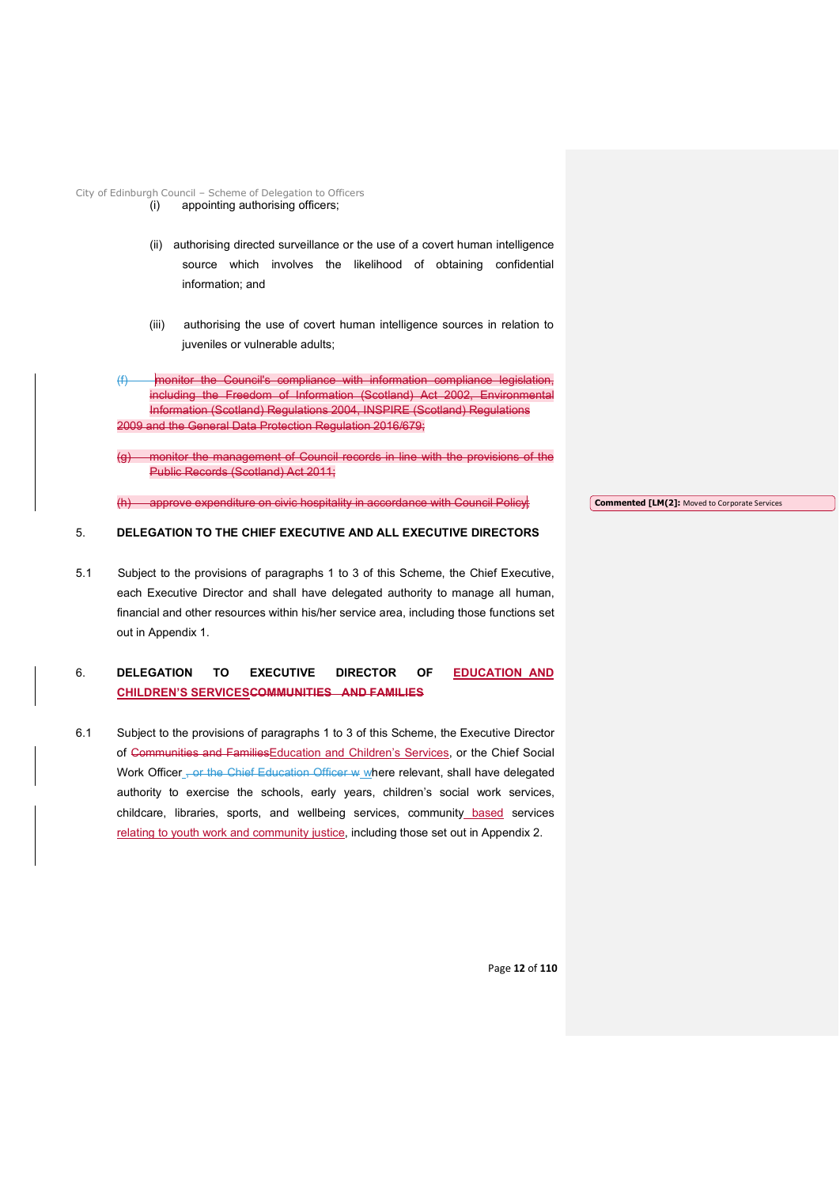(i) appointing authorising officers;

(ii) authorising directed surveillance or the use of a covert human intelligence source which involves the likelihood of obtaining confidential information; and

(iii) authorising the use of covert human intelligence sources in relation to juveniles or vulnerable adults;

~~(f) monitor the Council's compliance with information compliance legislation, including the Freedom of Information (Scotland) Act 2002, Environmental Information (Scotland) Regulations 2004, INSPIRE (Scotland) Regulations 2009 and the General Data Protection Regulation 2016/679;~~

~~(g) monitor the management of Council records in line with the provisions of the Public Records (Scotland) Act 2011;~~

~~(h) approve expenditure on civic hospitality in accordance with Council Policy;~~

**Commented [LM(2]:** Moved to Corporate Services

## 5. DELEGATION TO THE CHIEF EXECUTIVE AND ALL EXECUTIVE DIRECTORS

5.1 Subject to the provisions of paragraphs 1 to 3 of this Scheme, the Chief Executive, each Executive Director and shall have delegated authority to manage all human, financial and other resources within his/her service area, including those functions set out in Appendix 1.

## 6. DELEGATION TO EXECUTIVE DIRECTOR OF EDUCATION AND CHILDREN'S SERVICES~~COMMUNITIES AND FAMILIES~~

6.1 Subject to the provisions of paragraphs 1 to 3 of this Scheme, the Executive Director of ~~Communities and Families~~Education and Children's Services, or the Chief Social Work Officer ~~, or the Chief Education Officer w~~ where relevant, shall have delegated authority to exercise the schools, early years, children's social work services, childcare, libraries, sports, and wellbeing services, community based services relating to youth work and community justice, including those set out in Appendix 2.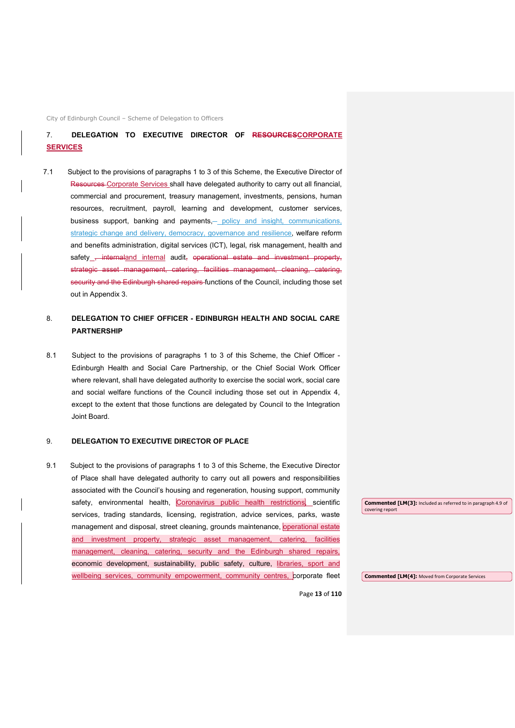## 7. DELEGATION TO EXECUTIVE DIRECTOR OF ~~RESOURCES~~CORPORATE SERVICES

7.1 Subject to the provisions of paragraphs 1 to 3 of this Scheme, the Executive Director of ~~Resources~~ Corporate Services shall have delegated authority to carry out all financial, commercial and procurement, treasury management, investments, pensions, human resources, recruitment, payroll, learning and development, customer services, business support, banking and payments,~~–~~ policy and insight, communications, strategic change and delivery, democracy, governance and resilience, welfare reform and benefits administration, digital services (ICT), legal, risk management, health and safety ~~, internal~~and internal audit~~, operational estate and investment property, strategic asset management, catering, facilities management, cleaning, catering, security and the Edinburgh shared repairs~~ functions of the Council, including those set out in Appendix 3.

## 8. DELEGATION TO CHIEF OFFICER - EDINBURGH HEALTH AND SOCIAL CARE PARTNERSHIP

8.1 Subject to the provisions of paragraphs 1 to 3 of this Scheme, the Chief Officer - Edinburgh Health and Social Care Partnership, or the Chief Social Work Officer where relevant, shall have delegated authority to exercise the social work, social care and social welfare functions of the Council including those set out in Appendix 4, except to the extent that those functions are delegated by Council to the Integration Joint Board.

## 9. DELEGATION TO EXECUTIVE DIRECTOR OF PLACE

9.1 Subject to the provisions of paragraphs 1 to 3 of this Scheme, the Executive Director of Place shall have delegated authority to carry out all powers and responsibilities associated with the Council's housing and regeneration, housing support, community safety, environmental health, Coronavirus public health restrictions, scientific services, trading standards, licensing, registration, advice services, parks, waste management and disposal, street cleaning, grounds maintenance, operational estate and investment property, strategic asset management, catering, facilities management, cleaning, catering, security and the Edinburgh shared repairs, economic development, sustainability, public safety, culture, libraries, sport and wellbeing services, community empowerment, community centres, corporate fleet

**Commented [LM(3]:** Included as referred to in paragraph 4.9 of covering report

**Commented [LM(4]:** Moved from Corporate Services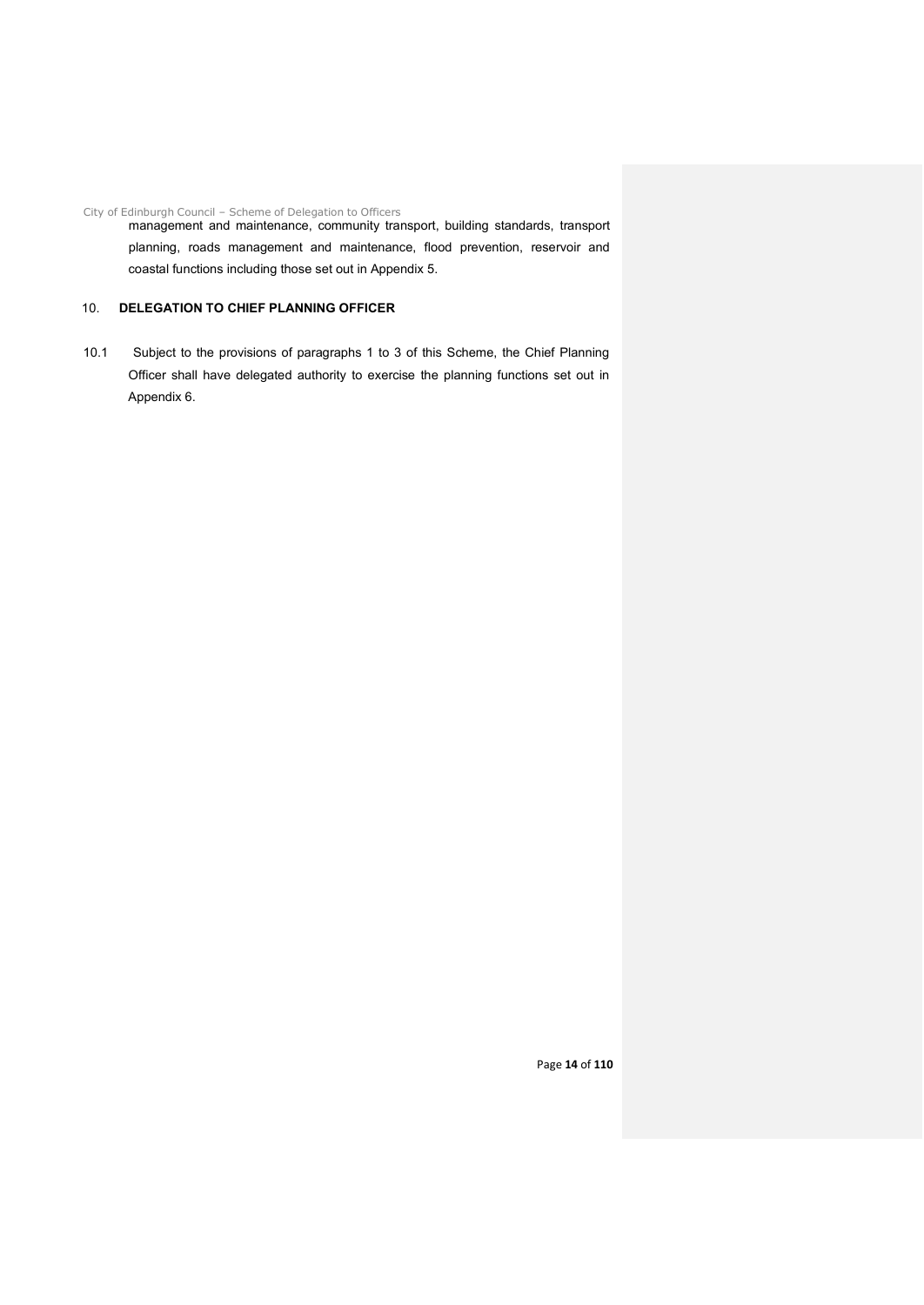management and maintenance, community transport, building standards, transport planning, roads management and maintenance, flood prevention, reservoir and coastal functions including those set out in Appendix 5.

## 10. DELEGATION TO CHIEF PLANNING OFFICER

10.1 Subject to the provisions of paragraphs 1 to 3 of this Scheme, the Chief Planning Officer shall have delegated authority to exercise the planning functions set out in Appendix 6.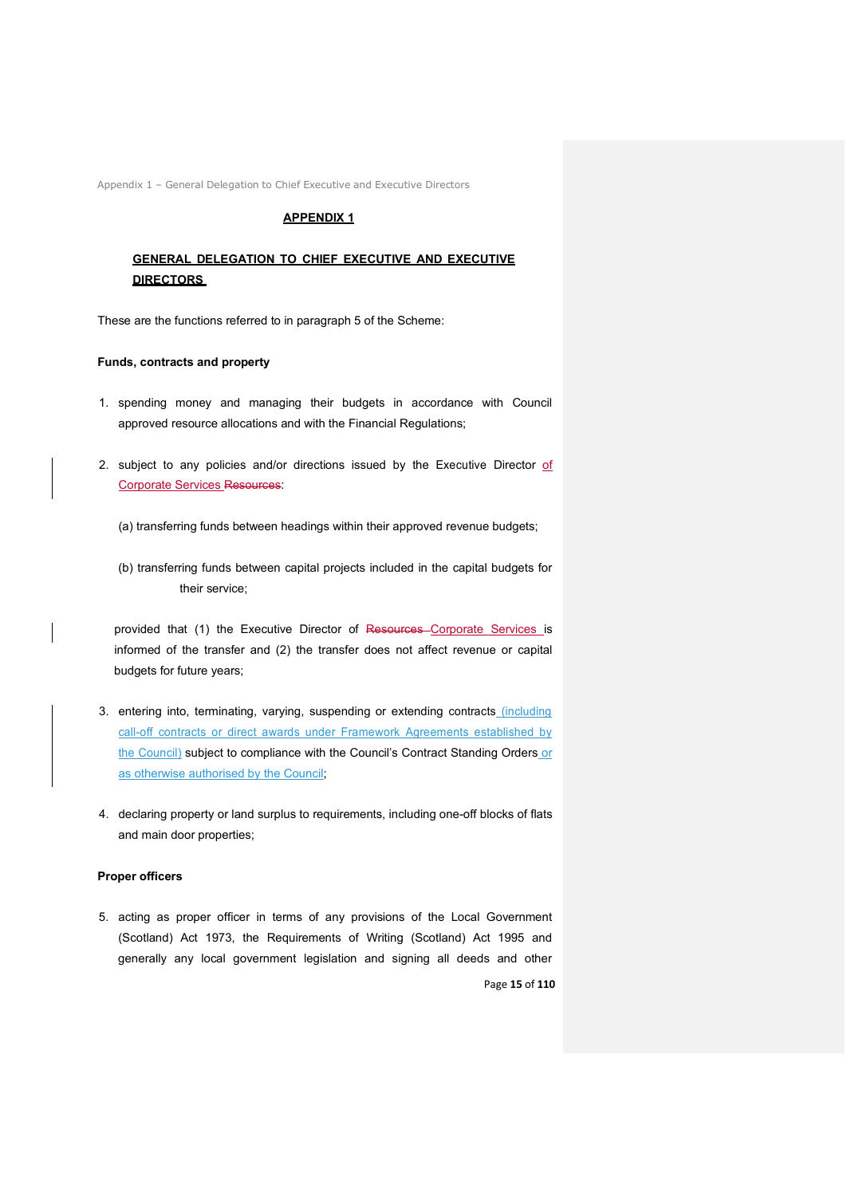## APPENDIX 1

### GENERAL DELEGATION TO CHIEF EXECUTIVE AND EXECUTIVE DIRECTORS

These are the functions referred to in paragraph 5 of the Scheme:

**Funds, contracts and property**

1. spending money and managing their budgets in accordance with Council approved resource allocations and with the Financial Regulations;

2. subject to any policies and/or directions issued by the Executive Director of Corporate Services ~~Resources~~:

   (a) transferring funds between headings within their approved revenue budgets;

   (b) transferring funds between capital projects included in the capital budgets for their service;

   provided that (1) the Executive Director of ~~Resources~~ Corporate Services is informed of the transfer and (2) the transfer does not affect revenue or capital budgets for future years;

3. entering into, terminating, varying, suspending or extending contracts (including call-off contracts or direct awards under Framework Agreements established by the Council) subject to compliance with the Council's Contract Standing Orders or as otherwise authorised by the Council;

4. declaring property or land surplus to requirements, including one-off blocks of flats and main door properties;

**Proper officers**

5. acting as proper officer in terms of any provisions of the Local Government (Scotland) Act 1973, the Requirements of Writing (Scotland) Act 1995 and generally any local government legislation and signing all deeds and other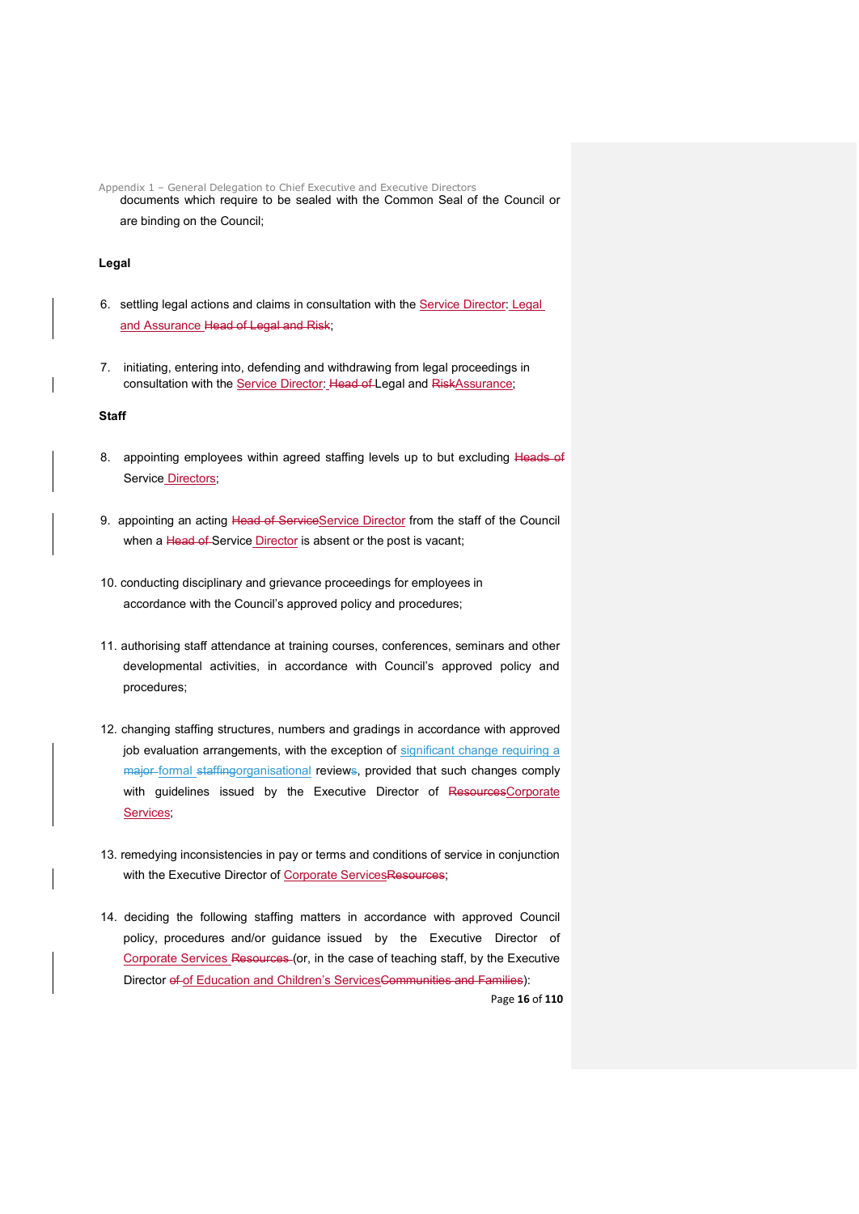documents which require to be sealed with the Common Seal of the Council or are binding on the Council;

**Legal**

6. settling legal actions and claims in consultation with the Service Director: Legal and Assurance ~~Head of Legal and Risk~~;

7. initiating, entering into, defending and withdrawing from legal proceedings in consultation with the Service Director: ~~Head of~~ Legal and ~~Risk~~Assurance;

**Staff**

8. appointing employees within agreed staffing levels up to but excluding ~~Heads of~~ Service Directors;

9. appointing an acting ~~Head of Service~~Service Director from the staff of the Council when a ~~Head of~~ Service Director is absent or the post is vacant;

10. conducting disciplinary and grievance proceedings for employees in accordance with the Council's approved policy and procedures;

11. authorising staff attendance at training courses, conferences, seminars and other developmental activities, in accordance with Council's approved policy and procedures;

12. changing staffing structures, numbers and gradings in accordance with approved job evaluation arrangements, with the exception of significant change requiring a ~~major~~ formal ~~staffing~~organisational review~~s~~, provided that such changes comply with guidelines issued by the Executive Director of ~~Resources~~Corporate Services;

13. remedying inconsistencies in pay or terms and conditions of service in conjunction with the Executive Director of Corporate Services~~Resources~~;

14. deciding the following staffing matters in accordance with approved Council policy, procedures and/or guidance issued by the Executive Director of Corporate Services ~~Resources~~ (or, in the case of teaching staff, by the Executive Director ~~of~~ of Education and Children's Services~~Communities and Families~~):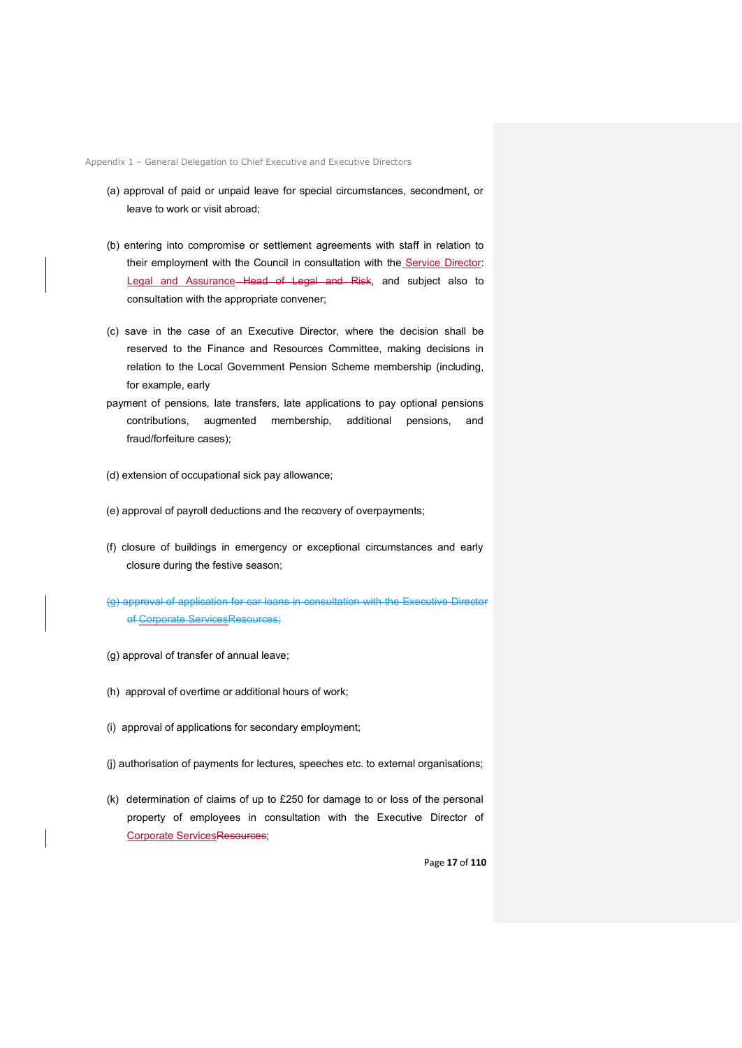(a) approval of paid or unpaid leave for special circumstances, secondment, or leave to work or visit abroad;

(b) entering into compromise or settlement agreements with staff in relation to their employment with the Council in consultation with the Service Director: Legal and Assurance ~~Head of Legal and Risk~~, and subject also to consultation with the appropriate convener;

(c) save in the case of an Executive Director, where the decision shall be reserved to the Finance and Resources Committee, making decisions in relation to the Local Government Pension Scheme membership (including, for example, early payment of pensions, late transfers, late applications to pay optional pensions contributions, augmented membership, additional pensions, and fraud/forfeiture cases);

(d) extension of occupational sick pay allowance;

(e) approval of payroll deductions and the recovery of overpayments;

(f) closure of buildings in emergency or exceptional circumstances and early closure during the festive season;

~~(g) approval of application for car loans in consultation with the Executive Director of Corporate ServicesResources;~~

(g) approval of transfer of annual leave;

(h) approval of overtime or additional hours of work;

(i) approval of applications for secondary employment;

(j) authorisation of payments for lectures, speeches etc. to external organisations;

(k) determination of claims of up to £250 for damage to or loss of the personal property of employees in consultation with the Executive Director of Corporate Services~~Resources~~;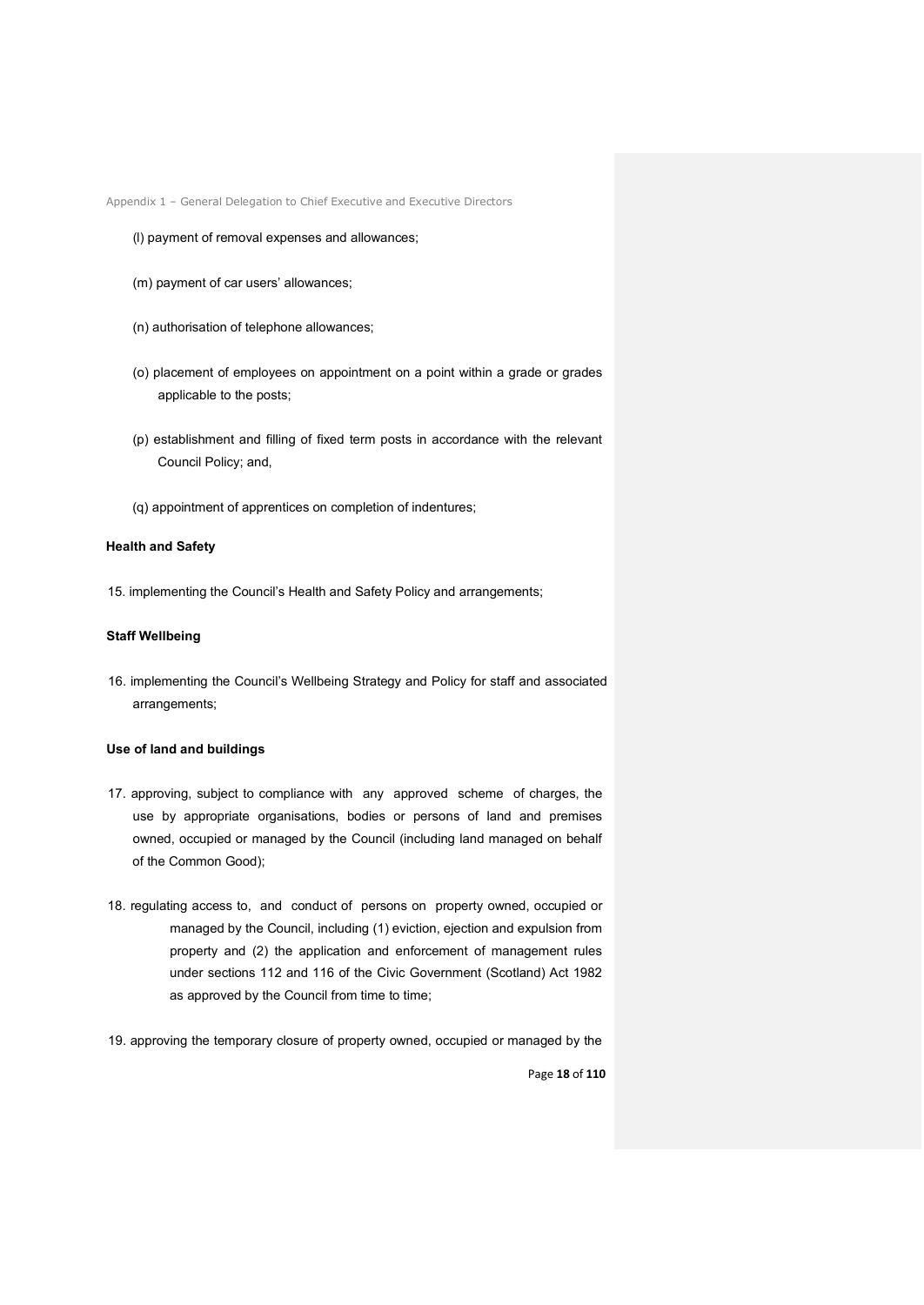(l) payment of removal expenses and allowances;

(m) payment of car users' allowances;

(n) authorisation of telephone allowances;

(o) placement of employees on appointment on a point within a grade or grades applicable to the posts;

(p) establishment and filling of fixed term posts in accordance with the relevant Council Policy; and,

(q) appointment of apprentices on completion of indentures;

**Health and Safety**

15. implementing the Council's Health and Safety Policy and arrangements;

**Staff Wellbeing**

16. implementing the Council's Wellbeing Strategy and Policy for staff and associated arrangements;

**Use of land and buildings**

17. approving, subject to compliance with any approved scheme of charges, the use by appropriate organisations, bodies or persons of land and premises owned, occupied or managed by the Council (including land managed on behalf of the Common Good);

18. regulating access to, and conduct of persons on property owned, occupied or managed by the Council, including (1) eviction, ejection and expulsion from property and (2) the application and enforcement of management rules under sections 112 and 116 of the Civic Government (Scotland) Act 1982 as approved by the Council from time to time;

19. approving the temporary closure of property owned, occupied or managed by the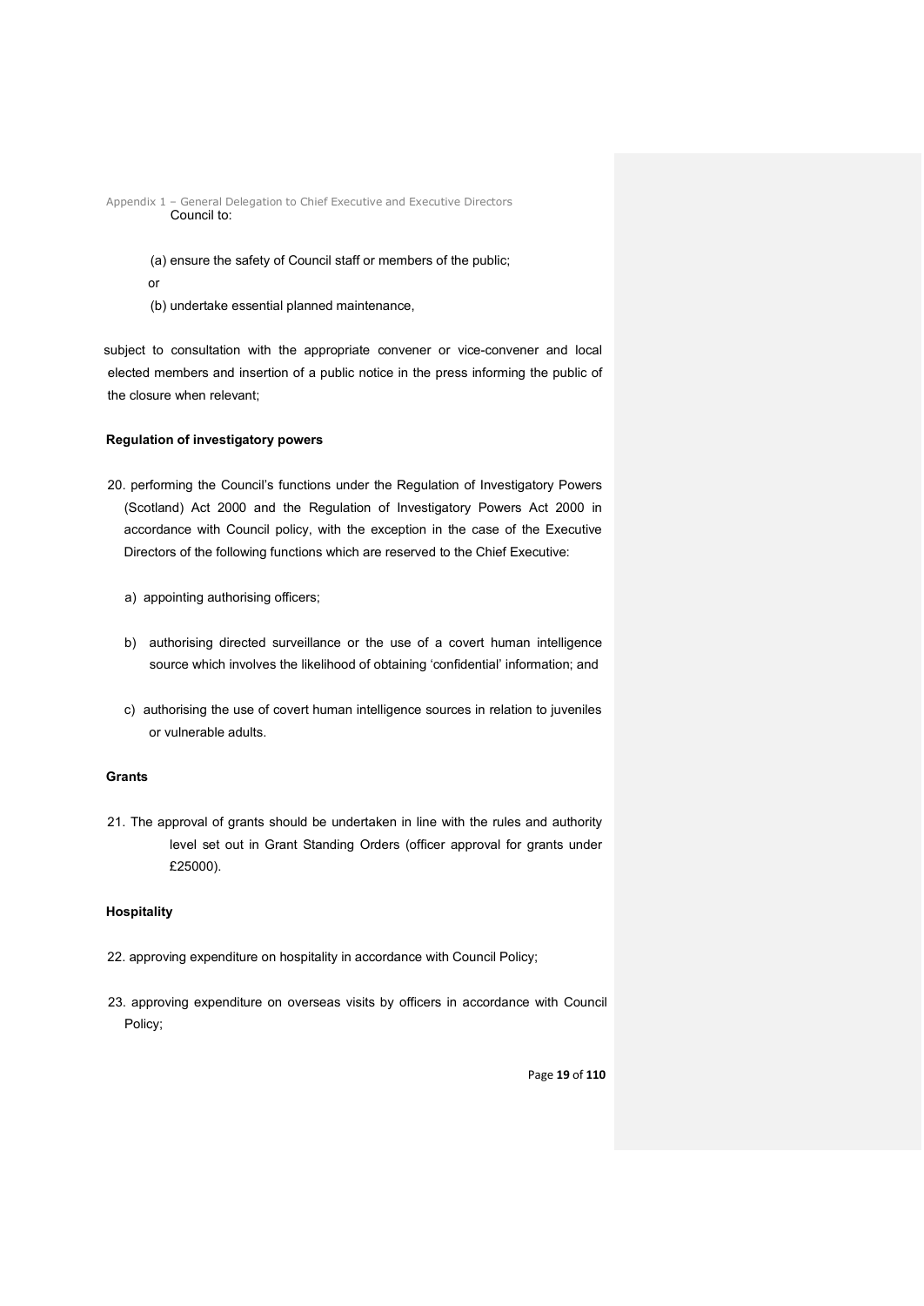Council to:

(a) ensure the safety of Council staff or members of the public;

or

(b) undertake essential planned maintenance,

subject to consultation with the appropriate convener or vice-convener and local elected members and insertion of a public notice in the press informing the public of the closure when relevant;

**Regulation of investigatory powers**

20. performing the Council's functions under the Regulation of Investigatory Powers (Scotland) Act 2000 and the Regulation of Investigatory Powers Act 2000 in accordance with Council policy, with the exception in the case of the Executive Directors of the following functions which are reserved to the Chief Executive:

    a) appointing authorising officers;

    b) authorising directed surveillance or the use of a covert human intelligence source which involves the likelihood of obtaining 'confidential' information; and

    c) authorising the use of covert human intelligence sources in relation to juveniles or vulnerable adults.

**Grants**

21. The approval of grants should be undertaken in line with the rules and authority level set out in Grant Standing Orders (officer approval for grants under £25000).

**Hospitality**

22. approving expenditure on hospitality in accordance with Council Policy;

23. approving expenditure on overseas visits by officers in accordance with Council Policy;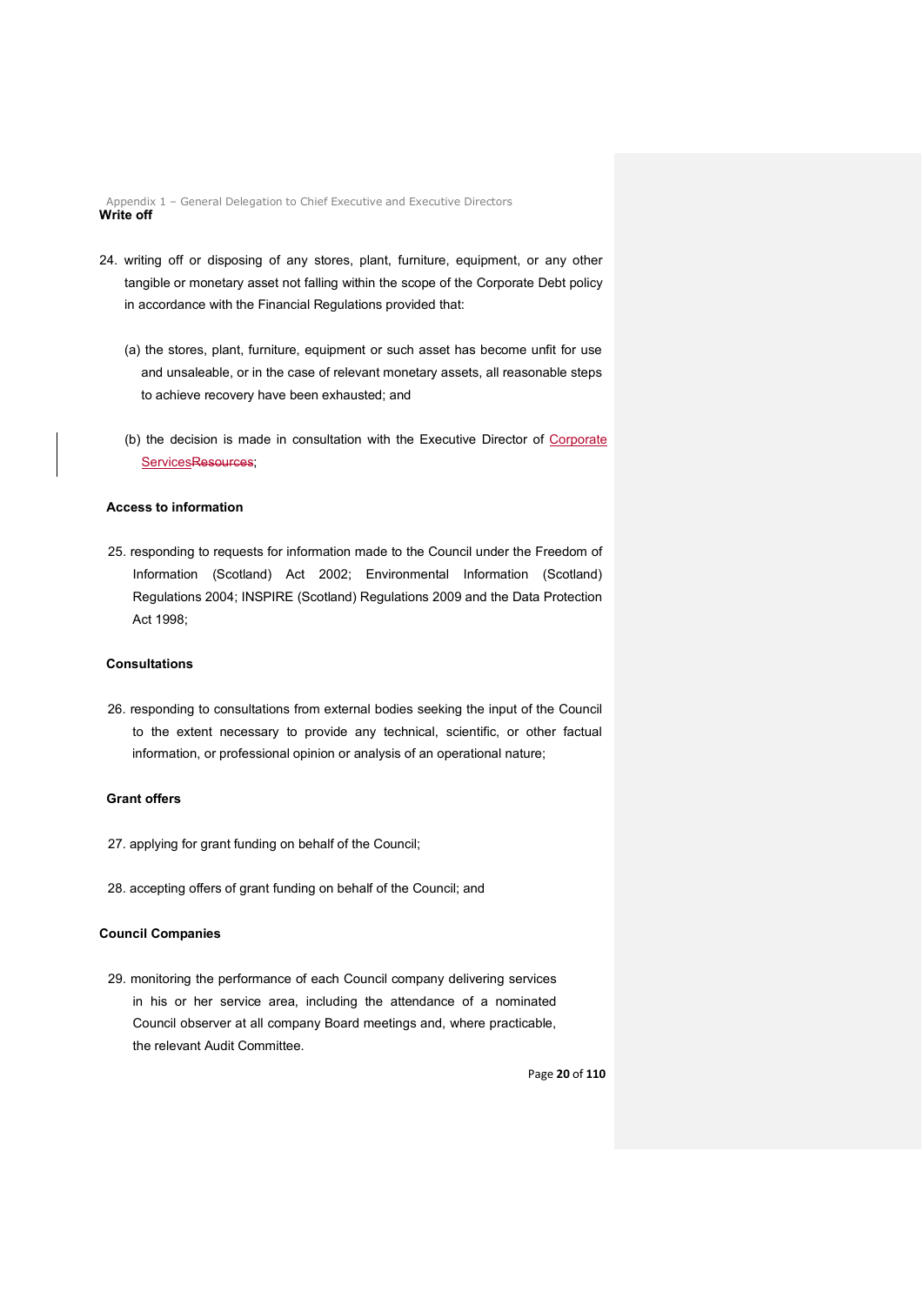**Write off**

24. writing off or disposing of any stores, plant, furniture, equipment, or any other tangible or monetary asset not falling within the scope of the Corporate Debt policy in accordance with the Financial Regulations provided that:

    (a) the stores, plant, furniture, equipment or such asset has become unfit for use and unsaleable, or in the case of relevant monetary assets, all reasonable steps to achieve recovery have been exhausted; and

    (b) the decision is made in consultation with the Executive Director of Corporate Services~~Resources~~;

**Access to information**

25. responding to requests for information made to the Council under the Freedom of Information (Scotland) Act 2002; Environmental Information (Scotland) Regulations 2004; INSPIRE (Scotland) Regulations 2009 and the Data Protection Act 1998;

**Consultations**

26. responding to consultations from external bodies seeking the input of the Council to the extent necessary to provide any technical, scientific, or other factual information, or professional opinion or analysis of an operational nature;

**Grant offers**

27. applying for grant funding on behalf of the Council;

28. accepting offers of grant funding on behalf of the Council; and

**Council Companies**

29. monitoring the performance of each Council company delivering services in his or her service area, including the attendance of a nominated Council observer at all company Board meetings and, where practicable, the relevant Audit Committee.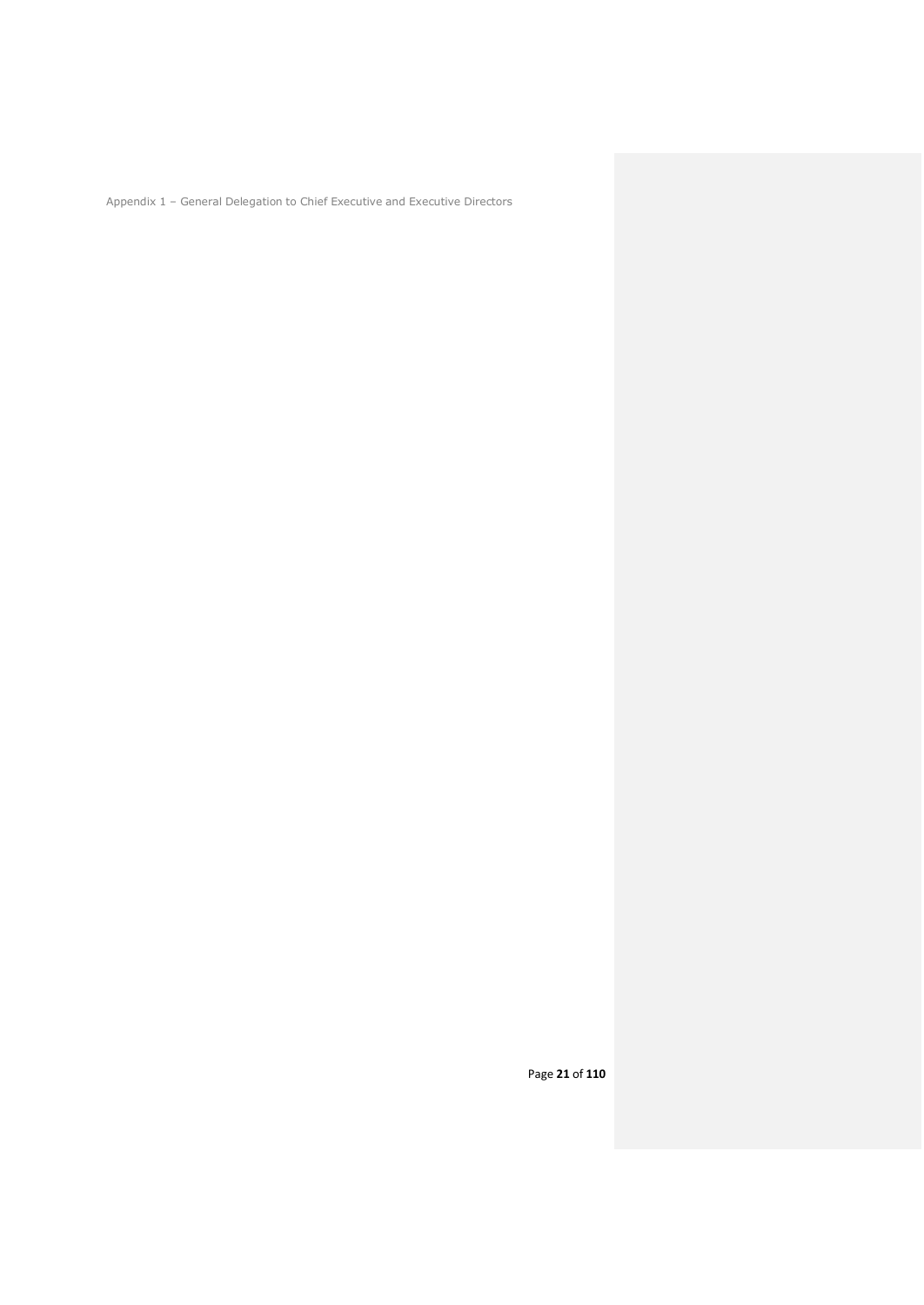Appendix 1 – General Delegation to Chief Executive and Executive Directors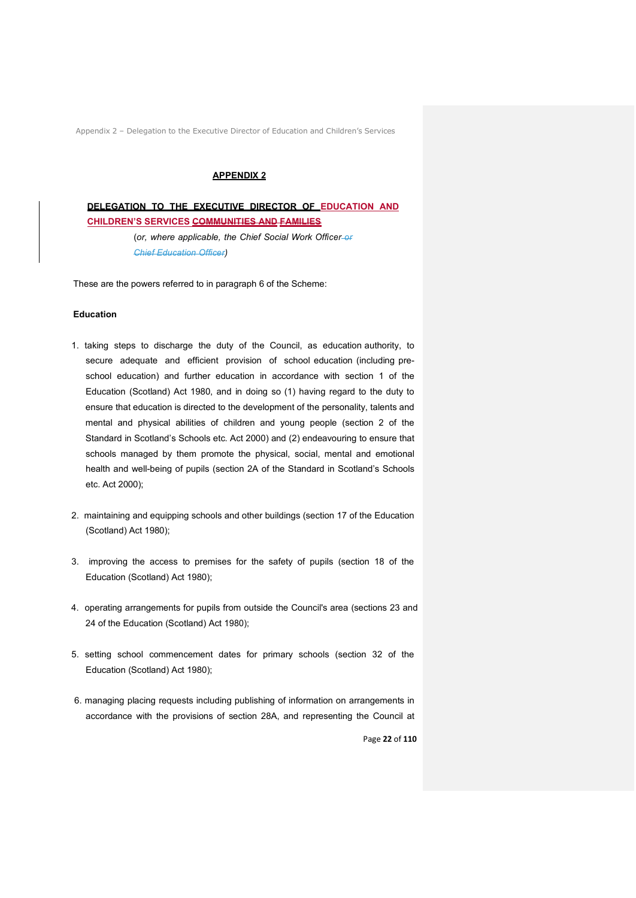**APPENDIX 2**

**DELEGATION TO THE EXECUTIVE DIRECTOR OF EDUCATION AND CHILDREN'S SERVICES ~~COMMUNITIES AND FAMILIES~~**

(*or, where applicable, the Chief Social Work Officer ~~or Chief Education Officer~~*)

These are the powers referred to in paragraph 6 of the Scheme:

**Education**

1. taking steps to discharge the duty of the Council, as education authority, to secure adequate and efficient provision of school education (including pre-school education) and further education in accordance with section 1 of the Education (Scotland) Act 1980, and in doing so (1) having regard to the duty to ensure that education is directed to the development of the personality, talents and mental and physical abilities of children and young people (section 2 of the Standard in Scotland's Schools etc. Act 2000) and (2) endeavouring to ensure that schools managed by them promote the physical, social, mental and emotional health and well-being of pupils (section 2A of the Standard in Scotland's Schools etc. Act 2000);

2. maintaining and equipping schools and other buildings (section 17 of the Education (Scotland) Act 1980);

3. improving the access to premises for the safety of pupils (section 18 of the Education (Scotland) Act 1980);

4. operating arrangements for pupils from outside the Council's area (sections 23 and 24 of the Education (Scotland) Act 1980);

5. setting school commencement dates for primary schools (section 32 of the Education (Scotland) Act 1980);

6. managing placing requests including publishing of information on arrangements in accordance with the provisions of section 28A, and representing the Council at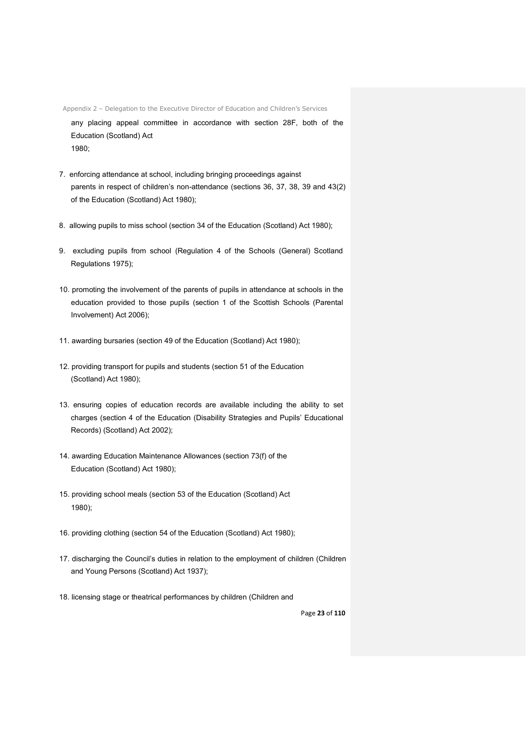any placing appeal committee in accordance with section 28F, both of the Education (Scotland) Act 1980;

7. enforcing attendance at school, including bringing proceedings against parents in respect of children's non-attendance (sections 36, 37, 38, 39 and 43(2) of the Education (Scotland) Act 1980);

8. allowing pupils to miss school (section 34 of the Education (Scotland) Act 1980);

9. excluding pupils from school (Regulation 4 of the Schools (General) Scotland Regulations 1975);

10. promoting the involvement of the parents of pupils in attendance at schools in the education provided to those pupils (section 1 of the Scottish Schools (Parental Involvement) Act 2006);

11. awarding bursaries (section 49 of the Education (Scotland) Act 1980);

12. providing transport for pupils and students (section 51 of the Education (Scotland) Act 1980);

13. ensuring copies of education records are available including the ability to set charges (section 4 of the Education (Disability Strategies and Pupils' Educational Records) (Scotland) Act 2002);

14. awarding Education Maintenance Allowances (section 73(f) of the Education (Scotland) Act 1980);

15. providing school meals (section 53 of the Education (Scotland) Act 1980);

16. providing clothing (section 54 of the Education (Scotland) Act 1980);

17. discharging the Council's duties in relation to the employment of children (Children and Young Persons (Scotland) Act 1937);

18. licensing stage or theatrical performances by children (Children and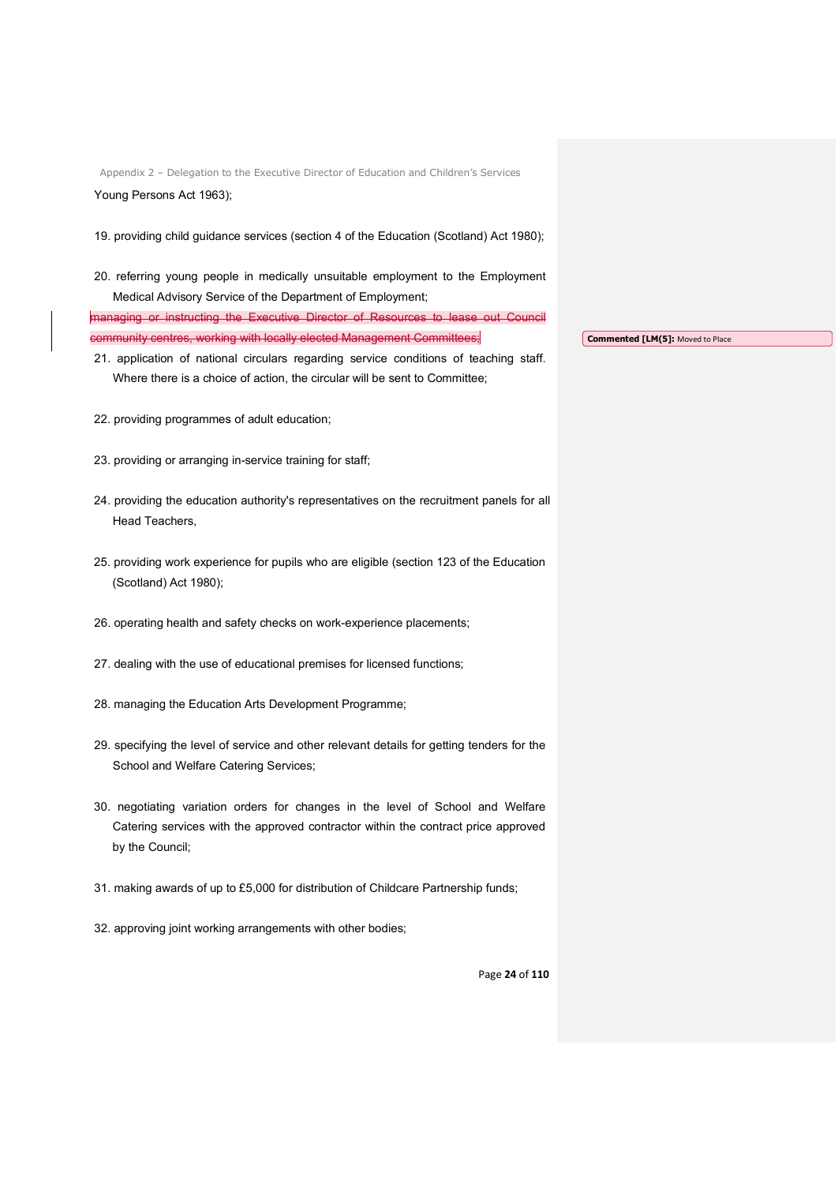Young Persons Act 1963);

19. providing child guidance services (section 4 of the Education (Scotland) Act 1980);

20. referring young people in medically unsuitable employment to the Employment Medical Advisory Service of the Department of Employment;

~~managing or instructing the Executive Director of Resources to lease out Council community centres, working with locally elected Management Committees;~~

Commented [LM(5]: Moved to Place

21. application of national circulars regarding service conditions of teaching staff. Where there is a choice of action, the circular will be sent to Committee;

22. providing programmes of adult education;

23. providing or arranging in-service training for staff;

24. providing the education authority's representatives on the recruitment panels for all Head Teachers,

25. providing work experience for pupils who are eligible (section 123 of the Education (Scotland) Act 1980);

26. operating health and safety checks on work-experience placements;

27. dealing with the use of educational premises for licensed functions;

28. managing the Education Arts Development Programme;

29. specifying the level of service and other relevant details for getting tenders for the School and Welfare Catering Services;

30. negotiating variation orders for changes in the level of School and Welfare Catering services with the approved contractor within the contract price approved by the Council;

31. making awards of up to £5,000 for distribution of Childcare Partnership funds;

32. approving joint working arrangements with other bodies;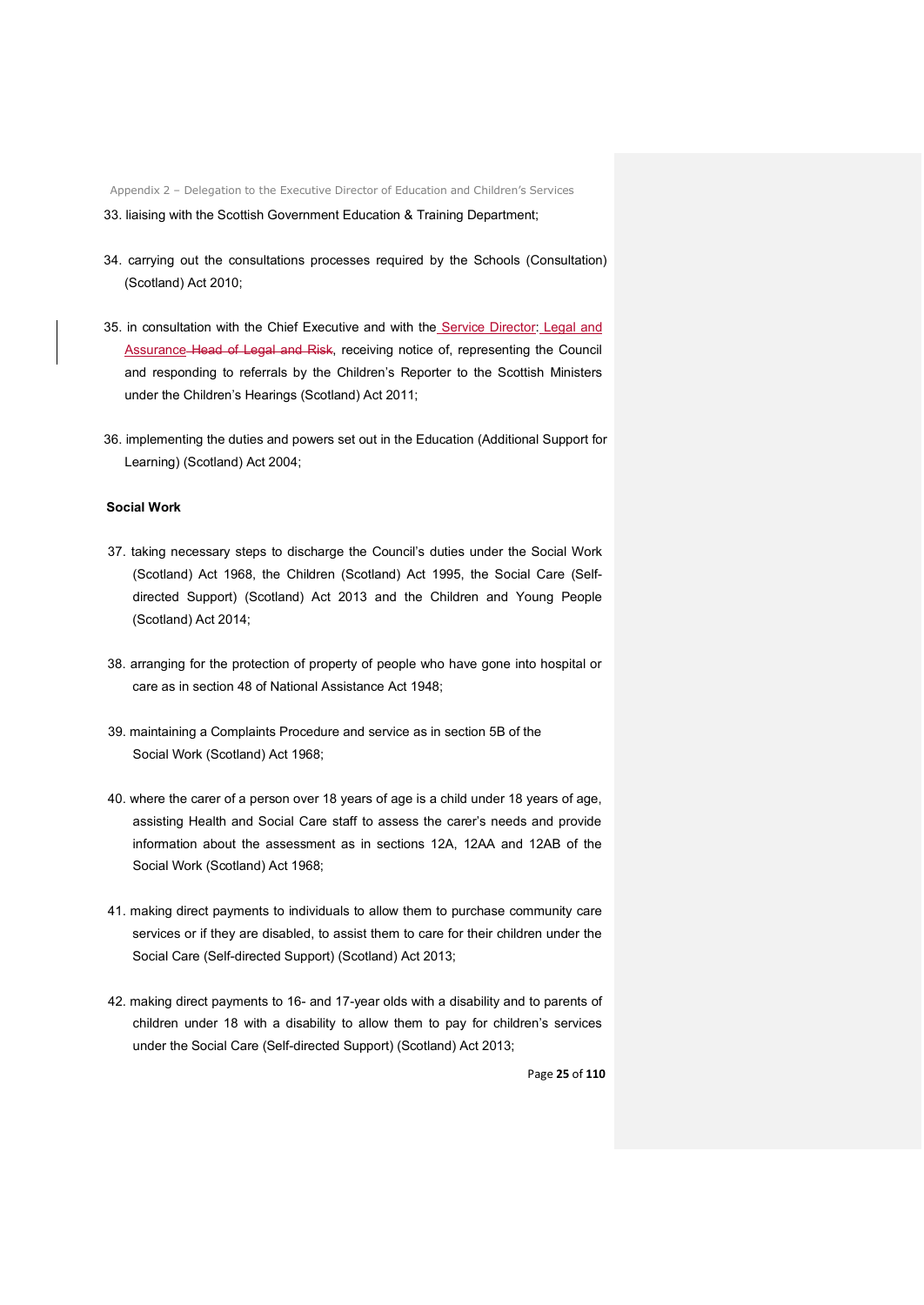33. liaising with the Scottish Government Education & Training Department;

34. carrying out the consultations processes required by the Schools (Consultation) (Scotland) Act 2010;

35. in consultation with the Chief Executive and with the Service Director: Legal and Assurance ~~Head of Legal and Risk~~, receiving notice of, representing the Council and responding to referrals by the Children's Reporter to the Scottish Ministers under the Children's Hearings (Scotland) Act 2011;

36. implementing the duties and powers set out in the Education (Additional Support for Learning) (Scotland) Act 2004;

**Social Work**

37. taking necessary steps to discharge the Council's duties under the Social Work (Scotland) Act 1968, the Children (Scotland) Act 1995, the Social Care (Self-directed Support) (Scotland) Act 2013 and the Children and Young People (Scotland) Act 2014;

38. arranging for the protection of property of people who have gone into hospital or care as in section 48 of National Assistance Act 1948;

39. maintaining a Complaints Procedure and service as in section 5B of the Social Work (Scotland) Act 1968;

40. where the carer of a person over 18 years of age is a child under 18 years of age, assisting Health and Social Care staff to assess the carer's needs and provide information about the assessment as in sections 12A, 12AA and 12AB of the Social Work (Scotland) Act 1968;

41. making direct payments to individuals to allow them to purchase community care services or if they are disabled, to assist them to care for their children under the Social Care (Self-directed Support) (Scotland) Act 2013;

42. making direct payments to 16- and 17-year olds with a disability and to parents of children under 18 with a disability to allow them to pay for children's services under the Social Care (Self-directed Support) (Scotland) Act 2013;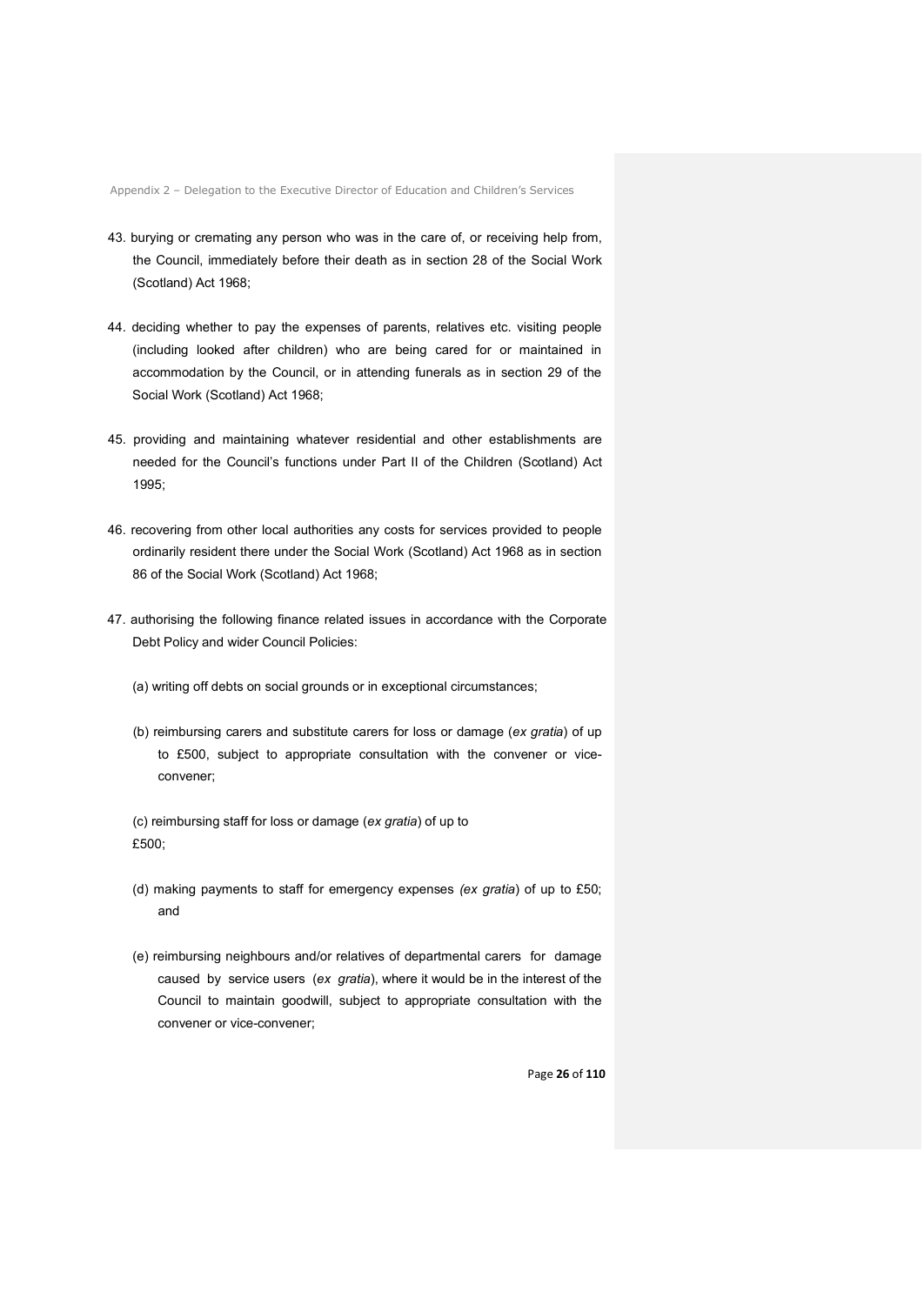43. burying or cremating any person who was in the care of, or receiving help from, the Council, immediately before their death as in section 28 of the Social Work (Scotland) Act 1968;

44. deciding whether to pay the expenses of parents, relatives etc. visiting people (including looked after children) who are being cared for or maintained in accommodation by the Council, or in attending funerals as in section 29 of the Social Work (Scotland) Act 1968;

45. providing and maintaining whatever residential and other establishments are needed for the Council's functions under Part II of the Children (Scotland) Act 1995;

46. recovering from other local authorities any costs for services provided to people ordinarily resident there under the Social Work (Scotland) Act 1968 as in section 86 of the Social Work (Scotland) Act 1968;

47. authorising the following finance related issues in accordance with the Corporate Debt Policy and wider Council Policies:

    (a) writing off debts on social grounds or in exceptional circumstances;

    (b) reimbursing carers and substitute carers for loss or damage (*ex gratia*) of up to £500, subject to appropriate consultation with the convener or vice-convener;

    (c) reimbursing staff for loss or damage (*ex gratia*) of up to £500;

    (d) making payments to staff for emergency expenses *(ex gratia*) of up to £50; and

    (e) reimbursing neighbours and/or relatives of departmental carers for damage caused by service users (*ex gratia*), where it would be in the interest of the Council to maintain goodwill, subject to appropriate consultation with the convener or vice-convener;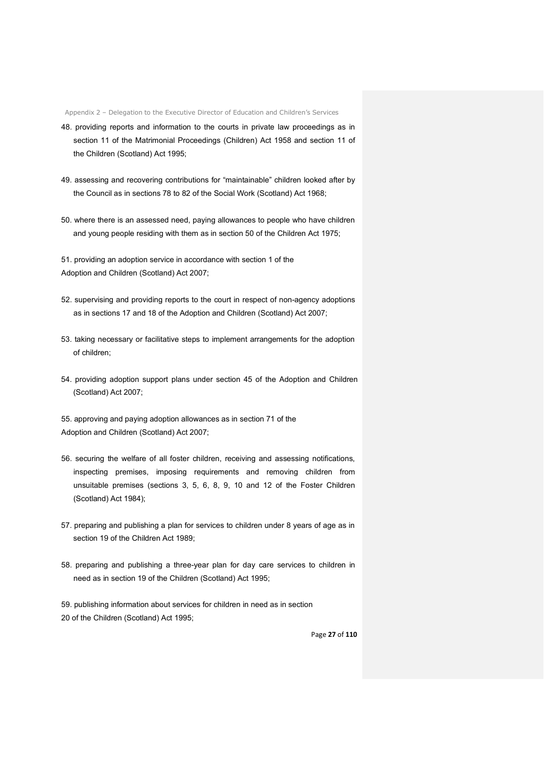48. providing reports and information to the courts in private law proceedings as in section 11 of the Matrimonial Proceedings (Children) Act 1958 and section 11 of the Children (Scotland) Act 1995;

49. assessing and recovering contributions for “maintainable” children looked after by the Council as in sections 78 to 82 of the Social Work (Scotland) Act 1968;

50. where there is an assessed need, paying allowances to people who have children and young people residing with them as in section 50 of the Children Act 1975;

51. providing an adoption service in accordance with section 1 of the Adoption and Children (Scotland) Act 2007;

52. supervising and providing reports to the court in respect of non-agency adoptions as in sections 17 and 18 of the Adoption and Children (Scotland) Act 2007;

53. taking necessary or facilitative steps to implement arrangements for the adoption of children;

54. providing adoption support plans under section 45 of the Adoption and Children (Scotland) Act 2007;

55. approving and paying adoption allowances as in section 71 of the Adoption and Children (Scotland) Act 2007;

56. securing the welfare of all foster children, receiving and assessing notifications, inspecting premises, imposing requirements and removing children from unsuitable premises (sections 3, 5, 6, 8, 9, 10 and 12 of the Foster Children (Scotland) Act 1984);

57. preparing and publishing a plan for services to children under 8 years of age as in section 19 of the Children Act 1989;

58. preparing and publishing a three-year plan for day care services to children in need as in section 19 of the Children (Scotland) Act 1995;

59. publishing information about services for children in need as in section 20 of the Children (Scotland) Act 1995;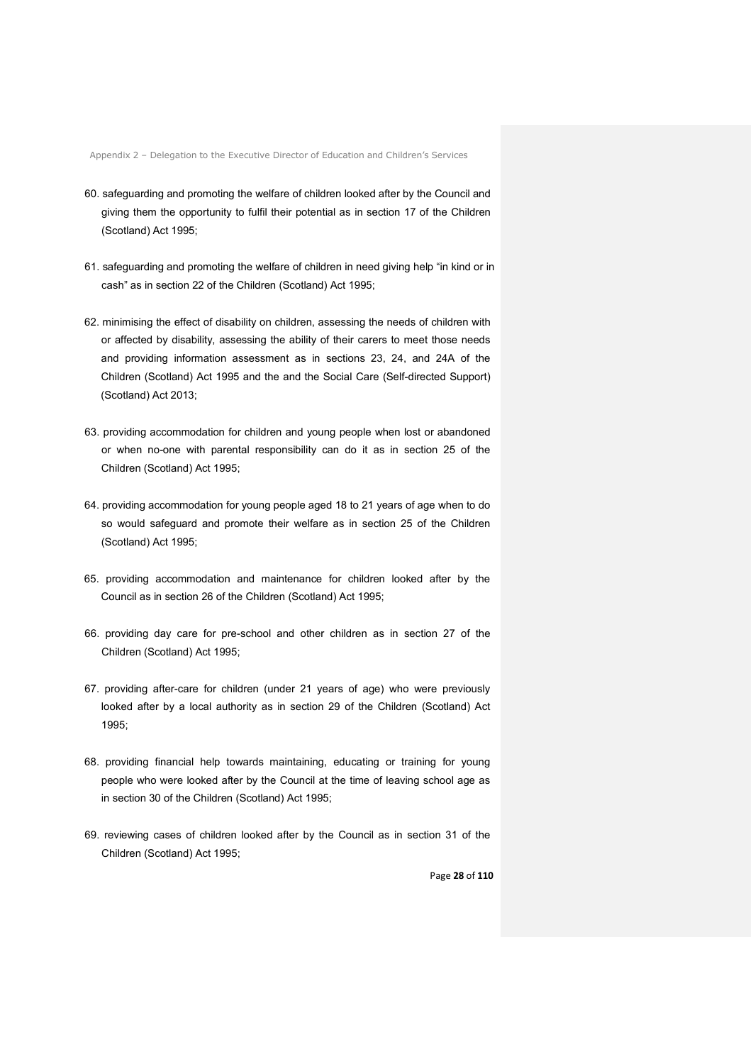60. safeguarding and promoting the welfare of children looked after by the Council and giving them the opportunity to fulfil their potential as in section 17 of the Children (Scotland) Act 1995;

61. safeguarding and promoting the welfare of children in need giving help "in kind or in cash" as in section 22 of the Children (Scotland) Act 1995;

62. minimising the effect of disability on children, assessing the needs of children with or affected by disability, assessing the ability of their carers to meet those needs and providing information assessment as in sections 23, 24, and 24A of the Children (Scotland) Act 1995 and the and the Social Care (Self-directed Support) (Scotland) Act 2013;

63. providing accommodation for children and young people when lost or abandoned or when no-one with parental responsibility can do it as in section 25 of the Children (Scotland) Act 1995;

64. providing accommodation for young people aged 18 to 21 years of age when to do so would safeguard and promote their welfare as in section 25 of the Children (Scotland) Act 1995;

65. providing accommodation and maintenance for children looked after by the Council as in section 26 of the Children (Scotland) Act 1995;

66. providing day care for pre-school and other children as in section 27 of the Children (Scotland) Act 1995;

67. providing after-care for children (under 21 years of age) who were previously looked after by a local authority as in section 29 of the Children (Scotland) Act 1995;

68. providing financial help towards maintaining, educating or training for young people who were looked after by the Council at the time of leaving school age as in section 30 of the Children (Scotland) Act 1995;

69. reviewing cases of children looked after by the Council as in section 31 of the Children (Scotland) Act 1995;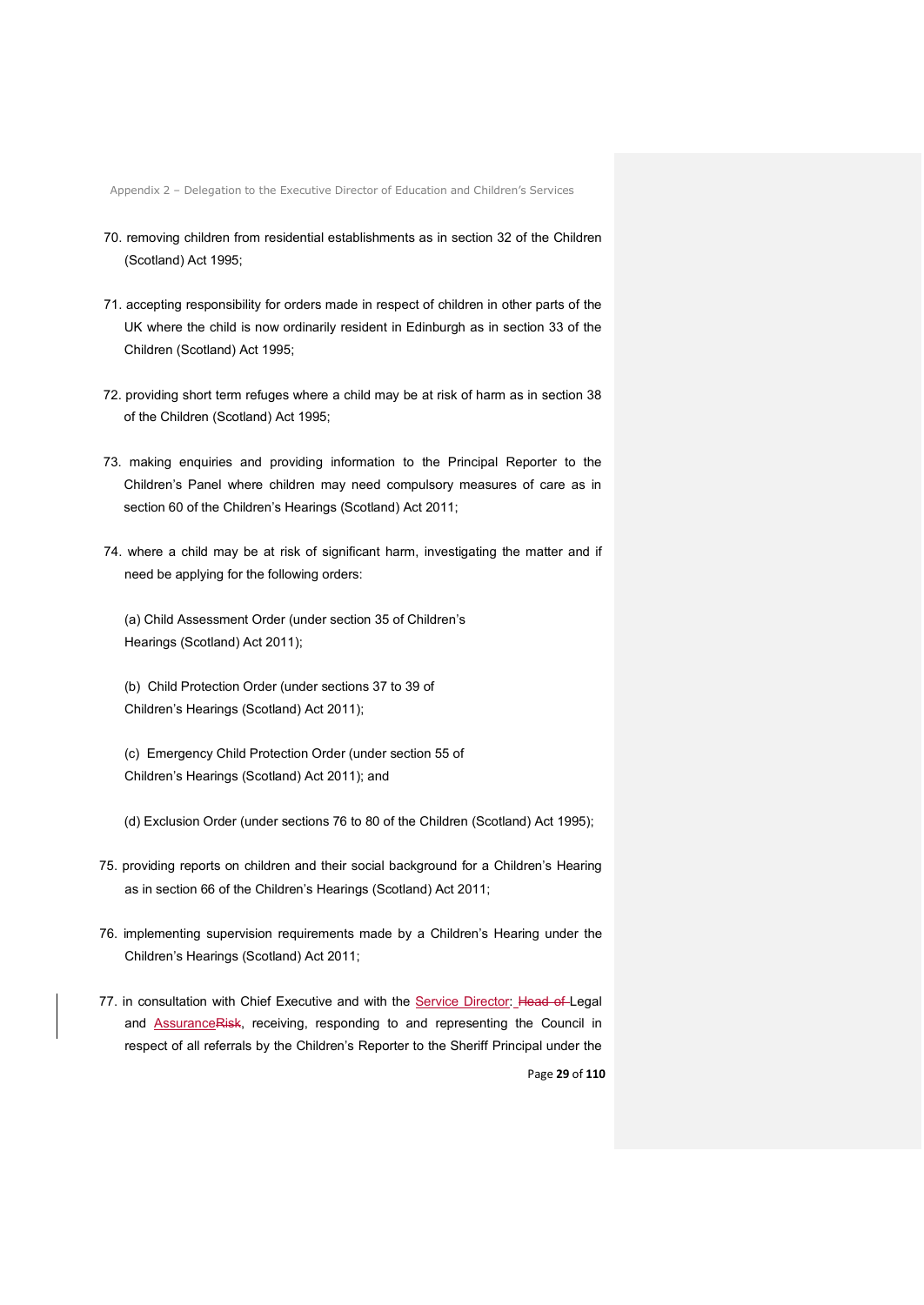70. removing children from residential establishments as in section 32 of the Children (Scotland) Act 1995;

71. accepting responsibility for orders made in respect of children in other parts of the UK where the child is now ordinarily resident in Edinburgh as in section 33 of the Children (Scotland) Act 1995;

72. providing short term refuges where a child may be at risk of harm as in section 38 of the Children (Scotland) Act 1995;

73. making enquiries and providing information to the Principal Reporter to the Children's Panel where children may need compulsory measures of care as in section 60 of the Children's Hearings (Scotland) Act 2011;

74. where a child may be at risk of significant harm, investigating the matter and if need be applying for the following orders:

    (a) Child Assessment Order (under section 35 of Children's Hearings (Scotland) Act 2011);

    (b) Child Protection Order (under sections 37 to 39 of Children's Hearings (Scotland) Act 2011);

    (c) Emergency Child Protection Order (under section 55 of Children's Hearings (Scotland) Act 2011); and

    (d) Exclusion Order (under sections 76 to 80 of the Children (Scotland) Act 1995);

75. providing reports on children and their social background for a Children's Hearing as in section 66 of the Children's Hearings (Scotland) Act 2011;

76. implementing supervision requirements made by a Children's Hearing under the Children's Hearings (Scotland) Act 2011;

77. in consultation with Chief Executive and with the Service Director: ~~Head of~~ Legal and Assurance~~Risk~~, receiving, responding to and representing the Council in respect of all referrals by the Children's Reporter to the Sheriff Principal under the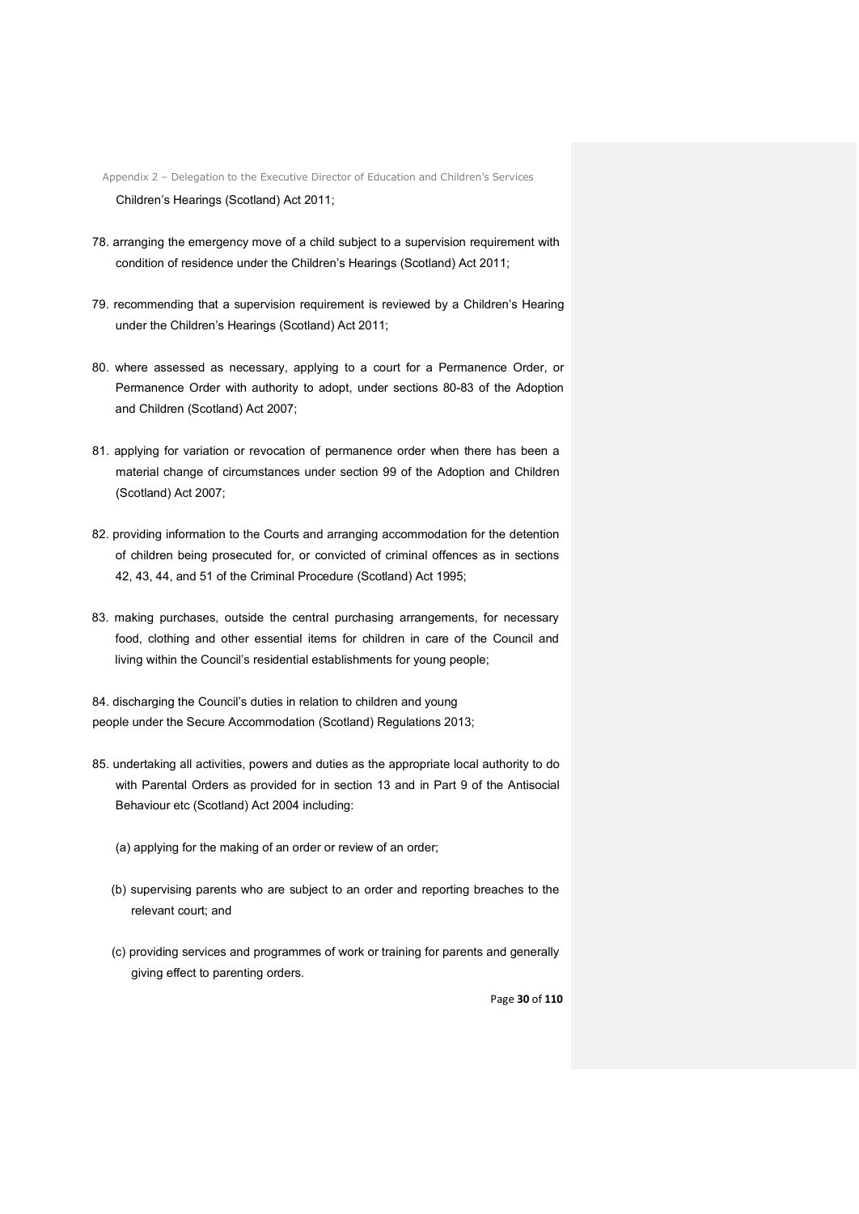Children's Hearings (Scotland) Act 2011;

78. arranging the emergency move of a child subject to a supervision requirement with condition of residence under the Children's Hearings (Scotland) Act 2011;

79. recommending that a supervision requirement is reviewed by a Children's Hearing under the Children's Hearings (Scotland) Act 2011;

80. where assessed as necessary, applying to a court for a Permanence Order, or Permanence Order with authority to adopt, under sections 80-83 of the Adoption and Children (Scotland) Act 2007;

81. applying for variation or revocation of permanence order when there has been a material change of circumstances under section 99 of the Adoption and Children (Scotland) Act 2007;

82. providing information to the Courts and arranging accommodation for the detention of children being prosecuted for, or convicted of criminal offences as in sections 42, 43, 44, and 51 of the Criminal Procedure (Scotland) Act 1995;

83. making purchases, outside the central purchasing arrangements, for necessary food, clothing and other essential items for children in care of the Council and living within the Council's residential establishments for young people;

84. discharging the Council's duties in relation to children and young people under the Secure Accommodation (Scotland) Regulations 2013;

85. undertaking all activities, powers and duties as the appropriate local authority to do with Parental Orders as provided for in section 13 and in Part 9 of the Antisocial Behaviour etc (Scotland) Act 2004 including:

    (a) applying for the making of an order or review of an order;

    (b) supervising parents who are subject to an order and reporting breaches to the relevant court; and

    (c) providing services and programmes of work or training for parents and generally giving effect to parenting orders.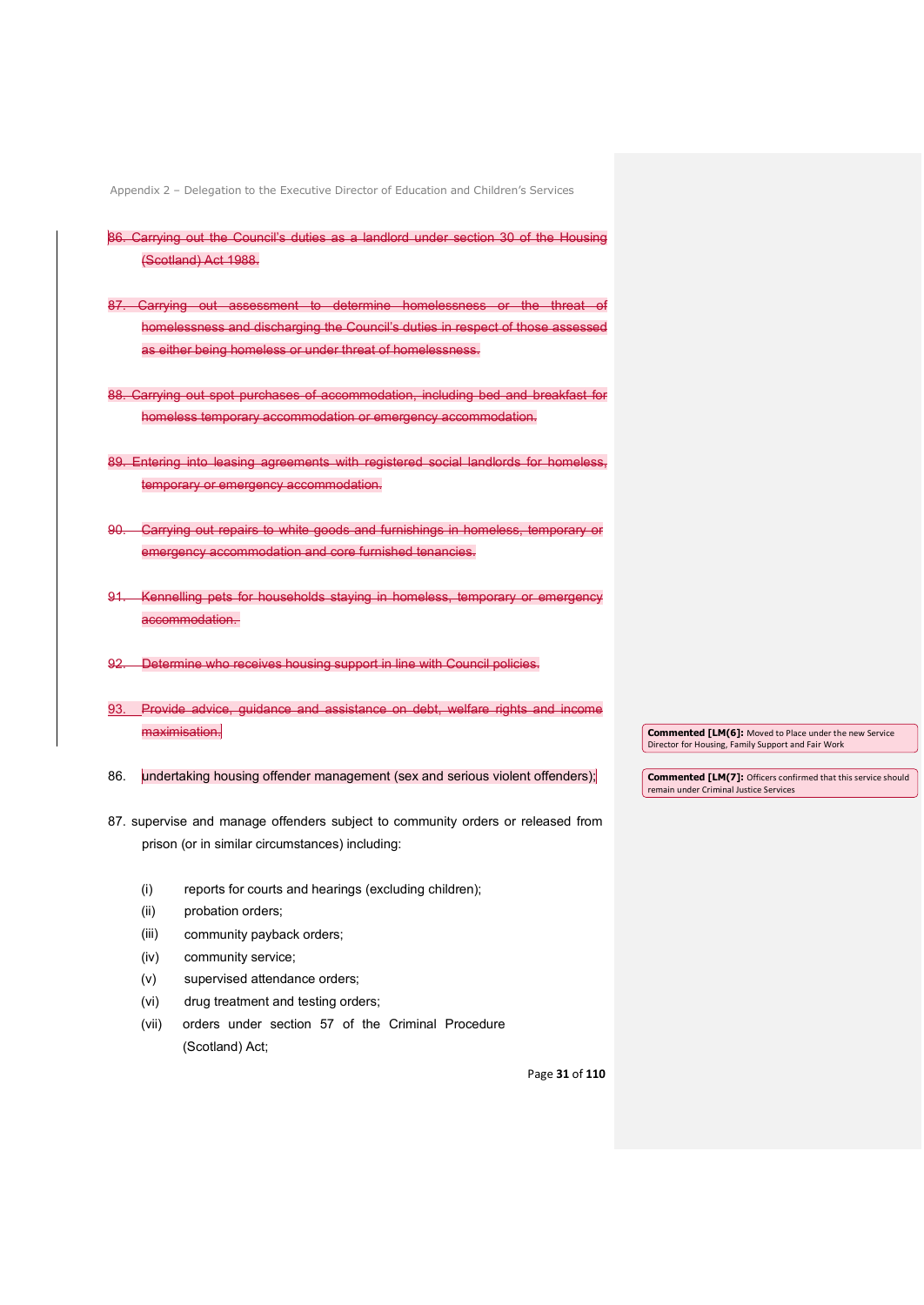~~86. Carrying out the Council's duties as a landlord under section 30 of the Housing (Scotland) Act 1988.~~

~~87. Carrying out assessment to determine homelessness or the threat of homelessness and discharging the Council's duties in respect of those assessed as either being homeless or under threat of homelessness.~~

~~88. Carrying out spot purchases of accommodation, including bed and breakfast for homeless temporary accommodation or emergency accommodation.~~

~~89. Entering into leasing agreements with registered social landlords for homeless, temporary or emergency accommodation.~~

~~90. Carrying out repairs to white goods and furnishings in homeless, temporary or emergency accommodation and core furnished tenancies.~~

~~91. Kennelling pets for households staying in homeless, temporary or emergency accommodation.~~

~~92. Determine who receives housing support in line with Council policies.~~

~~93. Provide advice, guidance and assistance on debt, welfare rights and income maximisation.~~

86. undertaking housing offender management (sex and serious violent offenders);

87. supervise and manage offenders subject to community orders or released from prison (or in similar circumstances) including:

    (i) reports for courts and hearings (excluding children);
    (ii) probation orders;
    (iii) community payback orders;
    (iv) community service;
    (v) supervised attendance orders;
    (vi) drug treatment and testing orders;
    (vii) orders under section 57 of the Criminal Procedure (Scotland) Act;

**Commented [LM(6]:** Moved to Place under the new Service Director for Housing, Family Support and Fair Work

**Commented [LM(7]:** Officers confirmed that this service should remain under Criminal Justice Services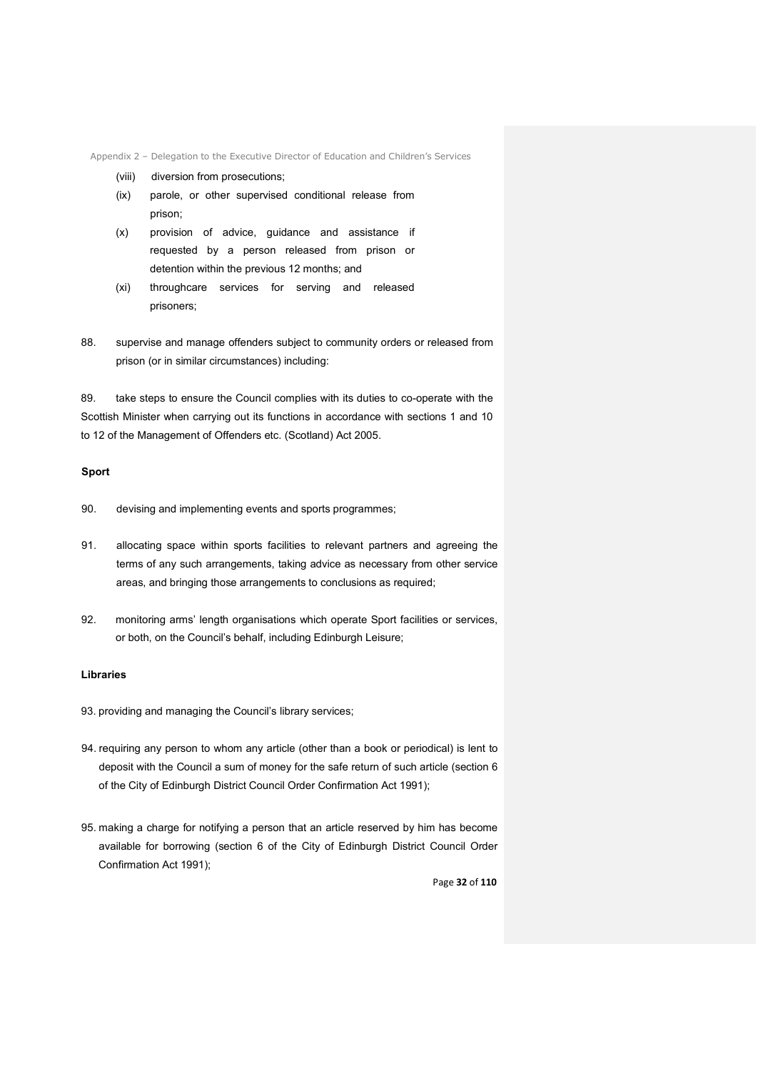(viii) diversion from prosecutions;

(ix) parole, or other supervised conditional release from prison;

(x) provision of advice, guidance and assistance if requested by a person released from prison or detention within the previous 12 months; and

(xi) throughcare services for serving and released prisoners;

88. supervise and manage offenders subject to community orders or released from prison (or in similar circumstances) including:

89. take steps to ensure the Council complies with its duties to co-operate with the Scottish Minister when carrying out its functions in accordance with sections 1 and 10 to 12 of the Management of Offenders etc. (Scotland) Act 2005.

**Sport**

90. devising and implementing events and sports programmes;

91. allocating space within sports facilities to relevant partners and agreeing the terms of any such arrangements, taking advice as necessary from other service areas, and bringing those arrangements to conclusions as required;

92. monitoring arms' length organisations which operate Sport facilities or services, or both, on the Council's behalf, including Edinburgh Leisure;

**Libraries**

93. providing and managing the Council's library services;

94. requiring any person to whom any article (other than a book or periodical) is lent to deposit with the Council a sum of money for the safe return of such article (section 6 of the City of Edinburgh District Council Order Confirmation Act 1991);

95. making a charge for notifying a person that an article reserved by him has become available for borrowing (section 6 of the City of Edinburgh District Council Order Confirmation Act 1991);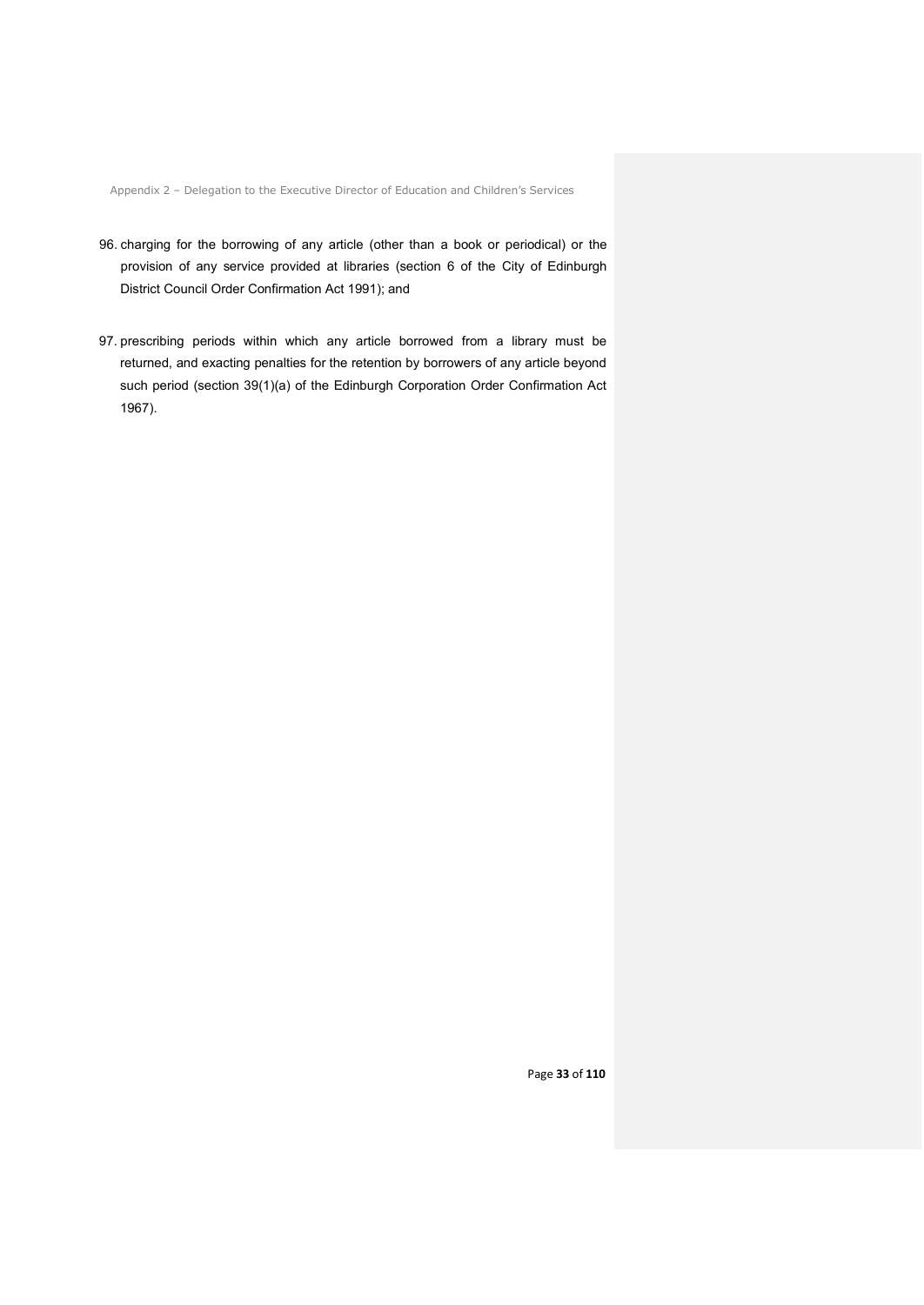96. charging for the borrowing of any article (other than a book or periodical) or the provision of any service provided at libraries (section 6 of the City of Edinburgh District Council Order Confirmation Act 1991); and

97. prescribing periods within which any article borrowed from a library must be returned, and exacting penalties for the retention by borrowers of any article beyond such period (section 39(1)(a) of the Edinburgh Corporation Order Confirmation Act 1967).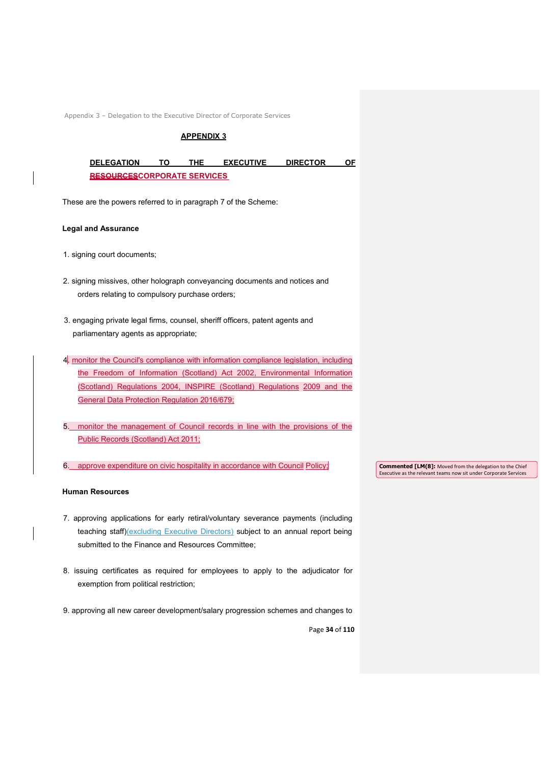## APPENDIX 3

### DELEGATION TO THE EXECUTIVE DIRECTOR OF ~~RESOURCES~~CORPORATE SERVICES

These are the powers referred to in paragraph 7 of the Scheme:

**Legal and Assurance**

1. signing court documents;

2. signing missives, other holograph conveyancing documents and notices and orders relating to compulsory purchase orders;

3. engaging private legal firms, counsel, sheriff officers, patent agents and parliamentary agents as appropriate;

4. monitor the Council's compliance with information compliance legislation, including the Freedom of Information (Scotland) Act 2002, Environmental Information (Scotland) Regulations 2004, INSPIRE (Scotland) Regulations 2009 and the General Data Protection Regulation 2016/679;

5. monitor the management of Council records in line with the provisions of the Public Records (Scotland) Act 2011;

6. approve expenditure on civic hospitality in accordance with Council Policy;

**Commented [LM(8]:** Moved from the delegation to the Chief Executive as the relevant teams now sit under Corporate Services

**Human Resources**

7. approving applications for early retiral/voluntary severance payments (including teaching staff)(excluding Executive Directors) subject to an annual report being submitted to the Finance and Resources Committee;

8. issuing certificates as required for employees to apply to the adjudicator for exemption from political restriction;

9. approving all new career development/salary progression schemes and changes to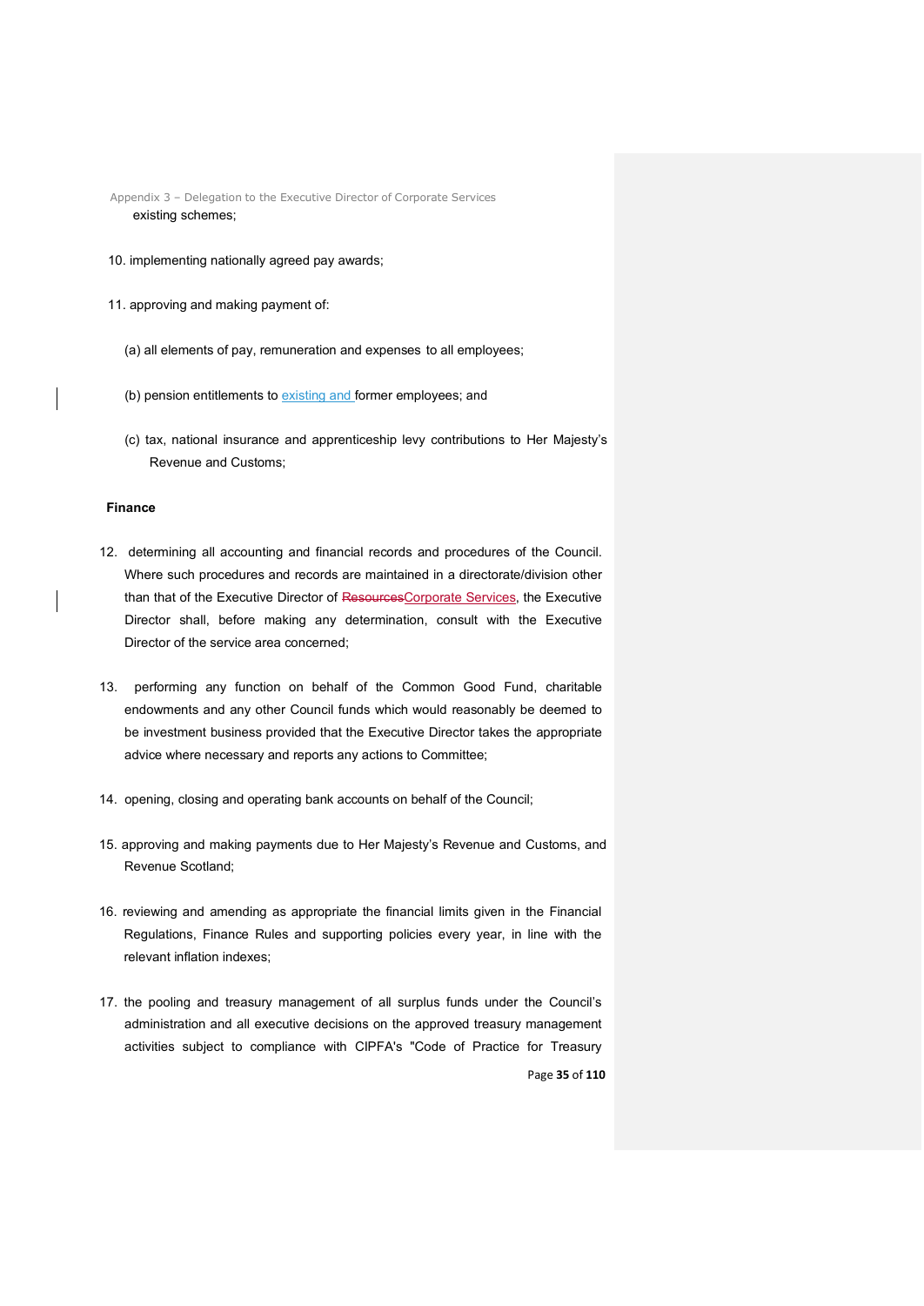existing schemes;

10. implementing nationally agreed pay awards;

11. approving and making payment of:

    (a) all elements of pay, remuneration and expenses to all employees;

    (b) pension entitlements to existing and former employees; and

    (c) tax, national insurance and apprenticeship levy contributions to Her Majesty's Revenue and Customs;

**Finance**

12. determining all accounting and financial records and procedures of the Council. Where such procedures and records are maintained in a directorate/division other than that of the Executive Director of ~~Resources~~Corporate Services, the Executive Director shall, before making any determination, consult with the Executive Director of the service area concerned;

13. performing any function on behalf of the Common Good Fund, charitable endowments and any other Council funds which would reasonably be deemed to be investment business provided that the Executive Director takes the appropriate advice where necessary and reports any actions to Committee;

14. opening, closing and operating bank accounts on behalf of the Council;

15. approving and making payments due to Her Majesty's Revenue and Customs, and Revenue Scotland;

16. reviewing and amending as appropriate the financial limits given in the Financial Regulations, Finance Rules and supporting policies every year, in line with the relevant inflation indexes;

17. the pooling and treasury management of all surplus funds under the Council's administration and all executive decisions on the approved treasury management activities subject to compliance with CIPFA's "Code of Practice for Treasury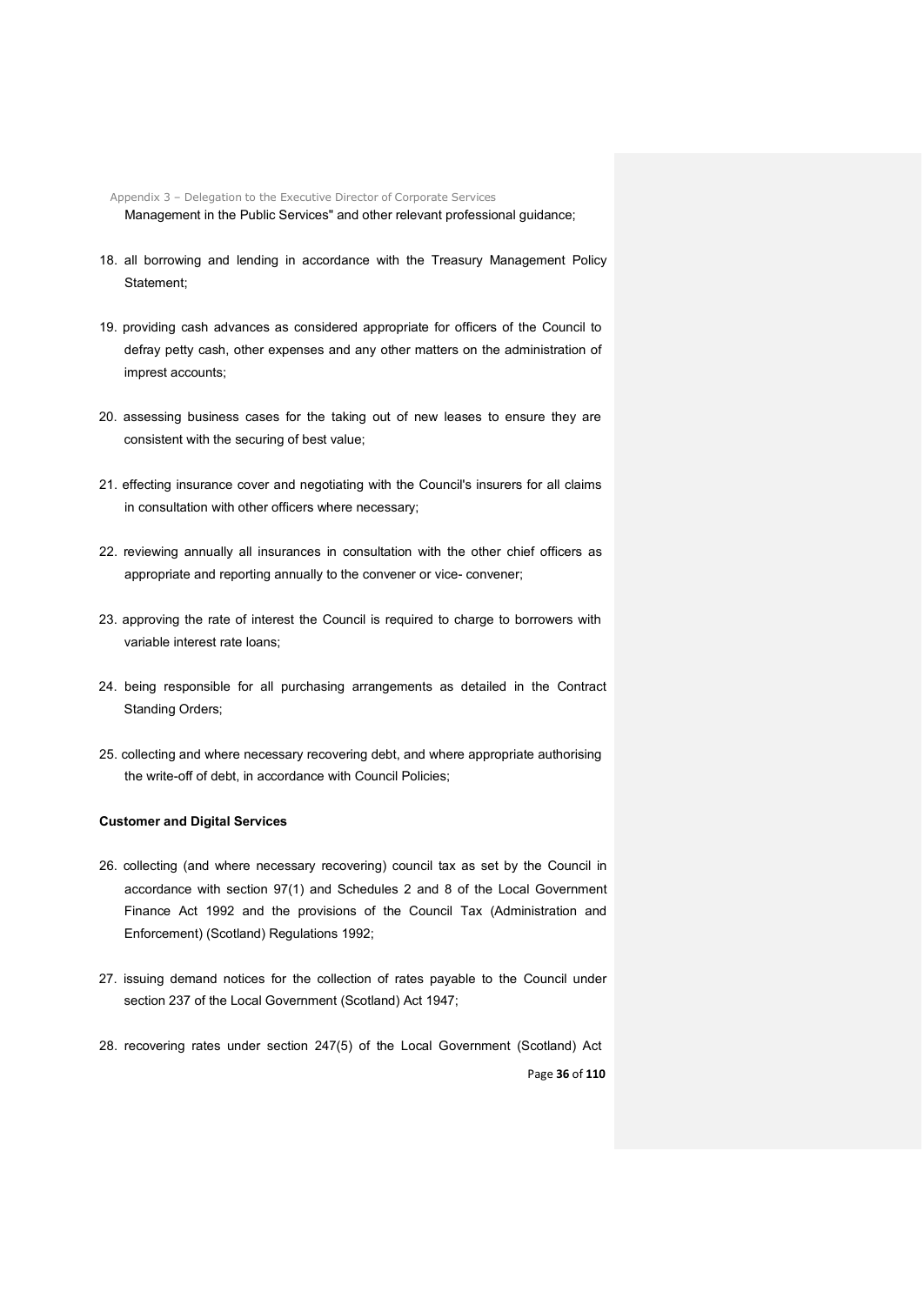Management in the Public Services" and other relevant professional guidance;

18. all borrowing and lending in accordance with the Treasury Management Policy Statement;

19. providing cash advances as considered appropriate for officers of the Council to defray petty cash, other expenses and any other matters on the administration of imprest accounts;

20. assessing business cases for the taking out of new leases to ensure they are consistent with the securing of best value;

21. effecting insurance cover and negotiating with the Council's insurers for all claims in consultation with other officers where necessary;

22. reviewing annually all insurances in consultation with the other chief officers as appropriate and reporting annually to the convener or vice- convener;

23. approving the rate of interest the Council is required to charge to borrowers with variable interest rate loans;

24. being responsible for all purchasing arrangements as detailed in the Contract Standing Orders;

25. collecting and where necessary recovering debt, and where appropriate authorising the write-off of debt, in accordance with Council Policies;

**Customer and Digital Services**

26. collecting (and where necessary recovering) council tax as set by the Council in accordance with section 97(1) and Schedules 2 and 8 of the Local Government Finance Act 1992 and the provisions of the Council Tax (Administration and Enforcement) (Scotland) Regulations 1992;

27. issuing demand notices for the collection of rates payable to the Council under section 237 of the Local Government (Scotland) Act 1947;

28. recovering rates under section 247(5) of the Local Government (Scotland) Act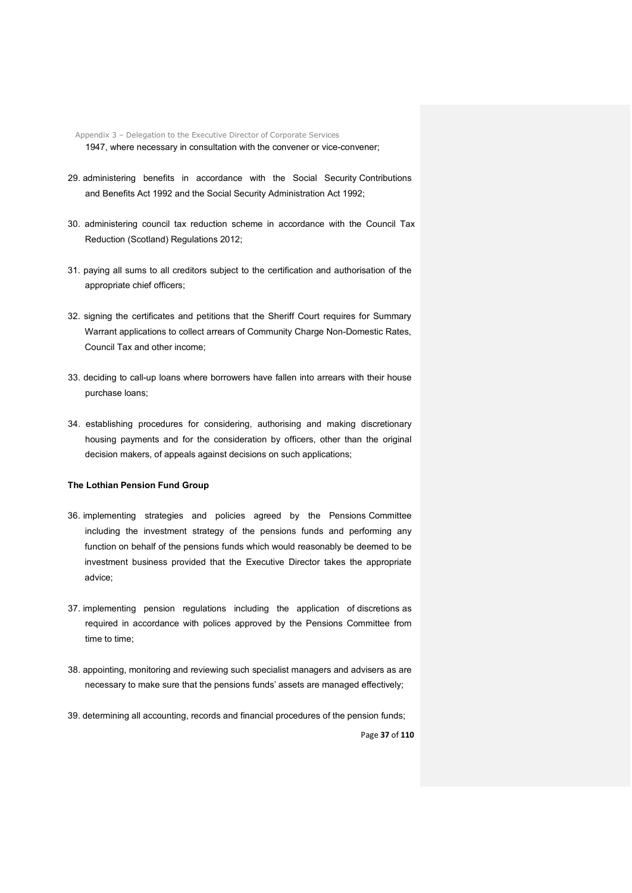1947, where necessary in consultation with the convener or vice-convener;

29. administering benefits in accordance with the Social Security Contributions and Benefits Act 1992 and the Social Security Administration Act 1992;

30. administering council tax reduction scheme in accordance with the Council Tax Reduction (Scotland) Regulations 2012;

31. paying all sums to all creditors subject to the certification and authorisation of the appropriate chief officers;

32. signing the certificates and petitions that the Sheriff Court requires for Summary Warrant applications to collect arrears of Community Charge Non-Domestic Rates, Council Tax and other income;

33. deciding to call-up loans where borrowers have fallen into arrears with their house purchase loans;

34. establishing procedures for considering, authorising and making discretionary housing payments and for the consideration by officers, other than the original decision makers, of appeals against decisions on such applications;

**The Lothian Pension Fund Group**

36. implementing strategies and policies agreed by the Pensions Committee including the investment strategy of the pensions funds and performing any function on behalf of the pensions funds which would reasonably be deemed to be investment business provided that the Executive Director takes the appropriate advice;

37. implementing pension regulations including the application of discretions as required in accordance with polices approved by the Pensions Committee from time to time;

38. appointing, monitoring and reviewing such specialist managers and advisers as are necessary to make sure that the pensions funds' assets are managed effectively;

39. determining all accounting, records and financial procedures of the pension funds;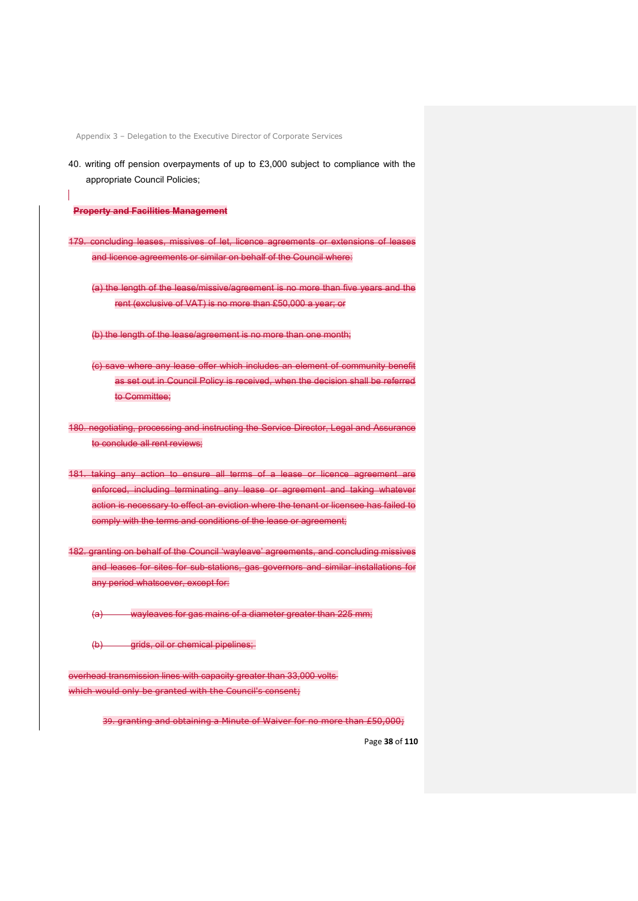40. writing off pension overpayments of up to £3,000 subject to compliance with the appropriate Council Policies;

~~**Property and Facilities Management**~~

~~179. concluding leases, missives of let, licence agreements or extensions of leases and licence agreements or similar on behalf of the Council where:~~

~~(a) the length of the lease/missive/agreement is no more than five years and the rent (exclusive of VAT) is no more than £50,000 a year; or~~

~~(b) the length of the lease/agreement is no more than one month;~~

~~(c) save where any lease offer which includes an element of community benefit as set out in Council Policy is received, when the decision shall be referred to Committee;~~

~~180. negotiating, processing and instructing the Service Director, Legal and Assurance to conclude all rent reviews;~~

~~181. taking any action to ensure all terms of a lease or licence agreement are enforced, including terminating any lease or agreement and taking whatever action is necessary to effect an eviction where the tenant or licensee has failed to comply with the terms and conditions of the lease or agreement;~~

~~182. granting on behalf of the Council 'wayleave' agreements, and concluding missives and leases for sites for sub-stations, gas governors and similar installations for any period whatsoever, except for:~~

~~(a) wayleaves for gas mains of a diameter greater than 225 mm;~~

~~(b) grids, oil or chemical pipelines;~~

~~overhead transmission lines with capacity greater than 33,000 volts which would only be granted with the Council's consent;~~

~~39. granting and obtaining a Minute of Waiver for no more than £50,000;~~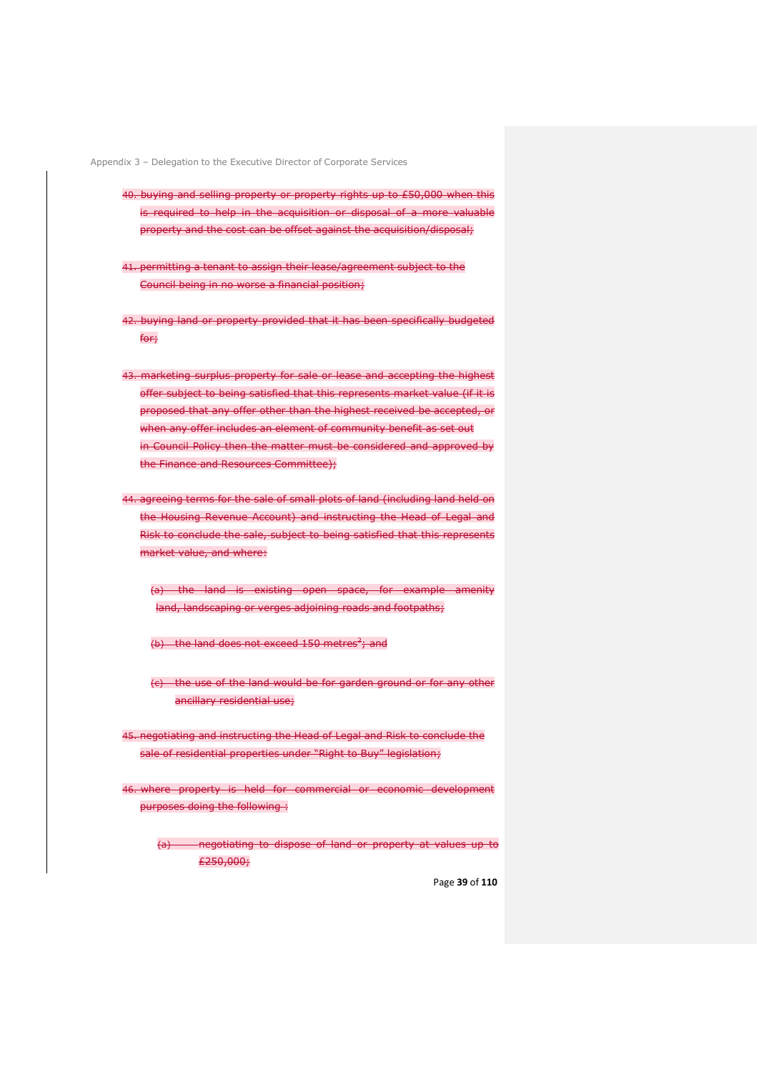40. buying and selling property or property rights up to £50,000 when this is required to help in the acquisition or disposal of a more valuable property and the cost can be offset against the acquisition/disposal;

41. permitting a tenant to assign their lease/agreement subject to the Council being in no worse a financial position;

42. buying land or property provided that it has been specifically budgeted for;

43. marketing surplus property for sale or lease and accepting the highest offer subject to being satisfied that this represents market value (if it is proposed that any offer other than the highest received be accepted, or when any offer includes an element of community benefit as set out in Council Policy then the matter must be considered and approved by the Finance and Resources Committee);

44. agreeing terms for the sale of small plots of land (including land held on the Housing Revenue Account) and instructing the Head of Legal and Risk to conclude the sale, subject to being satisfied that this represents market value, and where:

    (a) the land is existing open space, for example amenity land, landscaping or verges adjoining roads and footpaths;

    (b) the land does not exceed 150 metres$^2$; and

    (c) the use of the land would be for garden ground or for any other ancillary residential use;

45. negotiating and instructing the Head of Legal and Risk to conclude the sale of residential properties under "Right to Buy" legislation;

46. where property is held for commercial or economic development purposes doing the following :

    (a) negotiating to dispose of land or property at values up to £250,000;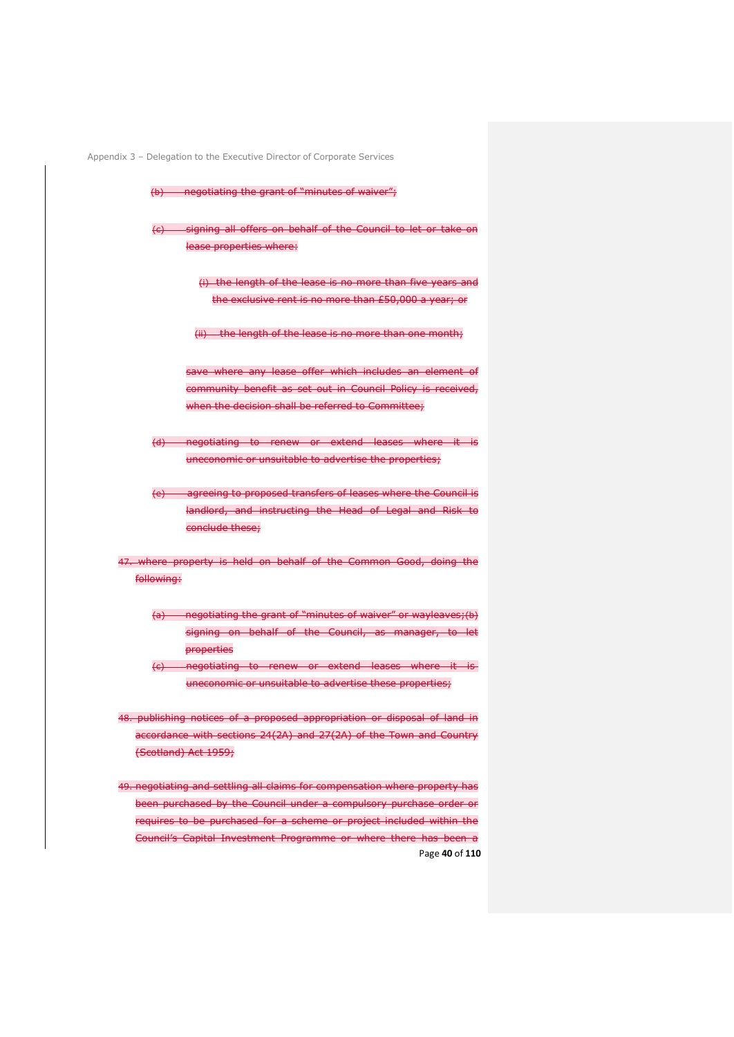(b) negotiating the grant of "minutes of waiver";

(c) signing all offers on behalf of the Council to let or take on lease properties where:

(i) the length of the lease is no more than five years and the exclusive rent is no more than £50,000 a year; or

(ii) the length of the lease is no more than one month;

save where any lease offer which includes an element of community benefit as set out in Council Policy is received, when the decision shall be referred to Committee;

(d) negotiating to renew or extend leases where it is uneconomic or unsuitable to advertise the properties;

(e) agreeing to proposed transfers of leases where the Council is landlord, and instructing the Head of Legal and Risk to conclude these;

47. where property is held on behalf of the Common Good, doing the following:

(a) negotiating the grant of "minutes of waiver" or wayleaves;(b) signing on behalf of the Council, as manager, to let properties

(c) negotiating to renew or extend leases where it is uneconomic or unsuitable to advertise these properties;

48. publishing notices of a proposed appropriation or disposal of land in accordance with sections 24(2A) and 27(2A) of the Town and Country (Scotland) Act 1959;

49. negotiating and settling all claims for compensation where property has been purchased by the Council under a compulsory purchase order or requires to be purchased for a scheme or project included within the Council's Capital Investment Programme or where there has been a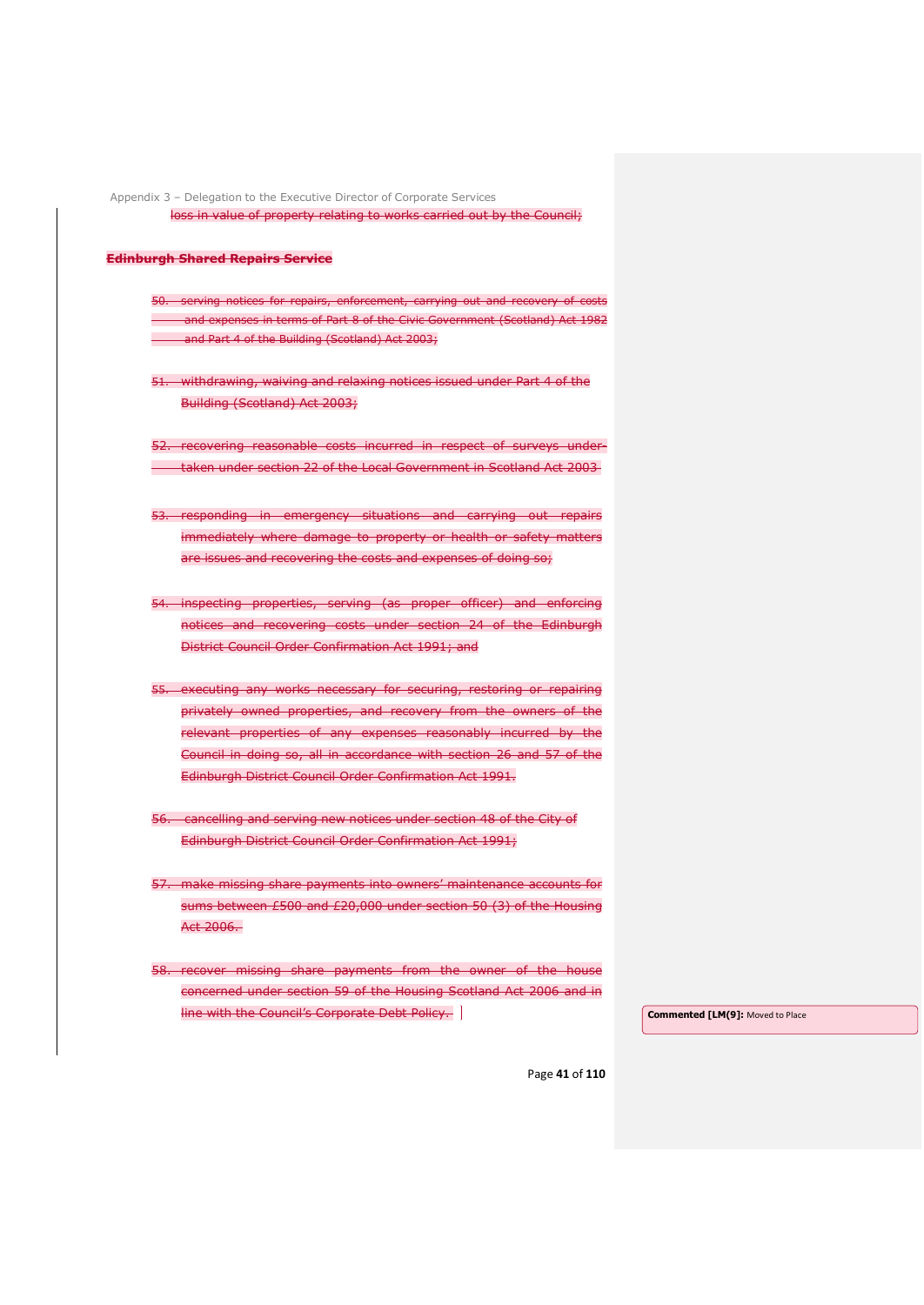loss in value of property relating to works carried out by the Council;

**Edinburgh Shared Repairs Service**

50. serving notices for repairs, enforcement, carrying out and recovery of costs and expenses in terms of Part 8 of the Civic Government (Scotland) Act 1982 and Part 4 of the Building (Scotland) Act 2003;

51. withdrawing, waiving and relaxing notices issued under Part 4 of the Building (Scotland) Act 2003;

52. recovering reasonable costs incurred in respect of surveys under-taken under section 22 of the Local Government in Scotland Act 2003

53. responding in emergency situations and carrying out repairs immediately where damage to property or health or safety matters are issues and recovering the costs and expenses of doing so;

54. inspecting properties, serving (as proper officer) and enforcing notices and recovering costs under section 24 of the Edinburgh District Council Order Confirmation Act 1991; and

55. executing any works necessary for securing, restoring or repairing privately owned properties, and recovery from the owners of the relevant properties of any expenses reasonably incurred by the Council in doing so, all in accordance with section 26 and 57 of the Edinburgh District Council Order Confirmation Act 1991.

56. cancelling and serving new notices under section 48 of the City of Edinburgh District Council Order Confirmation Act 1991;

57. make missing share payments into owners' maintenance accounts for sums between £500 and £20,000 under section 50 (3) of the Housing Act 2006.

58. recover missing share payments from the owner of the house concerned under section 59 of the Housing Scotland Act 2006 and in line with the Council's Corporate Debt Policy.

**Commented [LM(9]:** Moved to Place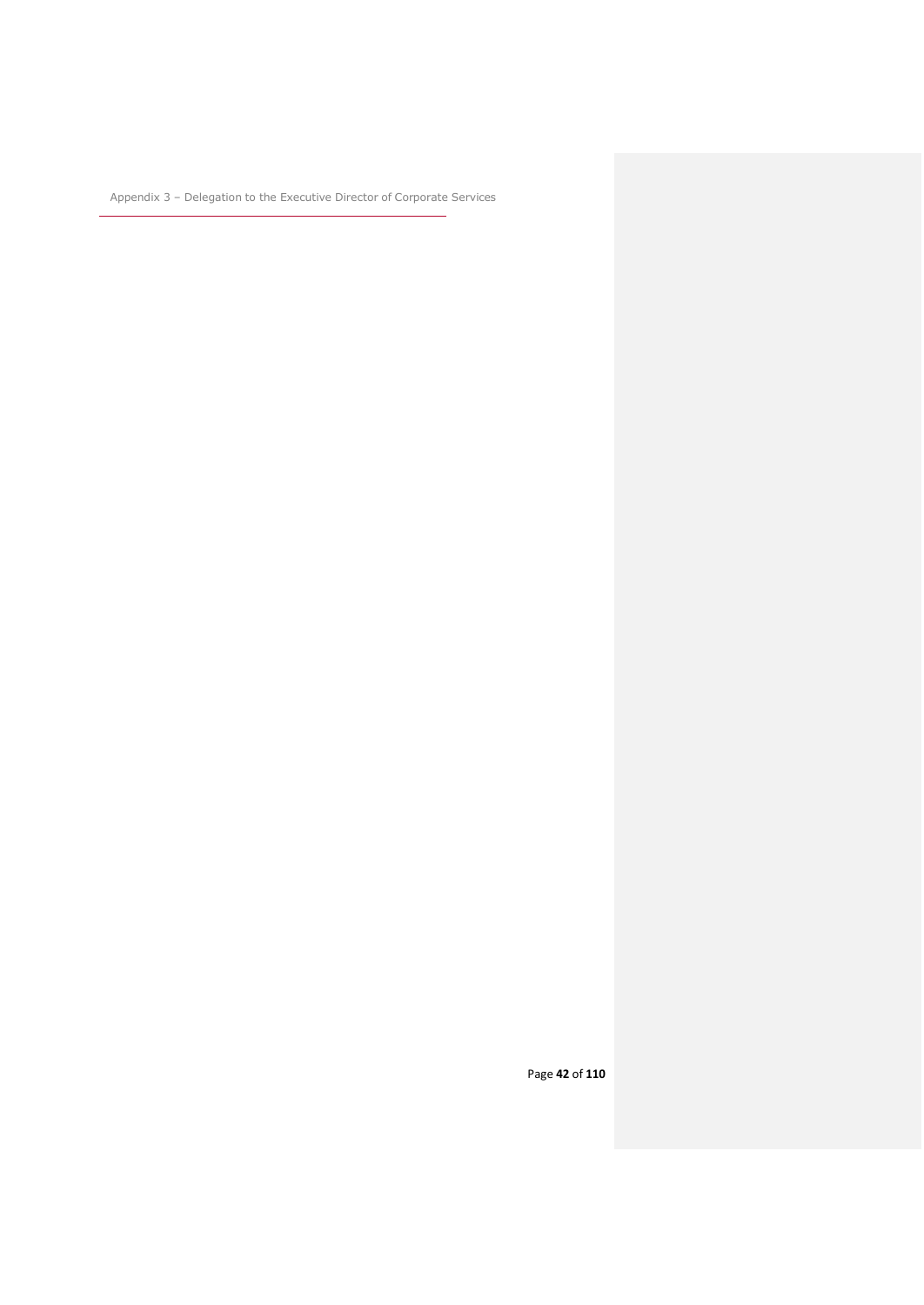# Appendix 3 – Delegation to the Executive Director of Corporate Services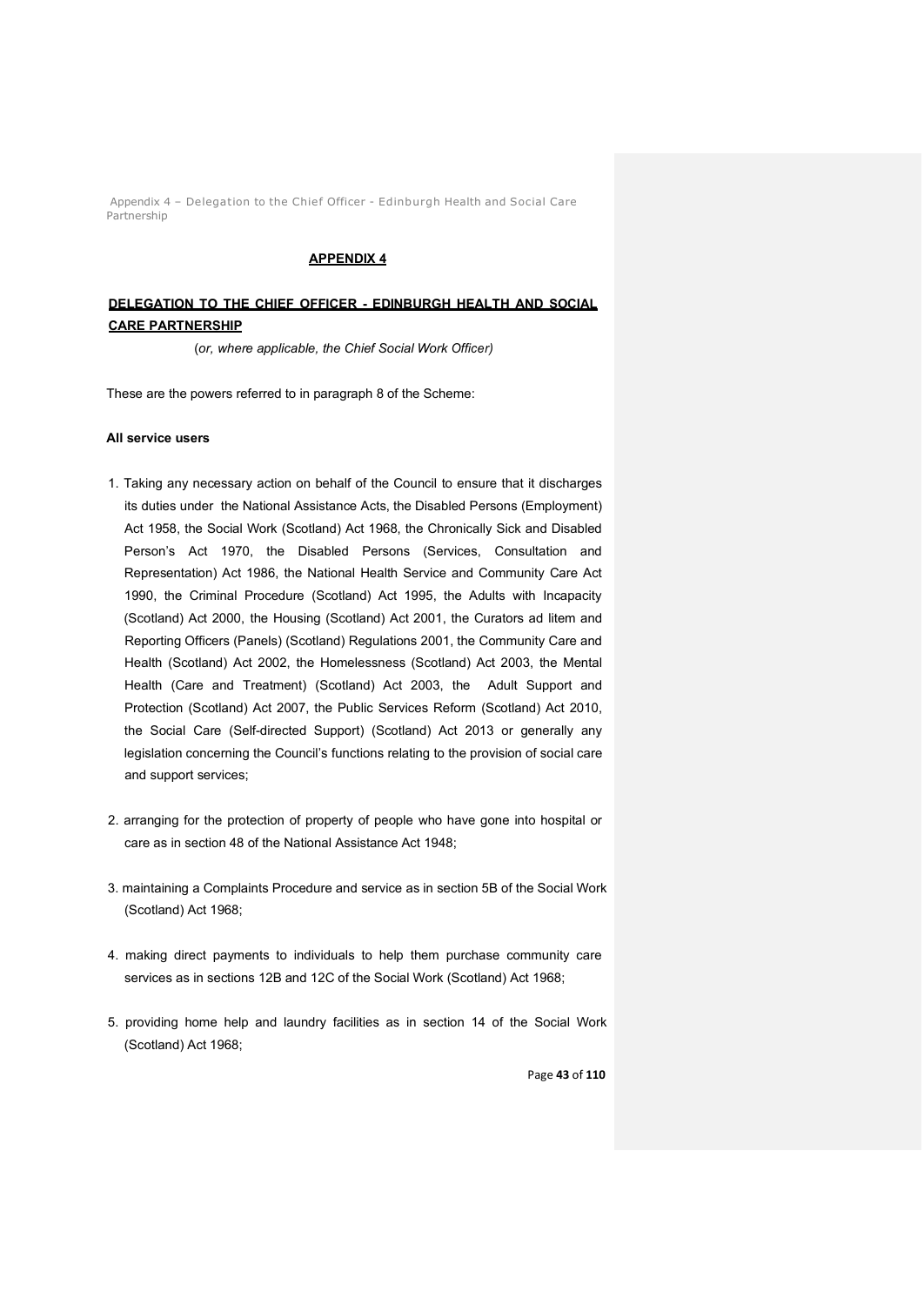## APPENDIX 4

## DELEGATION TO THE CHIEF OFFICER - EDINBURGH HEALTH AND SOCIAL CARE PARTNERSHIP

(*or, where applicable, the Chief Social Work Officer)*

These are the powers referred to in paragraph 8 of the Scheme:

**All service users**

1. Taking any necessary action on behalf of the Council to ensure that it discharges its duties under the National Assistance Acts, the Disabled Persons (Employment) Act 1958, the Social Work (Scotland) Act 1968, the Chronically Sick and Disabled Person's Act 1970, the Disabled Persons (Services, Consultation and Representation) Act 1986, the National Health Service and Community Care Act 1990, the Criminal Procedure (Scotland) Act 1995, the Adults with Incapacity (Scotland) Act 2000, the Housing (Scotland) Act 2001, the Curators ad litem and Reporting Officers (Panels) (Scotland) Regulations 2001, the Community Care and Health (Scotland) Act 2002, the Homelessness (Scotland) Act 2003, the Mental Health (Care and Treatment) (Scotland) Act 2003, the Adult Support and Protection (Scotland) Act 2007, the Public Services Reform (Scotland) Act 2010, the Social Care (Self-directed Support) (Scotland) Act 2013 or generally any legislation concerning the Council's functions relating to the provision of social care and support services;
2. arranging for the protection of property of people who have gone into hospital or care as in section 48 of the National Assistance Act 1948;
3. maintaining a Complaints Procedure and service as in section 5B of the Social Work (Scotland) Act 1968;
4. making direct payments to individuals to help them purchase community care services as in sections 12B and 12C of the Social Work (Scotland) Act 1968;
5. providing home help and laundry facilities as in section 14 of the Social Work (Scotland) Act 1968;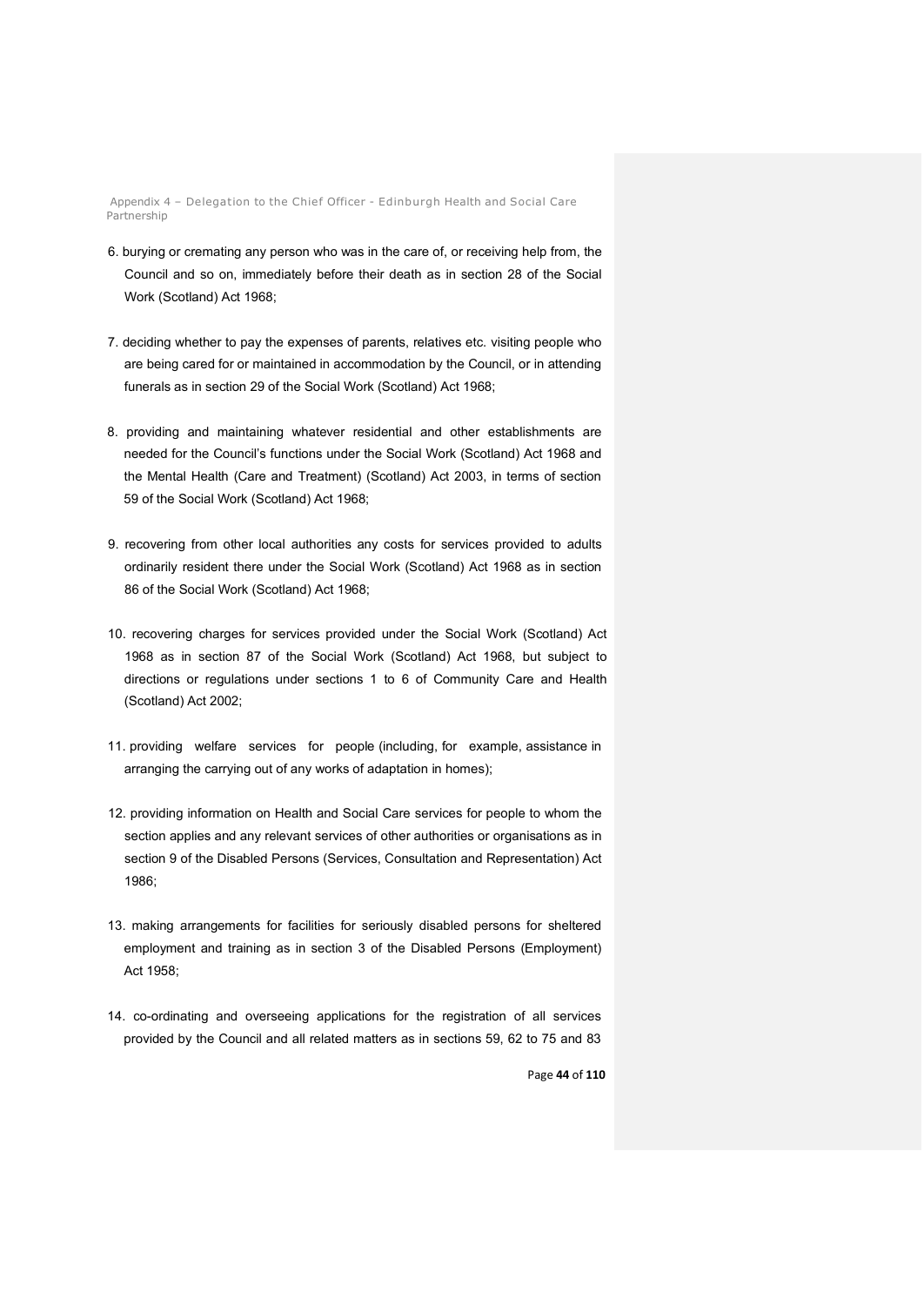6. burying or cremating any person who was in the care of, or receiving help from, the Council and so on, immediately before their death as in section 28 of the Social Work (Scotland) Act 1968;

7. deciding whether to pay the expenses of parents, relatives etc. visiting people who are being cared for or maintained in accommodation by the Council, or in attending funerals as in section 29 of the Social Work (Scotland) Act 1968;

8. providing and maintaining whatever residential and other establishments are needed for the Council's functions under the Social Work (Scotland) Act 1968 and the Mental Health (Care and Treatment) (Scotland) Act 2003, in terms of section 59 of the Social Work (Scotland) Act 1968;

9. recovering from other local authorities any costs for services provided to adults ordinarily resident there under the Social Work (Scotland) Act 1968 as in section 86 of the Social Work (Scotland) Act 1968;

10. recovering charges for services provided under the Social Work (Scotland) Act 1968 as in section 87 of the Social Work (Scotland) Act 1968, but subject to directions or regulations under sections 1 to 6 of Community Care and Health (Scotland) Act 2002;

11. providing welfare services for people (including, for example, assistance in arranging the carrying out of any works of adaptation in homes);

12. providing information on Health and Social Care services for people to whom the section applies and any relevant services of other authorities or organisations as in section 9 of the Disabled Persons (Services, Consultation and Representation) Act 1986;

13. making arrangements for facilities for seriously disabled persons for sheltered employment and training as in section 3 of the Disabled Persons (Employment) Act 1958;

14. co-ordinating and overseeing applications for the registration of all services provided by the Council and all related matters as in sections 59, 62 to 75 and 83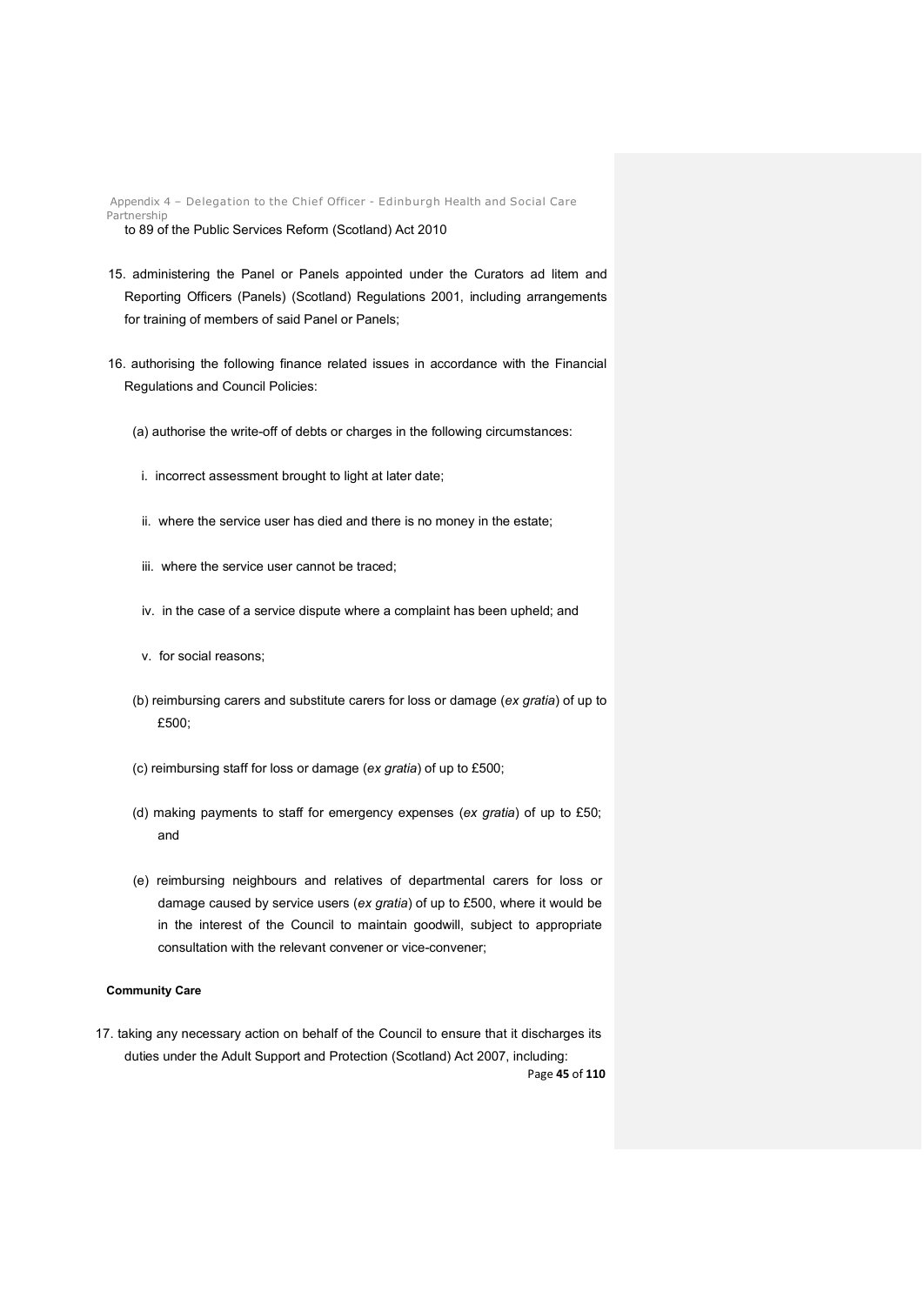to 89 of the Public Services Reform (Scotland) Act 2010

15. administering the Panel or Panels appointed under the Curators ad litem and Reporting Officers (Panels) (Scotland) Regulations 2001, including arrangements for training of members of said Panel or Panels;

16. authorising the following finance related issues in accordance with the Financial Regulations and Council Policies:

    (a) authorise the write-off of debts or charges in the following circumstances:

    i. incorrect assessment brought to light at later date;

    ii. where the service user has died and there is no money in the estate;

    iii. where the service user cannot be traced;

    iv. in the case of a service dispute where a complaint has been upheld; and

    v. for social reasons;

    (b) reimbursing carers and substitute carers for loss or damage (*ex gratia*) of up to £500;

    (c) reimbursing staff for loss or damage (*ex gratia*) of up to £500;

    (d) making payments to staff for emergency expenses (*ex gratia*) of up to £50; and

    (e) reimbursing neighbours and relatives of departmental carers for loss or damage caused by service users (*ex gratia*) of up to £500, where it would be in the interest of the Council to maintain goodwill, subject to appropriate consultation with the relevant convener or vice-convener;

**Community Care**

17. taking any necessary action on behalf of the Council to ensure that it discharges its duties under the Adult Support and Protection (Scotland) Act 2007, including: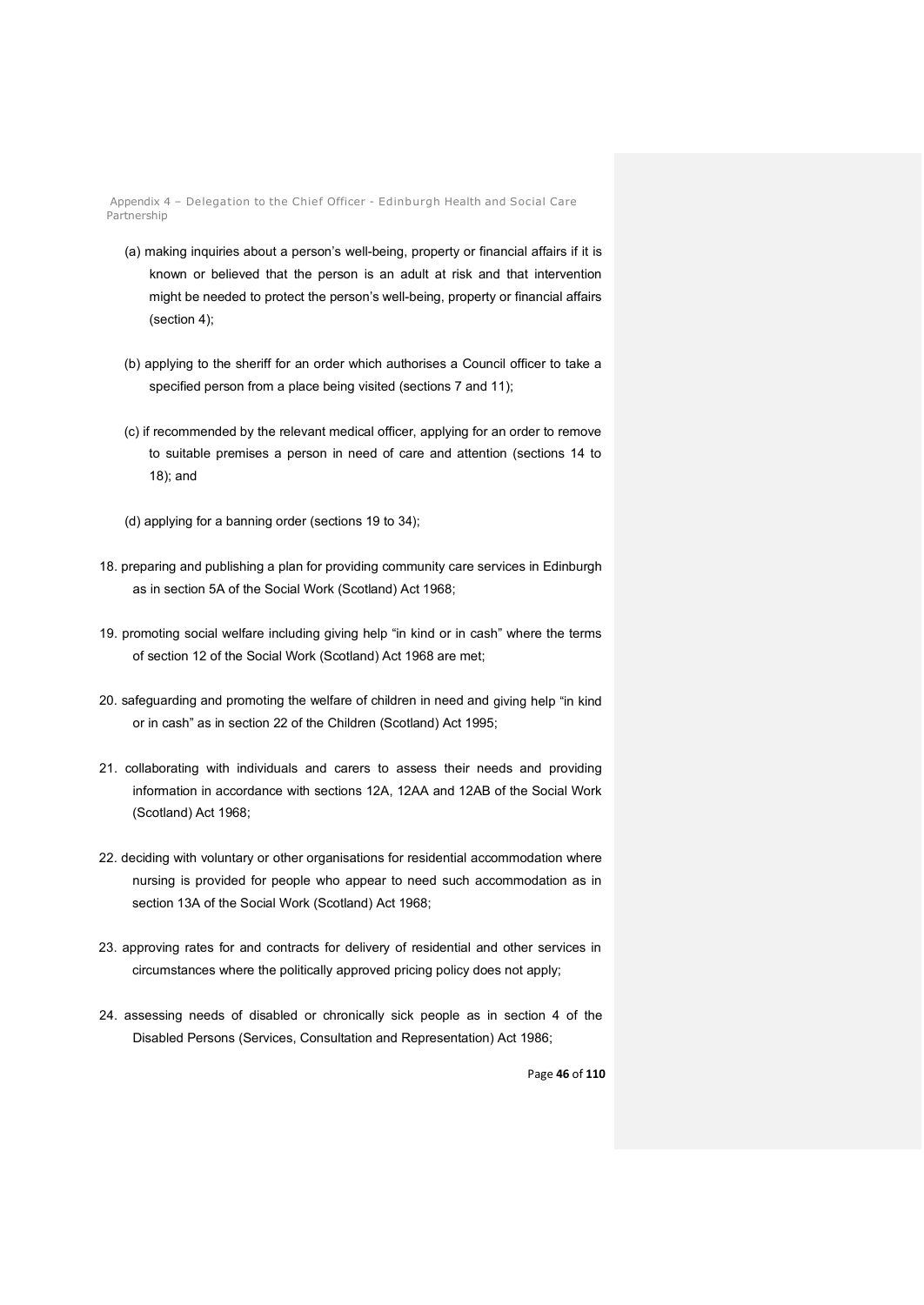(a) making inquiries about a person's well-being, property or financial affairs if it is known or believed that the person is an adult at risk and that intervention might be needed to protect the person's well-being, property or financial affairs (section 4);

(b) applying to the sheriff for an order which authorises a Council officer to take a specified person from a place being visited (sections 7 and 11);

(c) if recommended by the relevant medical officer, applying for an order to remove to suitable premises a person in need of care and attention (sections 14 to 18); and

(d) applying for a banning order (sections 19 to 34);

18. preparing and publishing a plan for providing community care services in Edinburgh as in section 5A of the Social Work (Scotland) Act 1968;

19. promoting social welfare including giving help "in kind or in cash" where the terms of section 12 of the Social Work (Scotland) Act 1968 are met;

20. safeguarding and promoting the welfare of children in need and giving help "in kind or in cash" as in section 22 of the Children (Scotland) Act 1995;

21. collaborating with individuals and carers to assess their needs and providing information in accordance with sections 12A, 12AA and 12AB of the Social Work (Scotland) Act 1968;

22. deciding with voluntary or other organisations for residential accommodation where nursing is provided for people who appear to need such accommodation as in section 13A of the Social Work (Scotland) Act 1968;

23. approving rates for and contracts for delivery of residential and other services in circumstances where the politically approved pricing policy does not apply;

24. assessing needs of disabled or chronically sick people as in section 4 of the Disabled Persons (Services, Consultation and Representation) Act 1986;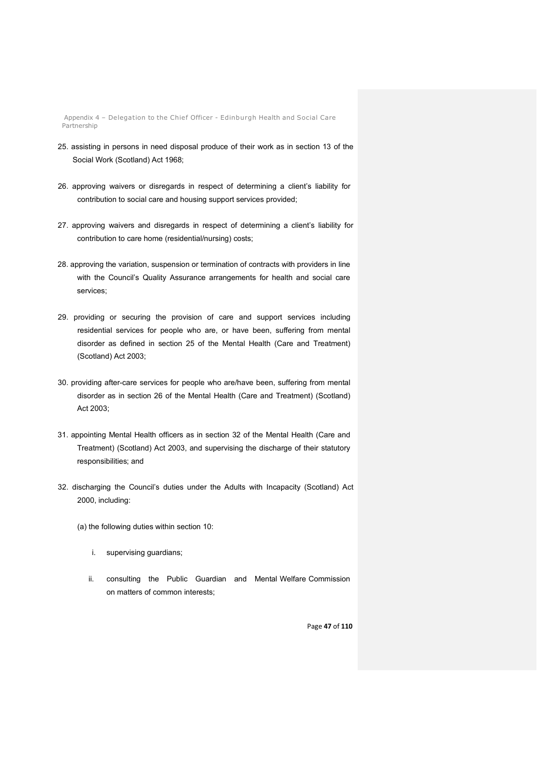25. assisting in persons in need disposal produce of their work as in section 13 of the Social Work (Scotland) Act 1968;

26. approving waivers or disregards in respect of determining a client's liability for contribution to social care and housing support services provided;

27. approving waivers and disregards in respect of determining a client's liability for contribution to care home (residential/nursing) costs;

28. approving the variation, suspension or termination of contracts with providers in line with the Council's Quality Assurance arrangements for health and social care services;

29. providing or securing the provision of care and support services including residential services for people who are, or have been, suffering from mental disorder as defined in section 25 of the Mental Health (Care and Treatment) (Scotland) Act 2003;

30. providing after-care services for people who are/have been, suffering from mental disorder as in section 26 of the Mental Health (Care and Treatment) (Scotland) Act 2003;

31. appointing Mental Health officers as in section 32 of the Mental Health (Care and Treatment) (Scotland) Act 2003, and supervising the discharge of their statutory responsibilities; and

32. discharging the Council's duties under the Adults with Incapacity (Scotland) Act 2000, including:

    (a) the following duties within section 10:

        i. supervising guardians;

        ii. consulting the Public Guardian and Mental Welfare Commission on matters of common interests;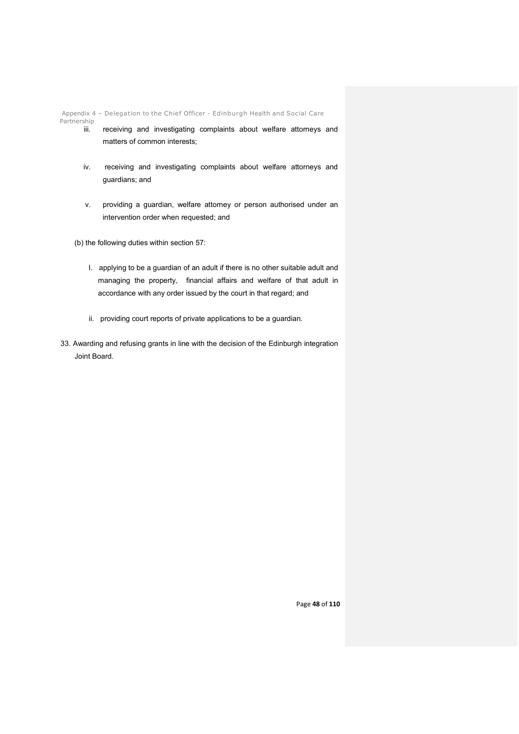iii. receiving and investigating complaints about welfare attorneys and matters of common interests;

iv. receiving and investigating complaints about welfare attorneys and guardians; and

v. providing a guardian, welfare attorney or person authorised under an intervention order when requested; and

(b) the following duties within section 57:

I. applying to be a guardian of an adult if there is no other suitable adult and managing the property, financial affairs and welfare of that adult in accordance with any order issued by the court in that regard; and

ii. providing court reports of private applications to be a guardian.

33. Awarding and refusing grants in line with the decision of the Edinburgh integration Joint Board.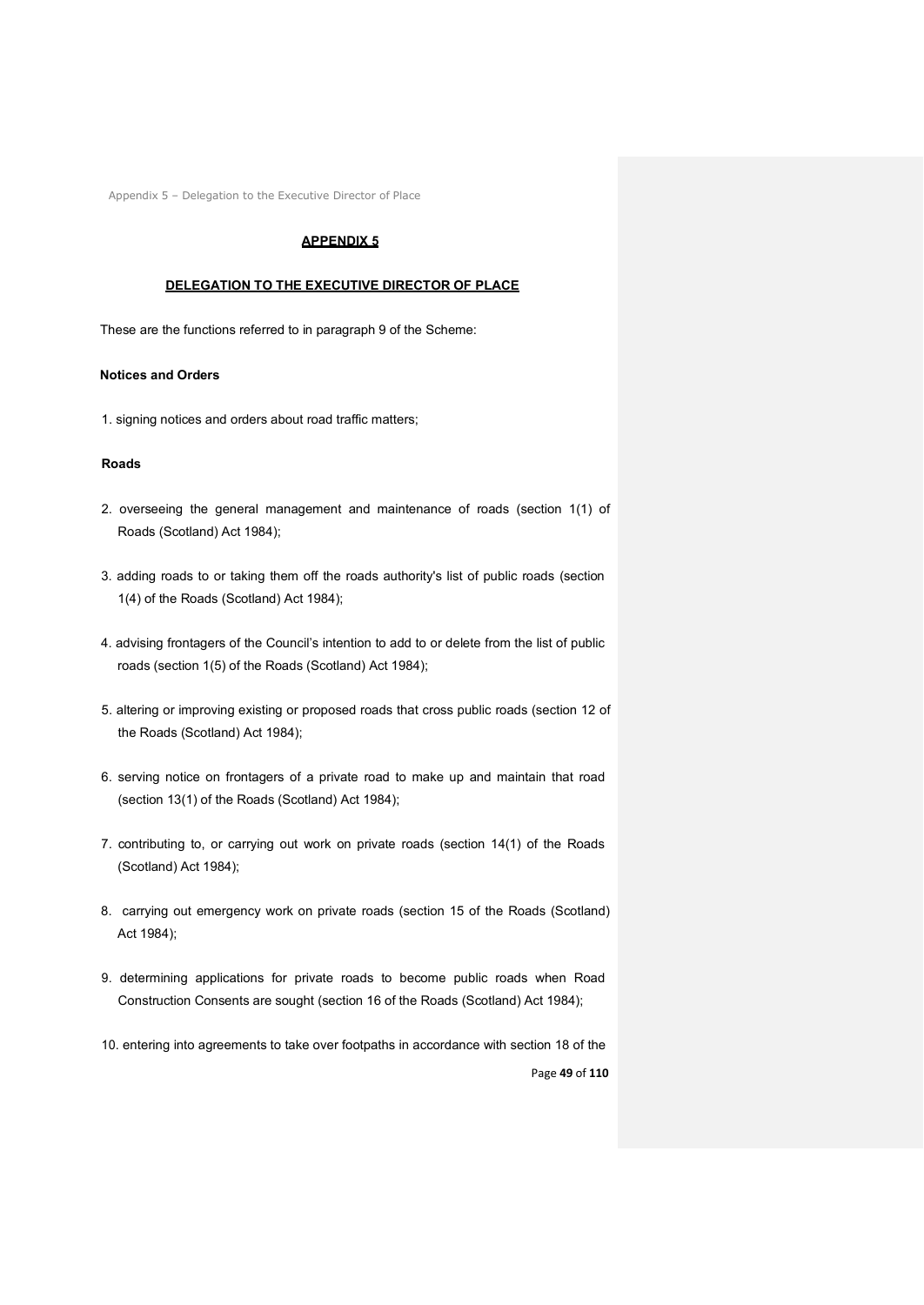# APPENDIX 5

## DELEGATION TO THE EXECUTIVE DIRECTOR OF PLACE

These are the functions referred to in paragraph 9 of the Scheme:

**Notices and Orders**

1. signing notices and orders about road traffic matters;

**Roads**

2. overseeing the general management and maintenance of roads (section 1(1) of Roads (Scotland) Act 1984);

3. adding roads to or taking them off the roads authority's list of public roads (section 1(4) of the Roads (Scotland) Act 1984);

4. advising frontagers of the Council's intention to add to or delete from the list of public roads (section 1(5) of the Roads (Scotland) Act 1984);

5. altering or improving existing or proposed roads that cross public roads (section 12 of the Roads (Scotland) Act 1984);

6. serving notice on frontagers of a private road to make up and maintain that road (section 13(1) of the Roads (Scotland) Act 1984);

7. contributing to, or carrying out work on private roads (section 14(1) of the Roads (Scotland) Act 1984);

8. carrying out emergency work on private roads (section 15 of the Roads (Scotland) Act 1984);

9. determining applications for private roads to become public roads when Road Construction Consents are sought (section 16 of the Roads (Scotland) Act 1984);

10. entering into agreements to take over footpaths in accordance with section 18 of the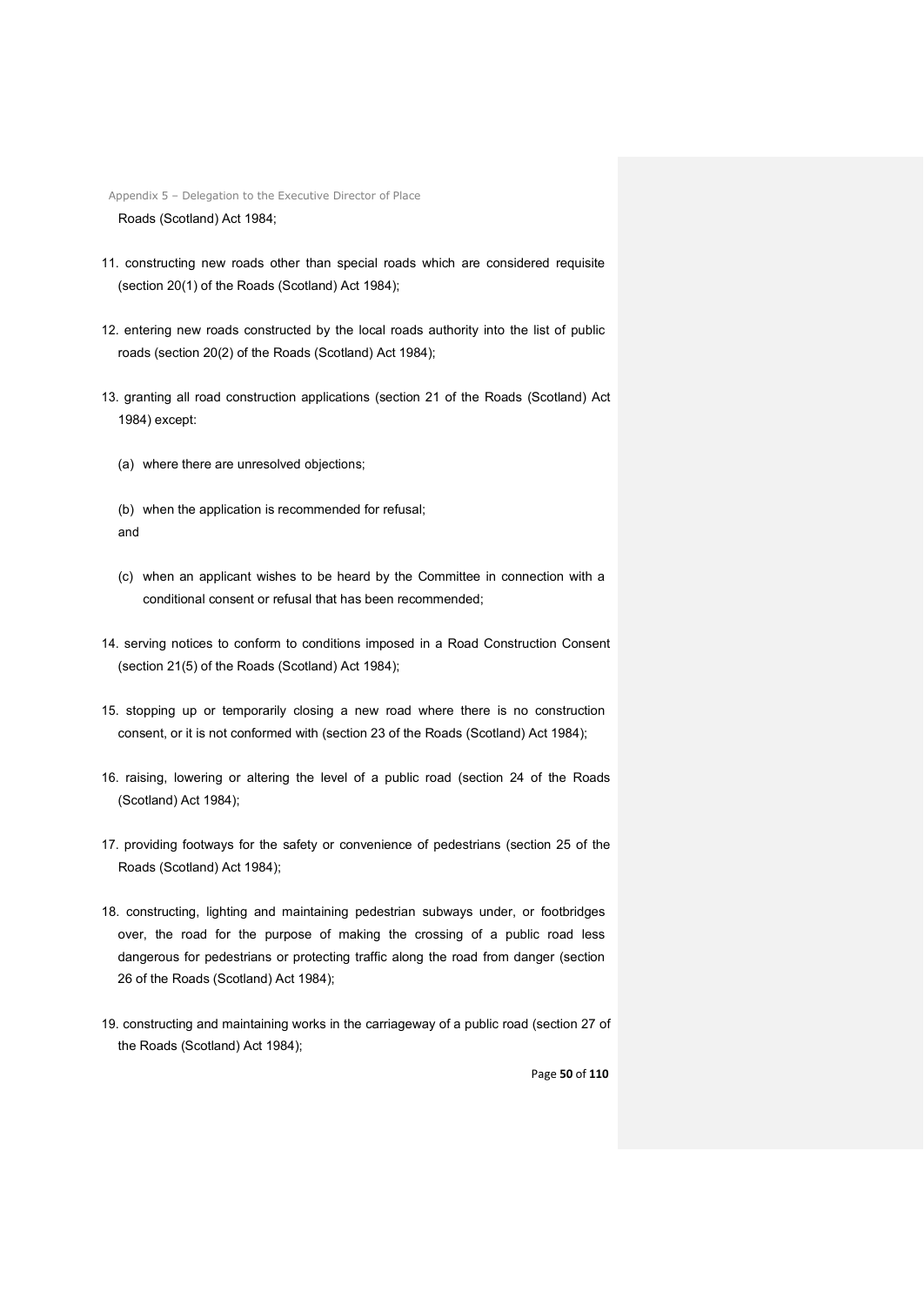Roads (Scotland) Act 1984;

11. constructing new roads other than special roads which are considered requisite (section 20(1) of the Roads (Scotland) Act 1984);

12. entering new roads constructed by the local roads authority into the list of public roads (section 20(2) of the Roads (Scotland) Act 1984);

13. granting all road construction applications (section 21 of the Roads (Scotland) Act 1984) except:

    (a) where there are unresolved objections;

    (b) when the application is recommended for refusal;
    and

    (c) when an applicant wishes to be heard by the Committee in connection with a conditional consent or refusal that has been recommended;

14. serving notices to conform to conditions imposed in a Road Construction Consent (section 21(5) of the Roads (Scotland) Act 1984);

15. stopping up or temporarily closing a new road where there is no construction consent, or it is not conformed with (section 23 of the Roads (Scotland) Act 1984);

16. raising, lowering or altering the level of a public road (section 24 of the Roads (Scotland) Act 1984);

17. providing footways for the safety or convenience of pedestrians (section 25 of the Roads (Scotland) Act 1984);

18. constructing, lighting and maintaining pedestrian subways under, or footbridges over, the road for the purpose of making the crossing of a public road less dangerous for pedestrians or protecting traffic along the road from danger (section 26 of the Roads (Scotland) Act 1984);

19. constructing and maintaining works in the carriageway of a public road (section 27 of the Roads (Scotland) Act 1984);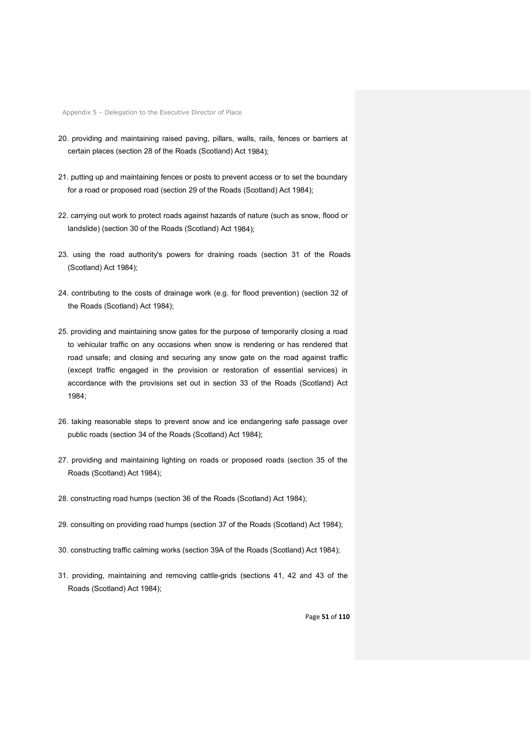20. providing and maintaining raised paving, pillars, walls, rails, fences or barriers at certain places (section 28 of the Roads (Scotland) Act 1984);

21. putting up and maintaining fences or posts to prevent access or to set the boundary for a road or proposed road (section 29 of the Roads (Scotland) Act 1984);

22. carrying out work to protect roads against hazards of nature (such as snow, flood or landslide) (section 30 of the Roads (Scotland) Act 1984);

23. using the road authority's powers for draining roads (section 31 of the Roads (Scotland) Act 1984);

24. contributing to the costs of drainage work (e.g. for flood prevention) (section 32 of the Roads (Scotland) Act 1984);

25. providing and maintaining snow gates for the purpose of temporarily closing a road to vehicular traffic on any occasions when snow is rendering or has rendered that road unsafe; and closing and securing any snow gate on the road against traffic (except traffic engaged in the provision or restoration of essential services) in accordance with the provisions set out in section 33 of the Roads (Scotland) Act 1984;

26. taking reasonable steps to prevent snow and ice endangering safe passage over public roads (section 34 of the Roads (Scotland) Act 1984);

27. providing and maintaining lighting on roads or proposed roads (section 35 of the Roads (Scotland) Act 1984);

28. constructing road humps (section 36 of the Roads (Scotland) Act 1984);

29. consulting on providing road humps (section 37 of the Roads (Scotland) Act 1984);

30. constructing traffic calming works (section 39A of the Roads (Scotland) Act 1984);

31. providing, maintaining and removing cattle-grids (sections 41, 42 and 43 of the Roads (Scotland) Act 1984);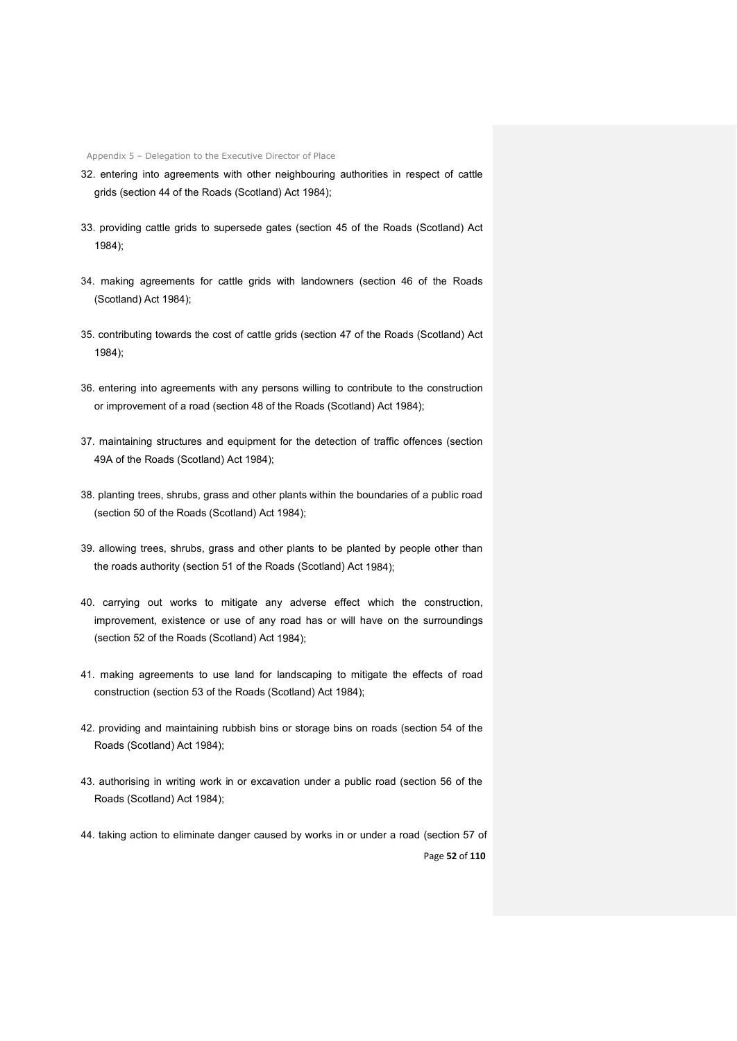32. entering into agreements with other neighbouring authorities in respect of cattle grids (section 44 of the Roads (Scotland) Act 1984);

33. providing cattle grids to supersede gates (section 45 of the Roads (Scotland) Act 1984);

34. making agreements for cattle grids with landowners (section 46 of the Roads (Scotland) Act 1984);

35. contributing towards the cost of cattle grids (section 47 of the Roads (Scotland) Act 1984);

36. entering into agreements with any persons willing to contribute to the construction or improvement of a road (section 48 of the Roads (Scotland) Act 1984);

37. maintaining structures and equipment for the detection of traffic offences (section 49A of the Roads (Scotland) Act 1984);

38. planting trees, shrubs, grass and other plants within the boundaries of a public road (section 50 of the Roads (Scotland) Act 1984);

39. allowing trees, shrubs, grass and other plants to be planted by people other than the roads authority (section 51 of the Roads (Scotland) Act 1984);

40. carrying out works to mitigate any adverse effect which the construction, improvement, existence or use of any road has or will have on the surroundings (section 52 of the Roads (Scotland) Act 1984);

41. making agreements to use land for landscaping to mitigate the effects of road construction (section 53 of the Roads (Scotland) Act 1984);

42. providing and maintaining rubbish bins or storage bins on roads (section 54 of the Roads (Scotland) Act 1984);

43. authorising in writing work in or excavation under a public road (section 56 of the Roads (Scotland) Act 1984);

44. taking action to eliminate danger caused by works in or under a road (section 57 of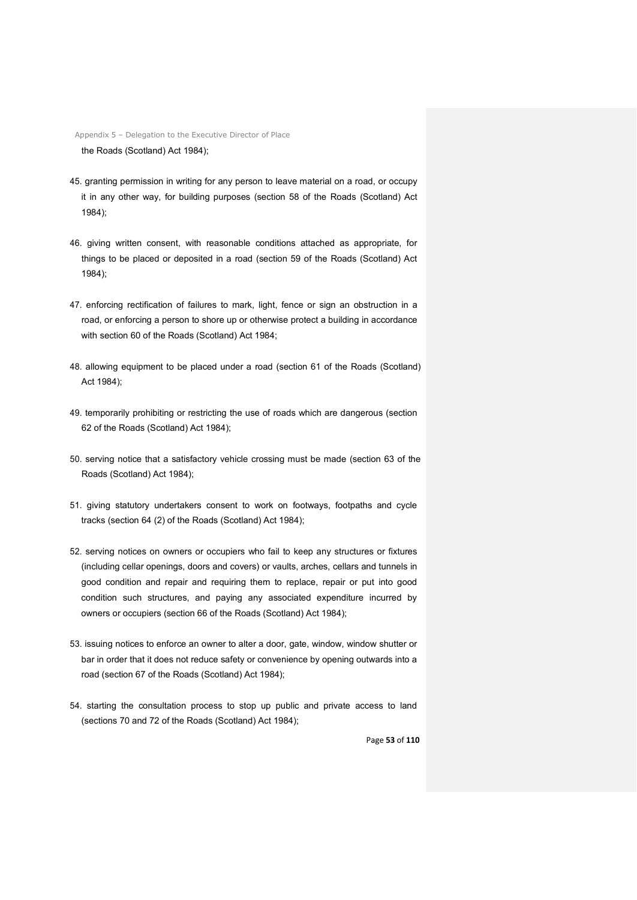the Roads (Scotland) Act 1984);

45. granting permission in writing for any person to leave material on a road, or occupy it in any other way, for building purposes (section 58 of the Roads (Scotland) Act 1984);

46. giving written consent, with reasonable conditions attached as appropriate, for things to be placed or deposited in a road (section 59 of the Roads (Scotland) Act 1984);

47. enforcing rectification of failures to mark, light, fence or sign an obstruction in a road, or enforcing a person to shore up or otherwise protect a building in accordance with section 60 of the Roads (Scotland) Act 1984;

48. allowing equipment to be placed under a road (section 61 of the Roads (Scotland) Act 1984);

49. temporarily prohibiting or restricting the use of roads which are dangerous (section 62 of the Roads (Scotland) Act 1984);

50. serving notice that a satisfactory vehicle crossing must be made (section 63 of the Roads (Scotland) Act 1984);

51. giving statutory undertakers consent to work on footways, footpaths and cycle tracks (section 64 (2) of the Roads (Scotland) Act 1984);

52. serving notices on owners or occupiers who fail to keep any structures or fixtures (including cellar openings, doors and covers) or vaults, arches, cellars and tunnels in good condition and repair and requiring them to replace, repair or put into good condition such structures, and paying any associated expenditure incurred by owners or occupiers (section 66 of the Roads (Scotland) Act 1984);

53. issuing notices to enforce an owner to alter a door, gate, window, window shutter or bar in order that it does not reduce safety or convenience by opening outwards into a road (section 67 of the Roads (Scotland) Act 1984);

54. starting the consultation process to stop up public and private access to land (sections 70 and 72 of the Roads (Scotland) Act 1984);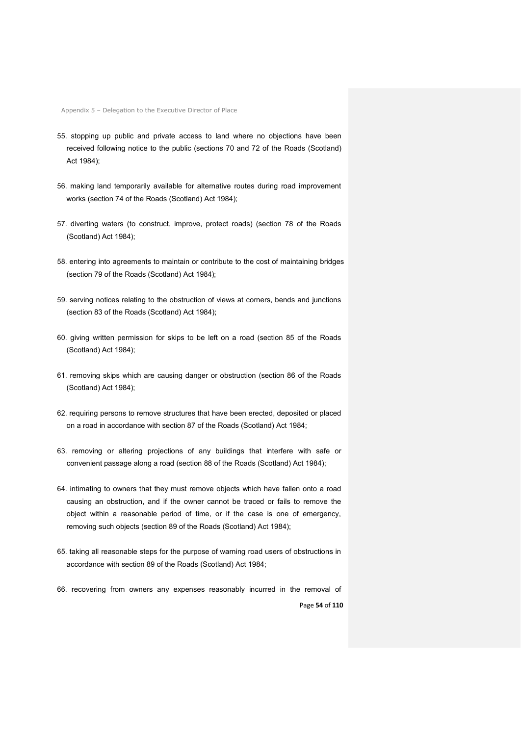55. stopping up public and private access to land where no objections have been received following notice to the public (sections 70 and 72 of the Roads (Scotland) Act 1984);

56. making land temporarily available for alternative routes during road improvement works (section 74 of the Roads (Scotland) Act 1984);

57. diverting waters (to construct, improve, protect roads) (section 78 of the Roads (Scotland) Act 1984);

58. entering into agreements to maintain or contribute to the cost of maintaining bridges (section 79 of the Roads (Scotland) Act 1984);

59. serving notices relating to the obstruction of views at corners, bends and junctions (section 83 of the Roads (Scotland) Act 1984);

60. giving written permission for skips to be left on a road (section 85 of the Roads (Scotland) Act 1984);

61. removing skips which are causing danger or obstruction (section 86 of the Roads (Scotland) Act 1984);

62. requiring persons to remove structures that have been erected, deposited or placed on a road in accordance with section 87 of the Roads (Scotland) Act 1984;

63. removing or altering projections of any buildings that interfere with safe or convenient passage along a road (section 88 of the Roads (Scotland) Act 1984);

64. intimating to owners that they must remove objects which have fallen onto a road causing an obstruction, and if the owner cannot be traced or fails to remove the object within a reasonable period of time, or if the case is one of emergency, removing such objects (section 89 of the Roads (Scotland) Act 1984);

65. taking all reasonable steps for the purpose of warning road users of obstructions in accordance with section 89 of the Roads (Scotland) Act 1984;

66. recovering from owners any expenses reasonably incurred in the removal of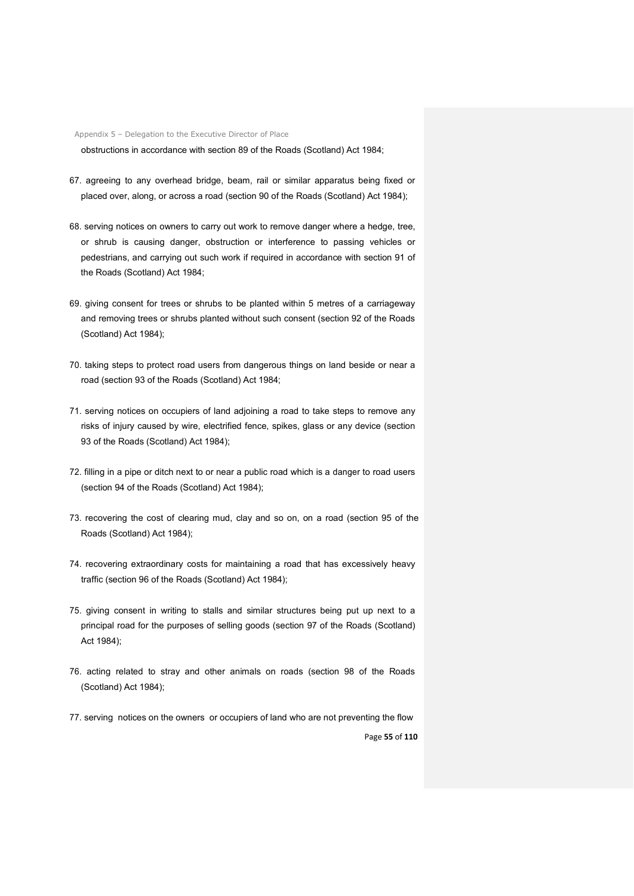obstructions in accordance with section 89 of the Roads (Scotland) Act 1984;

67. agreeing to any overhead bridge, beam, rail or similar apparatus being fixed or placed over, along, or across a road (section 90 of the Roads (Scotland) Act 1984);

68. serving notices on owners to carry out work to remove danger where a hedge, tree, or shrub is causing danger, obstruction or interference to passing vehicles or pedestrians, and carrying out such work if required in accordance with section 91 of the Roads (Scotland) Act 1984;

69. giving consent for trees or shrubs to be planted within 5 metres of a carriageway and removing trees or shrubs planted without such consent (section 92 of the Roads (Scotland) Act 1984);

70. taking steps to protect road users from dangerous things on land beside or near a road (section 93 of the Roads (Scotland) Act 1984;

71. serving notices on occupiers of land adjoining a road to take steps to remove any risks of injury caused by wire, electrified fence, spikes, glass or any device (section 93 of the Roads (Scotland) Act 1984);

72. filling in a pipe or ditch next to or near a public road which is a danger to road users (section 94 of the Roads (Scotland) Act 1984);

73. recovering the cost of clearing mud, clay and so on, on a road (section 95 of the Roads (Scotland) Act 1984);

74. recovering extraordinary costs for maintaining a road that has excessively heavy traffic (section 96 of the Roads (Scotland) Act 1984);

75. giving consent in writing to stalls and similar structures being put up next to a principal road for the purposes of selling goods (section 97 of the Roads (Scotland) Act 1984);

76. acting related to stray and other animals on roads (section 98 of the Roads (Scotland) Act 1984);

77. serving notices on the owners or occupiers of land who are not preventing the flow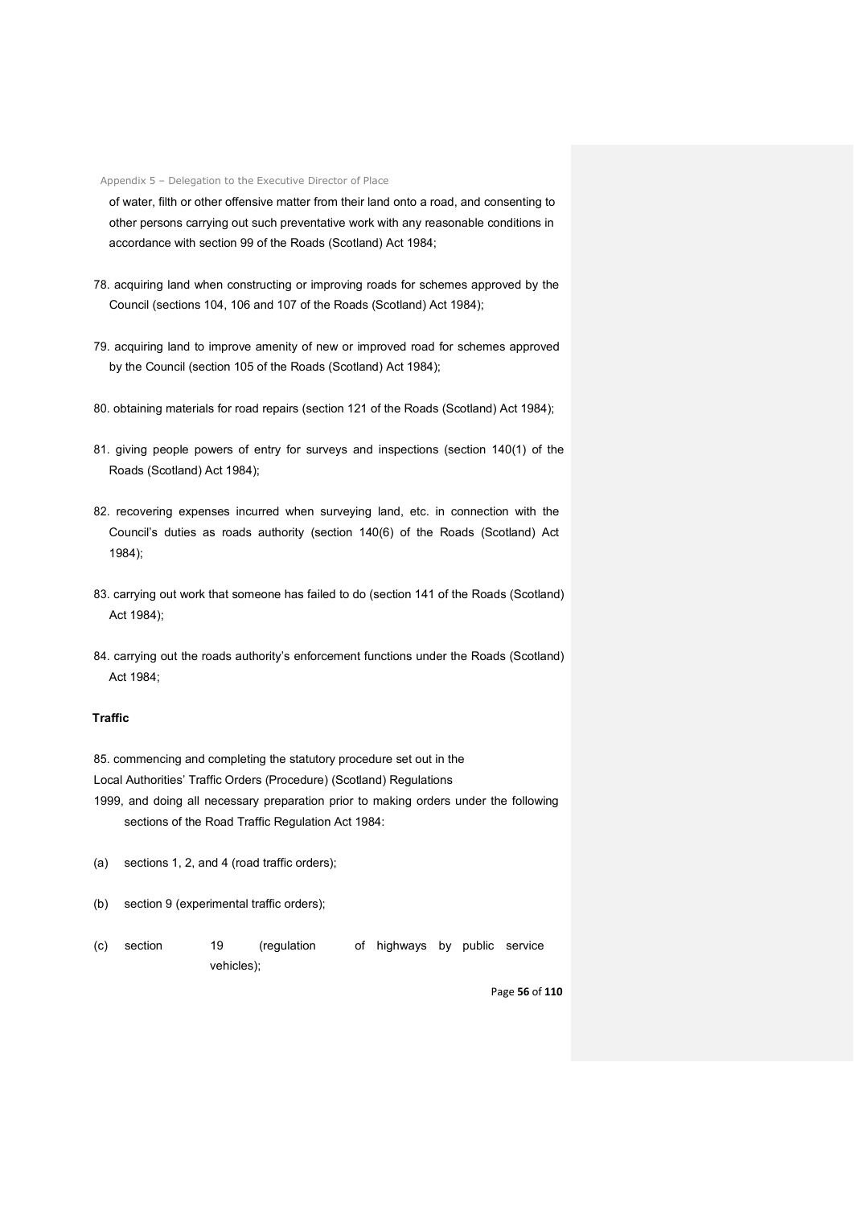of water, filth or other offensive matter from their land onto a road, and consenting to other persons carrying out such preventative work with any reasonable conditions in accordance with section 99 of the Roads (Scotland) Act 1984;

78. acquiring land when constructing or improving roads for schemes approved by the Council (sections 104, 106 and 107 of the Roads (Scotland) Act 1984);

79. acquiring land to improve amenity of new or improved road for schemes approved by the Council (section 105 of the Roads (Scotland) Act 1984);

80. obtaining materials for road repairs (section 121 of the Roads (Scotland) Act 1984);

81. giving people powers of entry for surveys and inspections (section 140(1) of the Roads (Scotland) Act 1984);

82. recovering expenses incurred when surveying land, etc. in connection with the Council's duties as roads authority (section 140(6) of the Roads (Scotland) Act 1984);

83. carrying out work that someone has failed to do (section 141 of the Roads (Scotland) Act 1984);

84. carrying out the roads authority's enforcement functions under the Roads (Scotland) Act 1984;

**Traffic**

85. commencing and completing the statutory procedure set out in the Local Authorities' Traffic Orders (Procedure) (Scotland) Regulations 1999, and doing all necessary preparation prior to making orders under the following sections of the Road Traffic Regulation Act 1984:

(a) sections 1, 2, and 4 (road traffic orders);

(b) section 9 (experimental traffic orders);

(c) section 19 (regulation of highways by public service vehicles);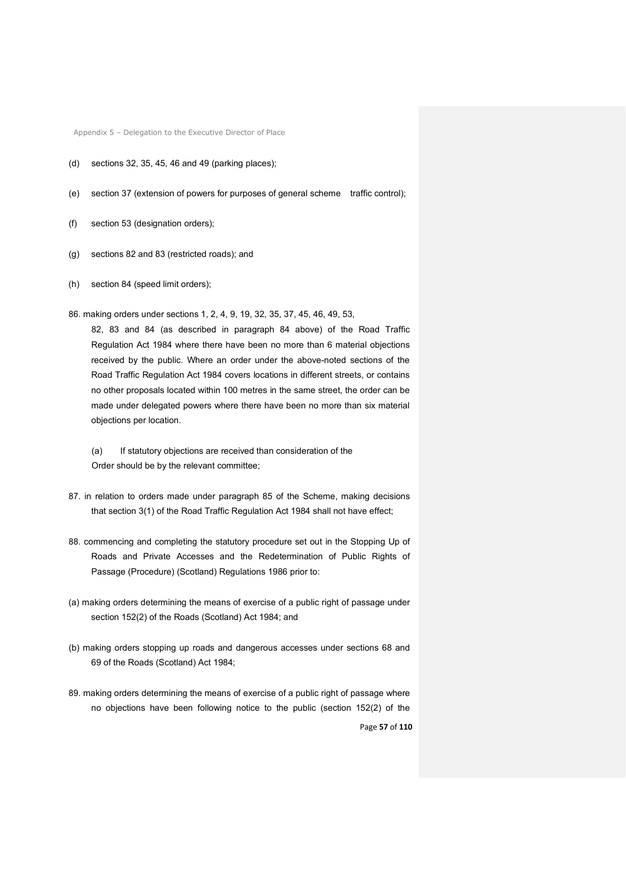(d) sections 32, 35, 45, 46 and 49 (parking places);

(e) section 37 (extension of powers for purposes of general scheme traffic control);

(f) section 53 (designation orders);

(g) sections 82 and 83 (restricted roads); and

(h) section 84 (speed limit orders);

86. making orders under sections 1, 2, 4, 9, 19, 32, 35, 37, 45, 46, 49, 53, 82, 83 and 84 (as described in paragraph 84 above) of the Road Traffic Regulation Act 1984 where there have been no more than 6 material objections received by the public. Where an order under the above-noted sections of the Road Traffic Regulation Act 1984 covers locations in different streets, or contains no other proposals located within 100 metres in the same street, the order can be made under delegated powers where there have been no more than six material objections per location.

   (a) If statutory objections are received than consideration of the Order should be by the relevant committee;

87. in relation to orders made under paragraph 85 of the Scheme, making decisions that section 3(1) of the Road Traffic Regulation Act 1984 shall not have effect;

88. commencing and completing the statutory procedure set out in the Stopping Up of Roads and Private Accesses and the Redetermination of Public Rights of Passage (Procedure) (Scotland) Regulations 1986 prior to:

(a) making orders determining the means of exercise of a public right of passage under section 152(2) of the Roads (Scotland) Act 1984; and

(b) making orders stopping up roads and dangerous accesses under sections 68 and 69 of the Roads (Scotland) Act 1984;

89. making orders determining the means of exercise of a public right of passage where no objections have been following notice to the public (section 152(2) of the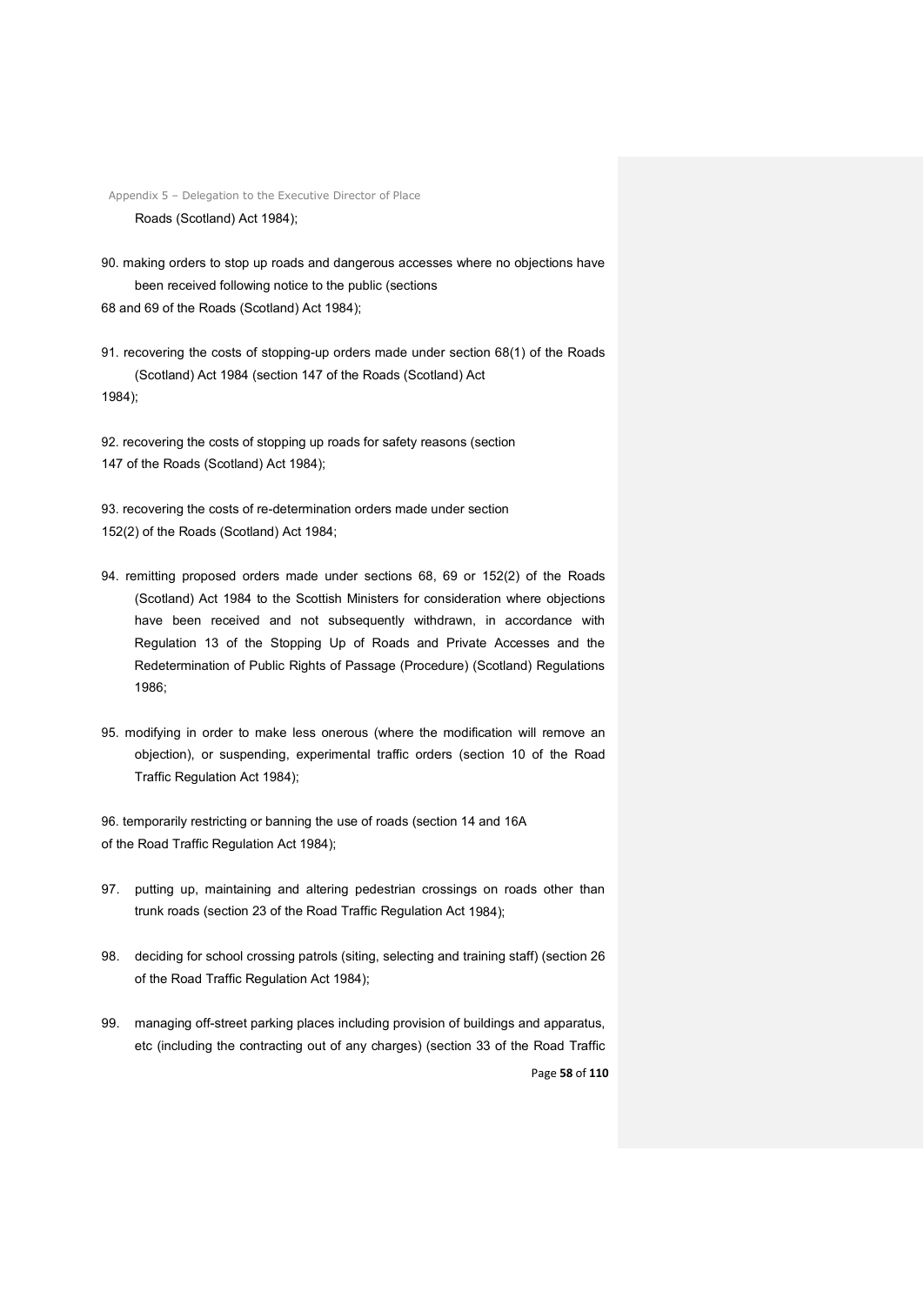Roads (Scotland) Act 1984);

90. making orders to stop up roads and dangerous accesses where no objections have been received following notice to the public (sections 68 and 69 of the Roads (Scotland) Act 1984);

91. recovering the costs of stopping-up orders made under section 68(1) of the Roads (Scotland) Act 1984 (section 147 of the Roads (Scotland) Act 1984);

92. recovering the costs of stopping up roads for safety reasons (section 147 of the Roads (Scotland) Act 1984);

93. recovering the costs of re-determination orders made under section 152(2) of the Roads (Scotland) Act 1984;

94. remitting proposed orders made under sections 68, 69 or 152(2) of the Roads (Scotland) Act 1984 to the Scottish Ministers for consideration where objections have been received and not subsequently withdrawn, in accordance with Regulation 13 of the Stopping Up of Roads and Private Accesses and the Redetermination of Public Rights of Passage (Procedure) (Scotland) Regulations 1986;

95. modifying in order to make less onerous (where the modification will remove an objection), or suspending, experimental traffic orders (section 10 of the Road Traffic Regulation Act 1984);

96. temporarily restricting or banning the use of roads (section 14 and 16A of the Road Traffic Regulation Act 1984);

97. putting up, maintaining and altering pedestrian crossings on roads other than trunk roads (section 23 of the Road Traffic Regulation Act 1984);

98. deciding for school crossing patrols (siting, selecting and training staff) (section 26 of the Road Traffic Regulation Act 1984);

99. managing off-street parking places including provision of buildings and apparatus, etc (including the contracting out of any charges) (section 33 of the Road Traffic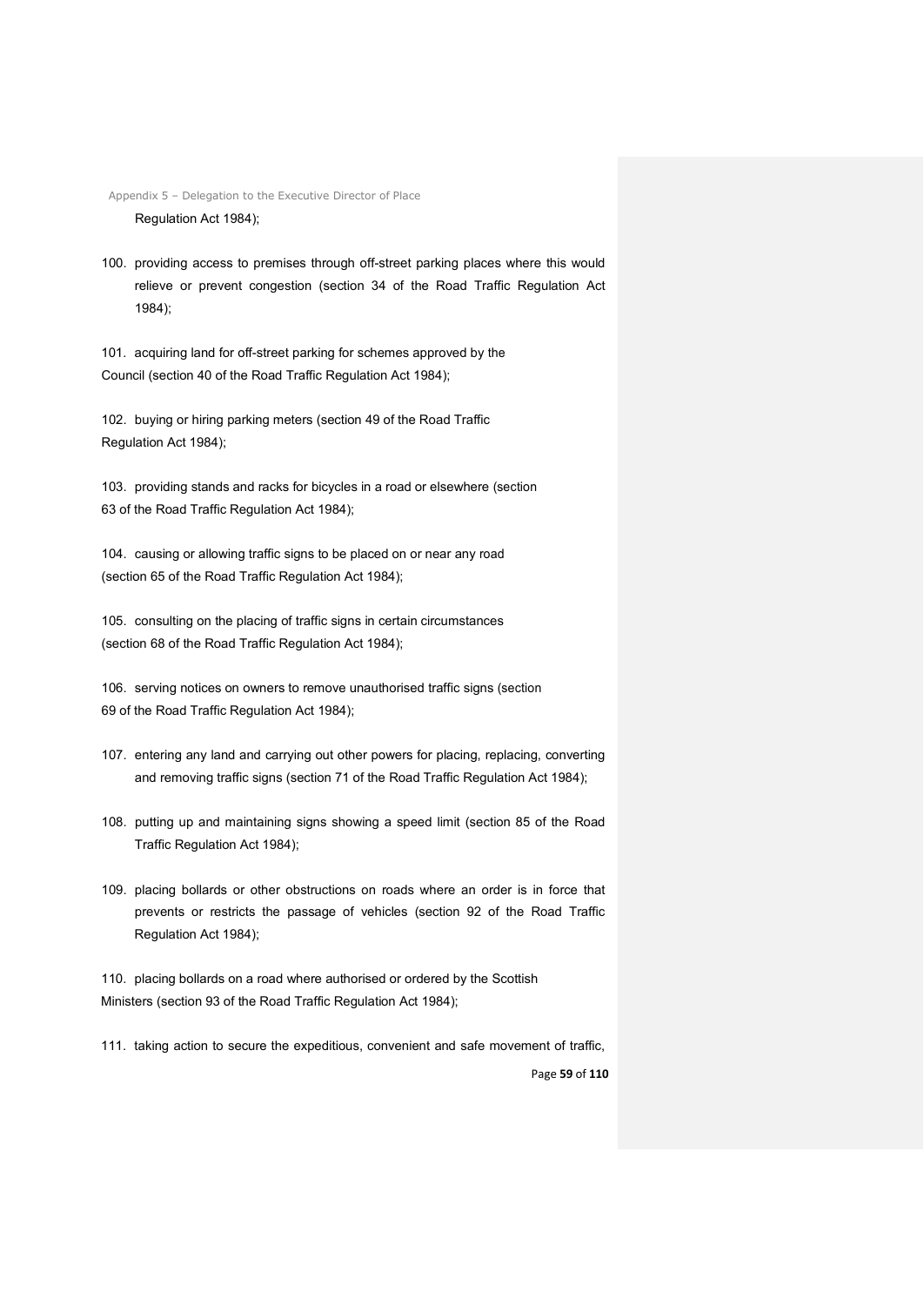Regulation Act 1984);

100. providing access to premises through off-street parking places where this would relieve or prevent congestion (section 34 of the Road Traffic Regulation Act 1984);

101. acquiring land for off-street parking for schemes approved by the Council (section 40 of the Road Traffic Regulation Act 1984);

102. buying or hiring parking meters (section 49 of the Road Traffic Regulation Act 1984);

103. providing stands and racks for bicycles in a road or elsewhere (section 63 of the Road Traffic Regulation Act 1984);

104. causing or allowing traffic signs to be placed on or near any road (section 65 of the Road Traffic Regulation Act 1984);

105. consulting on the placing of traffic signs in certain circumstances (section 68 of the Road Traffic Regulation Act 1984);

106. serving notices on owners to remove unauthorised traffic signs (section 69 of the Road Traffic Regulation Act 1984);

107. entering any land and carrying out other powers for placing, replacing, converting and removing traffic signs (section 71 of the Road Traffic Regulation Act 1984);

108. putting up and maintaining signs showing a speed limit (section 85 of the Road Traffic Regulation Act 1984);

109. placing bollards or other obstructions on roads where an order is in force that prevents or restricts the passage of vehicles (section 92 of the Road Traffic Regulation Act 1984);

110. placing bollards on a road where authorised or ordered by the Scottish Ministers (section 93 of the Road Traffic Regulation Act 1984);

111. taking action to secure the expeditious, convenient and safe movement of traffic,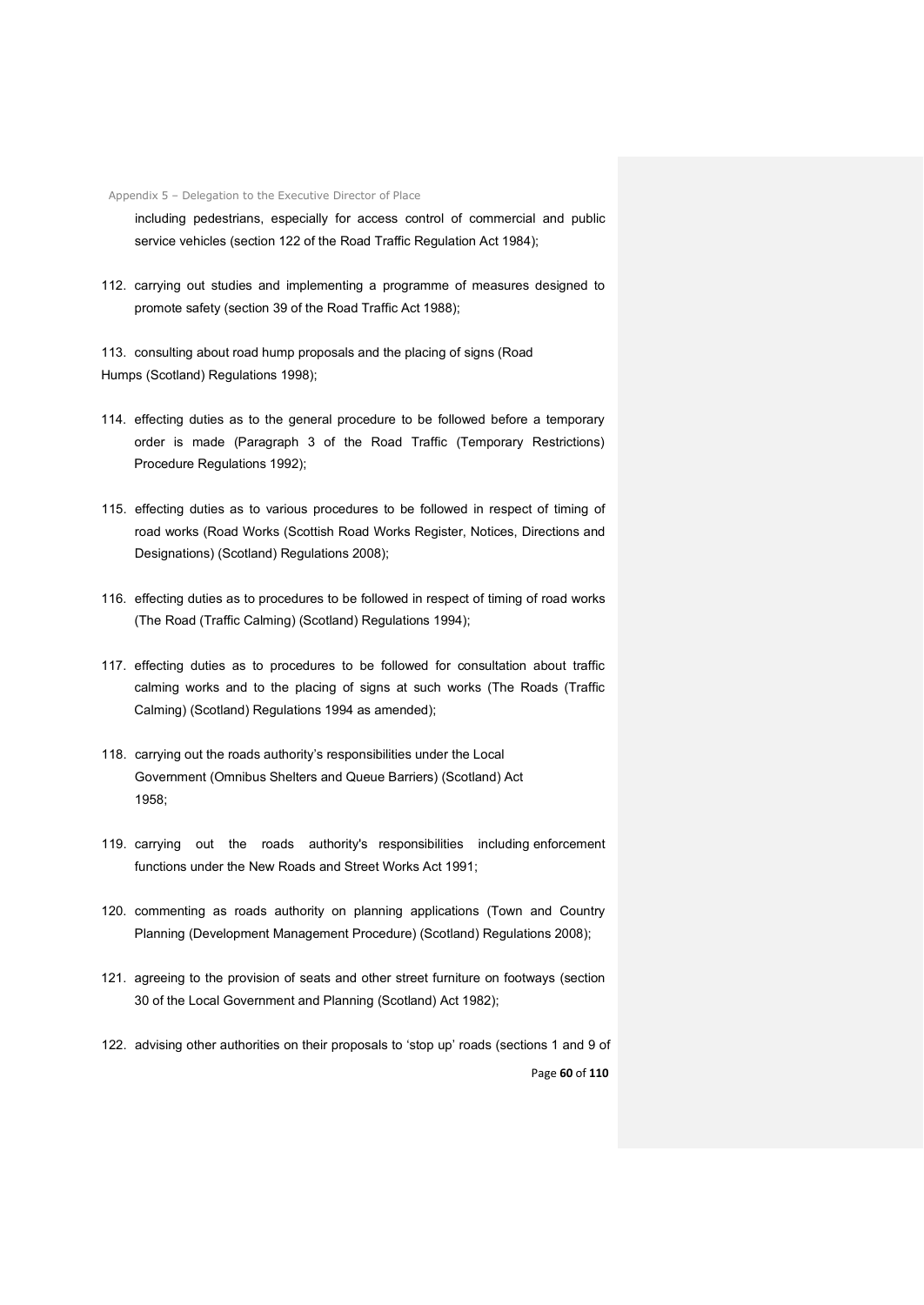including pedestrians, especially for access control of commercial and public service vehicles (section 122 of the Road Traffic Regulation Act 1984);

112. carrying out studies and implementing a programme of measures designed to promote safety (section 39 of the Road Traffic Act 1988);

113. consulting about road hump proposals and the placing of signs (Road Humps (Scotland) Regulations 1998);

114. effecting duties as to the general procedure to be followed before a temporary order is made (Paragraph 3 of the Road Traffic (Temporary Restrictions) Procedure Regulations 1992);

115. effecting duties as to various procedures to be followed in respect of timing of road works (Road Works (Scottish Road Works Register, Notices, Directions and Designations) (Scotland) Regulations 2008);

116. effecting duties as to procedures to be followed in respect of timing of road works (The Road (Traffic Calming) (Scotland) Regulations 1994);

117. effecting duties as to procedures to be followed for consultation about traffic calming works and to the placing of signs at such works (The Roads (Traffic Calming) (Scotland) Regulations 1994 as amended);

118. carrying out the roads authority's responsibilities under the Local Government (Omnibus Shelters and Queue Barriers) (Scotland) Act 1958;

119. carrying out the roads authority's responsibilities including enforcement functions under the New Roads and Street Works Act 1991;

120. commenting as roads authority on planning applications (Town and Country Planning (Development Management Procedure) (Scotland) Regulations 2008);

121. agreeing to the provision of seats and other street furniture on footways (section 30 of the Local Government and Planning (Scotland) Act 1982);

122. advising other authorities on their proposals to 'stop up' roads (sections 1 and 9 of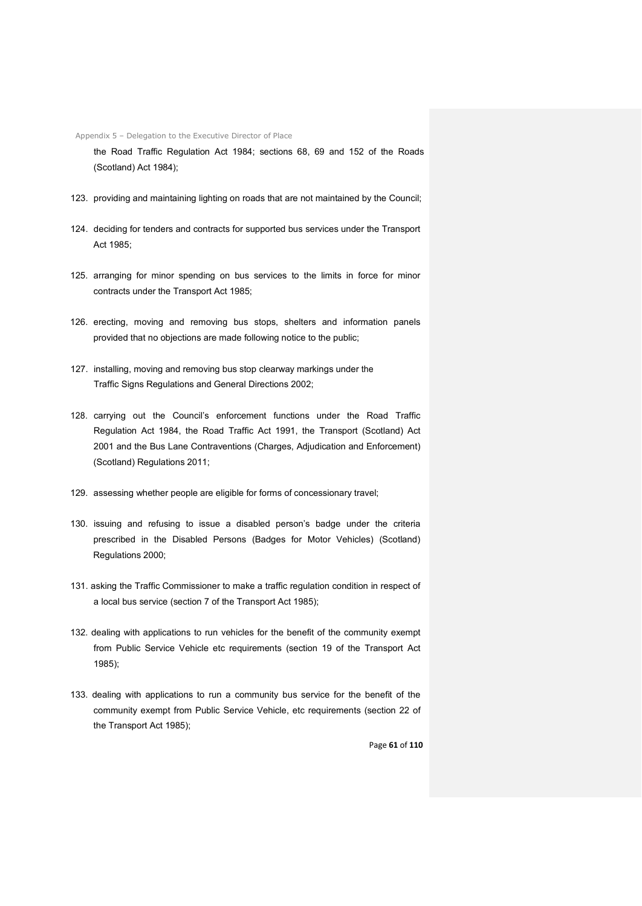the Road Traffic Regulation Act 1984; sections 68, 69 and 152 of the Roads (Scotland) Act 1984);

123. providing and maintaining lighting on roads that are not maintained by the Council;

124. deciding for tenders and contracts for supported bus services under the Transport Act 1985;

125. arranging for minor spending on bus services to the limits in force for minor contracts under the Transport Act 1985;

126. erecting, moving and removing bus stops, shelters and information panels provided that no objections are made following notice to the public;

127. installing, moving and removing bus stop clearway markings under the Traffic Signs Regulations and General Directions 2002;

128. carrying out the Council's enforcement functions under the Road Traffic Regulation Act 1984, the Road Traffic Act 1991, the Transport (Scotland) Act 2001 and the Bus Lane Contraventions (Charges, Adjudication and Enforcement) (Scotland) Regulations 2011;

129. assessing whether people are eligible for forms of concessionary travel;

130. issuing and refusing to issue a disabled person's badge under the criteria prescribed in the Disabled Persons (Badges for Motor Vehicles) (Scotland) Regulations 2000;

131. asking the Traffic Commissioner to make a traffic regulation condition in respect of a local bus service (section 7 of the Transport Act 1985);

132. dealing with applications to run vehicles for the benefit of the community exempt from Public Service Vehicle etc requirements (section 19 of the Transport Act 1985);

133. dealing with applications to run a community bus service for the benefit of the community exempt from Public Service Vehicle, etc requirements (section 22 of the Transport Act 1985);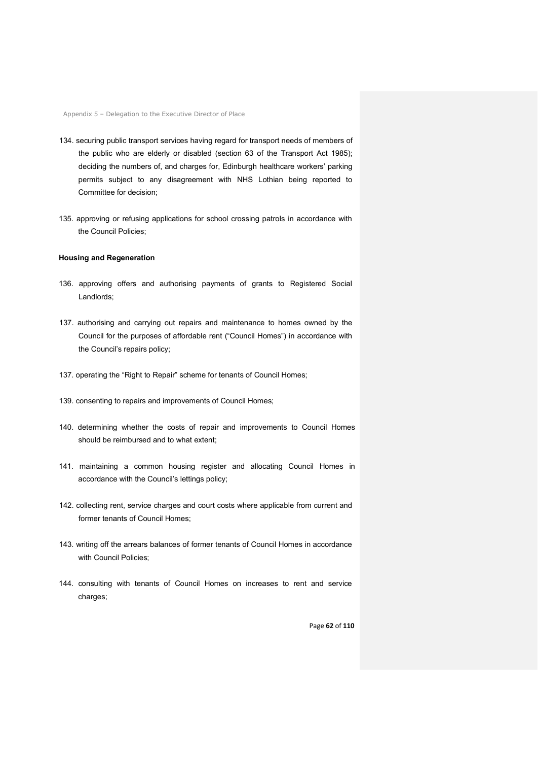134. securing public transport services having regard for transport needs of members of the public who are elderly or disabled (section 63 of the Transport Act 1985); deciding the numbers of, and charges for, Edinburgh healthcare workers' parking permits subject to any disagreement with NHS Lothian being reported to Committee for decision;

135. approving or refusing applications for school crossing patrols in accordance with the Council Policies;

**Housing and Regeneration**

136. approving offers and authorising payments of grants to Registered Social Landlords;

137. authorising and carrying out repairs and maintenance to homes owned by the Council for the purposes of affordable rent ("Council Homes") in accordance with the Council's repairs policy;

137. operating the "Right to Repair" scheme for tenants of Council Homes;

139. consenting to repairs and improvements of Council Homes;

140. determining whether the costs of repair and improvements to Council Homes should be reimbursed and to what extent;

141. maintaining a common housing register and allocating Council Homes in accordance with the Council's lettings policy;

142. collecting rent, service charges and court costs where applicable from current and former tenants of Council Homes;

143. writing off the arrears balances of former tenants of Council Homes in accordance with Council Policies;

144. consulting with tenants of Council Homes on increases to rent and service charges;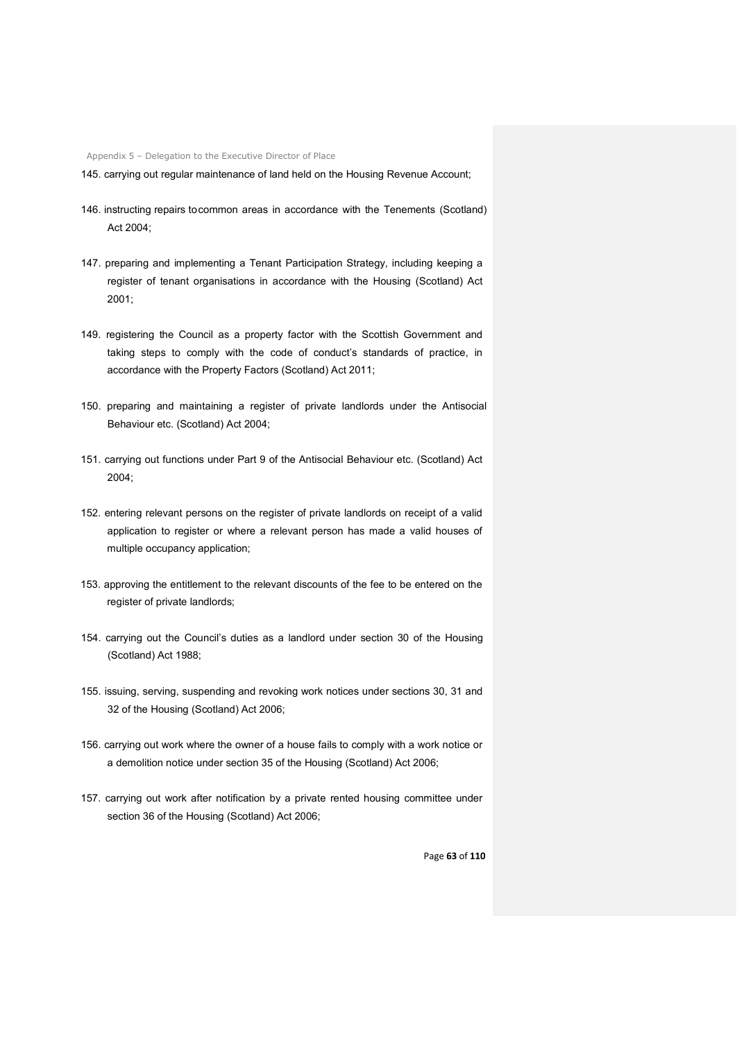145. carrying out regular maintenance of land held on the Housing Revenue Account;

146. instructing repairs tocommon areas in accordance with the Tenements (Scotland) Act 2004;

147. preparing and implementing a Tenant Participation Strategy, including keeping a register of tenant organisations in accordance with the Housing (Scotland) Act 2001;

149. registering the Council as a property factor with the Scottish Government and taking steps to comply with the code of conduct's standards of practice, in accordance with the Property Factors (Scotland) Act 2011;

150. preparing and maintaining a register of private landlords under the Antisocial Behaviour etc. (Scotland) Act 2004;

151. carrying out functions under Part 9 of the Antisocial Behaviour etc. (Scotland) Act 2004;

152. entering relevant persons on the register of private landlords on receipt of a valid application to register or where a relevant person has made a valid houses of multiple occupancy application;

153. approving the entitlement to the relevant discounts of the fee to be entered on the register of private landlords;

154. carrying out the Council's duties as a landlord under section 30 of the Housing (Scotland) Act 1988;

155. issuing, serving, suspending and revoking work notices under sections 30, 31 and 32 of the Housing (Scotland) Act 2006;

156. carrying out work where the owner of a house fails to comply with a work notice or a demolition notice under section 35 of the Housing (Scotland) Act 2006;

157. carrying out work after notification by a private rented housing committee under section 36 of the Housing (Scotland) Act 2006;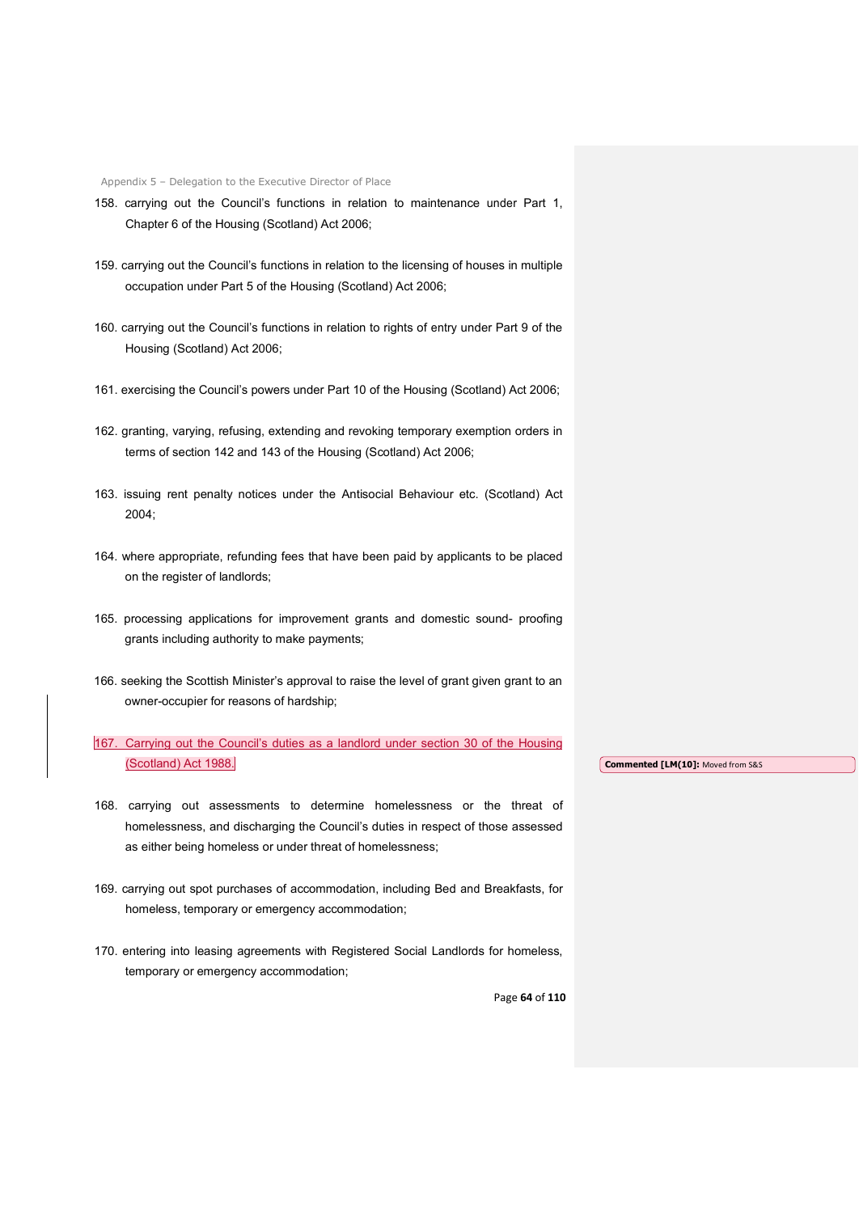158. carrying out the Council's functions in relation to maintenance under Part 1, Chapter 6 of the Housing (Scotland) Act 2006;

159. carrying out the Council's functions in relation to the licensing of houses in multiple occupation under Part 5 of the Housing (Scotland) Act 2006;

160. carrying out the Council's functions in relation to rights of entry under Part 9 of the Housing (Scotland) Act 2006;

161. exercising the Council's powers under Part 10 of the Housing (Scotland) Act 2006;

162. granting, varying, refusing, extending and revoking temporary exemption orders in terms of section 142 and 143 of the Housing (Scotland) Act 2006;

163. issuing rent penalty notices under the Antisocial Behaviour etc. (Scotland) Act 2004;

164. where appropriate, refunding fees that have been paid by applicants to be placed on the register of landlords;

165. processing applications for improvement grants and domestic sound- proofing grants including authority to make payments;

166. seeking the Scottish Minister's approval to raise the level of grant given grant to an owner-occupier for reasons of hardship;

167. Carrying out the Council's duties as a landlord under section 30 of the Housing (Scotland) Act 1988.

**Commented [LM(10]:** Moved from S&S

168. carrying out assessments to determine homelessness or the threat of homelessness, and discharging the Council's duties in respect of those assessed as either being homeless or under threat of homelessness;

169. carrying out spot purchases of accommodation, including Bed and Breakfasts, for homeless, temporary or emergency accommodation;

170. entering into leasing agreements with Registered Social Landlords for homeless, temporary or emergency accommodation;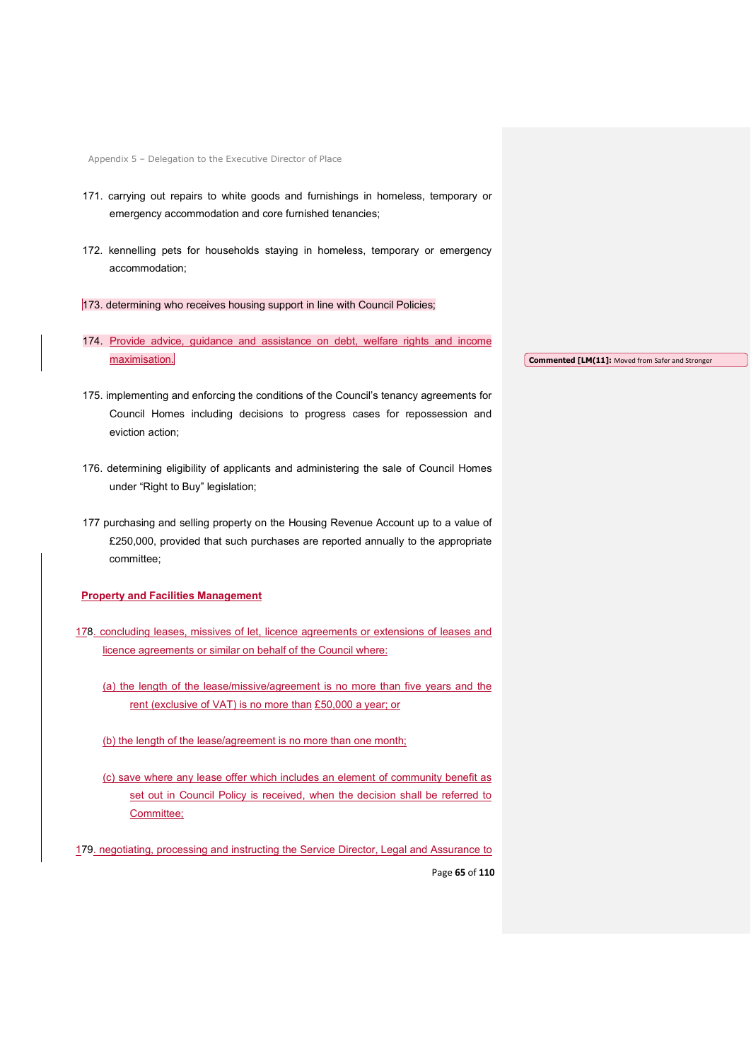171. carrying out repairs to white goods and furnishings in homeless, temporary or emergency accommodation and core furnished tenancies;

172. kennelling pets for households staying in homeless, temporary or emergency accommodation;

173. determining who receives housing support in line with Council Policies;

174. Provide advice, guidance and assistance on debt, welfare rights and income maximisation.

Commented [LM(11]: Moved from Safer and Stronger

175. implementing and enforcing the conditions of the Council's tenancy agreements for Council Homes including decisions to progress cases for repossession and eviction action;

176. determining eligibility of applicants and administering the sale of Council Homes under "Right to Buy" legislation;

177 purchasing and selling property on the Housing Revenue Account up to a value of £250,000, provided that such purchases are reported annually to the appropriate committee;

**Property and Facilities Management**

178. concluding leases, missives of let, licence agreements or extensions of leases and licence agreements or similar on behalf of the Council where:

(a) the length of the lease/missive/agreement is no more than five years and the rent (exclusive of VAT) is no more than £50,000 a year; or

(b) the length of the lease/agreement is no more than one month;

(c) save where any lease offer which includes an element of community benefit as set out in Council Policy is received, when the decision shall be referred to Committee;

179. negotiating, processing and instructing the Service Director, Legal and Assurance to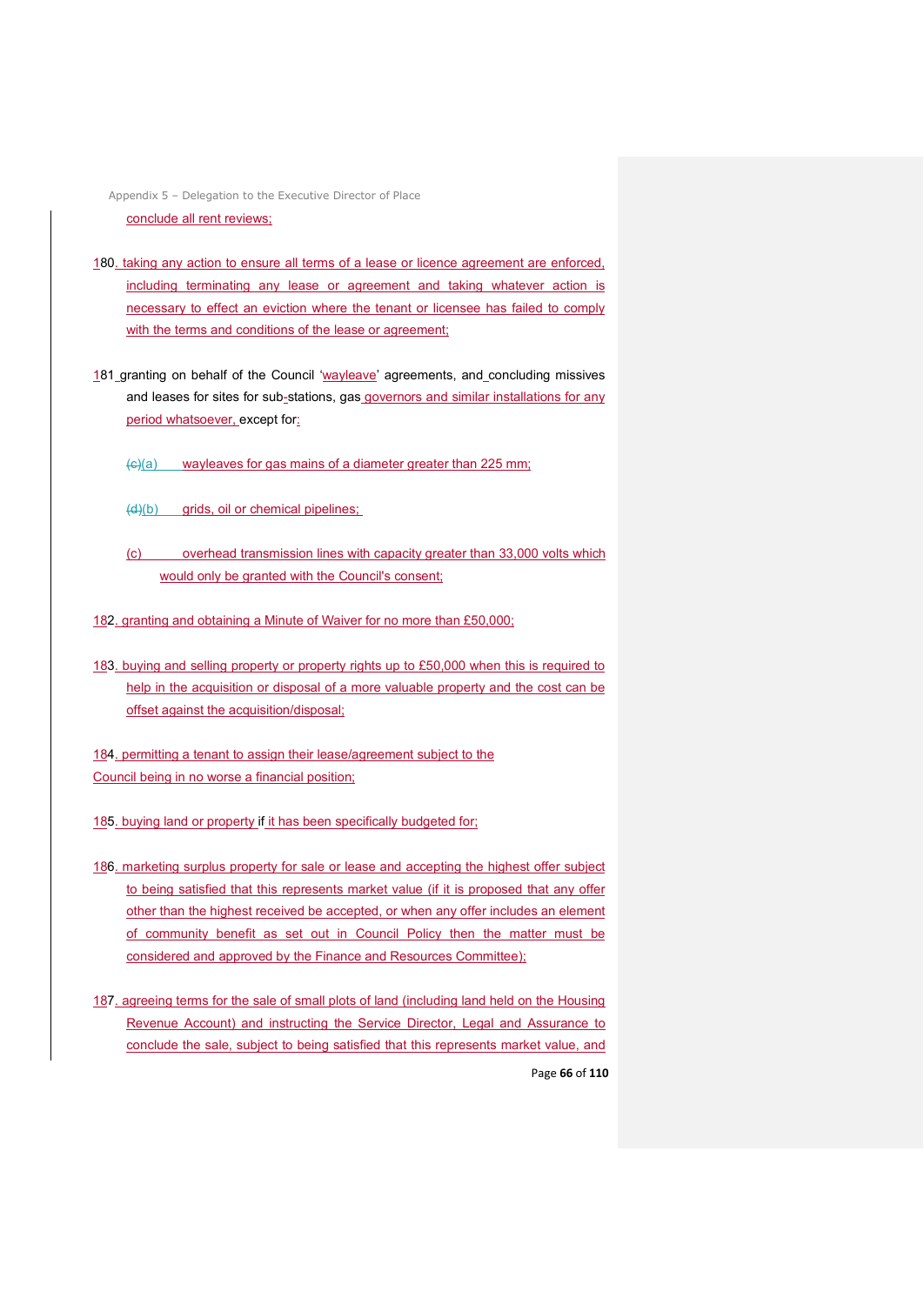conclude all rent reviews;

180. taking any action to ensure all terms of a lease or licence agreement are enforced, including terminating any lease or agreement and taking whatever action is necessary to effect an eviction where the tenant or licensee has failed to comply with the terms and conditions of the lease or agreement;

181 granting on behalf of the Council 'wayleave' agreements, and concluding missives and leases for sites for sub-stations, gas governors and similar installations for any period whatsoever, except for:

(c)(a) wayleaves for gas mains of a diameter greater than 225 mm;

(d)(b) grids, oil or chemical pipelines;

(c) overhead transmission lines with capacity greater than 33,000 volts which would only be granted with the Council's consent;

182. granting and obtaining a Minute of Waiver for no more than £50,000;

183. buying and selling property or property rights up to £50,000 when this is required to help in the acquisition or disposal of a more valuable property and the cost can be offset against the acquisition/disposal;

184. permitting a tenant to assign their lease/agreement subject to the Council being in no worse a financial position;

185. buying land or property if it has been specifically budgeted for;

186. marketing surplus property for sale or lease and accepting the highest offer subject to being satisfied that this represents market value (if it is proposed that any offer other than the highest received be accepted, or when any offer includes an element of community benefit as set out in Council Policy then the matter must be considered and approved by the Finance and Resources Committee);

187. agreeing terms for the sale of small plots of land (including land held on the Housing Revenue Account) and instructing the Service Director, Legal and Assurance to conclude the sale, subject to being satisfied that this represents market value, and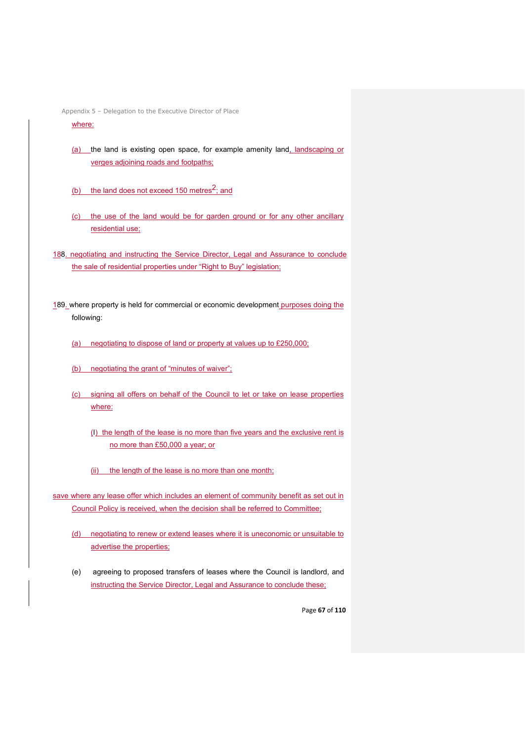where:

(a) the land is existing open space, for example amenity land, landscaping or verges adjoining roads and footpaths;

(b) the land does not exceed 150 metres$^2$; and

(c) the use of the land would be for garden ground or for any other ancillary residential use;

188. negotiating and instructing the Service Director, Legal and Assurance to conclude the sale of residential properties under "Right to Buy" legislation;

189. where property is held for commercial or economic development purposes doing the following:

(a) negotiating to dispose of land or property at values up to £250,000;

(b) negotiating the grant of "minutes of waiver";

(c) signing all offers on behalf of the Council to let or take on lease properties where:

(I) the length of the lease is no more than five years and the exclusive rent is no more than £50,000 a year; or

(ii) the length of the lease is no more than one month;

save where any lease offer which includes an element of community benefit as set out in Council Policy is received, when the decision shall be referred to Committee;

(d) negotiating to renew or extend leases where it is uneconomic or unsuitable to advertise the properties;

(e) agreeing to proposed transfers of leases where the Council is landlord, and instructing the Service Director, Legal and Assurance to conclude these;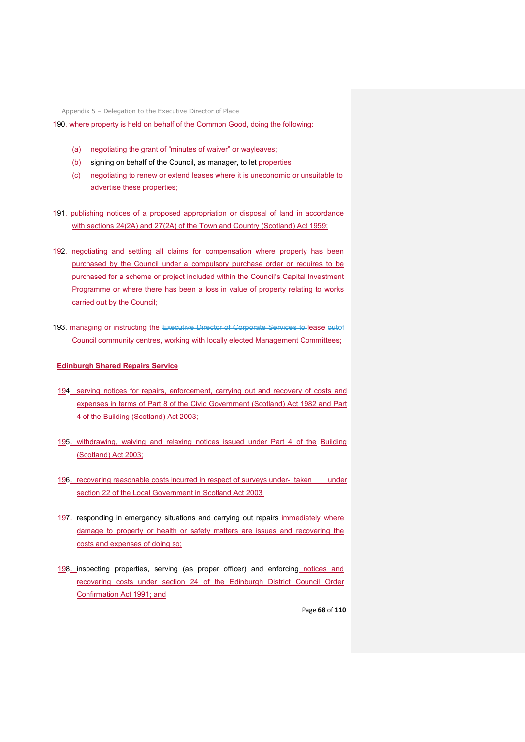190. where property is held on behalf of the Common Good, doing the following:

(a) negotiating the grant of "minutes of waiver" or wayleaves;

(b) signing on behalf of the Council, as manager, to let properties

(c) negotiating to renew or extend leases where it is uneconomic or unsuitable to advertise these properties;

191. publishing notices of a proposed appropriation or disposal of land in accordance with sections 24(2A) and 27(2A) of the Town and Country (Scotland) Act 1959;

192. negotiating and settling all claims for compensation where property has been purchased by the Council under a compulsory purchase order or requires to be purchased for a scheme or project included within the Council's Capital Investment Programme or where there has been a loss in value of property relating to works carried out by the Council;

193. managing or instructing the ~~Executive Director of Corporate Services to~~ lease ~~out~~of Council community centres, working with locally elected Management Committees;

**Edinburgh Shared Repairs Service**

194 serving notices for repairs, enforcement, carrying out and recovery of costs and expenses in terms of Part 8 of the Civic Government (Scotland) Act 1982 and Part 4 of the Building (Scotland) Act 2003;

195. withdrawing, waiving and relaxing notices issued under Part 4 of the Building (Scotland) Act 2003;

196. recovering reasonable costs incurred in respect of surveys under- taken under section 22 of the Local Government in Scotland Act 2003

197. responding in emergency situations and carrying out repairs immediately where damage to property or health or safety matters are issues and recovering the costs and expenses of doing so;

198. inspecting properties, serving (as proper officer) and enforcing notices and recovering costs under section 24 of the Edinburgh District Council Order Confirmation Act 1991; and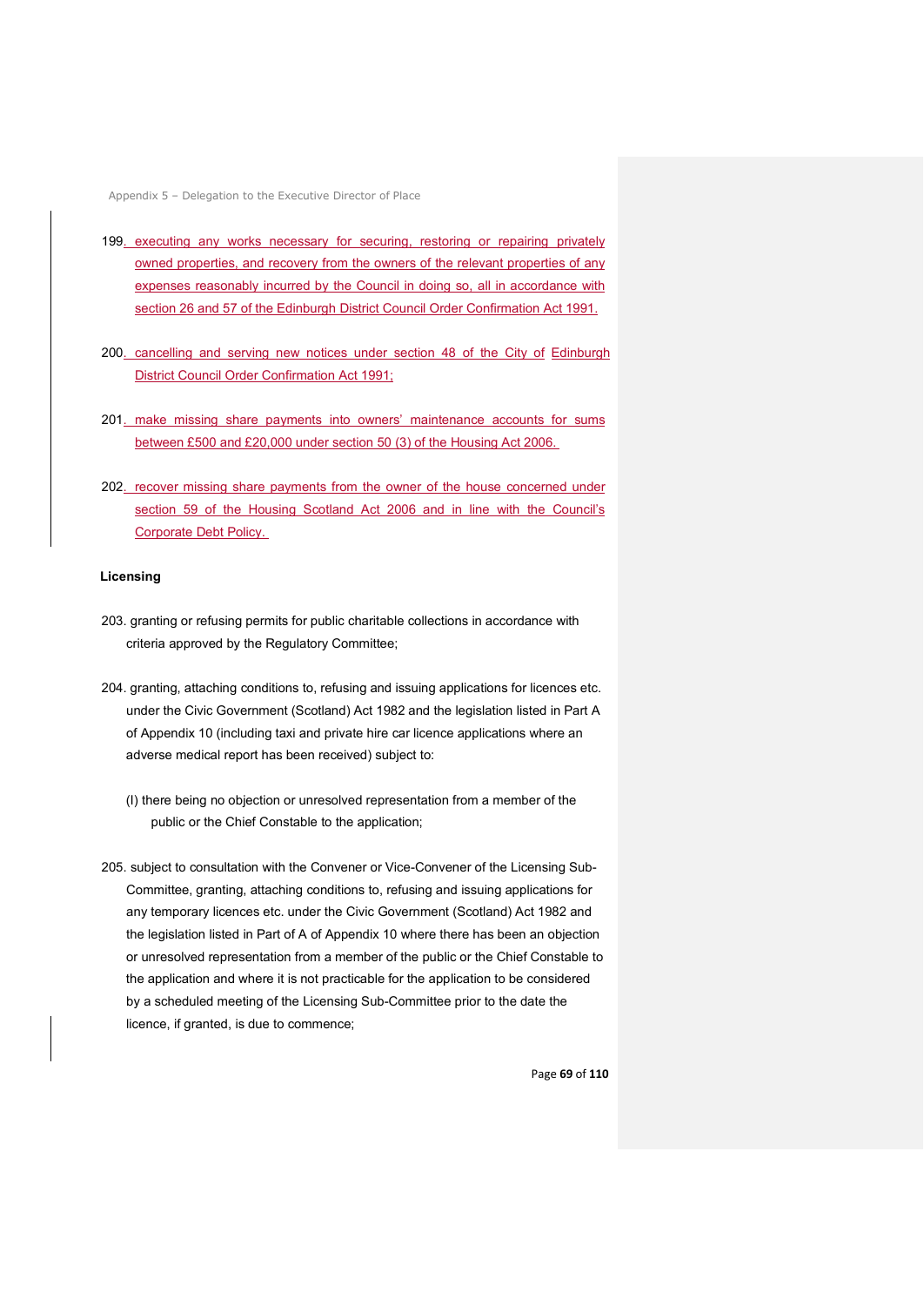199. executing any works necessary for securing, restoring or repairing privately owned properties, and recovery from the owners of the relevant properties of any expenses reasonably incurred by the Council in doing so, all in accordance with section 26 and 57 of the Edinburgh District Council Order Confirmation Act 1991.

200. cancelling and serving new notices under section 48 of the City of Edinburgh District Council Order Confirmation Act 1991;

201. make missing share payments into owners' maintenance accounts for sums between £500 and £20,000 under section 50 (3) of the Housing Act 2006.

202. recover missing share payments from the owner of the house concerned under section 59 of the Housing Scotland Act 2006 and in line with the Council's Corporate Debt Policy.

**Licensing**

203. granting or refusing permits for public charitable collections in accordance with criteria approved by the Regulatory Committee;

204. granting, attaching conditions to, refusing and issuing applications for licences etc. under the Civic Government (Scotland) Act 1982 and the legislation listed in Part A of Appendix 10 (including taxi and private hire car licence applications where an adverse medical report has been received) subject to:

(I) there being no objection or unresolved representation from a member of the public or the Chief Constable to the application;

205. subject to consultation with the Convener or Vice-Convener of the Licensing Sub-Committee, granting, attaching conditions to, refusing and issuing applications for any temporary licences etc. under the Civic Government (Scotland) Act 1982 and the legislation listed in Part of A of Appendix 10 where there has been an objection or unresolved representation from a member of the public or the Chief Constable to the application and where it is not practicable for the application to be considered by a scheduled meeting of the Licensing Sub-Committee prior to the date the licence, if granted, is due to commence;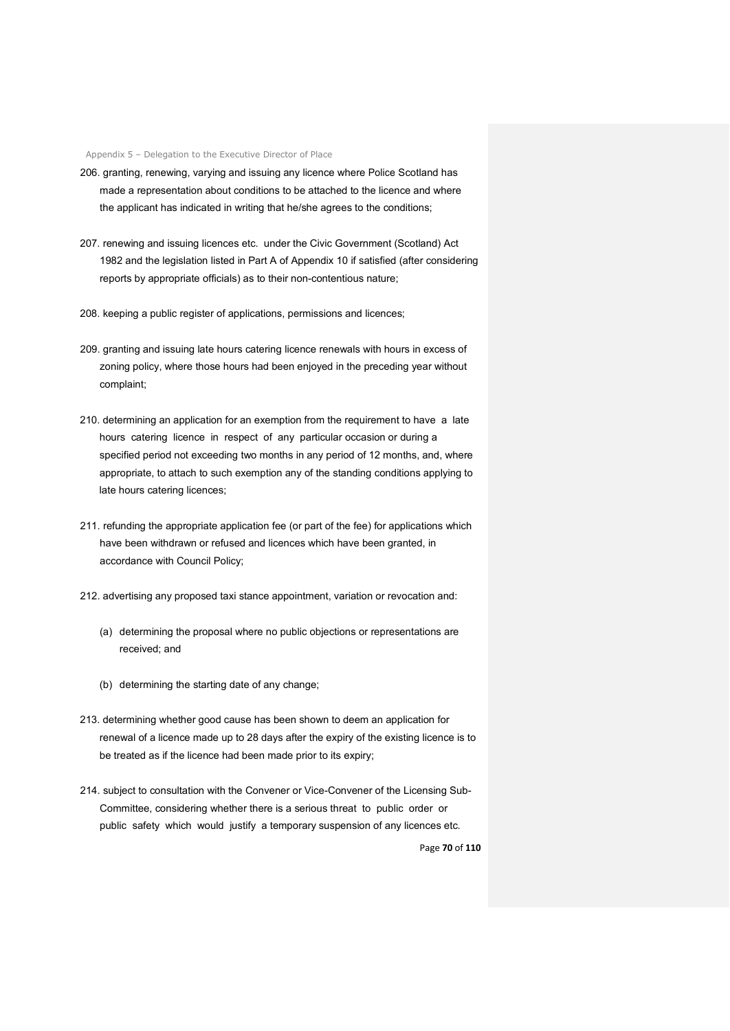206. granting, renewing, varying and issuing any licence where Police Scotland has made a representation about conditions to be attached to the licence and where the applicant has indicated in writing that he/she agrees to the conditions;

207. renewing and issuing licences etc. under the Civic Government (Scotland) Act 1982 and the legislation listed in Part A of Appendix 10 if satisfied (after considering reports by appropriate officials) as to their non-contentious nature;

208. keeping a public register of applications, permissions and licences;

209. granting and issuing late hours catering licence renewals with hours in excess of zoning policy, where those hours had been enjoyed in the preceding year without complaint;

210. determining an application for an exemption from the requirement to have a late hours catering licence in respect of any particular occasion or during a specified period not exceeding two months in any period of 12 months, and, where appropriate, to attach to such exemption any of the standing conditions applying to late hours catering licences;

211. refunding the appropriate application fee (or part of the fee) for applications which have been withdrawn or refused and licences which have been granted, in accordance with Council Policy;

212. advertising any proposed taxi stance appointment, variation or revocation and:

   (a) determining the proposal where no public objections or representations are received; and

   (b) determining the starting date of any change;

213. determining whether good cause has been shown to deem an application for renewal of a licence made up to 28 days after the expiry of the existing licence is to be treated as if the licence had been made prior to its expiry;

214. subject to consultation with the Convener or Vice-Convener of the Licensing Sub-Committee, considering whether there is a serious threat to public order or public safety which would justify a temporary suspension of any licences etc.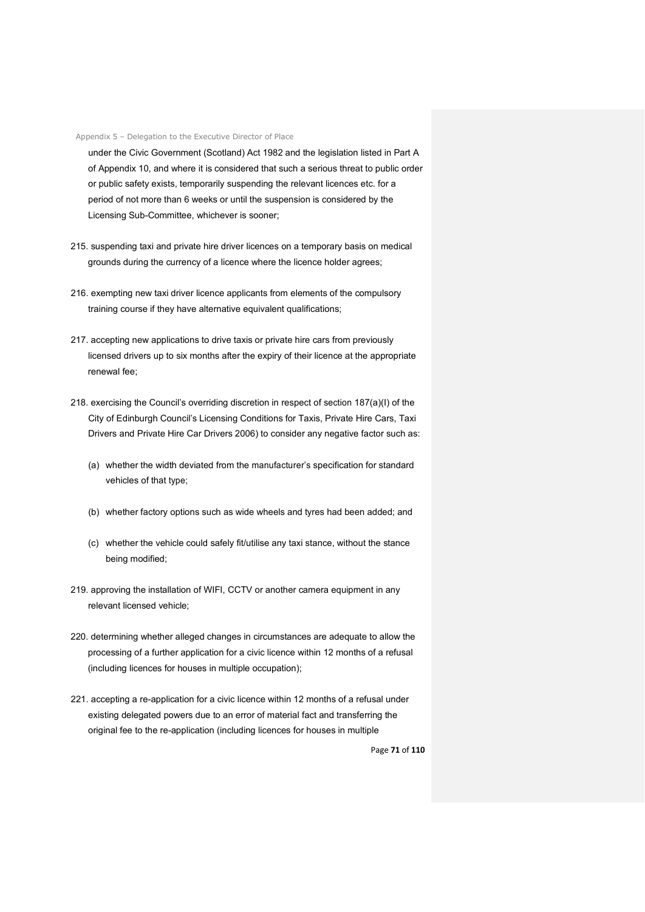under the Civic Government (Scotland) Act 1982 and the legislation listed in Part A of Appendix 10, and where it is considered that such a serious threat to public order or public safety exists, temporarily suspending the relevant licences etc. for a period of not more than 6 weeks or until the suspension is considered by the Licensing Sub-Committee, whichever is sooner;

215. suspending taxi and private hire driver licences on a temporary basis on medical grounds during the currency of a licence where the licence holder agrees;

216. exempting new taxi driver licence applicants from elements of the compulsory training course if they have alternative equivalent qualifications;

217. accepting new applications to drive taxis or private hire cars from previously licensed drivers up to six months after the expiry of their licence at the appropriate renewal fee;

218. exercising the Council's overriding discretion in respect of section 187(a)(I) of the City of Edinburgh Council's Licensing Conditions for Taxis, Private Hire Cars, Taxi Drivers and Private Hire Car Drivers 2006) to consider any negative factor such as:

   (a) whether the width deviated from the manufacturer's specification for standard vehicles of that type;

   (b) whether factory options such as wide wheels and tyres had been added; and

   (c) whether the vehicle could safely fit/utilise any taxi stance, without the stance being modified;

219. approving the installation of WIFI, CCTV or another camera equipment in any relevant licensed vehicle;

220. determining whether alleged changes in circumstances are adequate to allow the processing of a further application for a civic licence within 12 months of a refusal (including licences for houses in multiple occupation);

221. accepting a re-application for a civic licence within 12 months of a refusal under existing delegated powers due to an error of material fact and transferring the original fee to the re-application (including licences for houses in multiple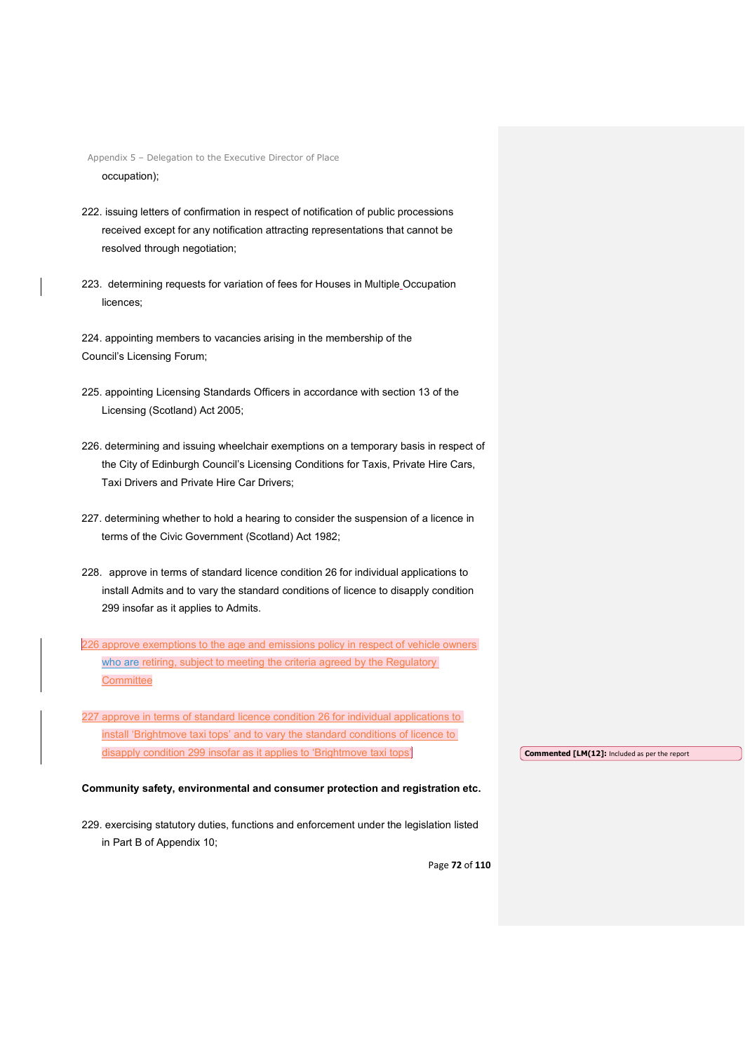occupation);

222. issuing letters of confirmation in respect of notification of public processions received except for any notification attracting representations that cannot be resolved through negotiation;

223. determining requests for variation of fees for Houses in Multiple Occupation licences;

224. appointing members to vacancies arising in the membership of the Council's Licensing Forum;

225. appointing Licensing Standards Officers in accordance with section 13 of the Licensing (Scotland) Act 2005;

226. determining and issuing wheelchair exemptions on a temporary basis in respect of the City of Edinburgh Council's Licensing Conditions for Taxis, Private Hire Cars, Taxi Drivers and Private Hire Car Drivers;

227. determining whether to hold a hearing to consider the suspension of a licence in terms of the Civic Government (Scotland) Act 1982;

228. approve in terms of standard licence condition 26 for individual applications to install Admits and to vary the standard conditions of licence to disapply condition 299 insofar as it applies to Admits.

226 approve exemptions to the age and emissions policy in respect of vehicle owners who are retiring, subject to meeting the criteria agreed by the Regulatory Committee

227 approve in terms of standard licence condition 26 for individual applications to install 'Brightmove taxi tops' and to vary the standard conditions of licence to disapply condition 299 insofar as it applies to 'Brightmove taxi tops'

**Commented [LM(12]:** Included as per the report

**Community safety, environmental and consumer protection and registration etc.**

229. exercising statutory duties, functions and enforcement under the legislation listed in Part B of Appendix 10;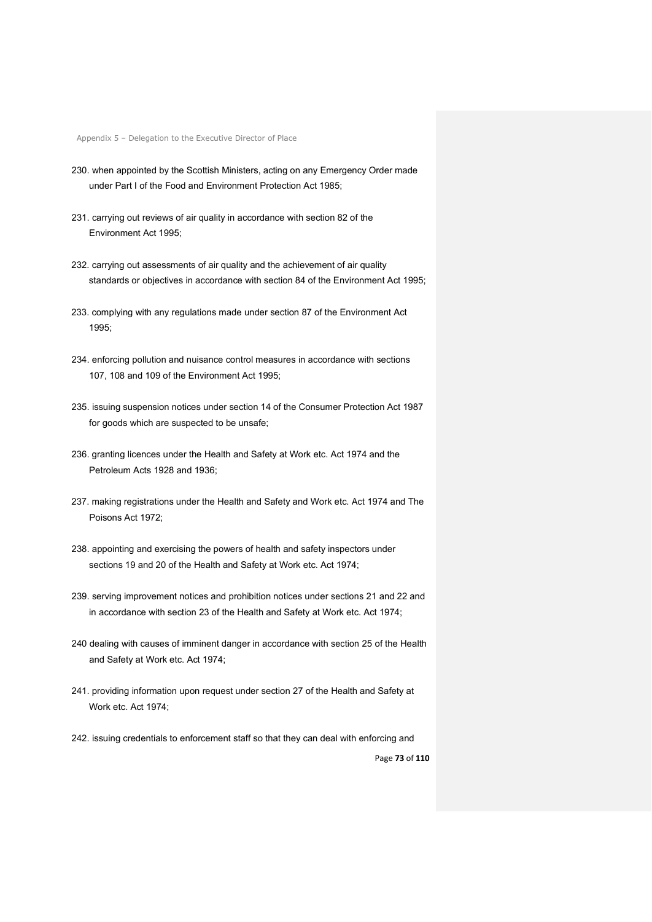230. when appointed by the Scottish Ministers, acting on any Emergency Order made under Part I of the Food and Environment Protection Act 1985;

231. carrying out reviews of air quality in accordance with section 82 of the Environment Act 1995;

232. carrying out assessments of air quality and the achievement of air quality standards or objectives in accordance with section 84 of the Environment Act 1995;

233. complying with any regulations made under section 87 of the Environment Act 1995;

234. enforcing pollution and nuisance control measures in accordance with sections 107, 108 and 109 of the Environment Act 1995;

235. issuing suspension notices under section 14 of the Consumer Protection Act 1987 for goods which are suspected to be unsafe;

236. granting licences under the Health and Safety at Work etc. Act 1974 and the Petroleum Acts 1928 and 1936;

237. making registrations under the Health and Safety and Work etc. Act 1974 and The Poisons Act 1972;

238. appointing and exercising the powers of health and safety inspectors under sections 19 and 20 of the Health and Safety at Work etc. Act 1974;

239. serving improvement notices and prohibition notices under sections 21 and 22 and in accordance with section 23 of the Health and Safety at Work etc. Act 1974;

240 dealing with causes of imminent danger in accordance with section 25 of the Health and Safety at Work etc. Act 1974;

241. providing information upon request under section 27 of the Health and Safety at Work etc. Act 1974;

242. issuing credentials to enforcement staff so that they can deal with enforcing and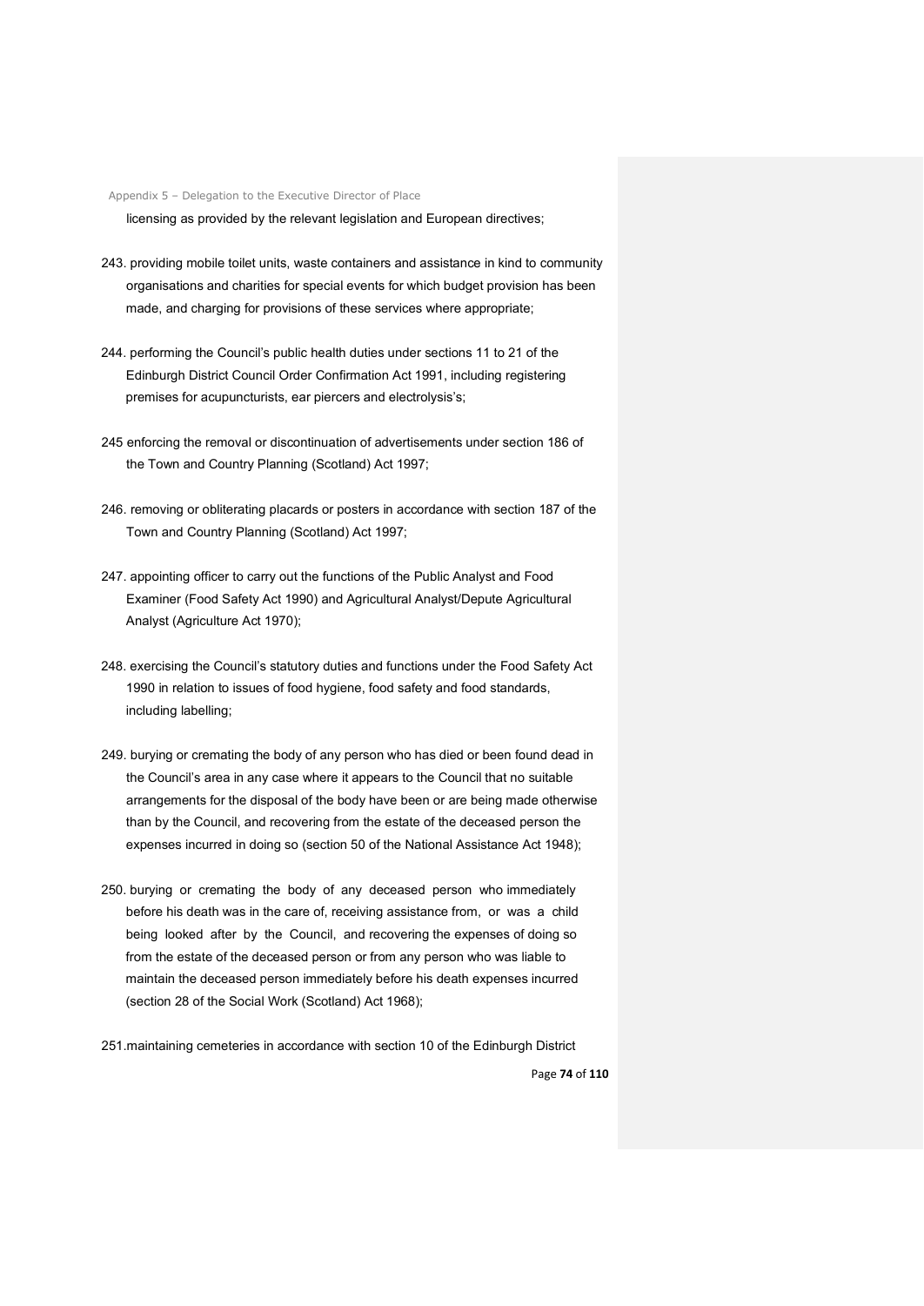licensing as provided by the relevant legislation and European directives;

243. providing mobile toilet units, waste containers and assistance in kind to community organisations and charities for special events for which budget provision has been made, and charging for provisions of these services where appropriate;

244. performing the Council's public health duties under sections 11 to 21 of the Edinburgh District Council Order Confirmation Act 1991, including registering premises for acupuncturists, ear piercers and electrolysis's;

245 enforcing the removal or discontinuation of advertisements under section 186 of the Town and Country Planning (Scotland) Act 1997;

246. removing or obliterating placards or posters in accordance with section 187 of the Town and Country Planning (Scotland) Act 1997;

247. appointing officer to carry out the functions of the Public Analyst and Food Examiner (Food Safety Act 1990) and Agricultural Analyst/Depute Agricultural Analyst (Agriculture Act 1970);

248. exercising the Council's statutory duties and functions under the Food Safety Act 1990 in relation to issues of food hygiene, food safety and food standards, including labelling;

249. burying or cremating the body of any person who has died or been found dead in the Council's area in any case where it appears to the Council that no suitable arrangements for the disposal of the body have been or are being made otherwise than by the Council, and recovering from the estate of the deceased person the expenses incurred in doing so (section 50 of the National Assistance Act 1948);

250. burying or cremating the body of any deceased person who immediately before his death was in the care of, receiving assistance from, or was a child being looked after by the Council, and recovering the expenses of doing so from the estate of the deceased person or from any person who was liable to maintain the deceased person immediately before his death expenses incurred (section 28 of the Social Work (Scotland) Act 1968);

251.maintaining cemeteries in accordance with section 10 of the Edinburgh District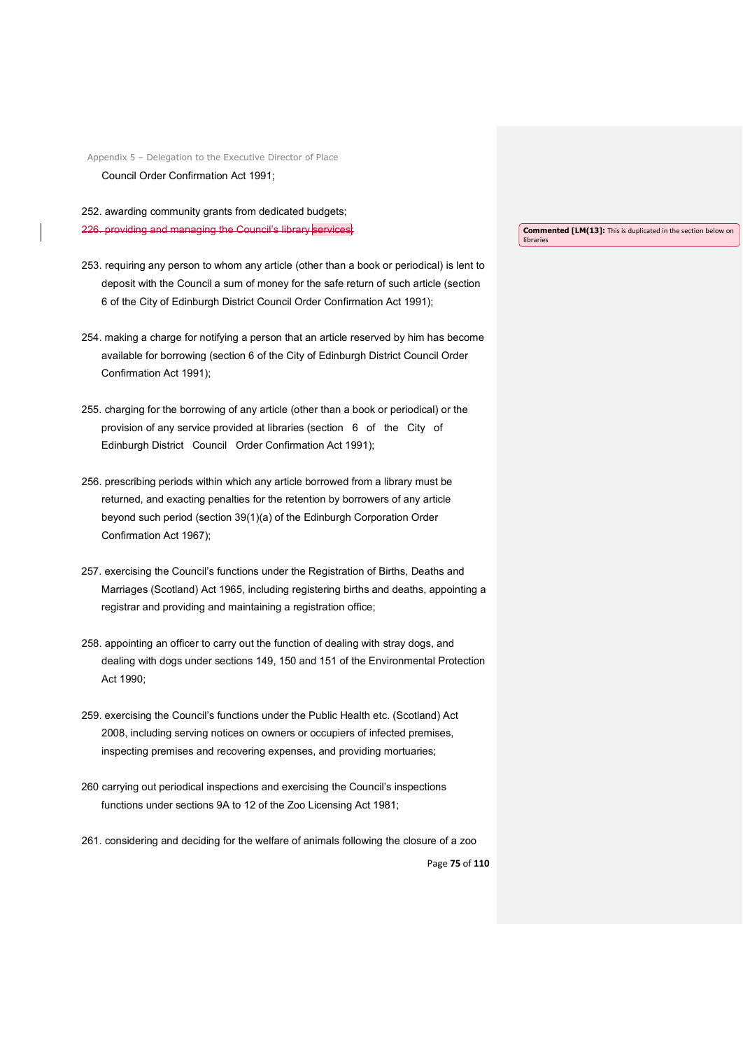Council Order Confirmation Act 1991;

252. awarding community grants from dedicated budgets;

~~226. providing and managing the Council's library services;~~

Commented [LM(13]: This is duplicated in the section below on libraries

253. requiring any person to whom any article (other than a book or periodical) is lent to deposit with the Council a sum of money for the safe return of such article (section 6 of the City of Edinburgh District Council Order Confirmation Act 1991);

254. making a charge for notifying a person that an article reserved by him has become available for borrowing (section 6 of the City of Edinburgh District Council Order Confirmation Act 1991);

255. charging for the borrowing of any article (other than a book or periodical) or the provision of any service provided at libraries (section 6 of the City of Edinburgh District Council Order Confirmation Act 1991);

256. prescribing periods within which any article borrowed from a library must be returned, and exacting penalties for the retention by borrowers of any article beyond such period (section 39(1)(a) of the Edinburgh Corporation Order Confirmation Act 1967);

257. exercising the Council's functions under the Registration of Births, Deaths and Marriages (Scotland) Act 1965, including registering births and deaths, appointing a registrar and providing and maintaining a registration office;

258. appointing an officer to carry out the function of dealing with stray dogs, and dealing with dogs under sections 149, 150 and 151 of the Environmental Protection Act 1990;

259. exercising the Council's functions under the Public Health etc. (Scotland) Act 2008, including serving notices on owners or occupiers of infected premises, inspecting premises and recovering expenses, and providing mortuaries;

260 carrying out periodical inspections and exercising the Council's inspections functions under sections 9A to 12 of the Zoo Licensing Act 1981;

261. considering and deciding for the welfare of animals following the closure of a zoo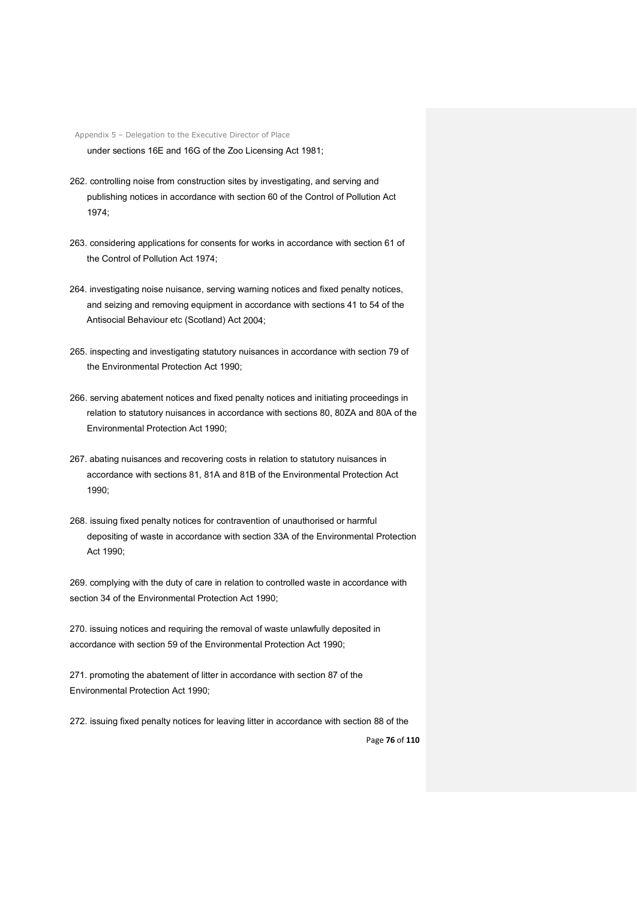under sections 16E and 16G of the Zoo Licensing Act 1981;

262. controlling noise from construction sites by investigating, and serving and publishing notices in accordance with section 60 of the Control of Pollution Act 1974;

263. considering applications for consents for works in accordance with section 61 of the Control of Pollution Act 1974;

264. investigating noise nuisance, serving warning notices and fixed penalty notices, and seizing and removing equipment in accordance with sections 41 to 54 of the Antisocial Behaviour etc (Scotland) Act 2004;

265. inspecting and investigating statutory nuisances in accordance with section 79 of the Environmental Protection Act 1990;

266. serving abatement notices and fixed penalty notices and initiating proceedings in relation to statutory nuisances in accordance with sections 80, 80ZA and 80A of the Environmental Protection Act 1990;

267. abating nuisances and recovering costs in relation to statutory nuisances in accordance with sections 81, 81A and 81B of the Environmental Protection Act 1990;

268. issuing fixed penalty notices for contravention of unauthorised or harmful depositing of waste in accordance with section 33A of the Environmental Protection Act 1990;

269. complying with the duty of care in relation to controlled waste in accordance with section 34 of the Environmental Protection Act 1990;

270. issuing notices and requiring the removal of waste unlawfully deposited in accordance with section 59 of the Environmental Protection Act 1990;

271. promoting the abatement of litter in accordance with section 87 of the Environmental Protection Act 1990;

272. issuing fixed penalty notices for leaving litter in accordance with section 88 of the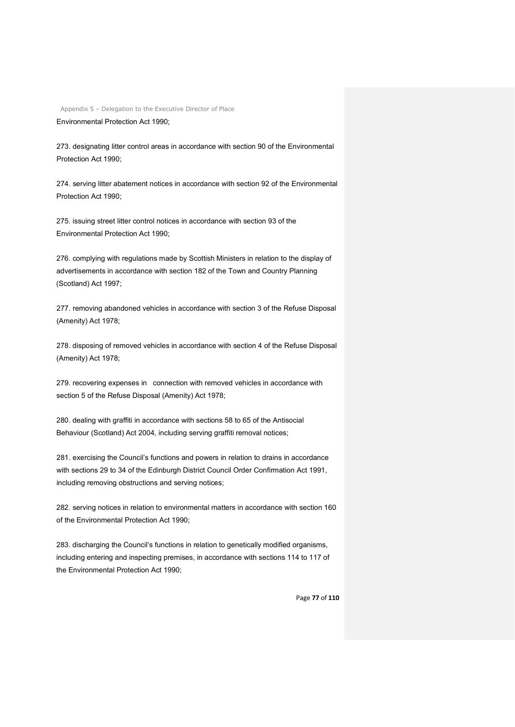Environmental Protection Act 1990;

273. designating litter control areas in accordance with section 90 of the Environmental Protection Act 1990;

274. serving litter abatement notices in accordance with section 92 of the Environmental Protection Act 1990;

275. issuing street litter control notices in accordance with section 93 of the Environmental Protection Act 1990;

276. complying with regulations made by Scottish Ministers in relation to the display of advertisements in accordance with section 182 of the Town and Country Planning (Scotland) Act 1997;

277. removing abandoned vehicles in accordance with section 3 of the Refuse Disposal (Amenity) Act 1978;

278. disposing of removed vehicles in accordance with section 4 of the Refuse Disposal (Amenity) Act 1978;

279. recovering expenses in connection with removed vehicles in accordance with section 5 of the Refuse Disposal (Amenity) Act 1978;

280. dealing with graffiti in accordance with sections 58 to 65 of the Antisocial Behaviour (Scotland) Act 2004, including serving graffiti removal notices;

281. exercising the Council's functions and powers in relation to drains in accordance with sections 29 to 34 of the Edinburgh District Council Order Confirmation Act 1991, including removing obstructions and serving notices;

282. serving notices in relation to environmental matters in accordance with section 160 of the Environmental Protection Act 1990;

283. discharging the Council's functions in relation to genetically modified organisms, including entering and inspecting premises, in accordance with sections 114 to 117 of the Environmental Protection Act 1990;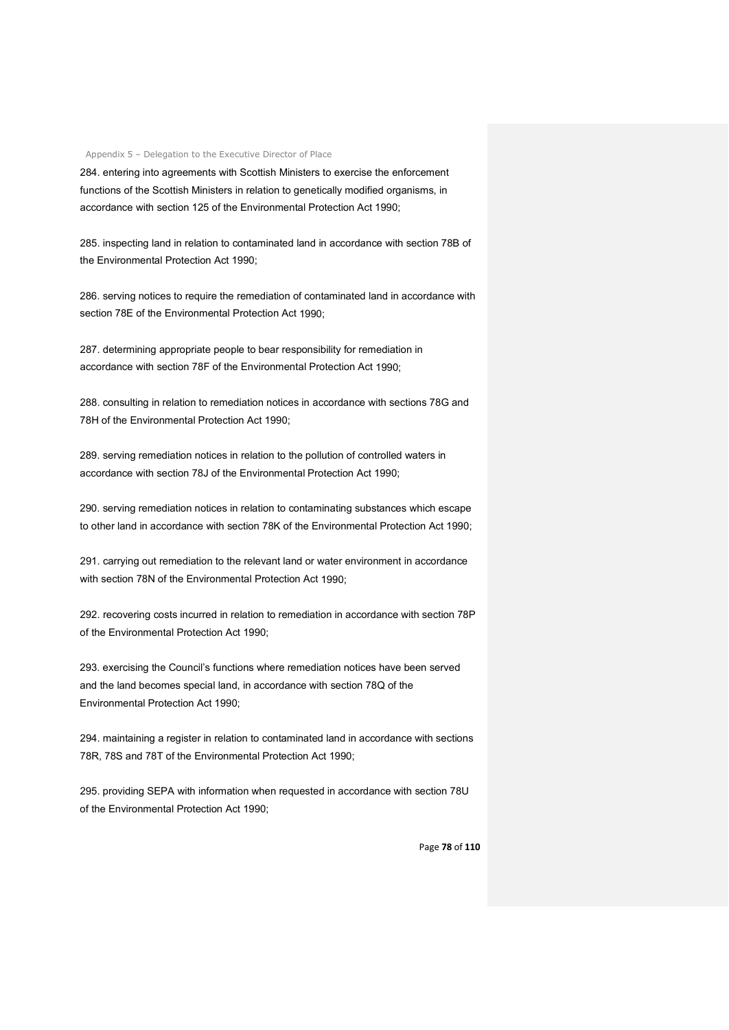284. entering into agreements with Scottish Ministers to exercise the enforcement functions of the Scottish Ministers in relation to genetically modified organisms, in accordance with section 125 of the Environmental Protection Act 1990;

285. inspecting land in relation to contaminated land in accordance with section 78B of the Environmental Protection Act 1990;

286. serving notices to require the remediation of contaminated land in accordance with section 78E of the Environmental Protection Act 1990;

287. determining appropriate people to bear responsibility for remediation in accordance with section 78F of the Environmental Protection Act 1990;

288. consulting in relation to remediation notices in accordance with sections 78G and 78H of the Environmental Protection Act 1990;

289. serving remediation notices in relation to the pollution of controlled waters in accordance with section 78J of the Environmental Protection Act 1990;

290. serving remediation notices in relation to contaminating substances which escape to other land in accordance with section 78K of the Environmental Protection Act 1990;

291. carrying out remediation to the relevant land or water environment in accordance with section 78N of the Environmental Protection Act 1990;

292. recovering costs incurred in relation to remediation in accordance with section 78P of the Environmental Protection Act 1990;

293. exercising the Council's functions where remediation notices have been served and the land becomes special land, in accordance with section 78Q of the Environmental Protection Act 1990;

294. maintaining a register in relation to contaminated land in accordance with sections 78R, 78S and 78T of the Environmental Protection Act 1990;

295. providing SEPA with information when requested in accordance with section 78U of the Environmental Protection Act 1990;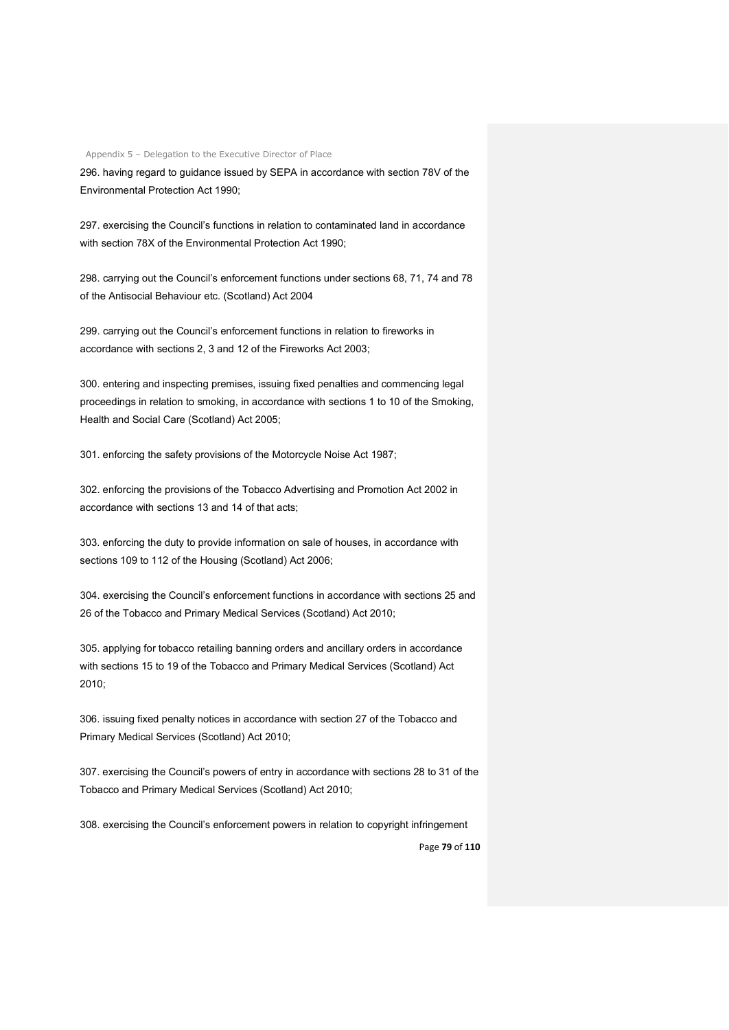296. having regard to guidance issued by SEPA in accordance with section 78V of the Environmental Protection Act 1990;

297. exercising the Council's functions in relation to contaminated land in accordance with section 78X of the Environmental Protection Act 1990;

298. carrying out the Council's enforcement functions under sections 68, 71, 74 and 78 of the Antisocial Behaviour etc. (Scotland) Act 2004

299. carrying out the Council's enforcement functions in relation to fireworks in accordance with sections 2, 3 and 12 of the Fireworks Act 2003;

300. entering and inspecting premises, issuing fixed penalties and commencing legal proceedings in relation to smoking, in accordance with sections 1 to 10 of the Smoking, Health and Social Care (Scotland) Act 2005;

301. enforcing the safety provisions of the Motorcycle Noise Act 1987;

302. enforcing the provisions of the Tobacco Advertising and Promotion Act 2002 in accordance with sections 13 and 14 of that acts;

303. enforcing the duty to provide information on sale of houses, in accordance with sections 109 to 112 of the Housing (Scotland) Act 2006;

304. exercising the Council's enforcement functions in accordance with sections 25 and 26 of the Tobacco and Primary Medical Services (Scotland) Act 2010;

305. applying for tobacco retailing banning orders and ancillary orders in accordance with sections 15 to 19 of the Tobacco and Primary Medical Services (Scotland) Act 2010;

306. issuing fixed penalty notices in accordance with section 27 of the Tobacco and Primary Medical Services (Scotland) Act 2010;

307. exercising the Council's powers of entry in accordance with sections 28 to 31 of the Tobacco and Primary Medical Services (Scotland) Act 2010;

308. exercising the Council's enforcement powers in relation to copyright infringement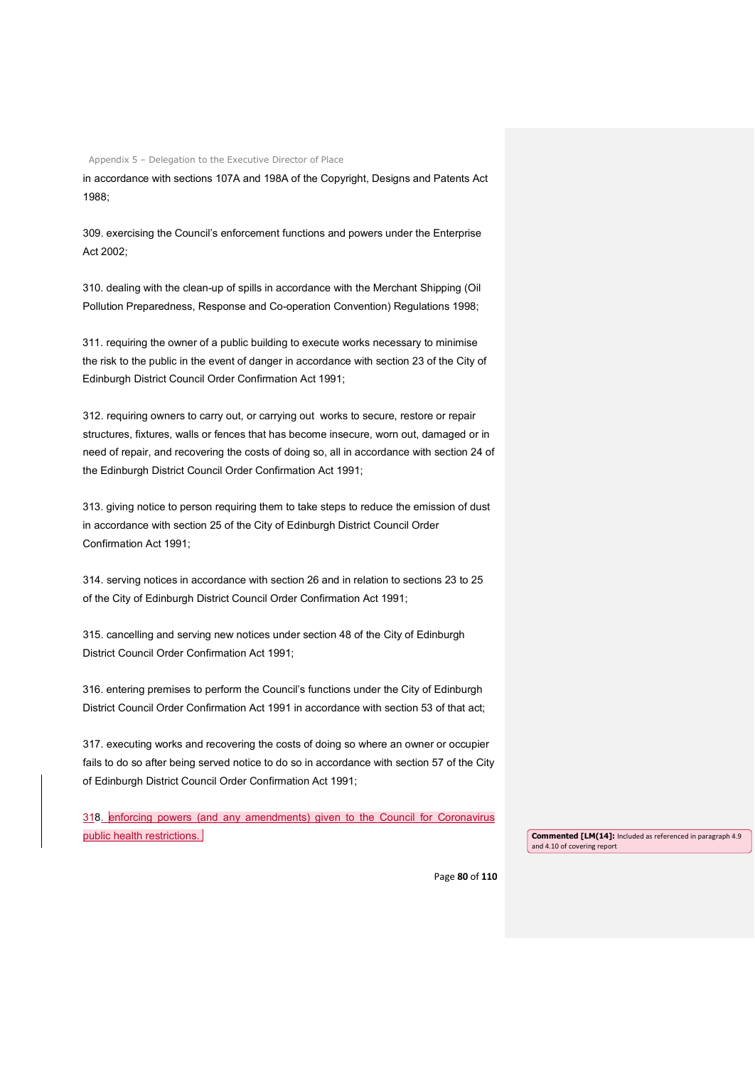in accordance with sections 107A and 198A of the Copyright, Designs and Patents Act 1988;

309. exercising the Council's enforcement functions and powers under the Enterprise Act 2002;

310. dealing with the clean-up of spills in accordance with the Merchant Shipping (Oil Pollution Preparedness, Response and Co-operation Convention) Regulations 1998;

311. requiring the owner of a public building to execute works necessary to minimise the risk to the public in the event of danger in accordance with section 23 of the City of Edinburgh District Council Order Confirmation Act 1991;

312. requiring owners to carry out, or carrying out works to secure, restore or repair structures, fixtures, walls or fences that has become insecure, worn out, damaged or in need of repair, and recovering the costs of doing so, all in accordance with section 24 of the Edinburgh District Council Order Confirmation Act 1991;

313. giving notice to person requiring them to take steps to reduce the emission of dust in accordance with section 25 of the City of Edinburgh District Council Order Confirmation Act 1991;

314. serving notices in accordance with section 26 and in relation to sections 23 to 25 of the City of Edinburgh District Council Order Confirmation Act 1991;

315. cancelling and serving new notices under section 48 of the City of Edinburgh District Council Order Confirmation Act 1991;

316. entering premises to perform the Council's functions under the City of Edinburgh District Council Order Confirmation Act 1991 in accordance with section 53 of that act;

317. executing works and recovering the costs of doing so where an owner or occupier fails to do so after being served notice to do so in accordance with section 57 of the City of Edinburgh District Council Order Confirmation Act 1991;

318. enforcing powers (and any amendments) given to the Council for Coronavirus public health restrictions.

**Commented [LM(14]:** Included as referenced in paragraph 4.9 and 4.10 of covering report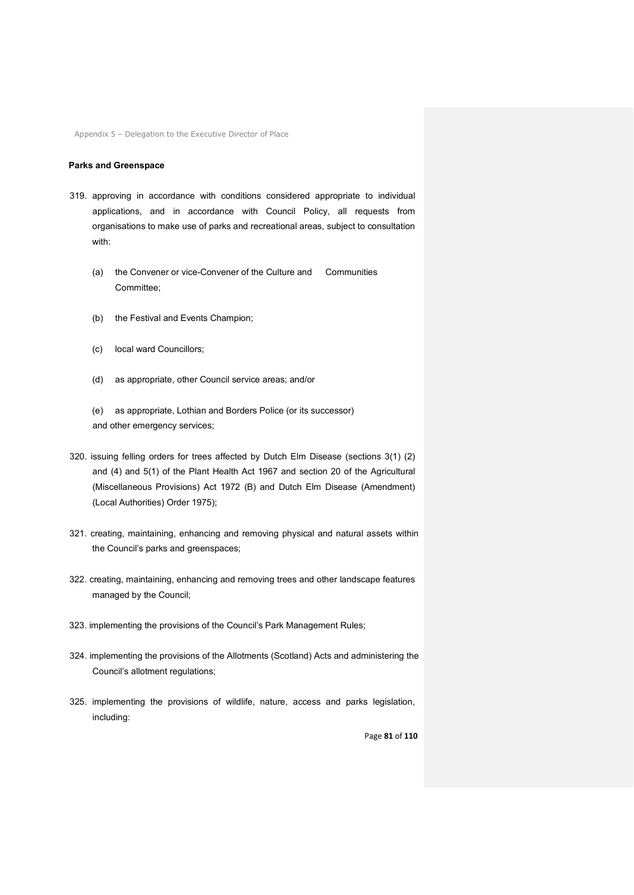**Parks and Greenspace**

319. approving in accordance with conditions considered appropriate to individual applications, and in accordance with Council Policy, all requests from organisations to make use of parks and recreational areas, subject to consultation with:

    (a) the Convener or vice-Convener of the Culture and Communities Committee;

    (b) the Festival and Events Champion;

    (c) local ward Councillors;

    (d) as appropriate, other Council service areas; and/or

    (e) as appropriate, Lothian and Borders Police (or its successor) and other emergency services;

320. issuing felling orders for trees affected by Dutch Elm Disease (sections 3(1) (2) and (4) and 5(1) of the Plant Health Act 1967 and section 20 of the Agricultural (Miscellaneous Provisions) Act 1972 (B) and Dutch Elm Disease (Amendment) (Local Authorities) Order 1975);

321. creating, maintaining, enhancing and removing physical and natural assets within the Council's parks and greenspaces;

322. creating, maintaining, enhancing and removing trees and other landscape features managed by the Council;

323. implementing the provisions of the Council's Park Management Rules;

324. implementing the provisions of the Allotments (Scotland) Acts and administering the Council's allotment regulations;

325. implementing the provisions of wildlife, nature, access and parks legislation, including: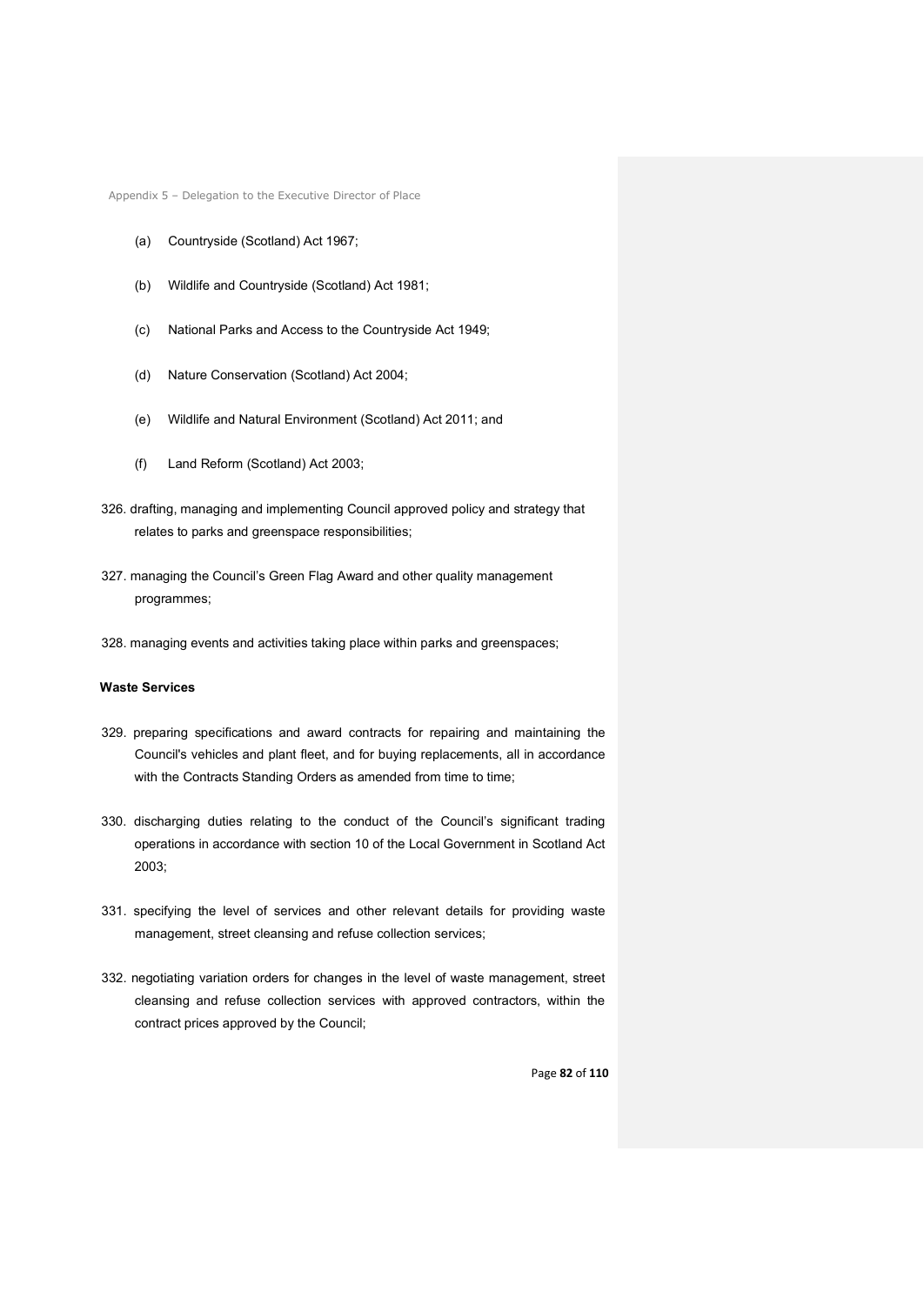(a) Countryside (Scotland) Act 1967;

(b) Wildlife and Countryside (Scotland) Act 1981;

(c) National Parks and Access to the Countryside Act 1949;

(d) Nature Conservation (Scotland) Act 2004;

(e) Wildlife and Natural Environment (Scotland) Act 2011; and

(f) Land Reform (Scotland) Act 2003;

326. drafting, managing and implementing Council approved policy and strategy that relates to parks and greenspace responsibilities;

327. managing the Council's Green Flag Award and other quality management programmes;

328. managing events and activities taking place within parks and greenspaces;

**Waste Services**

329. preparing specifications and award contracts for repairing and maintaining the Council's vehicles and plant fleet, and for buying replacements, all in accordance with the Contracts Standing Orders as amended from time to time;

330. discharging duties relating to the conduct of the Council's significant trading operations in accordance with section 10 of the Local Government in Scotland Act 2003;

331. specifying the level of services and other relevant details for providing waste management, street cleansing and refuse collection services;

332. negotiating variation orders for changes in the level of waste management, street cleansing and refuse collection services with approved contractors, within the contract prices approved by the Council;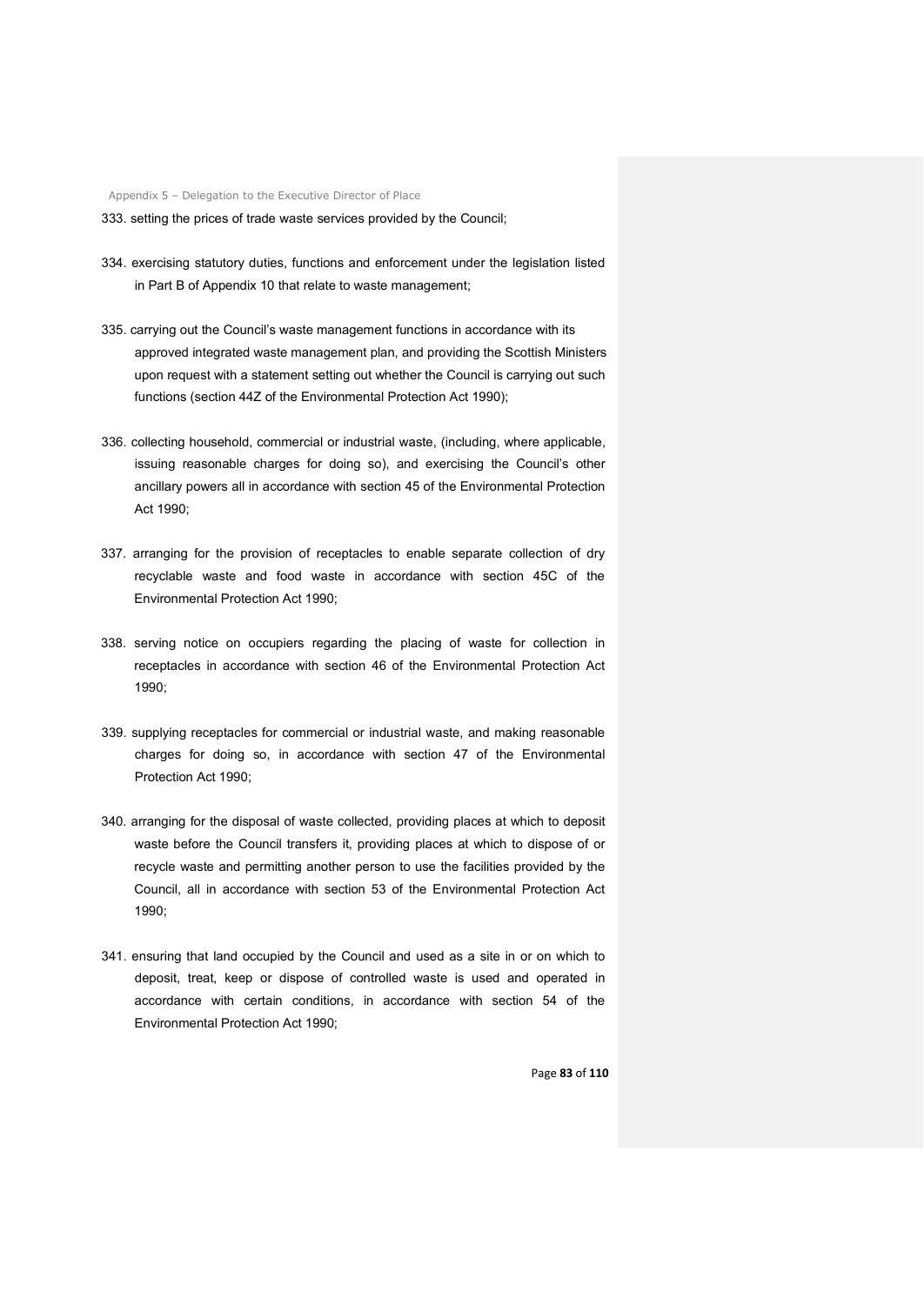333. setting the prices of trade waste services provided by the Council;

334. exercising statutory duties, functions and enforcement under the legislation listed in Part B of Appendix 10 that relate to waste management;

335. carrying out the Council's waste management functions in accordance with its approved integrated waste management plan, and providing the Scottish Ministers upon request with a statement setting out whether the Council is carrying out such functions (section 44Z of the Environmental Protection Act 1990);

336. collecting household, commercial or industrial waste, (including, where applicable, issuing reasonable charges for doing so), and exercising the Council's other ancillary powers all in accordance with section 45 of the Environmental Protection Act 1990;

337. arranging for the provision of receptacles to enable separate collection of dry recyclable waste and food waste in accordance with section 45C of the Environmental Protection Act 1990;

338. serving notice on occupiers regarding the placing of waste for collection in receptacles in accordance with section 46 of the Environmental Protection Act 1990;

339. supplying receptacles for commercial or industrial waste, and making reasonable charges for doing so, in accordance with section 47 of the Environmental Protection Act 1990;

340. arranging for the disposal of waste collected, providing places at which to deposit waste before the Council transfers it, providing places at which to dispose of or recycle waste and permitting another person to use the facilities provided by the Council, all in accordance with section 53 of the Environmental Protection Act 1990;

341. ensuring that land occupied by the Council and used as a site in or on which to deposit, treat, keep or dispose of controlled waste is used and operated in accordance with certain conditions, in accordance with section 54 of the Environmental Protection Act 1990;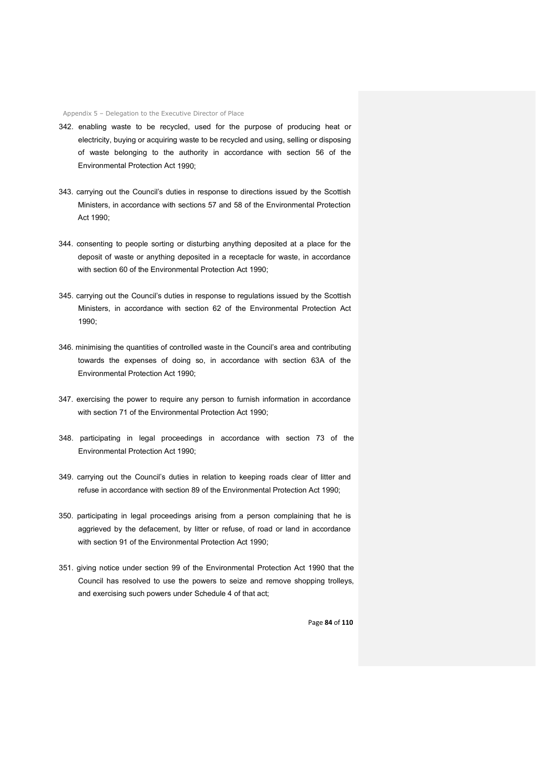342. enabling waste to be recycled, used for the purpose of producing heat or electricity, buying or acquiring waste to be recycled and using, selling or disposing of waste belonging to the authority in accordance with section 56 of the Environmental Protection Act 1990;

343. carrying out the Council's duties in response to directions issued by the Scottish Ministers, in accordance with sections 57 and 58 of the Environmental Protection Act 1990;

344. consenting to people sorting or disturbing anything deposited at a place for the deposit of waste or anything deposited in a receptacle for waste, in accordance with section 60 of the Environmental Protection Act 1990;

345. carrying out the Council's duties in response to regulations issued by the Scottish Ministers, in accordance with section 62 of the Environmental Protection Act 1990;

346. minimising the quantities of controlled waste in the Council's area and contributing towards the expenses of doing so, in accordance with section 63A of the Environmental Protection Act 1990;

347. exercising the power to require any person to furnish information in accordance with section 71 of the Environmental Protection Act 1990;

348. participating in legal proceedings in accordance with section 73 of the Environmental Protection Act 1990;

349. carrying out the Council's duties in relation to keeping roads clear of litter and refuse in accordance with section 89 of the Environmental Protection Act 1990;

350. participating in legal proceedings arising from a person complaining that he is aggrieved by the defacement, by litter or refuse, of road or land in accordance with section 91 of the Environmental Protection Act 1990;

351. giving notice under section 99 of the Environmental Protection Act 1990 that the Council has resolved to use the powers to seize and remove shopping trolleys, and exercising such powers under Schedule 4 of that act;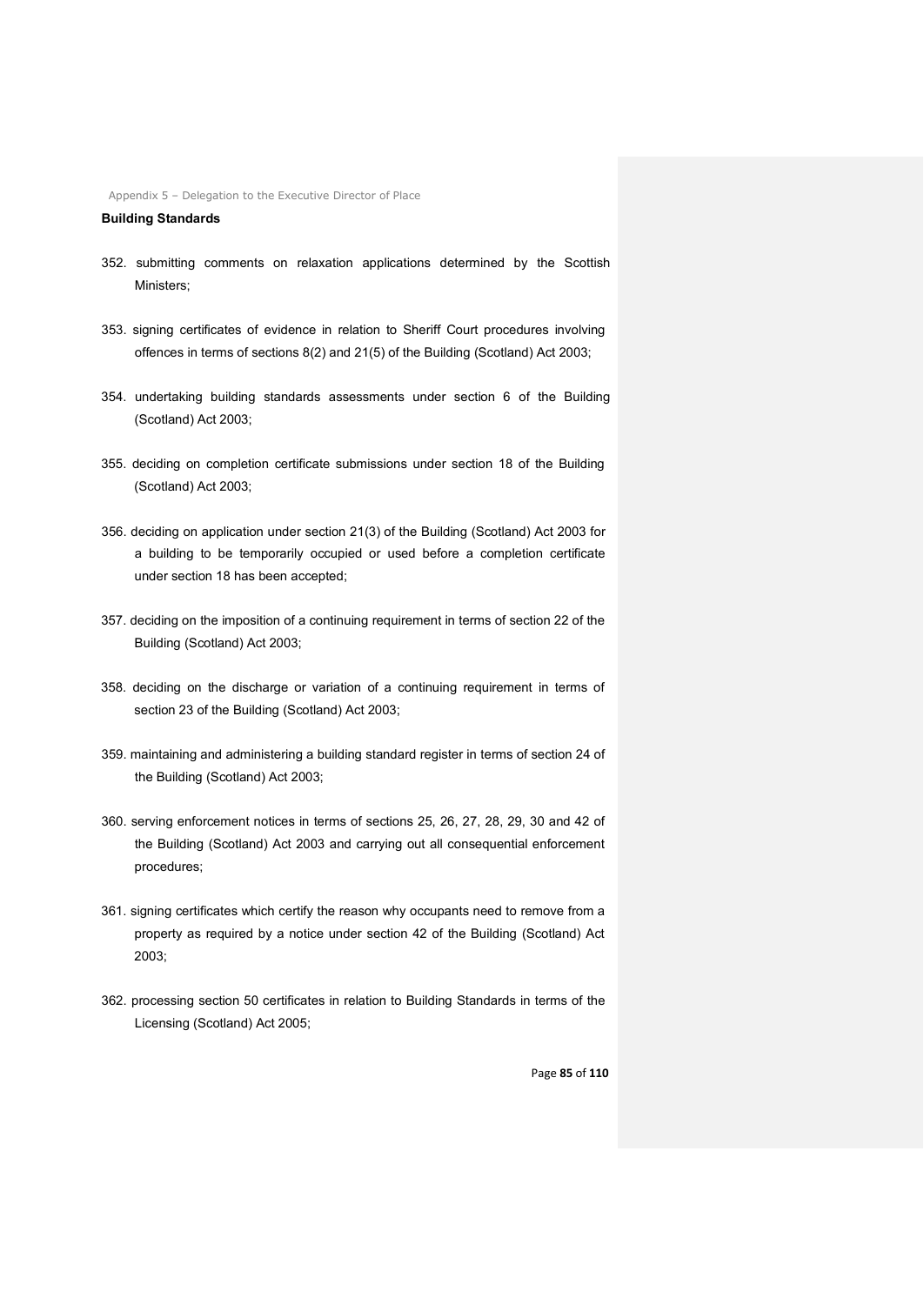## Building Standards

352. submitting comments on relaxation applications determined by the Scottish Ministers;

353. signing certificates of evidence in relation to Sheriff Court procedures involving offences in terms of sections 8(2) and 21(5) of the Building (Scotland) Act 2003;

354. undertaking building standards assessments under section 6 of the Building (Scotland) Act 2003;

355. deciding on completion certificate submissions under section 18 of the Building (Scotland) Act 2003;

356. deciding on application under section 21(3) of the Building (Scotland) Act 2003 for a building to be temporarily occupied or used before a completion certificate under section 18 has been accepted;

357. deciding on the imposition of a continuing requirement in terms of section 22 of the Building (Scotland) Act 2003;

358. deciding on the discharge or variation of a continuing requirement in terms of section 23 of the Building (Scotland) Act 2003;

359. maintaining and administering a building standard register in terms of section 24 of the Building (Scotland) Act 2003;

360. serving enforcement notices in terms of sections 25, 26, 27, 28, 29, 30 and 42 of the Building (Scotland) Act 2003 and carrying out all consequential enforcement procedures;

361. signing certificates which certify the reason why occupants need to remove from a property as required by a notice under section 42 of the Building (Scotland) Act 2003;

362. processing section 50 certificates in relation to Building Standards in terms of the Licensing (Scotland) Act 2005;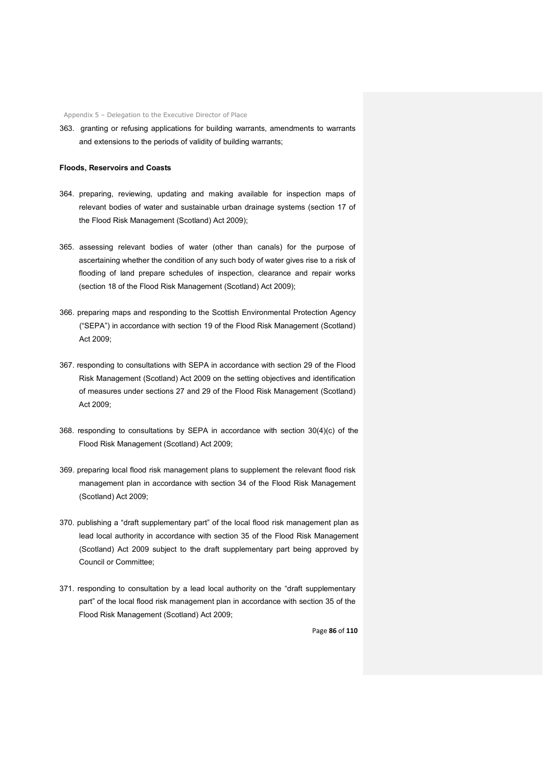363. granting or refusing applications for building warrants, amendments to warrants and extensions to the periods of validity of building warrants;

**Floods, Reservoirs and Coasts**

364. preparing, reviewing, updating and making available for inspection maps of relevant bodies of water and sustainable urban drainage systems (section 17 of the Flood Risk Management (Scotland) Act 2009);

365. assessing relevant bodies of water (other than canals) for the purpose of ascertaining whether the condition of any such body of water gives rise to a risk of flooding of land prepare schedules of inspection, clearance and repair works (section 18 of the Flood Risk Management (Scotland) Act 2009);

366. preparing maps and responding to the Scottish Environmental Protection Agency ("SEPA") in accordance with section 19 of the Flood Risk Management (Scotland) Act 2009;

367. responding to consultations with SEPA in accordance with section 29 of the Flood Risk Management (Scotland) Act 2009 on the setting objectives and identification of measures under sections 27 and 29 of the Flood Risk Management (Scotland) Act 2009;

368. responding to consultations by SEPA in accordance with section 30(4)(c) of the Flood Risk Management (Scotland) Act 2009;

369. preparing local flood risk management plans to supplement the relevant flood risk management plan in accordance with section 34 of the Flood Risk Management (Scotland) Act 2009;

370. publishing a "draft supplementary part" of the local flood risk management plan as lead local authority in accordance with section 35 of the Flood Risk Management (Scotland) Act 2009 subject to the draft supplementary part being approved by Council or Committee;

371. responding to consultation by a lead local authority on the "draft supplementary part" of the local flood risk management plan in accordance with section 35 of the Flood Risk Management (Scotland) Act 2009;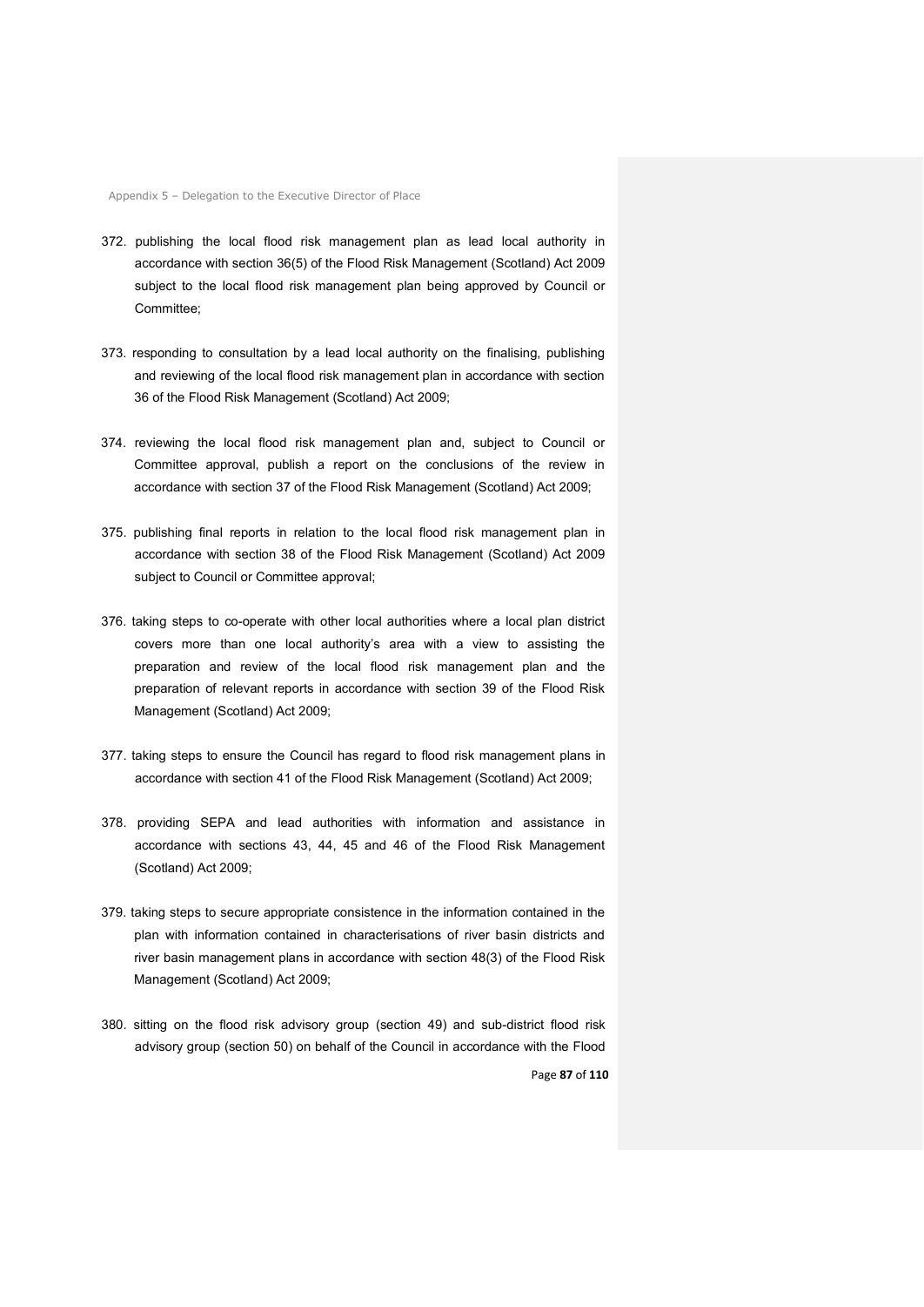372. publishing the local flood risk management plan as lead local authority in accordance with section 36(5) of the Flood Risk Management (Scotland) Act 2009 subject to the local flood risk management plan being approved by Council or Committee;

373. responding to consultation by a lead local authority on the finalising, publishing and reviewing of the local flood risk management plan in accordance with section 36 of the Flood Risk Management (Scotland) Act 2009;

374. reviewing the local flood risk management plan and, subject to Council or Committee approval, publish a report on the conclusions of the review in accordance with section 37 of the Flood Risk Management (Scotland) Act 2009;

375. publishing final reports in relation to the local flood risk management plan in accordance with section 38 of the Flood Risk Management (Scotland) Act 2009 subject to Council or Committee approval;

376. taking steps to co-operate with other local authorities where a local plan district covers more than one local authority's area with a view to assisting the preparation and review of the local flood risk management plan and the preparation of relevant reports in accordance with section 39 of the Flood Risk Management (Scotland) Act 2009;

377. taking steps to ensure the Council has regard to flood risk management plans in accordance with section 41 of the Flood Risk Management (Scotland) Act 2009;

378. providing SEPA and lead authorities with information and assistance in accordance with sections 43, 44, 45 and 46 of the Flood Risk Management (Scotland) Act 2009;

379. taking steps to secure appropriate consistence in the information contained in the plan with information contained in characterisations of river basin districts and river basin management plans in accordance with section 48(3) of the Flood Risk Management (Scotland) Act 2009;

380. sitting on the flood risk advisory group (section 49) and sub-district flood risk advisory group (section 50) on behalf of the Council in accordance with the Flood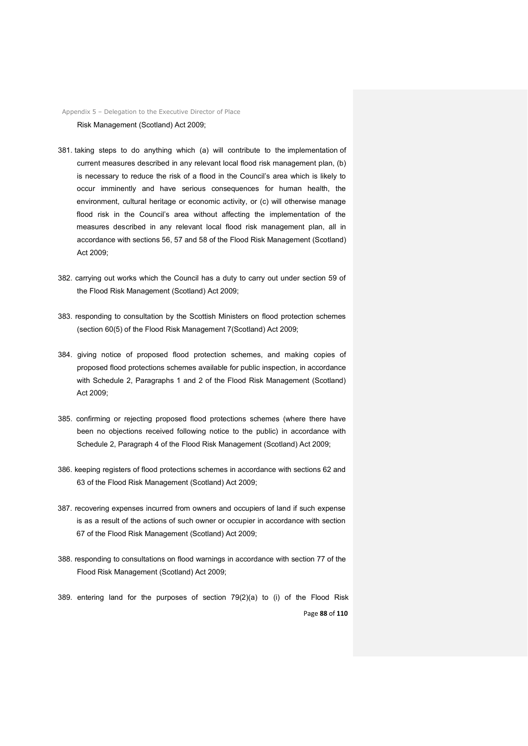Risk Management (Scotland) Act 2009;

381. taking steps to do anything which (a) will contribute to the implementation of current measures described in any relevant local flood risk management plan, (b) is necessary to reduce the risk of a flood in the Council's area which is likely to occur imminently and have serious consequences for human health, the environment, cultural heritage or economic activity, or (c) will otherwise manage flood risk in the Council's area without affecting the implementation of the measures described in any relevant local flood risk management plan, all in accordance with sections 56, 57 and 58 of the Flood Risk Management (Scotland) Act 2009;

382. carrying out works which the Council has a duty to carry out under section 59 of the Flood Risk Management (Scotland) Act 2009;

383. responding to consultation by the Scottish Ministers on flood protection schemes (section 60(5) of the Flood Risk Management 7(Scotland) Act 2009;

384. giving notice of proposed flood protection schemes, and making copies of proposed flood protections schemes available for public inspection, in accordance with Schedule 2, Paragraphs 1 and 2 of the Flood Risk Management (Scotland) Act 2009;

385. confirming or rejecting proposed flood protections schemes (where there have been no objections received following notice to the public) in accordance with Schedule 2, Paragraph 4 of the Flood Risk Management (Scotland) Act 2009;

386. keeping registers of flood protections schemes in accordance with sections 62 and 63 of the Flood Risk Management (Scotland) Act 2009;

387. recovering expenses incurred from owners and occupiers of land if such expense is as a result of the actions of such owner or occupier in accordance with section 67 of the Flood Risk Management (Scotland) Act 2009;

388. responding to consultations on flood warnings in accordance with section 77 of the Flood Risk Management (Scotland) Act 2009;

389. entering land for the purposes of section 79(2)(a) to (i) of the Flood Risk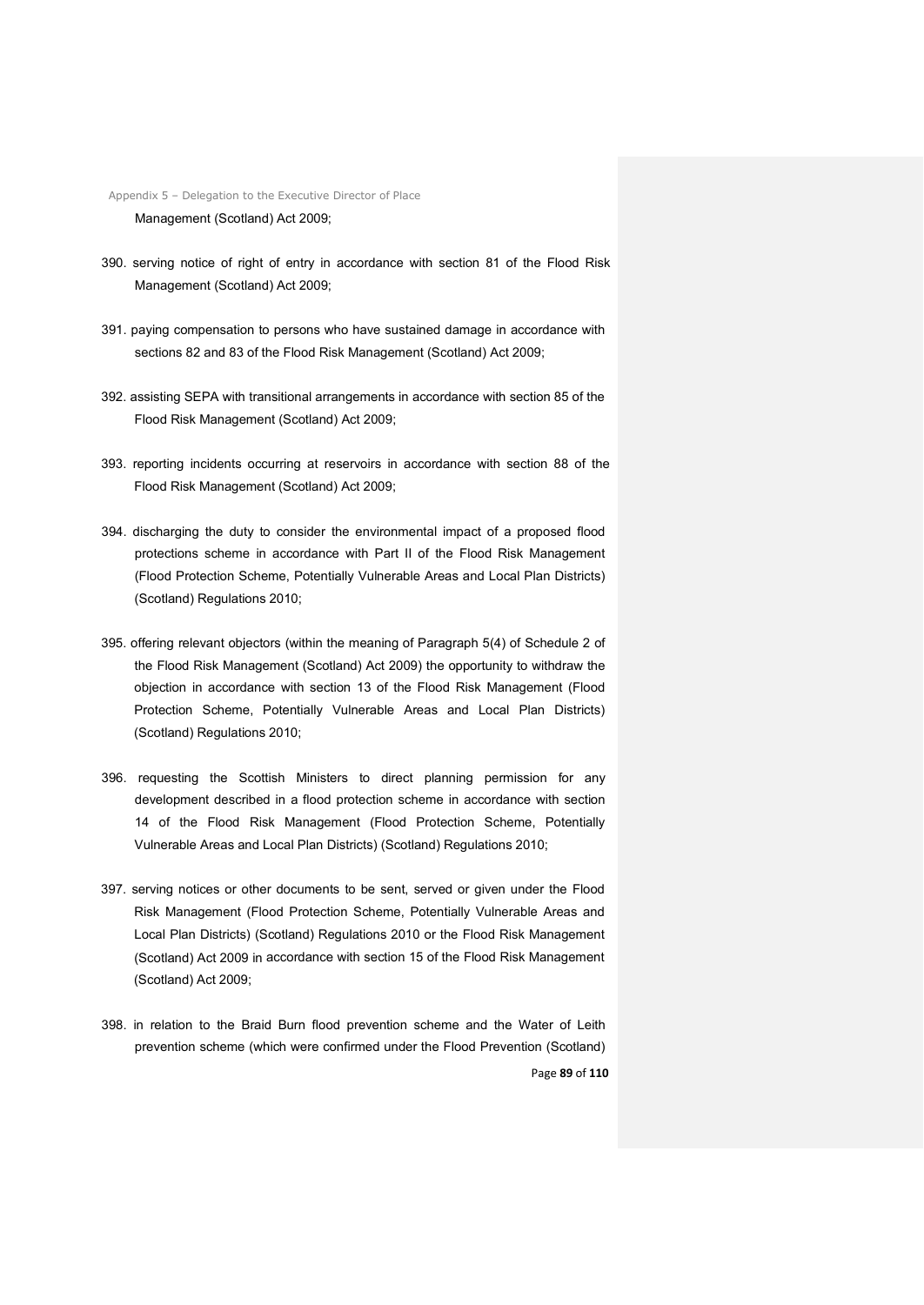Management (Scotland) Act 2009;

390. serving notice of right of entry in accordance with section 81 of the Flood Risk Management (Scotland) Act 2009;

391. paying compensation to persons who have sustained damage in accordance with sections 82 and 83 of the Flood Risk Management (Scotland) Act 2009;

392. assisting SEPA with transitional arrangements in accordance with section 85 of the Flood Risk Management (Scotland) Act 2009;

393. reporting incidents occurring at reservoirs in accordance with section 88 of the Flood Risk Management (Scotland) Act 2009;

394. discharging the duty to consider the environmental impact of a proposed flood protections scheme in accordance with Part II of the Flood Risk Management (Flood Protection Scheme, Potentially Vulnerable Areas and Local Plan Districts) (Scotland) Regulations 2010;

395. offering relevant objectors (within the meaning of Paragraph 5(4) of Schedule 2 of the Flood Risk Management (Scotland) Act 2009) the opportunity to withdraw the objection in accordance with section 13 of the Flood Risk Management (Flood Protection Scheme, Potentially Vulnerable Areas and Local Plan Districts) (Scotland) Regulations 2010;

396. requesting the Scottish Ministers to direct planning permission for any development described in a flood protection scheme in accordance with section 14 of the Flood Risk Management (Flood Protection Scheme, Potentially Vulnerable Areas and Local Plan Districts) (Scotland) Regulations 2010;

397. serving notices or other documents to be sent, served or given under the Flood Risk Management (Flood Protection Scheme, Potentially Vulnerable Areas and Local Plan Districts) (Scotland) Regulations 2010 or the Flood Risk Management (Scotland) Act 2009 in accordance with section 15 of the Flood Risk Management (Scotland) Act 2009;

398. in relation to the Braid Burn flood prevention scheme and the Water of Leith prevention scheme (which were confirmed under the Flood Prevention (Scotland)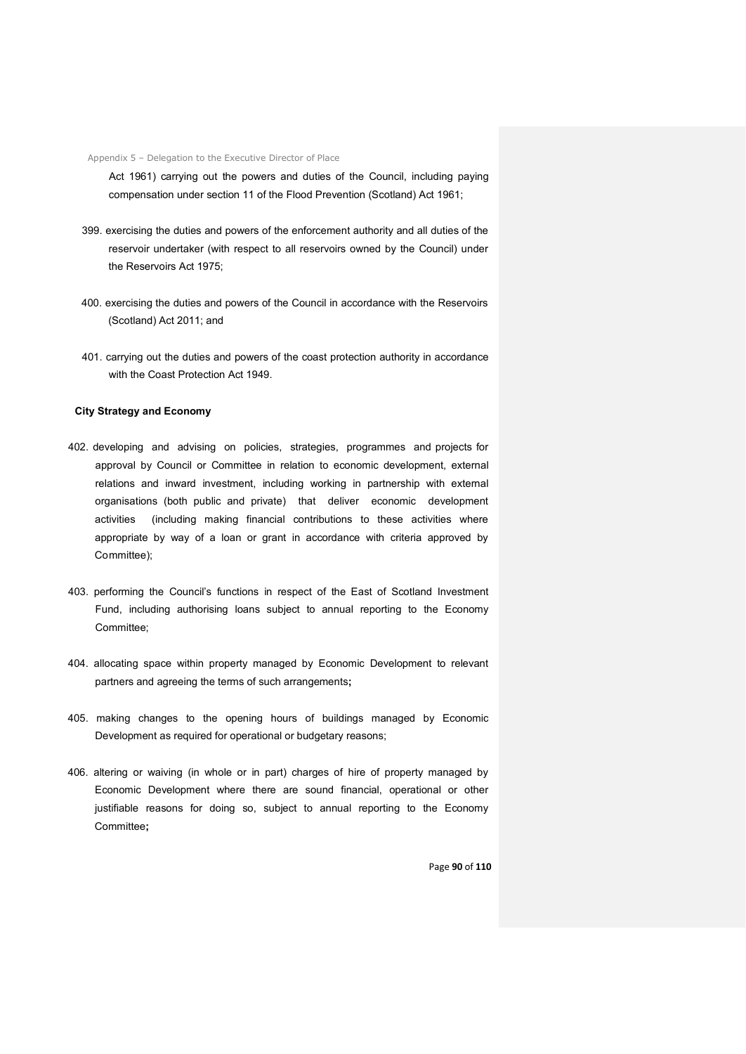Act 1961) carrying out the powers and duties of the Council, including paying compensation under section 11 of the Flood Prevention (Scotland) Act 1961;

399. exercising the duties and powers of the enforcement authority and all duties of the reservoir undertaker (with respect to all reservoirs owned by the Council) under the Reservoirs Act 1975;

400. exercising the duties and powers of the Council in accordance with the Reservoirs (Scotland) Act 2011; and

401. carrying out the duties and powers of the coast protection authority in accordance with the Coast Protection Act 1949.

**City Strategy and Economy**

402. developing and advising on policies, strategies, programmes and projects for approval by Council or Committee in relation to economic development, external relations and inward investment, including working in partnership with external organisations (both public and private) that deliver economic development activities (including making financial contributions to these activities where appropriate by way of a loan or grant in accordance with criteria approved by Committee);

403. performing the Council's functions in respect of the East of Scotland Investment Fund, including authorising loans subject to annual reporting to the Economy Committee;

404. allocating space within property managed by Economic Development to relevant partners and agreeing the terms of such arrangements**;**

405. making changes to the opening hours of buildings managed by Economic Development as required for operational or budgetary reasons;

406. altering or waiving (in whole or in part) charges of hire of property managed by Economic Development where there are sound financial, operational or other justifiable reasons for doing so, subject to annual reporting to the Economy Committee**;**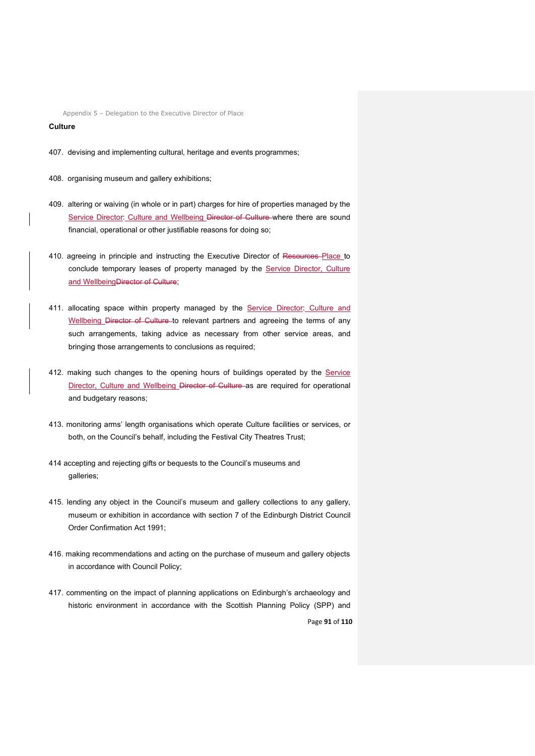**Culture**

407. devising and implementing cultural, heritage and events programmes;

408. organising museum and gallery exhibitions;

409. altering or waiving (in whole or in part) charges for hire of properties managed by the Service Director: Culture and Wellbeing ~~Director of Culture~~ where there are sound financial, operational or other justifiable reasons for doing so;

410. agreeing in principle and instructing the Executive Director of ~~Resources~~ Place to conclude temporary leases of property managed by the Service Director, Culture and Wellbeing~~Director of Culture~~;

411. allocating space within property managed by the Service Director: Culture and Wellbeing ~~Director of Culture~~ to relevant partners and agreeing the terms of any such arrangements, taking advice as necessary from other service areas, and bringing those arrangements to conclusions as required;

412. making such changes to the opening hours of buildings operated by the Service Director, Culture and Wellbeing ~~Director of Culture~~ as are required for operational and budgetary reasons;

413. monitoring arms' length organisations which operate Culture facilities or services, or both, on the Council's behalf, including the Festival City Theatres Trust;

414 accepting and rejecting gifts or bequests to the Council's museums and galleries;

415. lending any object in the Council's museum and gallery collections to any gallery, museum or exhibition in accordance with section 7 of the Edinburgh District Council Order Confirmation Act 1991;

416. making recommendations and acting on the purchase of museum and gallery objects in accordance with Council Policy;

417. commenting on the impact of planning applications on Edinburgh's archaeology and historic environment in accordance with the Scottish Planning Policy (SPP) and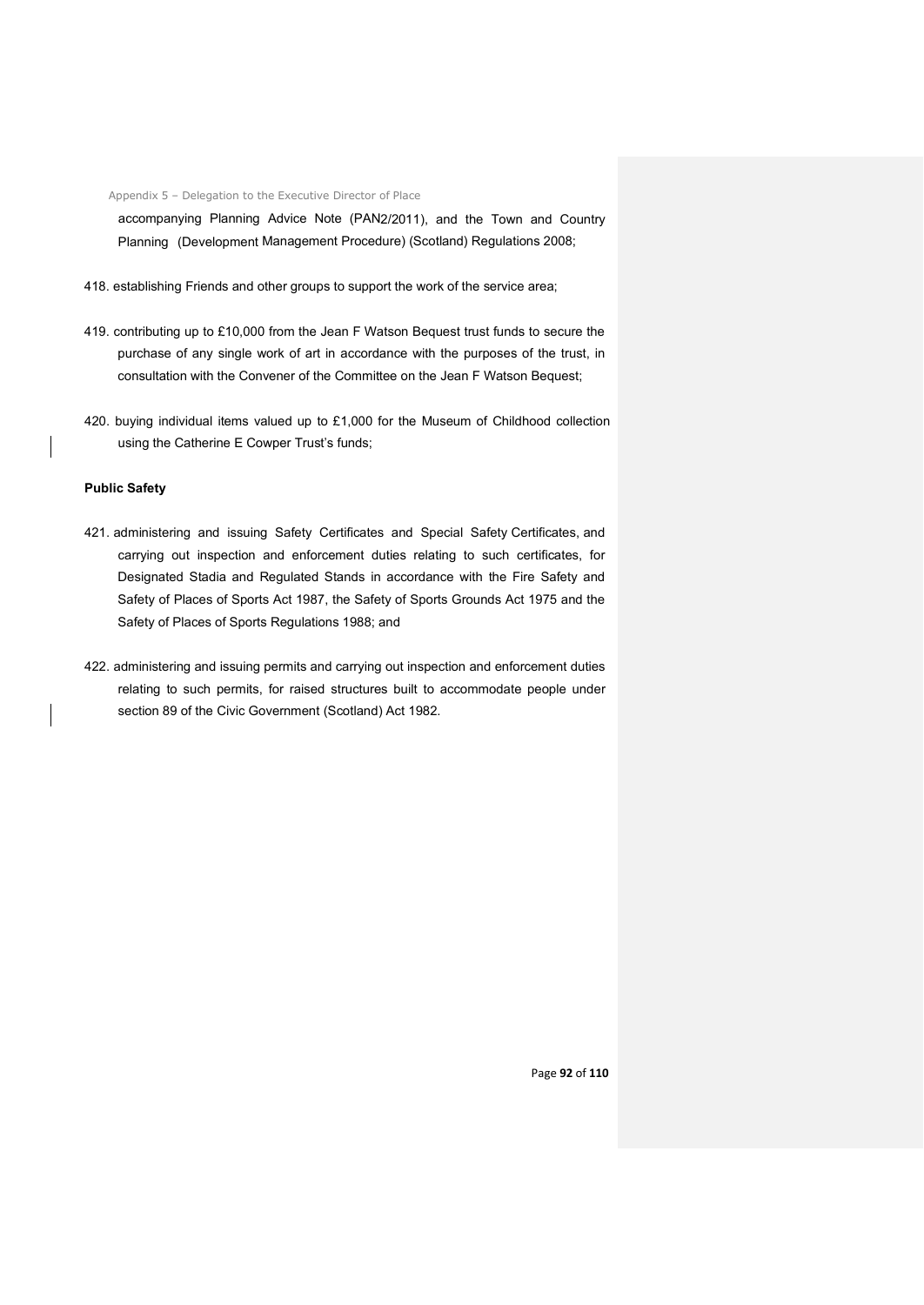accompanying Planning Advice Note (PAN2/2011), and the Town and Country Planning (Development Management Procedure) (Scotland) Regulations 2008;

418. establishing Friends and other groups to support the work of the service area;

419. contributing up to £10,000 from the Jean F Watson Bequest trust funds to secure the purchase of any single work of art in accordance with the purposes of the trust, in consultation with the Convener of the Committee on the Jean F Watson Bequest;

420. buying individual items valued up to £1,000 for the Museum of Childhood collection using the Catherine E Cowper Trust's funds;

**Public Safety**

421. administering and issuing Safety Certificates and Special Safety Certificates, and carrying out inspection and enforcement duties relating to such certificates, for Designated Stadia and Regulated Stands in accordance with the Fire Safety and Safety of Places of Sports Act 1987, the Safety of Sports Grounds Act 1975 and the Safety of Places of Sports Regulations 1988; and

422. administering and issuing permits and carrying out inspection and enforcement duties relating to such permits, for raised structures built to accommodate people under section 89 of the Civic Government (Scotland) Act 1982.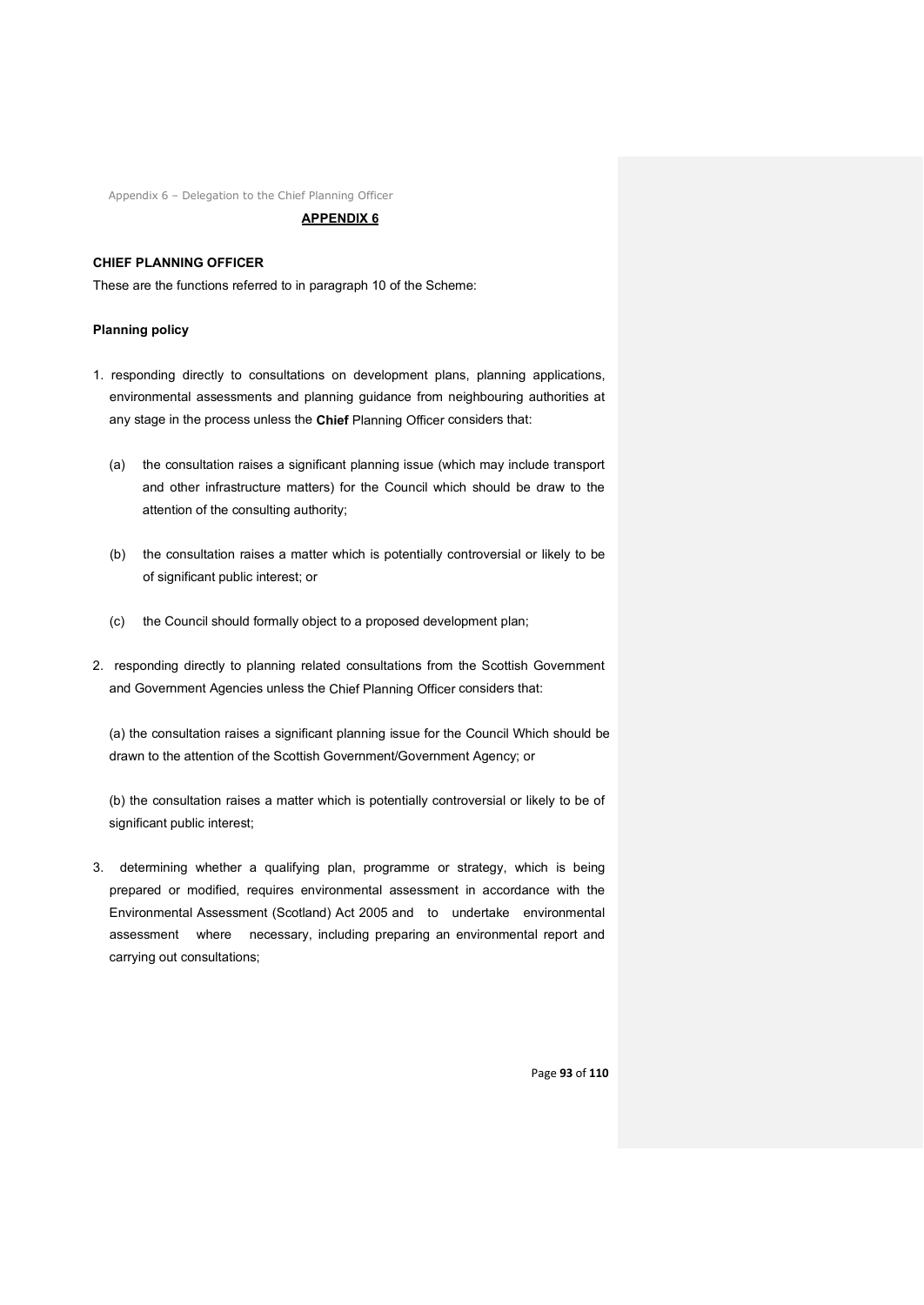## APPENDIX 6

### CHIEF PLANNING OFFICER

These are the functions referred to in paragraph 10 of the Scheme:

#### Planning policy

1. responding directly to consultations on development plans, planning applications, environmental assessments and planning guidance from neighbouring authorities at any stage in the process unless the **Chief** Planning Officer considers that:

   (a) the consultation raises a significant planning issue (which may include transport and other infrastructure matters) for the Council which should be draw to the attention of the consulting authority;

   (b) the consultation raises a matter which is potentially controversial or likely to be of significant public interest; or

   (c) the Council should formally object to a proposed development plan;

2. responding directly to planning related consultations from the Scottish Government and Government Agencies unless the Chief Planning Officer considers that:

   (a) the consultation raises a significant planning issue for the Council Which should be drawn to the attention of the Scottish Government/Government Agency; or

   (b) the consultation raises a matter which is potentially controversial or likely to be of significant public interest;

3. determining whether a qualifying plan, programme or strategy, which is being prepared or modified, requires environmental assessment in accordance with the Environmental Assessment (Scotland) Act 2005 and to undertake environmental assessment where necessary, including preparing an environmental report and carrying out consultations;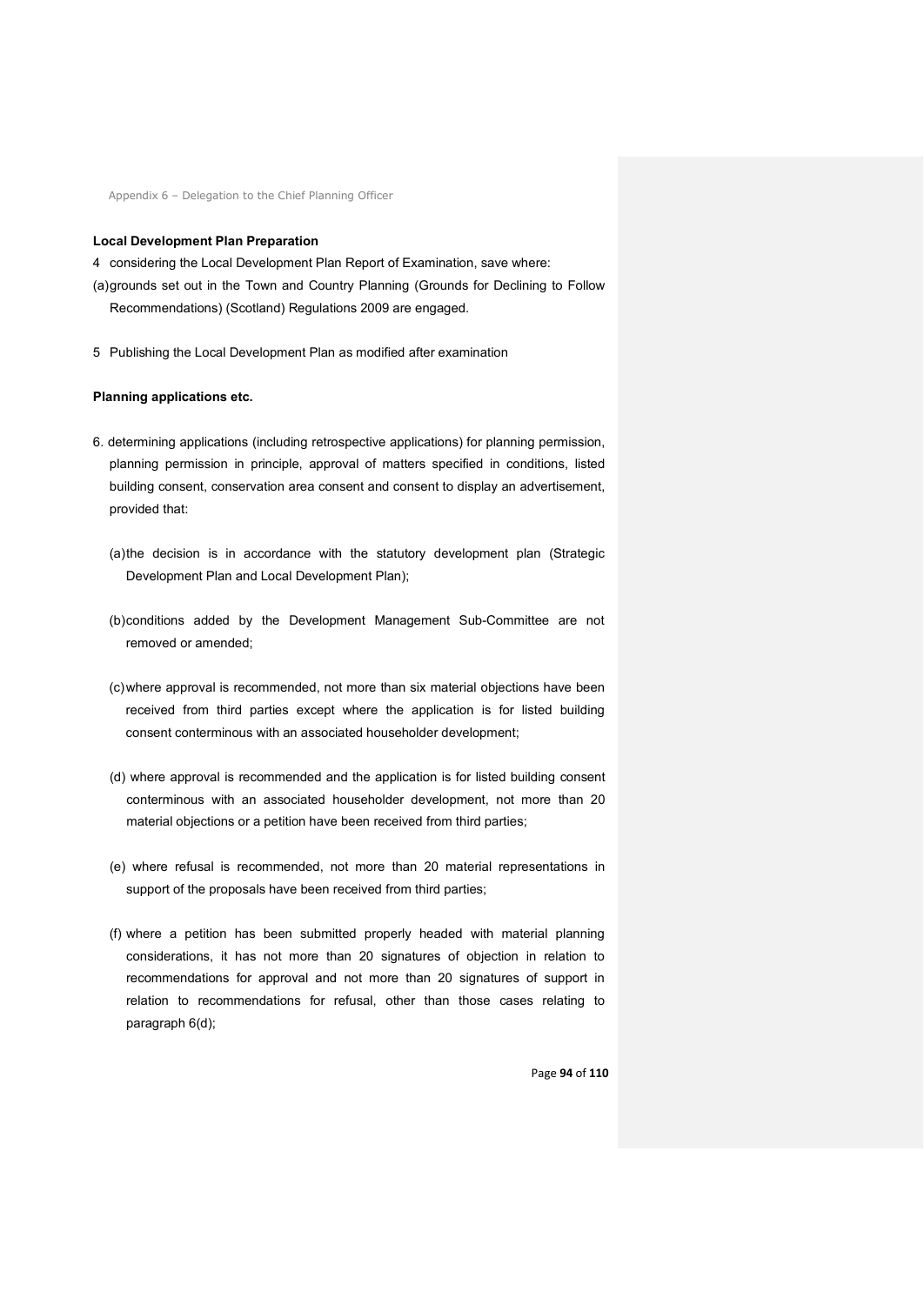**Local Development Plan Preparation**

4 considering the Local Development Plan Report of Examination, save where:

(a) grounds set out in the Town and Country Planning (Grounds for Declining to Follow Recommendations) (Scotland) Regulations 2009 are engaged.

5 Publishing the Local Development Plan as modified after examination

**Planning applications etc.**

6. determining applications (including retrospective applications) for planning permission, planning permission in principle, approval of matters specified in conditions, listed building consent, conservation area consent and consent to display an advertisement, provided that:

   (a) the decision is in accordance with the statutory development plan (Strategic Development Plan and Local Development Plan);

   (b) conditions added by the Development Management Sub-Committee are not removed or amended;

   (c) where approval is recommended, not more than six material objections have been received from third parties except where the application is for listed building consent conterminous with an associated householder development;

   (d) where approval is recommended and the application is for listed building consent conterminous with an associated householder development, not more than 20 material objections or a petition have been received from third parties;

   (e) where refusal is recommended, not more than 20 material representations in support of the proposals have been received from third parties;

   (f) where a petition has been submitted properly headed with material planning considerations, it has not more than 20 signatures of objection in relation to recommendations for approval and not more than 20 signatures of support in relation to recommendations for refusal, other than those cases relating to paragraph 6(d);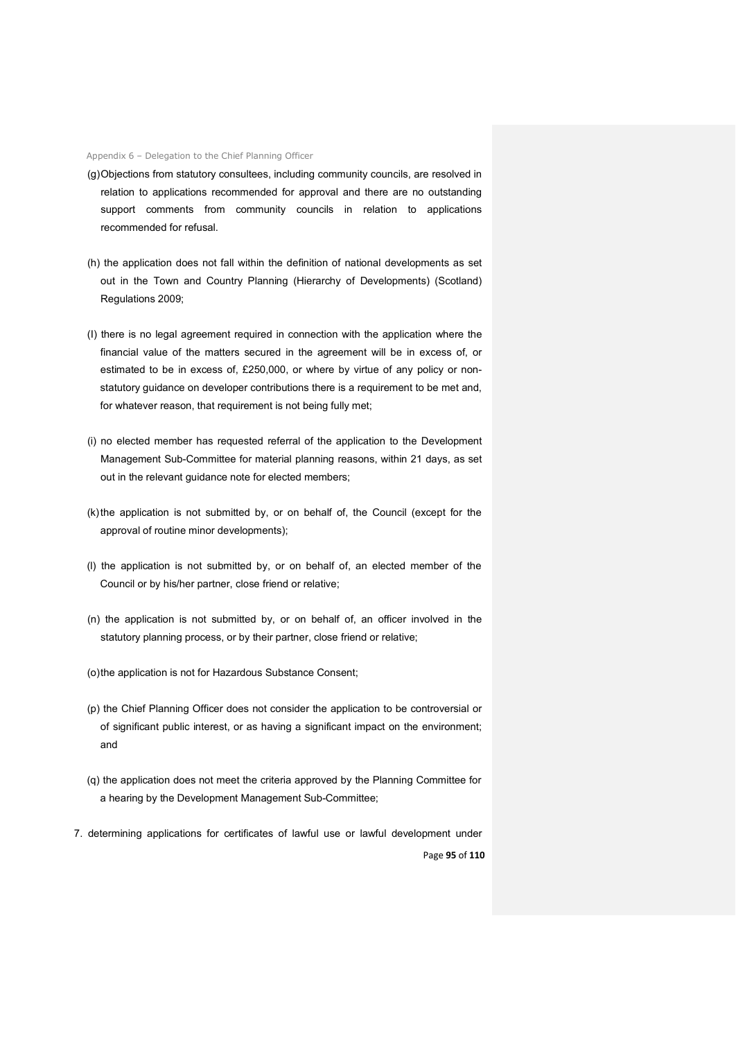(g) Objections from statutory consultees, including community councils, are resolved in relation to applications recommended for approval and there are no outstanding support comments from community councils in relation to applications recommended for refusal.

(h) the application does not fall within the definition of national developments as set out in the Town and Country Planning (Hierarchy of Developments) (Scotland) Regulations 2009;

(I) there is no legal agreement required in connection with the application where the financial value of the matters secured in the agreement will be in excess of, or estimated to be in excess of, £250,000, or where by virtue of any policy or non-statutory guidance on developer contributions there is a requirement to be met and, for whatever reason, that requirement is not being fully met;

(i) no elected member has requested referral of the application to the Development Management Sub-Committee for material planning reasons, within 21 days, as set out in the relevant guidance note for elected members;

(k) the application is not submitted by, or on behalf of, the Council (except for the approval of routine minor developments);

(l) the application is not submitted by, or on behalf of, an elected member of the Council or by his/her partner, close friend or relative;

(n) the application is not submitted by, or on behalf of, an officer involved in the statutory planning process, or by their partner, close friend or relative;

(o) the application is not for Hazardous Substance Consent;

(p) the Chief Planning Officer does not consider the application to be controversial or of significant public interest, or as having a significant impact on the environment; and

(q) the application does not meet the criteria approved by the Planning Committee for a hearing by the Development Management Sub-Committee;

7. determining applications for certificates of lawful use or lawful development under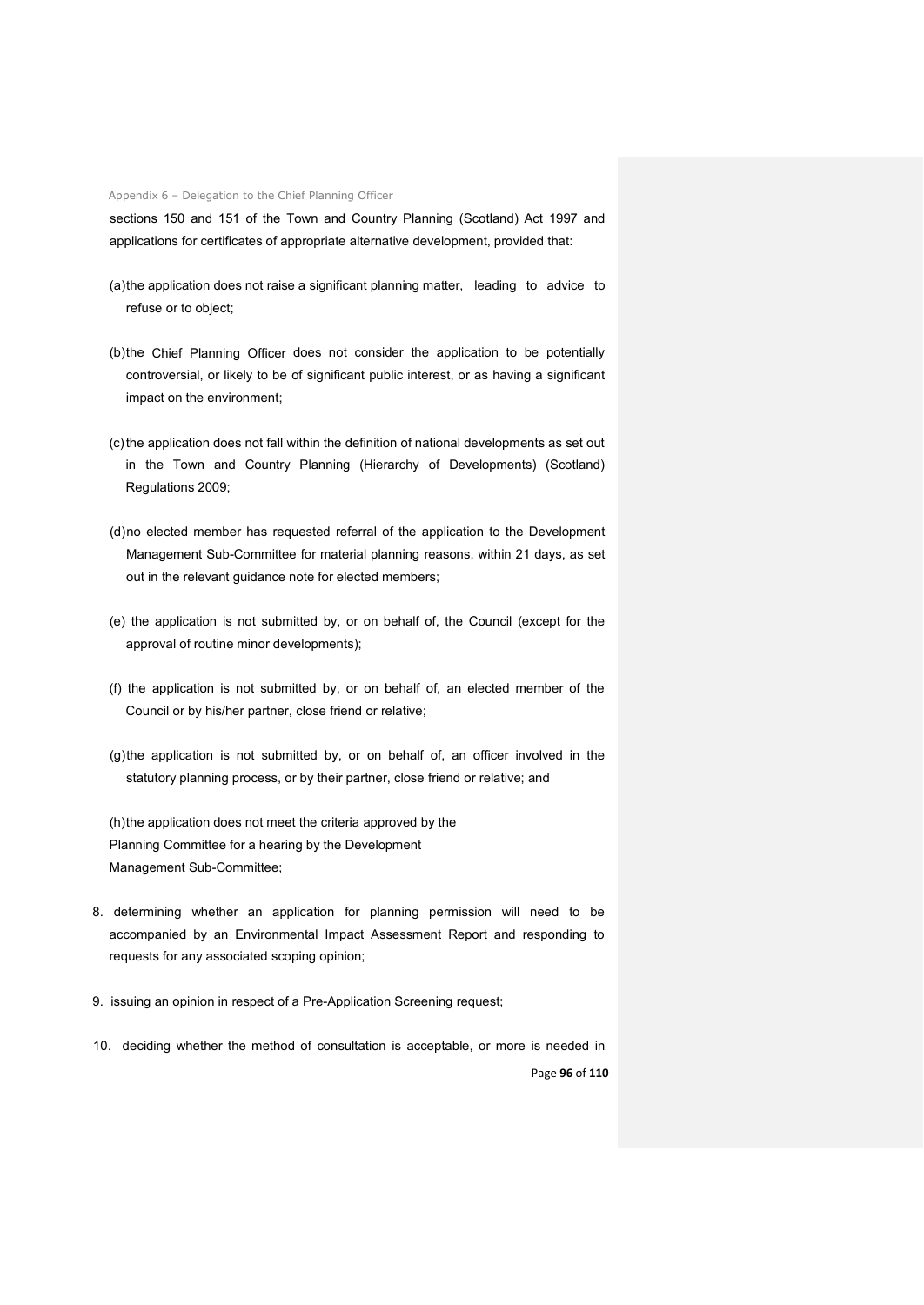sections 150 and 151 of the Town and Country Planning (Scotland) Act 1997 and applications for certificates of appropriate alternative development, provided that:

(a) the application does not raise a significant planning matter, leading to advice to refuse or to object;

(b) the Chief Planning Officer does not consider the application to be potentially controversial, or likely to be of significant public interest, or as having a significant impact on the environment;

(c) the application does not fall within the definition of national developments as set out in the Town and Country Planning (Hierarchy of Developments) (Scotland) Regulations 2009;

(d) no elected member has requested referral of the application to the Development Management Sub-Committee for material planning reasons, within 21 days, as set out in the relevant guidance note for elected members;

(e) the application is not submitted by, or on behalf of, the Council (except for the approval of routine minor developments);

(f) the application is not submitted by, or on behalf of, an elected member of the Council or by his/her partner, close friend or relative;

(g) the application is not submitted by, or on behalf of, an officer involved in the statutory planning process, or by their partner, close friend or relative; and

(h) the application does not meet the criteria approved by the Planning Committee for a hearing by the Development Management Sub-Committee;

8. determining whether an application for planning permission will need to be accompanied by an Environmental Impact Assessment Report and responding to requests for any associated scoping opinion;

9. issuing an opinion in respect of a Pre-Application Screening request;

10. deciding whether the method of consultation is acceptable, or more is needed in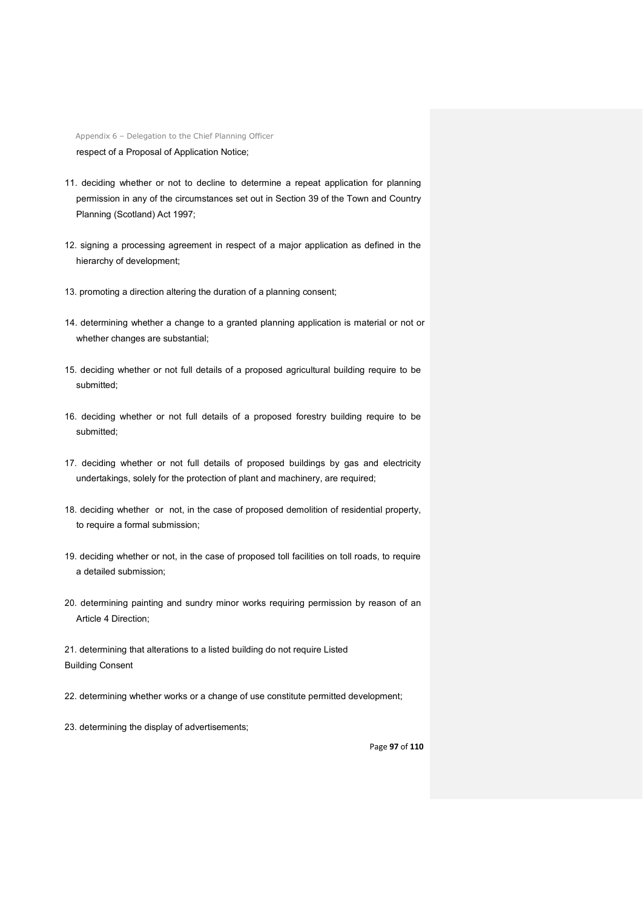respect of a Proposal of Application Notice;

11. deciding whether or not to decline to determine a repeat application for planning permission in any of the circumstances set out in Section 39 of the Town and Country Planning (Scotland) Act 1997;

12. signing a processing agreement in respect of a major application as defined in the hierarchy of development;

13. promoting a direction altering the duration of a planning consent;

14. determining whether a change to a granted planning application is material or not or whether changes are substantial;

15. deciding whether or not full details of a proposed agricultural building require to be submitted;

16. deciding whether or not full details of a proposed forestry building require to be submitted;

17. deciding whether or not full details of proposed buildings by gas and electricity undertakings, solely for the protection of plant and machinery, are required;

18. deciding whether or not, in the case of proposed demolition of residential property, to require a formal submission;

19. deciding whether or not, in the case of proposed toll facilities on toll roads, to require a detailed submission;

20. determining painting and sundry minor works requiring permission by reason of an Article 4 Direction;

21. determining that alterations to a listed building do not require Listed Building Consent

22. determining whether works or a change of use constitute permitted development;

23. determining the display of advertisements;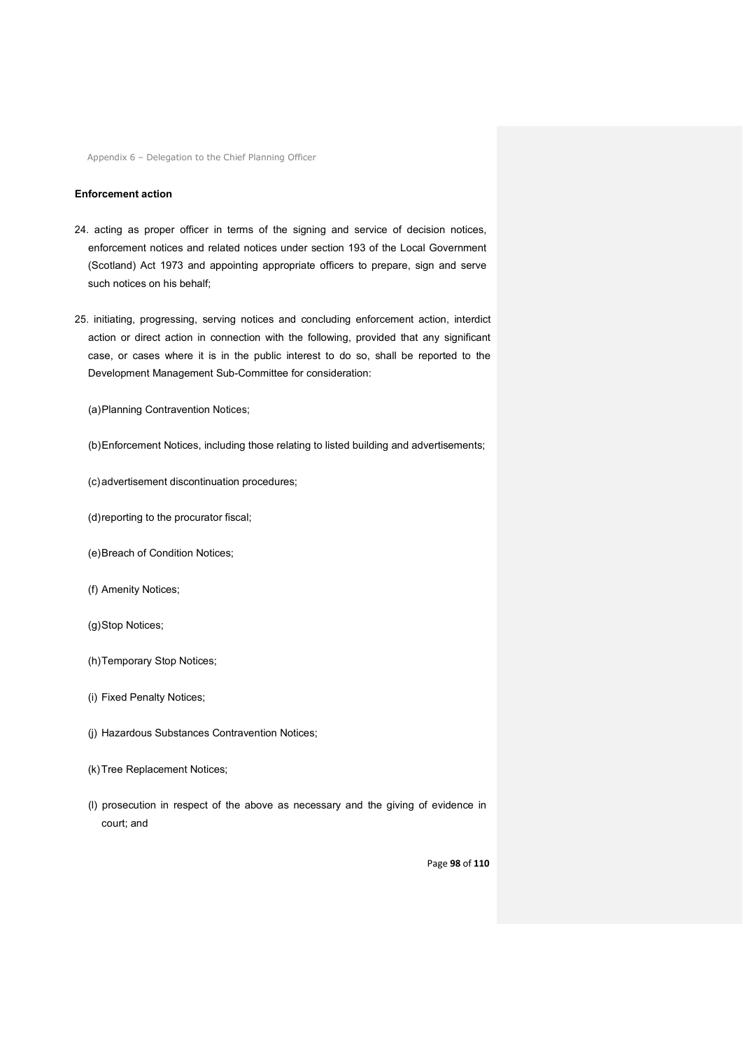#### Enforcement action

24. acting as proper officer in terms of the signing and service of decision notices, enforcement notices and related notices under section 193 of the Local Government (Scotland) Act 1973 and appointing appropriate officers to prepare, sign and serve such notices on his behalf;

25. initiating, progressing, serving notices and concluding enforcement action, interdict action or direct action in connection with the following, provided that any significant case, or cases where it is in the public interest to do so, shall be reported to the Development Management Sub-Committee for consideration:

    (a) Planning Contravention Notices;

    (b) Enforcement Notices, including those relating to listed building and advertisements;

    (c) advertisement discontinuation procedures;

    (d) reporting to the procurator fiscal;

    (e) Breach of Condition Notices;

    (f) Amenity Notices;

    (g) Stop Notices;

    (h) Temporary Stop Notices;

    (i) Fixed Penalty Notices;

    (j) Hazardous Substances Contravention Notices;

    (k) Tree Replacement Notices;

    (l) prosecution in respect of the above as necessary and the giving of evidence in court; and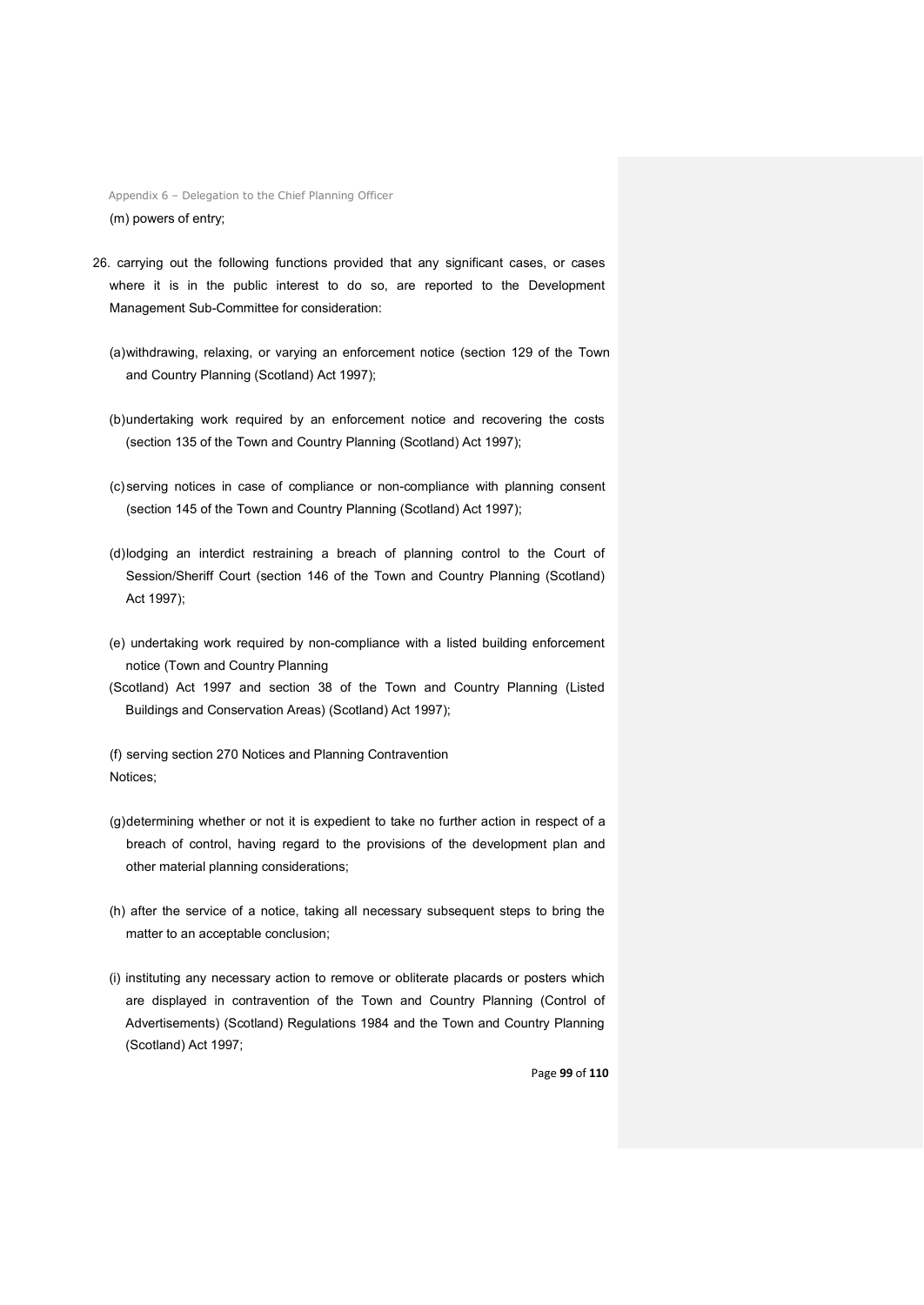(m) powers of entry;

26. carrying out the following functions provided that any significant cases, or cases where it is in the public interest to do so, are reported to the Development Management Sub-Committee for consideration:

    (a) withdrawing, relaxing, or varying an enforcement notice (section 129 of the Town and Country Planning (Scotland) Act 1997);

    (b) undertaking work required by an enforcement notice and recovering the costs (section 135 of the Town and Country Planning (Scotland) Act 1997);

    (c) serving notices in case of compliance or non-compliance with planning consent (section 145 of the Town and Country Planning (Scotland) Act 1997);

    (d) lodging an interdict restraining a breach of planning control to the Court of Session/Sheriff Court (section 146 of the Town and Country Planning (Scotland) Act 1997);

    (e) undertaking work required by non-compliance with a listed building enforcement notice (Town and Country Planning (Scotland) Act 1997 and section 38 of the Town and Country Planning (Listed Buildings and Conservation Areas) (Scotland) Act 1997);

    (f) serving section 270 Notices and Planning Contravention Notices;

    (g) determining whether or not it is expedient to take no further action in respect of a breach of control, having regard to the provisions of the development plan and other material planning considerations;

    (h) after the service of a notice, taking all necessary subsequent steps to bring the matter to an acceptable conclusion;

    (i) instituting any necessary action to remove or obliterate placards or posters which are displayed in contravention of the Town and Country Planning (Control of Advertisements) (Scotland) Regulations 1984 and the Town and Country Planning (Scotland) Act 1997;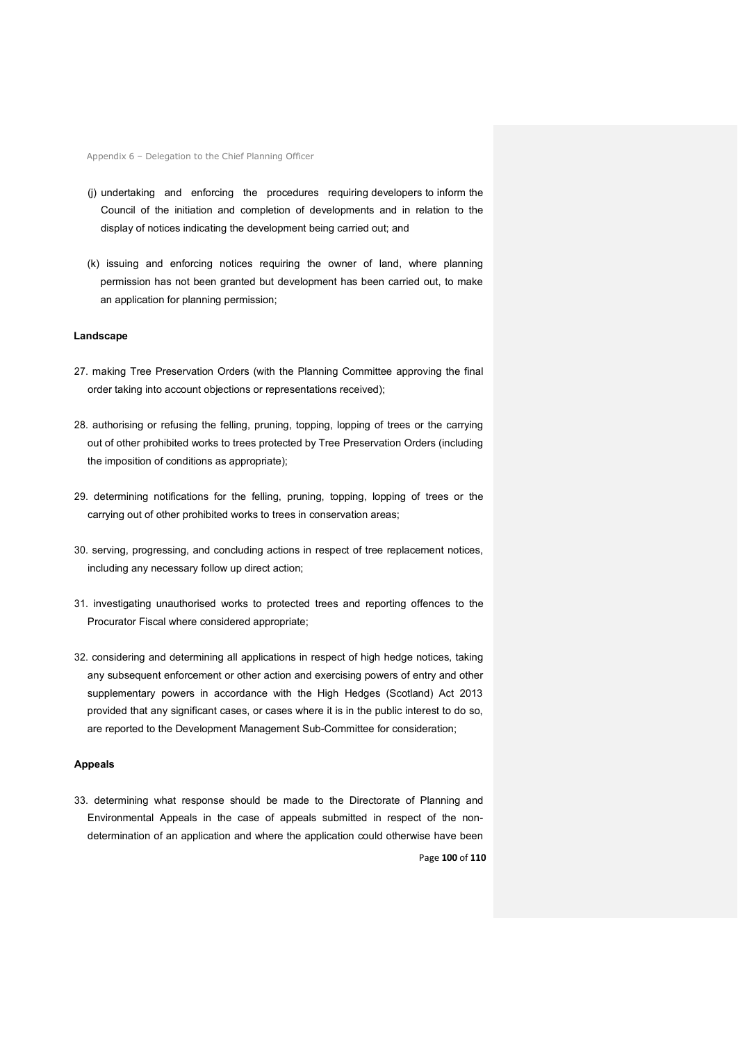(j) undertaking and enforcing the procedures requiring developers to inform the Council of the initiation and completion of developments and in relation to the display of notices indicating the development being carried out; and

(k) issuing and enforcing notices requiring the owner of land, where planning permission has not been granted but development has been carried out, to make an application for planning permission;

**Landscape**

27. making Tree Preservation Orders (with the Planning Committee approving the final order taking into account objections or representations received);

28. authorising or refusing the felling, pruning, topping, lopping of trees or the carrying out of other prohibited works to trees protected by Tree Preservation Orders (including the imposition of conditions as appropriate);

29. determining notifications for the felling, pruning, topping, lopping of trees or the carrying out of other prohibited works to trees in conservation areas;

30. serving, progressing, and concluding actions in respect of tree replacement notices, including any necessary follow up direct action;

31. investigating unauthorised works to protected trees and reporting offences to the Procurator Fiscal where considered appropriate;

32. considering and determining all applications in respect of high hedge notices, taking any subsequent enforcement or other action and exercising powers of entry and other supplementary powers in accordance with the High Hedges (Scotland) Act 2013 provided that any significant cases, or cases where it is in the public interest to do so, are reported to the Development Management Sub-Committee for consideration;

**Appeals**

33. determining what response should be made to the Directorate of Planning and Environmental Appeals in the case of appeals submitted in respect of the non-determination of an application and where the application could otherwise have been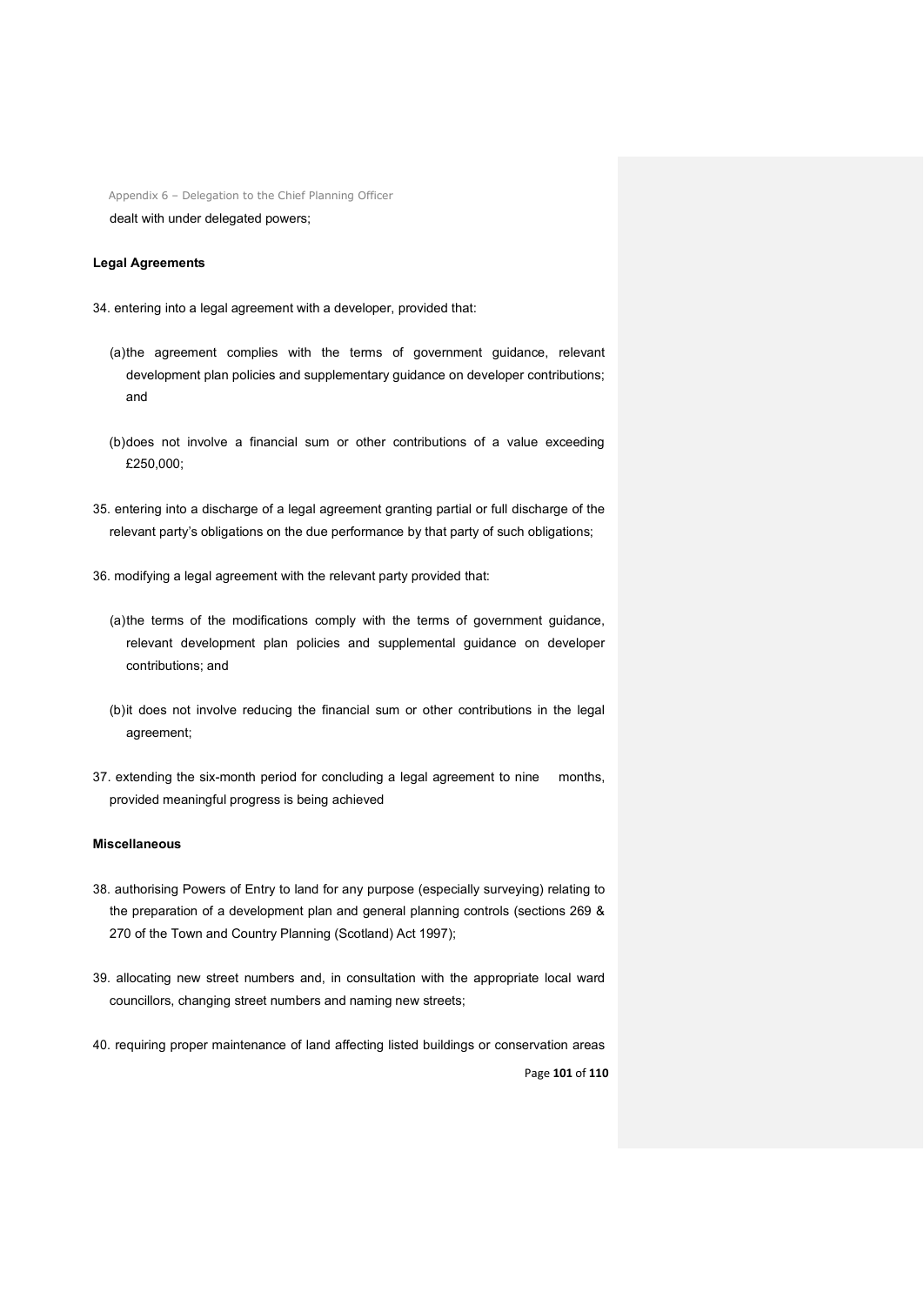dealt with under delegated powers;

**Legal Agreements**

34. entering into a legal agreement with a developer, provided that:

    (a) the agreement complies with the terms of government guidance, relevant development plan policies and supplementary guidance on developer contributions; and

    (b) does not involve a financial sum or other contributions of a value exceeding £250,000;

35. entering into a discharge of a legal agreement granting partial or full discharge of the relevant party's obligations on the due performance by that party of such obligations;

36. modifying a legal agreement with the relevant party provided that:

    (a) the terms of the modifications comply with the terms of government guidance, relevant development plan policies and supplemental guidance on developer contributions; and

    (b) it does not involve reducing the financial sum or other contributions in the legal agreement;

37. extending the six-month period for concluding a legal agreement to nine months, provided meaningful progress is being achieved

**Miscellaneous**

38. authorising Powers of Entry to land for any purpose (especially surveying) relating to the preparation of a development plan and general planning controls (sections 269 & 270 of the Town and Country Planning (Scotland) Act 1997);

39. allocating new street numbers and, in consultation with the appropriate local ward councillors, changing street numbers and naming new streets;

40. requiring proper maintenance of land affecting listed buildings or conservation areas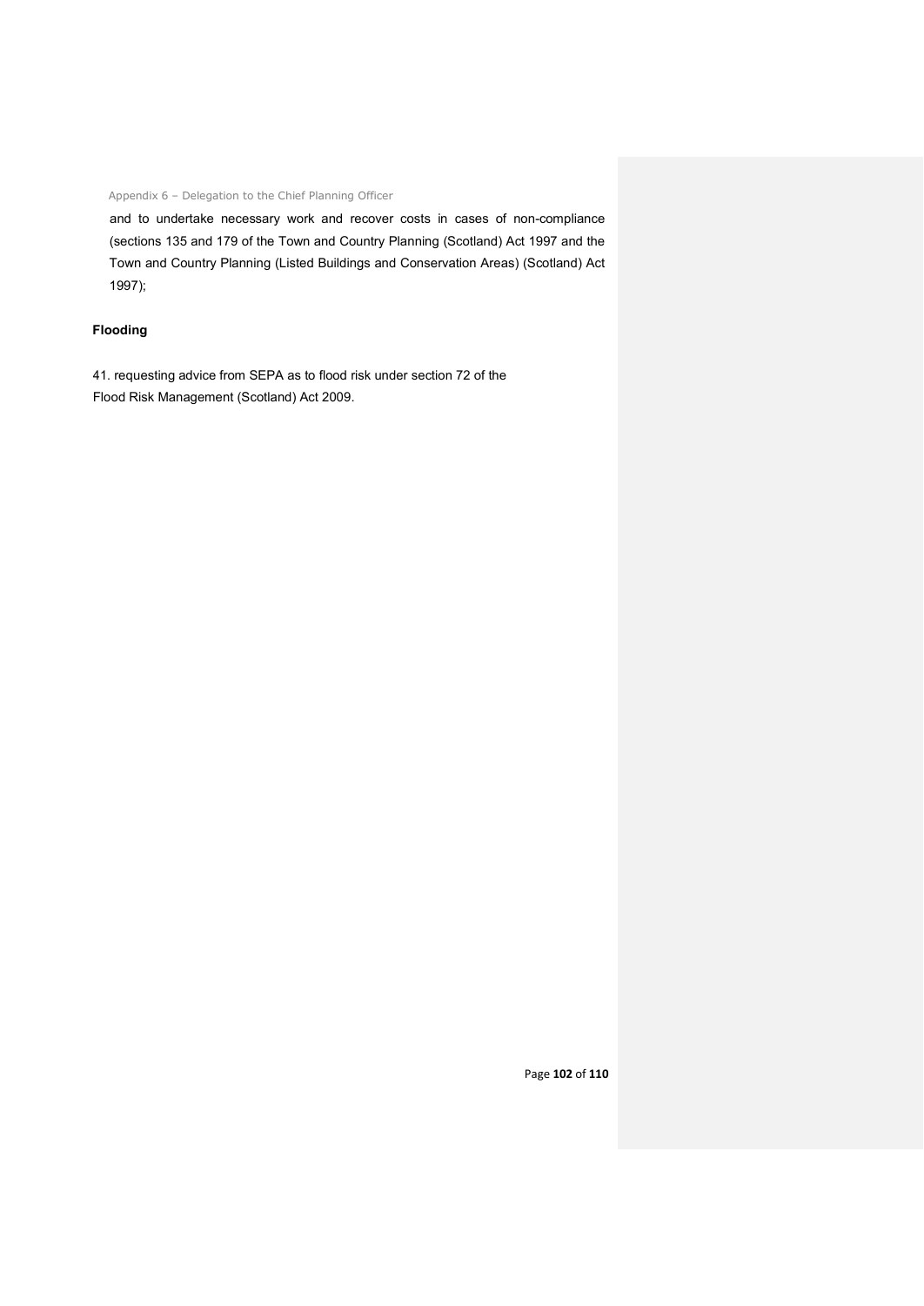and to undertake necessary work and recover costs in cases of non-compliance (sections 135 and 179 of the Town and Country Planning (Scotland) Act 1997 and the Town and Country Planning (Listed Buildings and Conservation Areas) (Scotland) Act 1997);

**Flooding**

41. requesting advice from SEPA as to flood risk under section 72 of the Flood Risk Management (Scotland) Act 2009.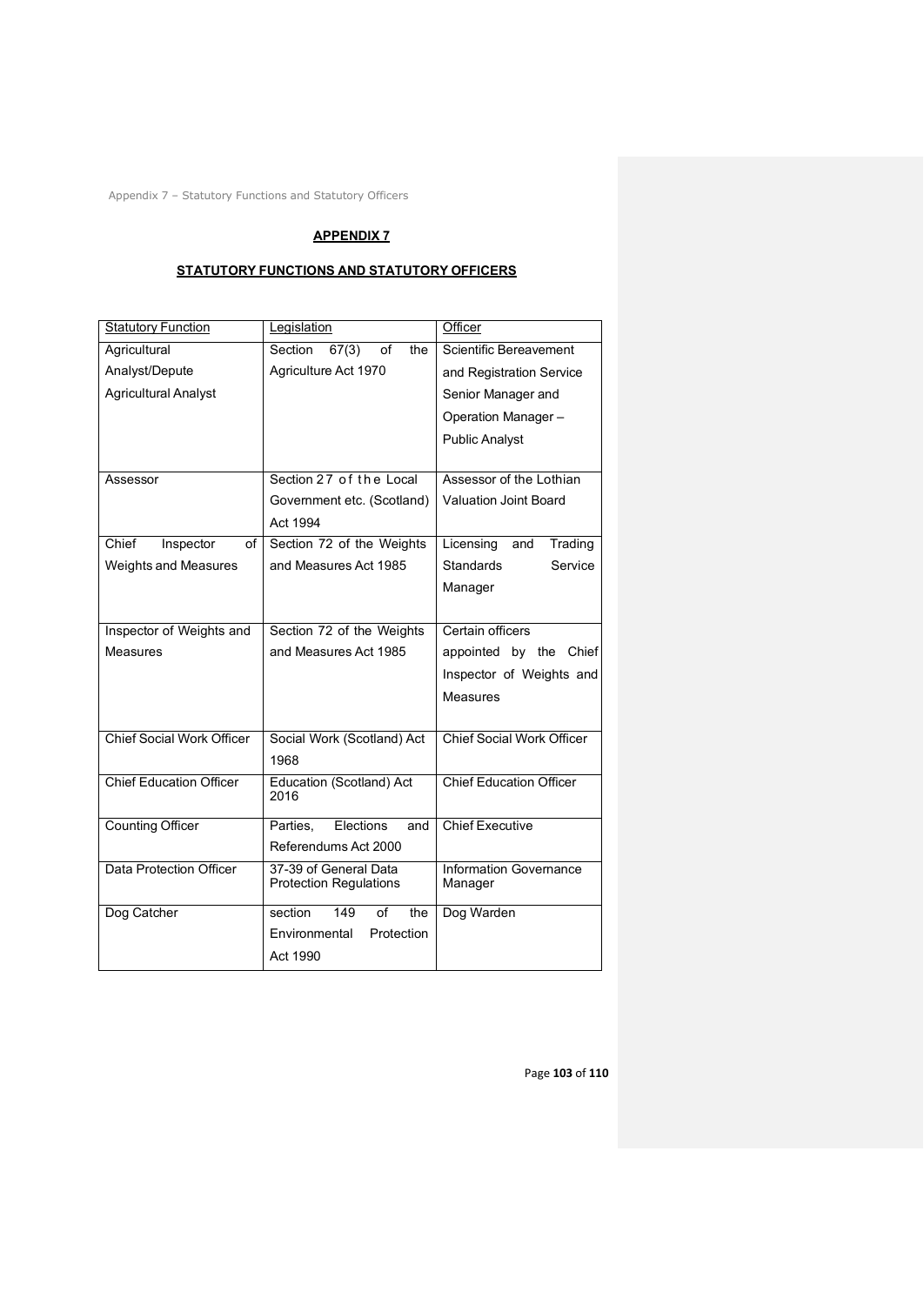**APPENDIX 7**

**STATUTORY FUNCTIONS AND STATUTORY OFFICERS**

| Statutory Function | Legislation | Officer |
|---|---|---|
| Agricultural Analyst/Depute Agricultural Analyst | Section 67(3) of the Agriculture Act 1970 | Scientific Bereavement and Registration Service Senior Manager and Operation Manager – Public Analyst |
| Assessor | Section 27 of the Local Government etc. (Scotland) Act 1994 | Assessor of the Lothian Valuation Joint Board |
| Chief Inspector of Weights and Measures | Section 72 of the Weights and Measures Act 1985 | Licensing and Trading Standards Service Manager |
| Inspector of Weights and Measures | Section 72 of the Weights and Measures Act 1985 | Certain officers appointed by the Chief Inspector of Weights and Measures |
| Chief Social Work Officer | Social Work (Scotland) Act 1968 | Chief Social Work Officer |
| Chief Education Officer | Education (Scotland) Act 2016 | Chief Education Officer |
| Counting Officer | Parties, Elections and Referendums Act 2000 | Chief Executive |
| Data Protection Officer | 37-39 of General Data Protection Regulations | Information Governance Manager |
| Dog Catcher | section 149 of the Environmental Protection Act 1990 | Dog Warden |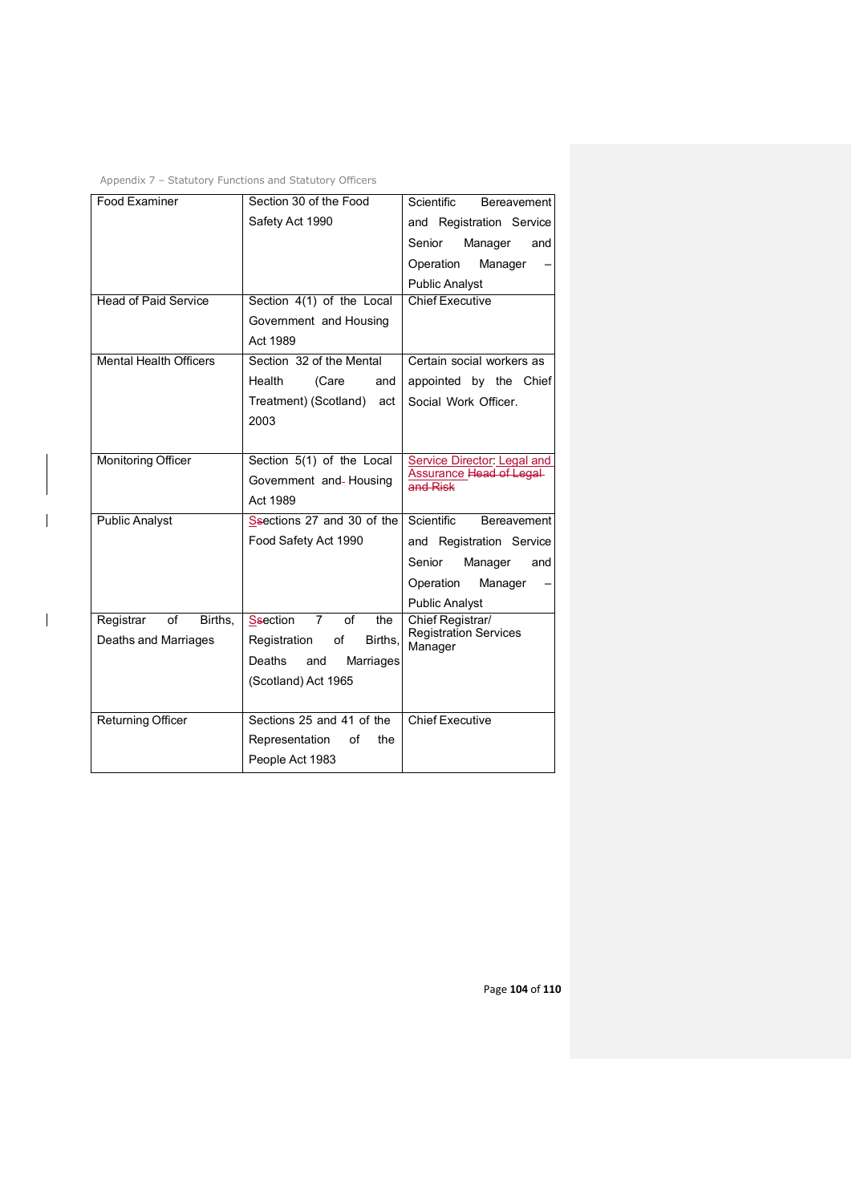| Food Examiner | Section 30 of the Food Safety Act 1990 | Scientific Bereavement and Registration Service Senior Manager and Operation Manager – Public Analyst |
|---|---|---|
| Head of Paid Service | Section 4(1) of the Local Government and Housing Act 1989 | Chief Executive |
| Mental Health Officers | Section 32 of the Mental Health (Care and Treatment) (Scotland) act 2003 | Certain social workers as appointed by the Chief Social Work Officer. |
| Monitoring Officer | Section 5(1) of the Local Government and Housing Act 1989 | Service Director: Legal and Assurance ~~Head of Legal and Risk~~ |
| Public Analyst | Sections 27 and 30 of the Food Safety Act 1990 | Scientific Bereavement and Registration Service Senior Manager and Operation Manager – Public Analyst |
| Registrar of Births, Deaths and Marriages | Section 7 of the Registration of Births, Deaths and Marriages (Scotland) Act 1965 | Chief Registrar/ Registration Services Manager |
| Returning Officer | Sections 25 and 41 of the Representation of the People Act 1983 | Chief Executive |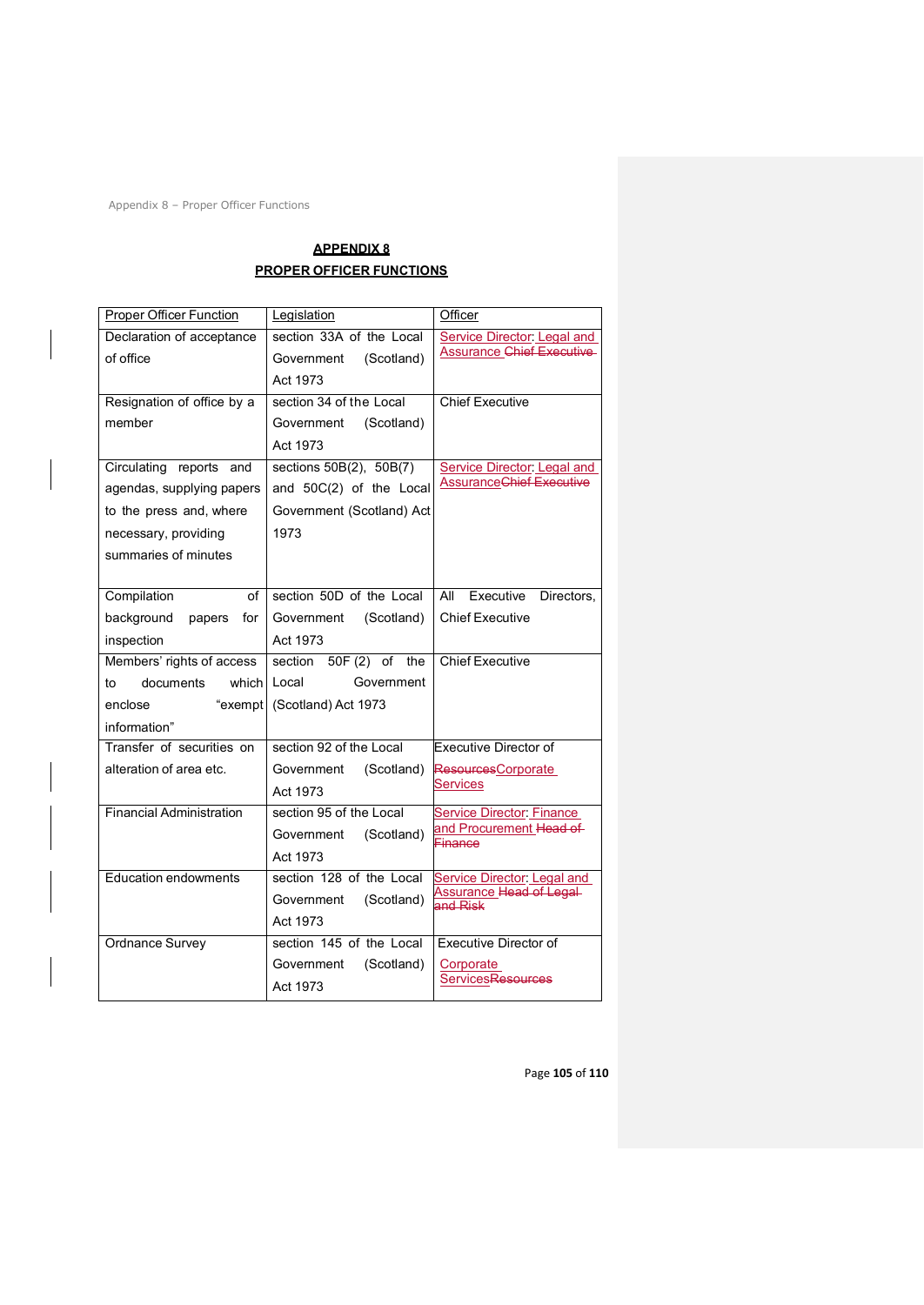## APPENDIX 8
## PROPER OFFICER FUNCTIONS

| Proper Officer Function | Legislation | Officer |
|---|---|---|
| Declaration of acceptance of office | section 33A of the Local Government (Scotland) Act 1973 | Service Director: Legal and Assurance ~~Chief Executive~~ |
| Resignation of office by a member | section 34 of the Local Government (Scotland) Act 1973 | Chief Executive |
| Circulating reports and agendas, supplying papers to the press and, where necessary, providing summaries of minutes | sections 50B(2), 50B(7) and 50C(2) of the Local Government (Scotland) Act 1973 | Service Director: Legal and Assurance~~Chief Executive~~ |
| Compilation of background papers for inspection | section 50D of the Local Government (Scotland) Act 1973 | All Executive Directors, Chief Executive |
| Members' rights of access to documents which enclose "exempt information" | section 50F (2) of the Local Government (Scotland) Act 1973 | Chief Executive |
| Transfer of securities on alteration of area etc. | section 92 of the Local Government (Scotland) Act 1973 | Executive Director of ~~Resources~~Corporate Services |
| Financial Administration | section 95 of the Local Government (Scotland) Act 1973 | Service Director: Finance and Procurement ~~Head of Finance~~ |
| Education endowments | section 128 of the Local Government (Scotland) Act 1973 | Service Director: Legal and Assurance ~~Head of Legal and Risk~~ |
| Ordnance Survey | section 145 of the Local Government (Scotland) Act 1973 | Executive Director of Corporate Services~~Resources~~ |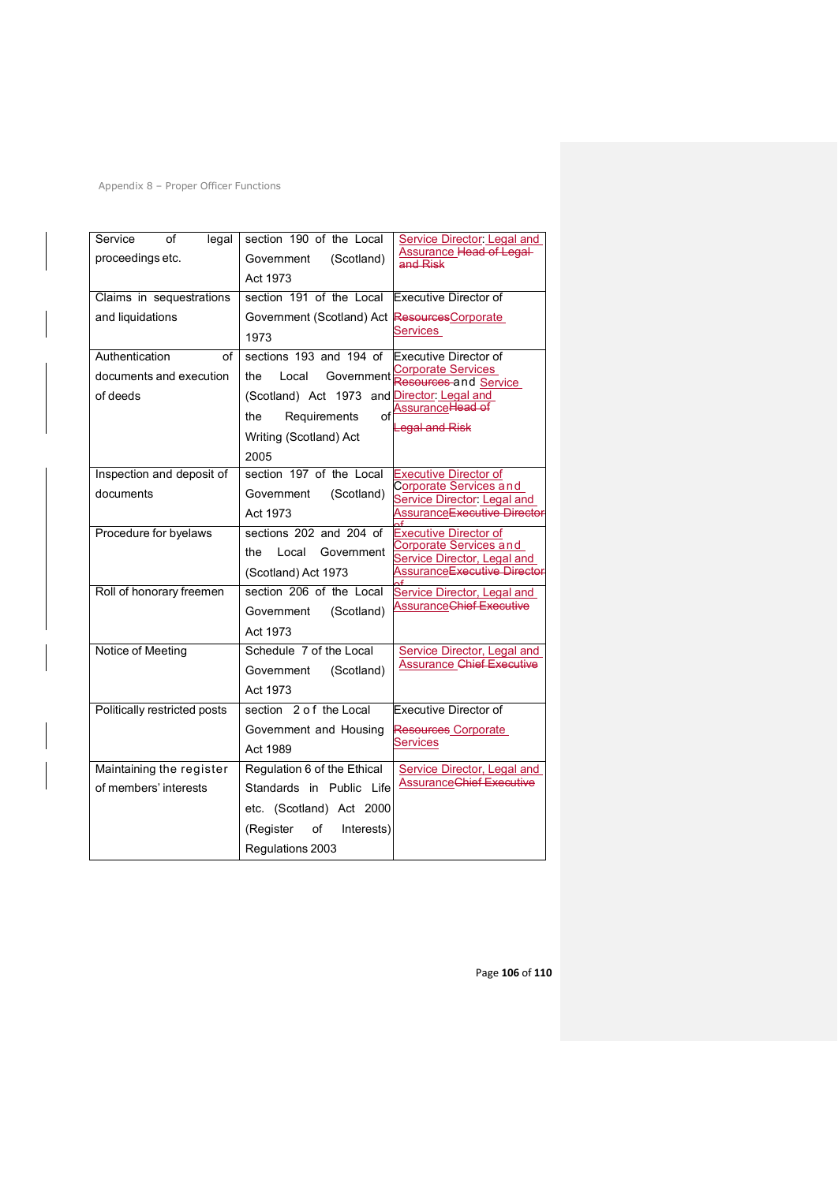| Service of legal proceedings etc. | section 190 of the Local Government (Scotland) Act 1973 | Service Director: Legal and Assurance Head of Legal and Risk |
|---|---|---|
| Claims in sequestrations and liquidations | section 191 of the Local Government (Scotland) Act 1973 | Executive Director of ResourcesCorporate Services |
| Authentication of documents and execution of deeds | sections 193 and 194 of the Local Government (Scotland) Act 1973 and the Requirements of Writing (Scotland) Act 2005 | Executive Director of Corporate Services Resources and Service Director: Legal and AssuranceHead of Legal and Risk |
| Inspection and deposit of documents | section 197 of the Local Government (Scotland) Act 1973 | Executive Director of Corporate Services and Service Director: Legal and AssuranceExecutive Director of |
| Procedure for byelaws | sections 202 and 204 of the Local Government (Scotland) Act 1973 | Executive Director of Corporate Services and Service Director, Legal and AssuranceExecutive Director of |
| Roll of honorary freemen | section 206 of the Local Government (Scotland) Act 1973 | Service Director, Legal and AssuranceChief Executive |
| Notice of Meeting | Schedule 7 of the Local Government (Scotland) Act 1973 | Service Director, Legal and Assurance Chief Executive |
| Politically restricted posts | section 2 of the Local Government and Housing Act 1989 | Executive Director of Resources Corporate Services |
| Maintaining the register of members' interests | Regulation 6 of the Ethical Standards in Public Life etc. (Scotland) Act 2000 (Register of Interests) Regulations 2003 | Service Director, Legal and AssuranceChief Executive |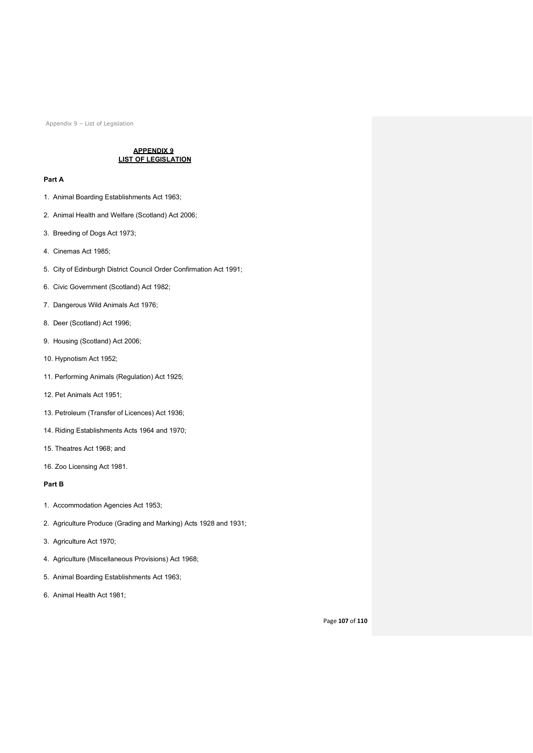## APPENDIX 9
## LIST OF LEGISLATION

**Part A**

1. Animal Boarding Establishments Act 1963;
2. Animal Health and Welfare (Scotland) Act 2006;
3. Breeding of Dogs Act 1973;
4. Cinemas Act 1985;
5. City of Edinburgh District Council Order Confirmation Act 1991;
6. Civic Government (Scotland) Act 1982;
7. Dangerous Wild Animals Act 1976;
8. Deer (Scotland) Act 1996;
9. Housing (Scotland) Act 2006;
10. Hypnotism Act 1952;
11. Performing Animals (Regulation) Act 1925;
12. Pet Animals Act 1951;
13. Petroleum (Transfer of Licences) Act 1936;
14. Riding Establishments Acts 1964 and 1970;
15. Theatres Act 1968; and
16. Zoo Licensing Act 1981.

**Part B**

1. Accommodation Agencies Act 1953;
2. Agriculture Produce (Grading and Marking) Acts 1928 and 1931;
3. Agriculture Act 1970;
4. Agriculture (Miscellaneous Provisions) Act 1968;
5. Animal Boarding Establishments Act 1963;
6. Animal Health Act 1981;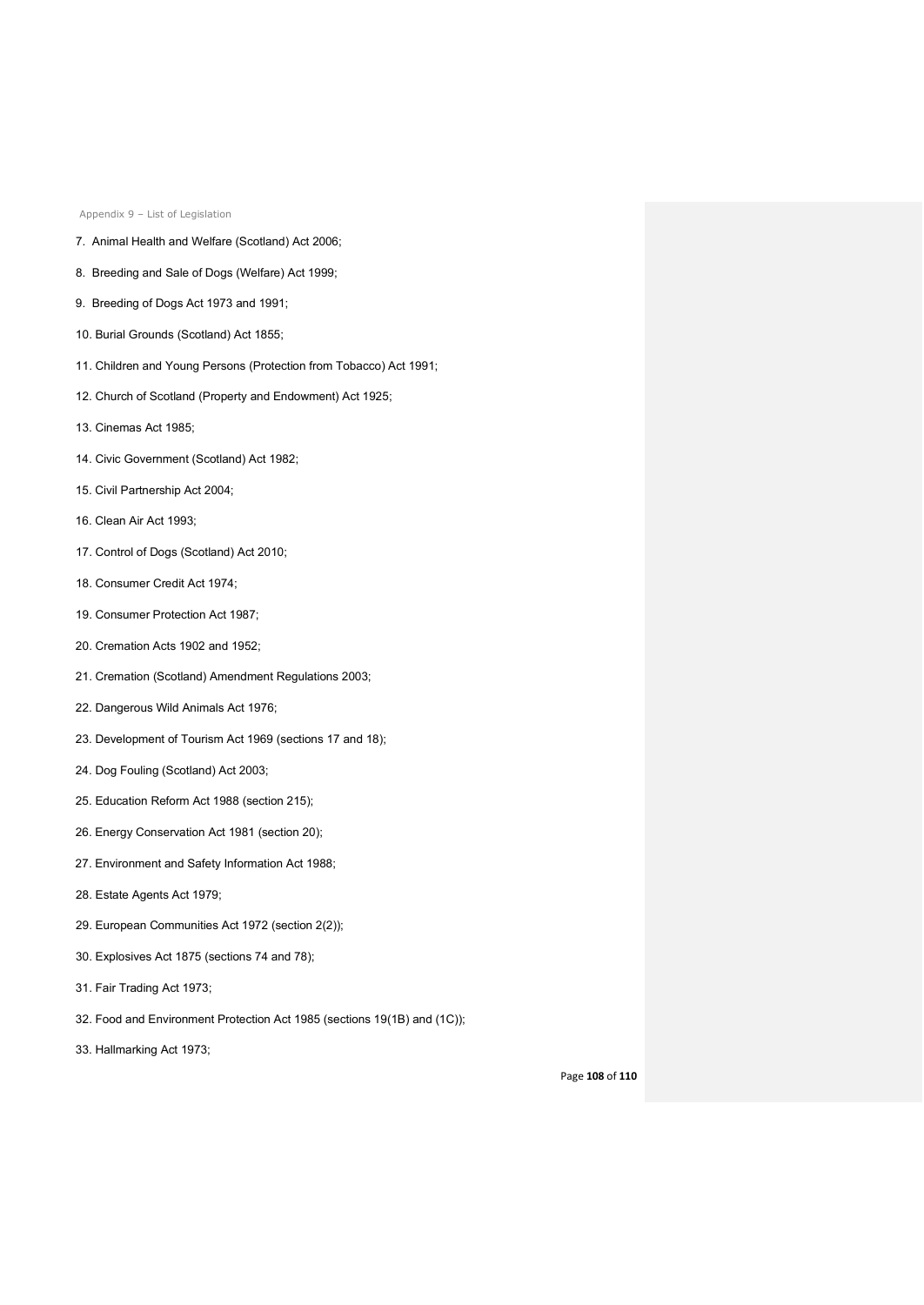7. Animal Health and Welfare (Scotland) Act 2006;
8. Breeding and Sale of Dogs (Welfare) Act 1999;
9. Breeding of Dogs Act 1973 and 1991;
10. Burial Grounds (Scotland) Act 1855;
11. Children and Young Persons (Protection from Tobacco) Act 1991;
12. Church of Scotland (Property and Endowment) Act 1925;
13. Cinemas Act 1985;
14. Civic Government (Scotland) Act 1982;
15. Civil Partnership Act 2004;
16. Clean Air Act 1993;
17. Control of Dogs (Scotland) Act 2010;
18. Consumer Credit Act 1974;
19. Consumer Protection Act 1987;
20. Cremation Acts 1902 and 1952;
21. Cremation (Scotland) Amendment Regulations 2003;
22. Dangerous Wild Animals Act 1976;
23. Development of Tourism Act 1969 (sections 17 and 18);
24. Dog Fouling (Scotland) Act 2003;
25. Education Reform Act 1988 (section 215);
26. Energy Conservation Act 1981 (section 20);
27. Environment and Safety Information Act 1988;
28. Estate Agents Act 1979;
29. European Communities Act 1972 (section 2(2));
30. Explosives Act 1875 (sections 74 and 78);
31. Fair Trading Act 1973;
32. Food and Environment Protection Act 1985 (sections 19(1B) and (1C));
33. Hallmarking Act 1973;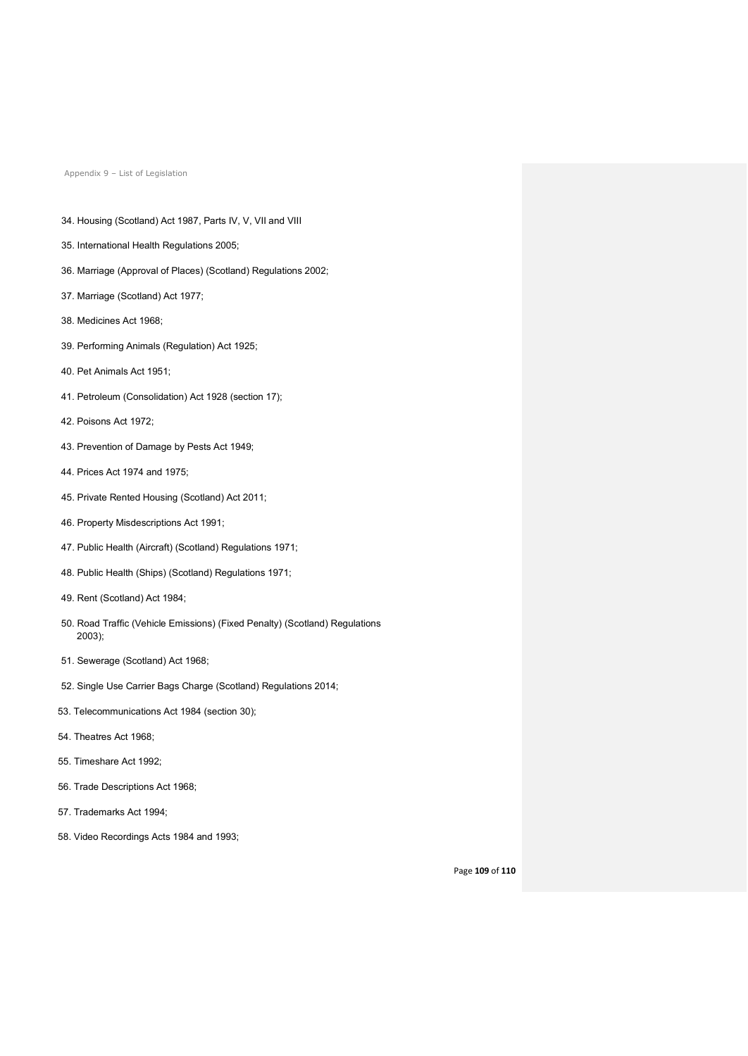34. Housing (Scotland) Act 1987, Parts IV, V, VII and VIII
35. International Health Regulations 2005;
36. Marriage (Approval of Places) (Scotland) Regulations 2002;
37. Marriage (Scotland) Act 1977;
38. Medicines Act 1968;
39. Performing Animals (Regulation) Act 1925;
40. Pet Animals Act 1951;
41. Petroleum (Consolidation) Act 1928 (section 17);
42. Poisons Act 1972;
43. Prevention of Damage by Pests Act 1949;
44. Prices Act 1974 and 1975;
45. Private Rented Housing (Scotland) Act 2011;
46. Property Misdescriptions Act 1991;
47. Public Health (Aircraft) (Scotland) Regulations 1971;
48. Public Health (Ships) (Scotland) Regulations 1971;
49. Rent (Scotland) Act 1984;
50. Road Traffic (Vehicle Emissions) (Fixed Penalty) (Scotland) Regulations 2003);
51. Sewerage (Scotland) Act 1968;
52. Single Use Carrier Bags Charge (Scotland) Regulations 2014;
53. Telecommunications Act 1984 (section 30);
54. Theatres Act 1968;
55. Timeshare Act 1992;
56. Trade Descriptions Act 1968;
57. Trademarks Act 1994;
58. Video Recordings Acts 1984 and 1993;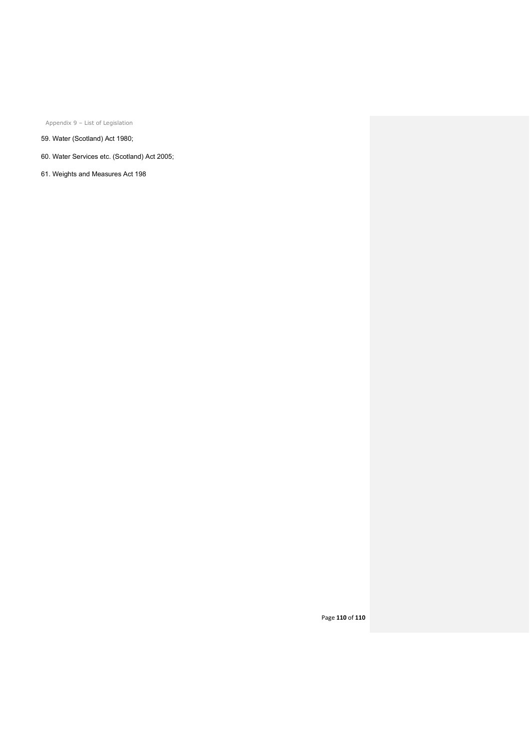59. Water (Scotland) Act 1980;

60. Water Services etc. (Scotland) Act 2005;

61. Weights and Measures Act 198